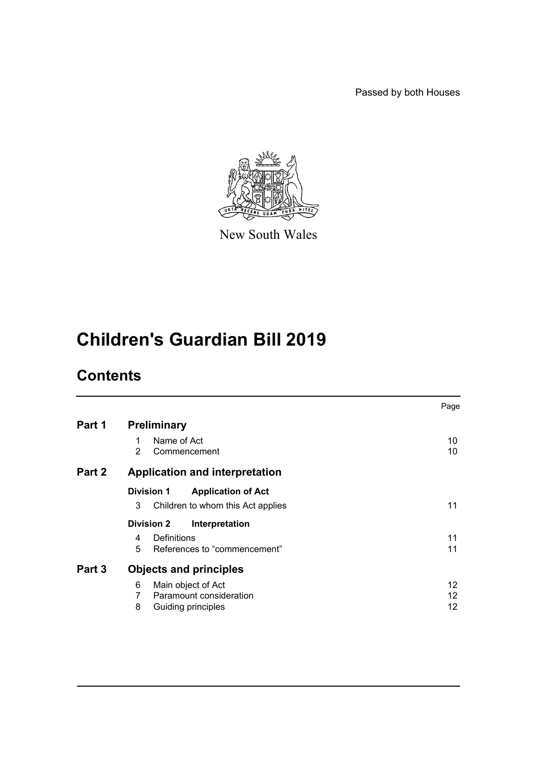Passed by both Houses

New South Wales

# Children's Guardian Bill 2019

## Contents

| | | Page |
|---|---|---|
| **Part 1** | **Preliminary** | |
| | 1 Name of Act | 10 |
| | 2 Commencement | 10 |
| **Part 2** | **Application and interpretation** | |
| | **Division 1 Application of Act** | |
| | 3 Children to whom this Act applies | 11 |
| | **Division 2 Interpretation** | |
| | 4 Definitions | 11 |
| | 5 References to "commencement" | 11 |
| **Part 3** | **Objects and principles** | |
| | 6 Main object of Act | 12 |
| | 7 Paramount consideration | 12 |
| | 8 Guiding principles | 12 |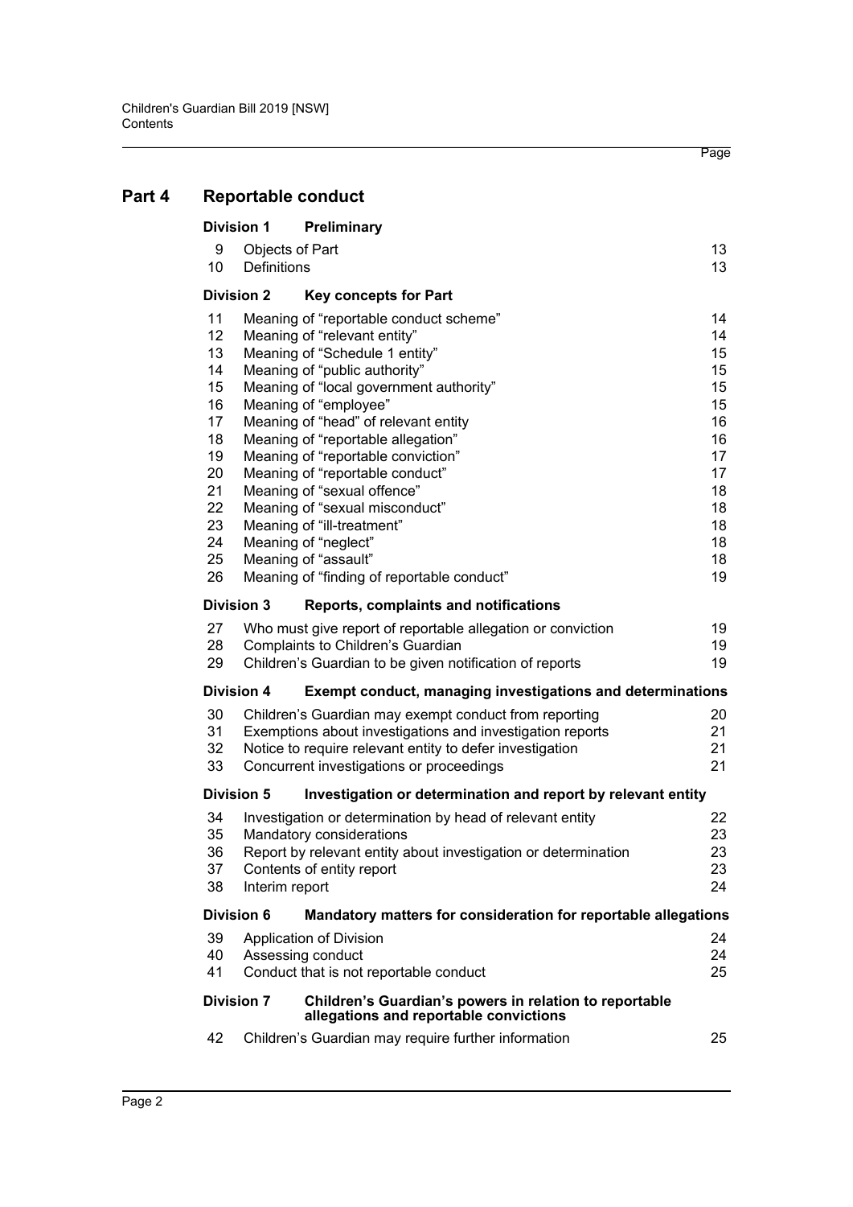## Part 4 Reportable conduct

### Division 1 Preliminary

| | | Page |
|---|---|---|
| 9 | Objects of Part | 13 |
| 10 | Definitions | 13 |

### Division 2 Key concepts for Part

| | | |
|---|---|---|
| 11 | Meaning of "reportable conduct scheme" | 14 |
| 12 | Meaning of "relevant entity" | 14 |
| 13 | Meaning of "Schedule 1 entity" | 15 |
| 14 | Meaning of "public authority" | 15 |
| 15 | Meaning of "local government authority" | 15 |
| 16 | Meaning of "employee" | 15 |
| 17 | Meaning of "head" of relevant entity | 16 |
| 18 | Meaning of "reportable allegation" | 16 |
| 19 | Meaning of "reportable conviction" | 17 |
| 20 | Meaning of "reportable conduct" | 17 |
| 21 | Meaning of "sexual offence" | 18 |
| 22 | Meaning of "sexual misconduct" | 18 |
| 23 | Meaning of "ill-treatment" | 18 |
| 24 | Meaning of "neglect" | 18 |
| 25 | Meaning of "assault" | 18 |
| 26 | Meaning of "finding of reportable conduct" | 19 |

### Division 3 Reports, complaints and notifications

| | | |
|---|---|---|
| 27 | Who must give report of reportable allegation or conviction | 19 |
| 28 | Complaints to Children's Guardian | 19 |
| 29 | Children's Guardian to be given notification of reports | 19 |

### Division 4 Exempt conduct, managing investigations and determinations

| | | |
|---|---|---|
| 30 | Children's Guardian may exempt conduct from reporting | 20 |
| 31 | Exemptions about investigations and investigation reports | 21 |
| 32 | Notice to require relevant entity to defer investigation | 21 |
| 33 | Concurrent investigations or proceedings | 21 |

### Division 5 Investigation or determination and report by relevant entity

| | | |
|---|---|---|
| 34 | Investigation or determination by head of relevant entity | 22 |
| 35 | Mandatory considerations | 23 |
| 36 | Report by relevant entity about investigation or determination | 23 |
| 37 | Contents of entity report | 23 |
| 38 | Interim report | 24 |

### Division 6 Mandatory matters for consideration for reportable allegations

| | | |
|---|---|---|
| 39 | Application of Division | 24 |
| 40 | Assessing conduct | 24 |
| 41 | Conduct that is not reportable conduct | 25 |

### Division 7 Children's Guardian's powers in relation to reportable allegations and reportable convictions

| | | |
|---|---|---|
| 42 | Children's Guardian may require further information | 25 |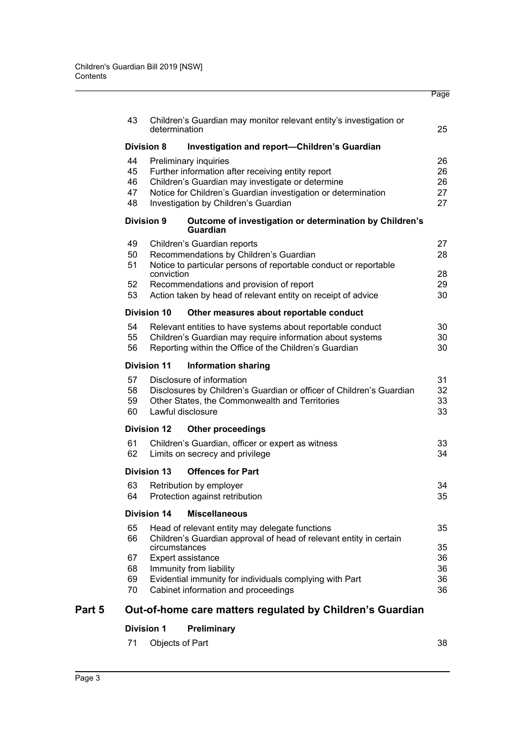| | | Page |
|---|---|---|
| 43 | Children's Guardian may monitor relevant entity's investigation or determination | 25 |
| **Division 8** | **Investigation and report—Children's Guardian** | |
| 44 | Preliminary inquiries | 26 |
| 45 | Further information after receiving entity report | 26 |
| 46 | Children's Guardian may investigate or determine | 26 |
| 47 | Notice for Children's Guardian investigation or determination | 27 |
| 48 | Investigation by Children's Guardian | 27 |
| **Division 9** | **Outcome of investigation or determination by Children's Guardian** | |
| 49 | Children's Guardian reports | 27 |
| 50 | Recommendations by Children's Guardian | 28 |
| 51 | Notice to particular persons of reportable conduct or reportable conviction | 28 |
| 52 | Recommendations and provision of report | 29 |
| 53 | Action taken by head of relevant entity on receipt of advice | 30 |
| **Division 10** | **Other measures about reportable conduct** | |
| 54 | Relevant entities to have systems about reportable conduct | 30 |
| 55 | Children's Guardian may require information about systems | 30 |
| 56 | Reporting within the Office of the Children's Guardian | 30 |
| **Division 11** | **Information sharing** | |
| 57 | Disclosure of information | 31 |
| 58 | Disclosures by Children's Guardian or officer of Children's Guardian | 32 |
| 59 | Other States, the Commonwealth and Territories | 33 |
| 60 | Lawful disclosure | 33 |
| **Division 12** | **Other proceedings** | |
| 61 | Children's Guardian, officer or expert as witness | 33 |
| 62 | Limits on secrecy and privilege | 34 |
| **Division 13** | **Offences for Part** | |
| 63 | Retribution by employer | 34 |
| 64 | Protection against retribution | 35 |
| **Division 14** | **Miscellaneous** | |
| 65 | Head of relevant entity may delegate functions | 35 |
| 66 | Children's Guardian approval of head of relevant entity in certain circumstances | 35 |
| 67 | Expert assistance | 36 |
| 68 | Immunity from liability | 36 |
| 69 | Evidential immunity for individuals complying with Part | 36 |
| 70 | Cabinet information and proceedings | 36 |

## Part 5 Out-of-home care matters regulated by Children's Guardian

| | | |
|---|---|---|
| **Division 1** | **Preliminary** | |
| 71 | Objects of Part | 38 |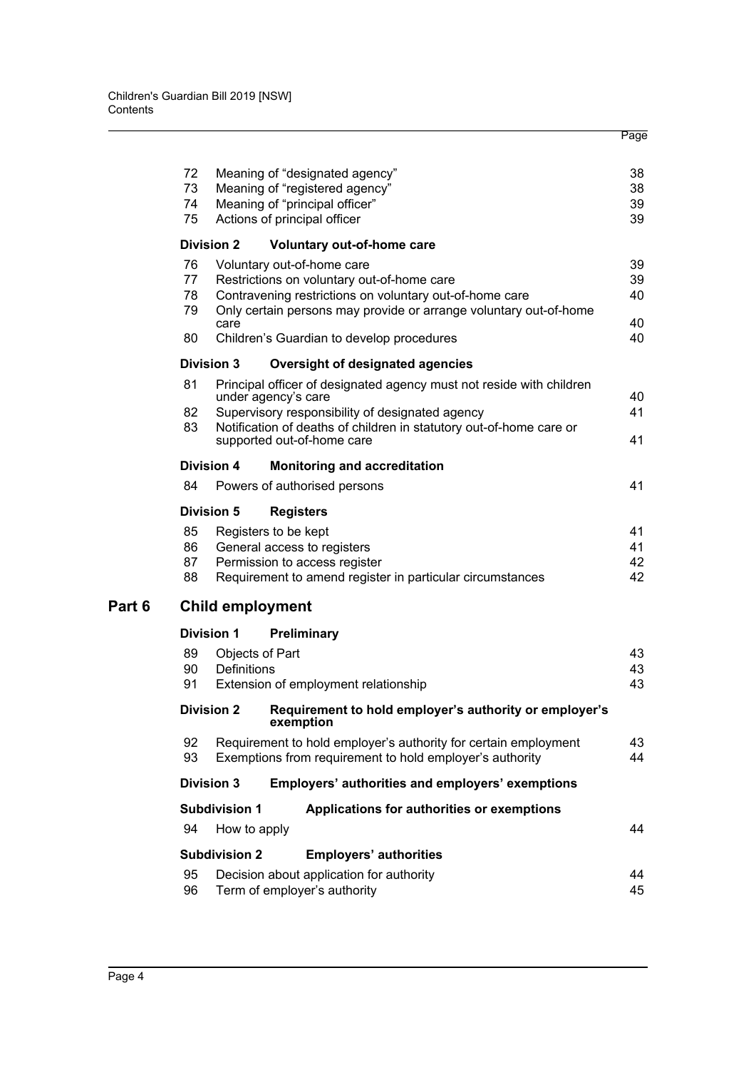| | | Page |
|---|---|---|
| 72 | Meaning of "designated agency" | 38 |
| 73 | Meaning of "registered agency" | 38 |
| 74 | Meaning of "principal officer" | 39 |
| 75 | Actions of principal officer | 39 |
| **Division 2** | **Voluntary out-of-home care** | |
| 76 | Voluntary out-of-home care | 39 |
| 77 | Restrictions on voluntary out-of-home care | 39 |
| 78 | Contravening restrictions on voluntary out-of-home care | 40 |
| 79 | Only certain persons may provide or arrange voluntary out-of-home care | 40 |
| 80 | Children's Guardian to develop procedures | 40 |
| **Division 3** | **Oversight of designated agencies** | |
| 81 | Principal officer of designated agency must not reside with children under agency's care | 40 |
| 82 | Supervisory responsibility of designated agency | 41 |
| 83 | Notification of deaths of children in statutory out-of-home care or supported out-of-home care | 41 |
| **Division 4** | **Monitoring and accreditation** | |
| 84 | Powers of authorised persons | 41 |
| **Division 5** | **Registers** | |
| 85 | Registers to be kept | 41 |
| 86 | General access to registers | 41 |
| 87 | Permission to access register | 42 |
| 88 | Requirement to amend register in particular circumstances | 42 |

## Part 6 Child employment

| | | |
|---|---|---|
| **Division 1** | **Preliminary** | |
| 89 | Objects of Part | 43 |
| 90 | Definitions | 43 |
| 91 | Extension of employment relationship | 43 |
| **Division 2** | **Requirement to hold employer's authority or employer's exemption** | |
| 92 | Requirement to hold employer's authority for certain employment | 43 |
| 93 | Exemptions from requirement to hold employer's authority | 44 |
| **Division 3** | **Employers' authorities and employers' exemptions** | |
| **Subdivision 1** | **Applications for authorities or exemptions** | |
| 94 | How to apply | 44 |
| **Subdivision 2** | **Employers' authorities** | |
| 95 | Decision about application for authority | 44 |
| 96 | Term of employer's authority | 45 |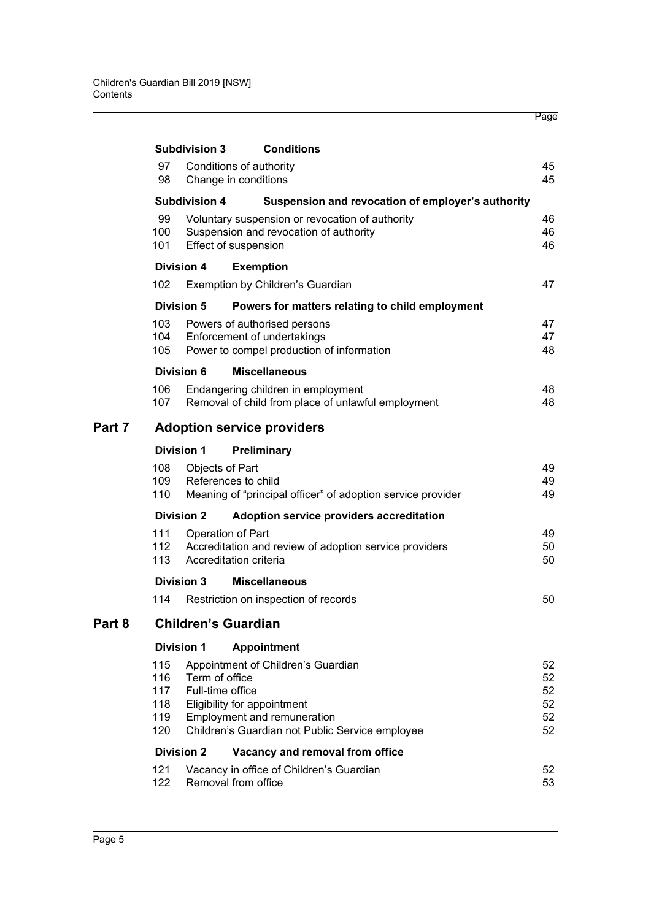| | | Page |
|---|---|---|
| **Subdivision 3** | **Conditions** | |
| 97 | Conditions of authority | 45 |
| 98 | Change in conditions | 45 |
| **Subdivision 4** | **Suspension and revocation of employer's authority** | |
| 99 | Voluntary suspension or revocation of authority | 46 |
| 100 | Suspension and revocation of authority | 46 |
| 101 | Effect of suspension | 46 |
| **Division 4** | **Exemption** | |
| 102 | Exemption by Children's Guardian | 47 |
| **Division 5** | **Powers for matters relating to child employment** | |
| 103 | Powers of authorised persons | 47 |
| 104 | Enforcement of undertakings | 47 |
| 105 | Power to compel production of information | 48 |
| **Division 6** | **Miscellaneous** | |
| 106 | Endangering children in employment | 48 |
| 107 | Removal of child from place of unlawful employment | 48 |

## Part 7 Adoption service providers

| | | |
|---|---|---|
| **Division 1** | **Preliminary** | |
| 108 | Objects of Part | 49 |
| 109 | References to child | 49 |
| 110 | Meaning of "principal officer" of adoption service provider | 49 |
| **Division 2** | **Adoption service providers accreditation** | |
| 111 | Operation of Part | 49 |
| 112 | Accreditation and review of adoption service providers | 50 |
| 113 | Accreditation criteria | 50 |
| **Division 3** | **Miscellaneous** | |
| 114 | Restriction on inspection of records | 50 |

## Part 8 Children's Guardian

| | | |
|---|---|---|
| **Division 1** | **Appointment** | |
| 115 | Appointment of Children's Guardian | 52 |
| 116 | Term of office | 52 |
| 117 | Full-time office | 52 |
| 118 | Eligibility for appointment | 52 |
| 119 | Employment and remuneration | 52 |
| 120 | Children's Guardian not Public Service employee | 52 |
| **Division 2** | **Vacancy and removal from office** | |
| 121 | Vacancy in office of Children's Guardian | 52 |
| 122 | Removal from office | 53 |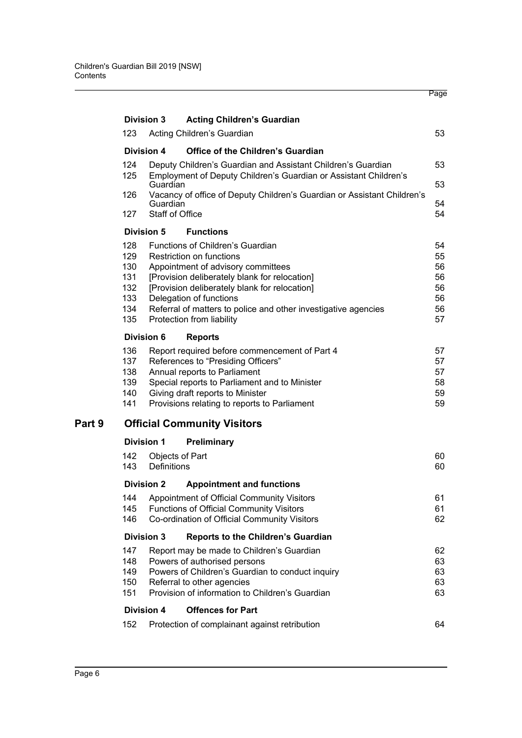| | | Page |
|---|---|---|
| **Division 3** | **Acting Children's Guardian** | |
| 123 | Acting Children's Guardian | 53 |
| **Division 4** | **Office of the Children's Guardian** | |
| 124 | Deputy Children's Guardian and Assistant Children's Guardian | 53 |
| 125 | Employment of Deputy Children's Guardian or Assistant Children's Guardian | 53 |
| 126 | Vacancy of office of Deputy Children's Guardian or Assistant Children's Guardian | 54 |
| 127 | Staff of Office | 54 |
| **Division 5** | **Functions** | |
| 128 | Functions of Children's Guardian | 54 |
| 129 | Restriction on functions | 55 |
| 130 | Appointment of advisory committees | 56 |
| 131 | [Provision deliberately blank for relocation] | 56 |
| 132 | [Provision deliberately blank for relocation] | 56 |
| 133 | Delegation of functions | 56 |
| 134 | Referral of matters to police and other investigative agencies | 56 |
| 135 | Protection from liability | 57 |
| **Division 6** | **Reports** | |
| 136 | Report required before commencement of Part 4 | 57 |
| 137 | References to "Presiding Officers" | 57 |
| 138 | Annual reports to Parliament | 57 |
| 139 | Special reports to Parliament and to Minister | 58 |
| 140 | Giving draft reports to Minister | 59 |
| 141 | Provisions relating to reports to Parliament | 59 |

## Part 9 Official Community Visitors

| | | |
|---|---|---|
| **Division 1** | **Preliminary** | |
| 142 | Objects of Part | 60 |
| 143 | Definitions | 60 |
| **Division 2** | **Appointment and functions** | |
| 144 | Appointment of Official Community Visitors | 61 |
| 145 | Functions of Official Community Visitors | 61 |
| 146 | Co-ordination of Official Community Visitors | 62 |
| **Division 3** | **Reports to the Children's Guardian** | |
| 147 | Report may be made to Children's Guardian | 62 |
| 148 | Powers of authorised persons | 63 |
| 149 | Powers of Children's Guardian to conduct inquiry | 63 |
| 150 | Referral to other agencies | 63 |
| 151 | Provision of information to Children's Guardian | 63 |
| **Division 4** | **Offences for Part** | |
| 152 | Protection of complainant against retribution | 64 |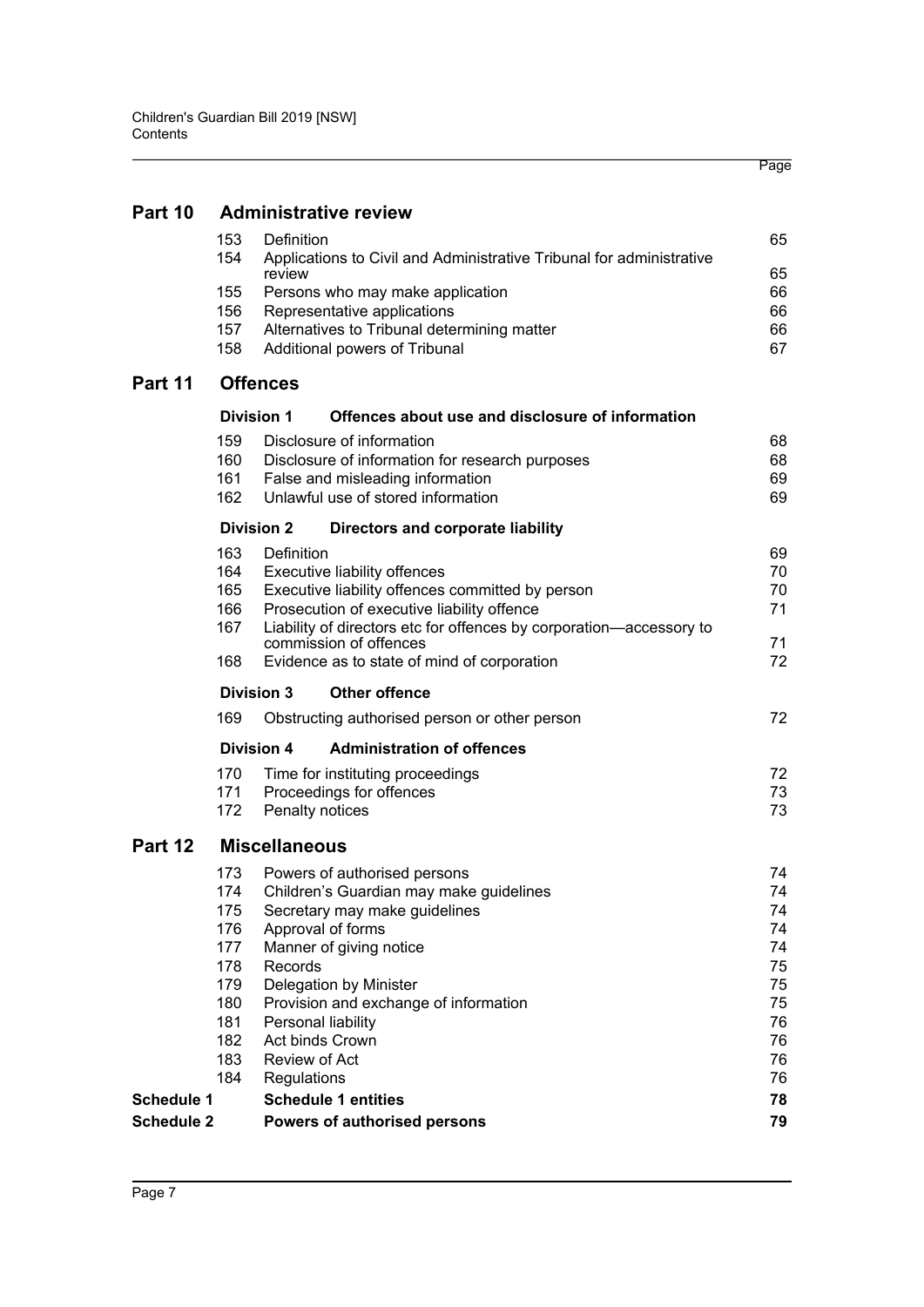| | | | Page |
|---|---|---|---|
| **Part 10** | **Administrative review** | | |
| | 153 | Definition | 65 |
| | 154 | Applications to Civil and Administrative Tribunal for administrative review | 65 |
| | 155 | Persons who may make application | 66 |
| | 156 | Representative applications | 66 |
| | 157 | Alternatives to Tribunal determining matter | 66 |
| | 158 | Additional powers of Tribunal | 67 |
| **Part 11** | **Offences** | | |
| | **Division 1** | **Offences about use and disclosure of information** | |
| | 159 | Disclosure of information | 68 |
| | 160 | Disclosure of information for research purposes | 68 |
| | 161 | False and misleading information | 69 |
| | 162 | Unlawful use of stored information | 69 |
| | **Division 2** | **Directors and corporate liability** | |
| | 163 | Definition | 69 |
| | 164 | Executive liability offences | 70 |
| | 165 | Executive liability offences committed by person | 70 |
| | 166 | Prosecution of executive liability offence | 71 |
| | 167 | Liability of directors etc for offences by corporation—accessory to commission of offences | 71 |
| | 168 | Evidence as to state of mind of corporation | 72 |
| | **Division 3** | **Other offence** | |
| | 169 | Obstructing authorised person or other person | 72 |
| | **Division 4** | **Administration of offences** | |
| | 170 | Time for instituting proceedings | 72 |
| | 171 | Proceedings for offences | 73 |
| | 172 | Penalty notices | 73 |
| **Part 12** | **Miscellaneous** | | |
| | 173 | Powers of authorised persons | 74 |
| | 174 | Children's Guardian may make guidelines | 74 |
| | 175 | Secretary may make guidelines | 74 |
| | 176 | Approval of forms | 74 |
| | 177 | Manner of giving notice | 74 |
| | 178 | Records | 75 |
| | 179 | Delegation by Minister | 75 |
| | 180 | Provision and exchange of information | 75 |
| | 181 | Personal liability | 76 |
| | 182 | Act binds Crown | 76 |
| | 183 | Review of Act | 76 |
| | 184 | Regulations | 76 |
| **Schedule 1** | **Schedule 1 entities** | | **78** |
| **Schedule 2** | **Powers of authorised persons** | | **79** |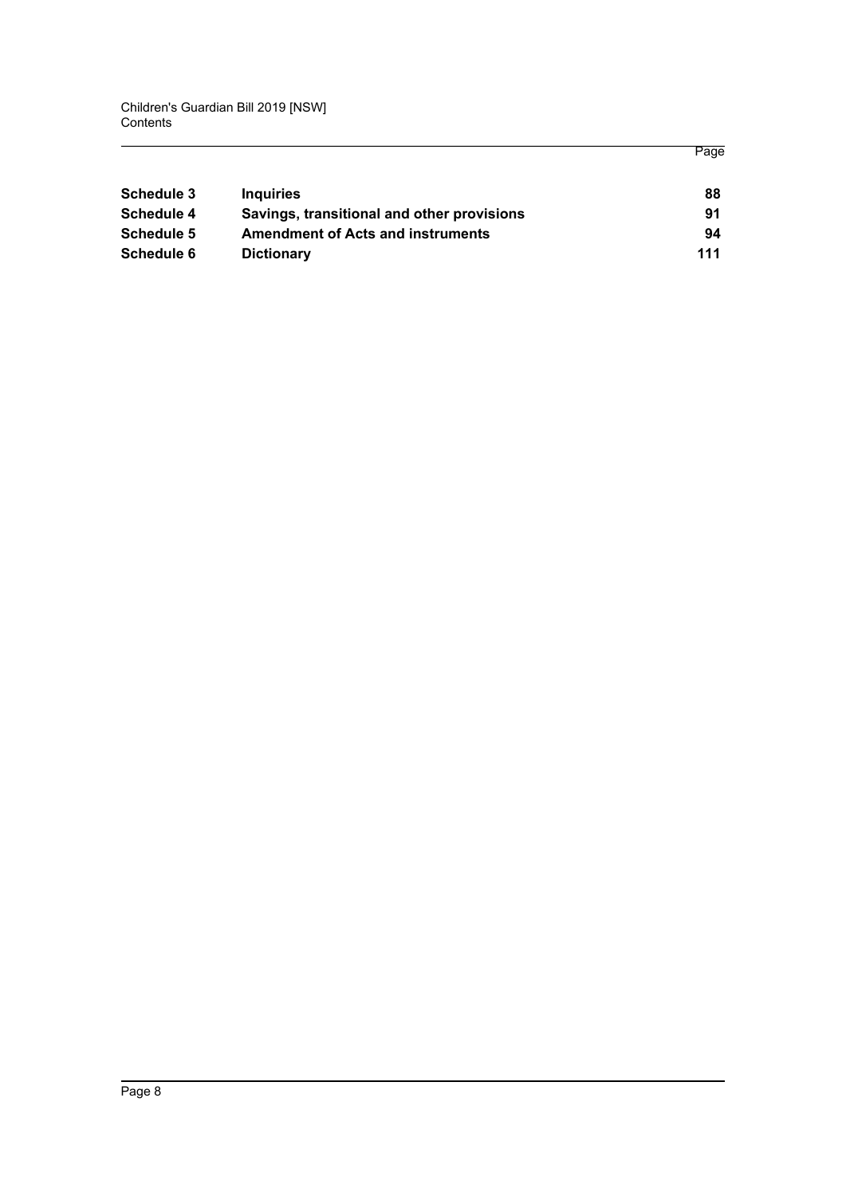| | | Page |
|---|---|---|
| **Schedule 3** | **Inquiries** | **88** |
| **Schedule 4** | **Savings, transitional and other provisions** | **91** |
| **Schedule 5** | **Amendment of Acts and instruments** | **94** |
| **Schedule 6** | **Dictionary** | **111** |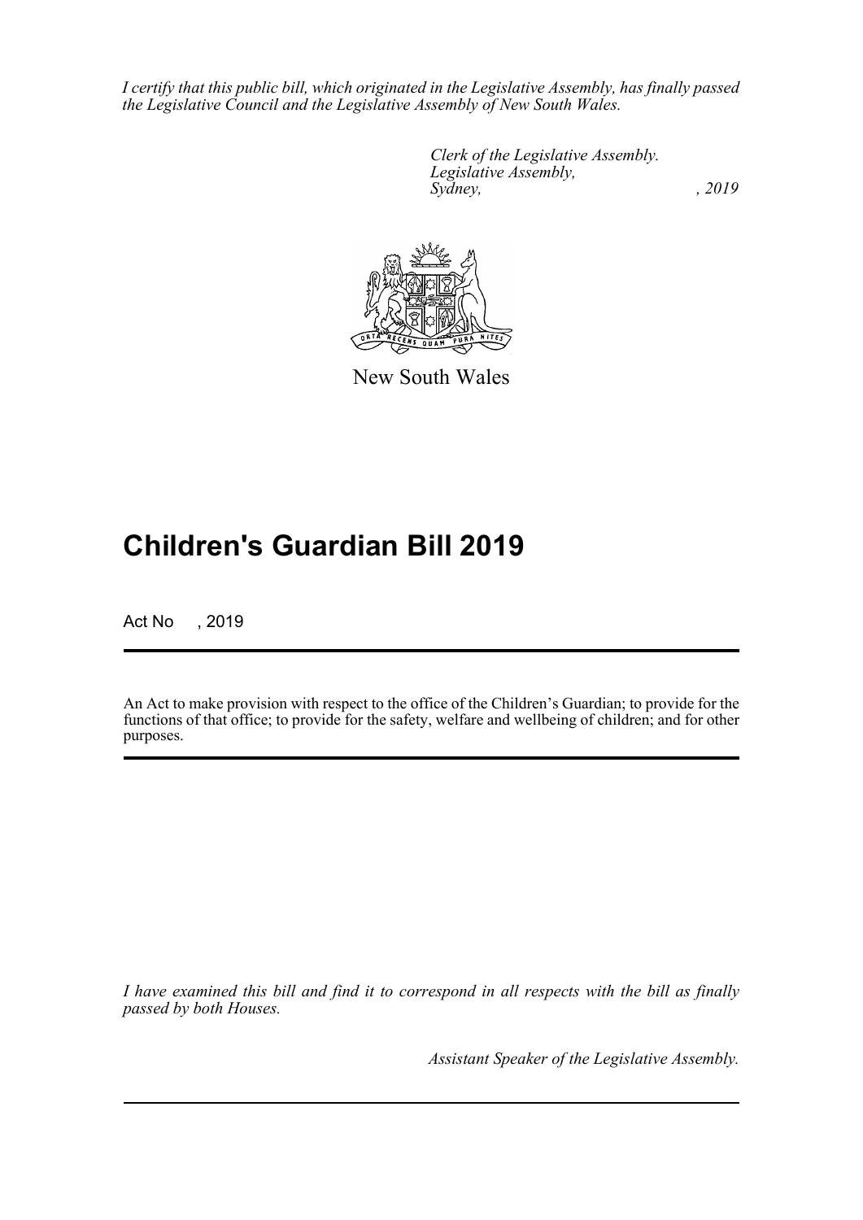*I certify that this public bill, which originated in the Legislative Assembly, has finally passed the Legislative Council and the Legislative Assembly of New South Wales.*

*Clerk of the Legislative Assembly.*
*Legislative Assembly,*
*Sydney, , 2019*

New South Wales

# Children's Guardian Bill 2019

Act No , 2019

An Act to make provision with respect to the office of the Children's Guardian; to provide for the functions of that office; to provide for the safety, welfare and wellbeing of children; and for other purposes.

*I have examined this bill and find it to correspond in all respects with the bill as finally passed by both Houses.*

*Assistant Speaker of the Legislative Assembly.*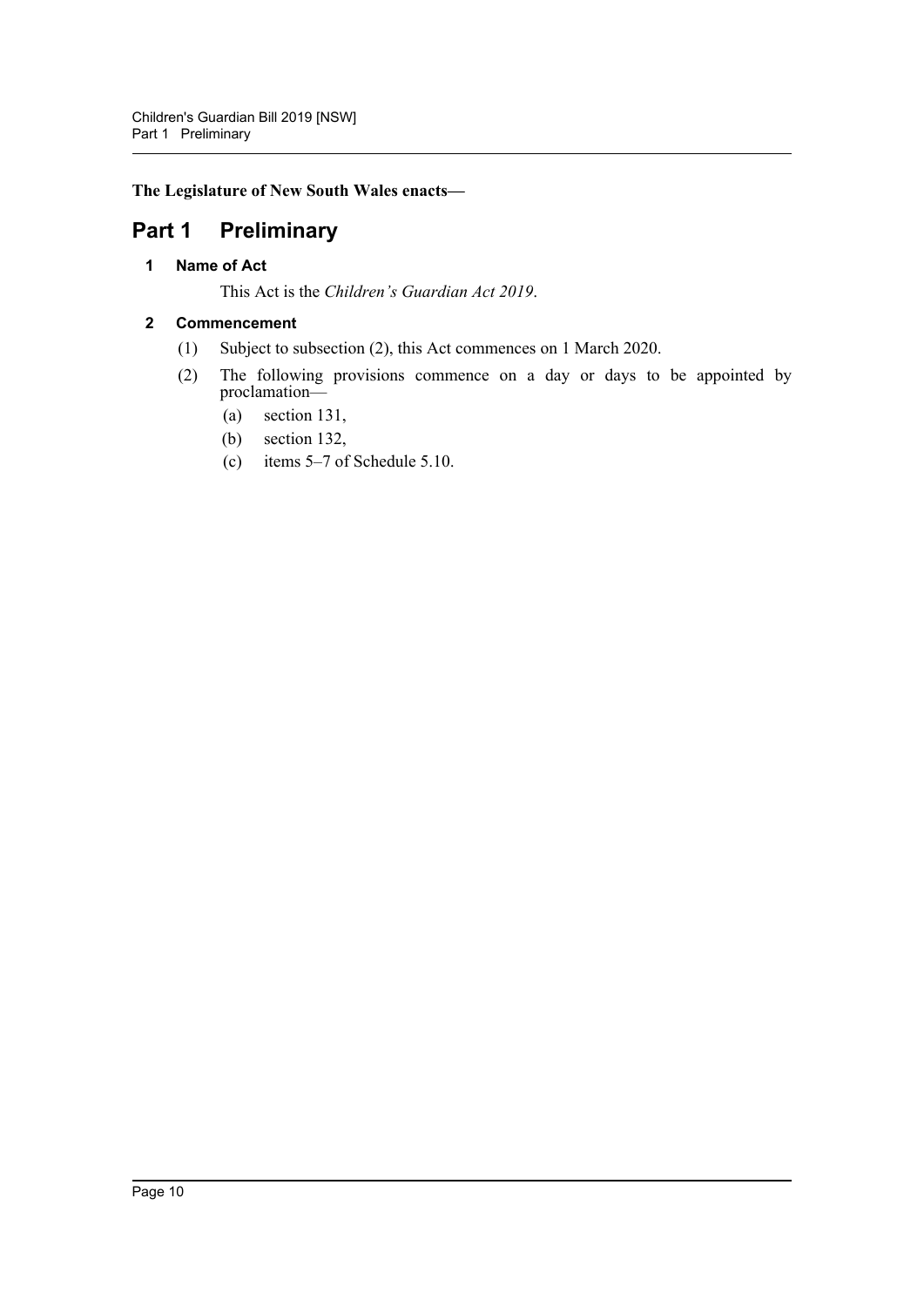**The Legislature of New South Wales enacts—**

# Part 1 Preliminary

### 1 Name of Act

This Act is the *Children's Guardian Act 2019*.

### 2 Commencement

(1) Subject to subsection (2), this Act commences on 1 March 2020.

(2) The following provisions commence on a day or days to be appointed by proclamation—

(a) section 131,

(b) section 132,

(c) items 5–7 of Schedule 5.10.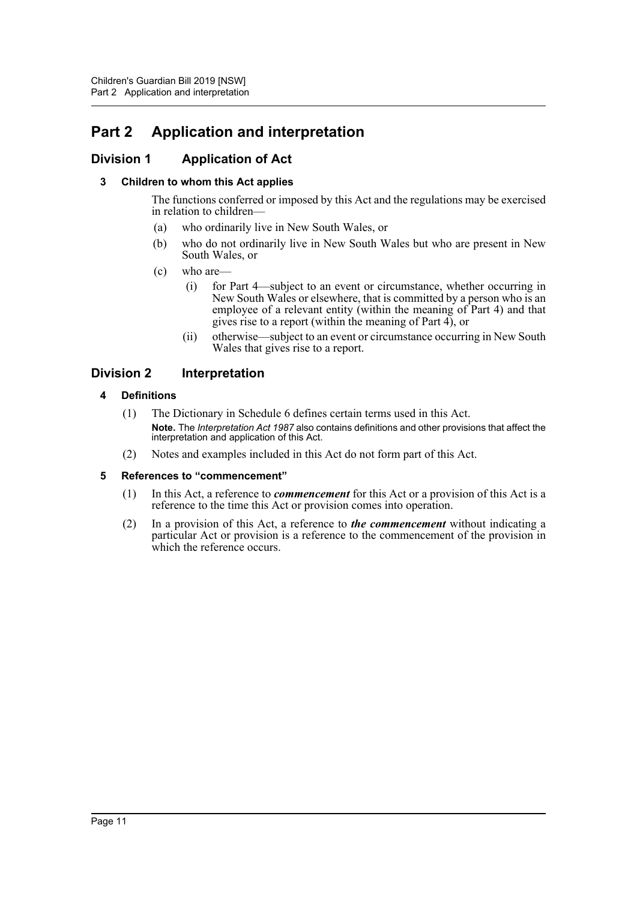# Part 2 Application and interpretation

## Division 1 Application of Act

### 3 Children to whom this Act applies

The functions conferred or imposed by this Act and the regulations may be exercised in relation to children—

(a) who ordinarily live in New South Wales, or

(b) who do not ordinarily live in New South Wales but who are present in New South Wales, or

(c) who are—

(i) for Part 4—subject to an event or circumstance, whether occurring in New South Wales or elsewhere, that is committed by a person who is an employee of a relevant entity (within the meaning of Part 4) and that gives rise to a report (within the meaning of Part 4), or

(ii) otherwise—subject to an event or circumstance occurring in New South Wales that gives rise to a report.

## Division 2 Interpretation

### 4 Definitions

(1) The Dictionary in Schedule 6 defines certain terms used in this Act.

**Note.** The *Interpretation Act 1987* also contains definitions and other provisions that affect the interpretation and application of this Act.

(2) Notes and examples included in this Act do not form part of this Act.

### 5 References to "commencement"

(1) In this Act, a reference to ***commencement*** for this Act or a provision of this Act is a reference to the time this Act or provision comes into operation.

(2) In a provision of this Act, a reference to ***the commencement*** without indicating a particular Act or provision is a reference to the commencement of the provision in which the reference occurs.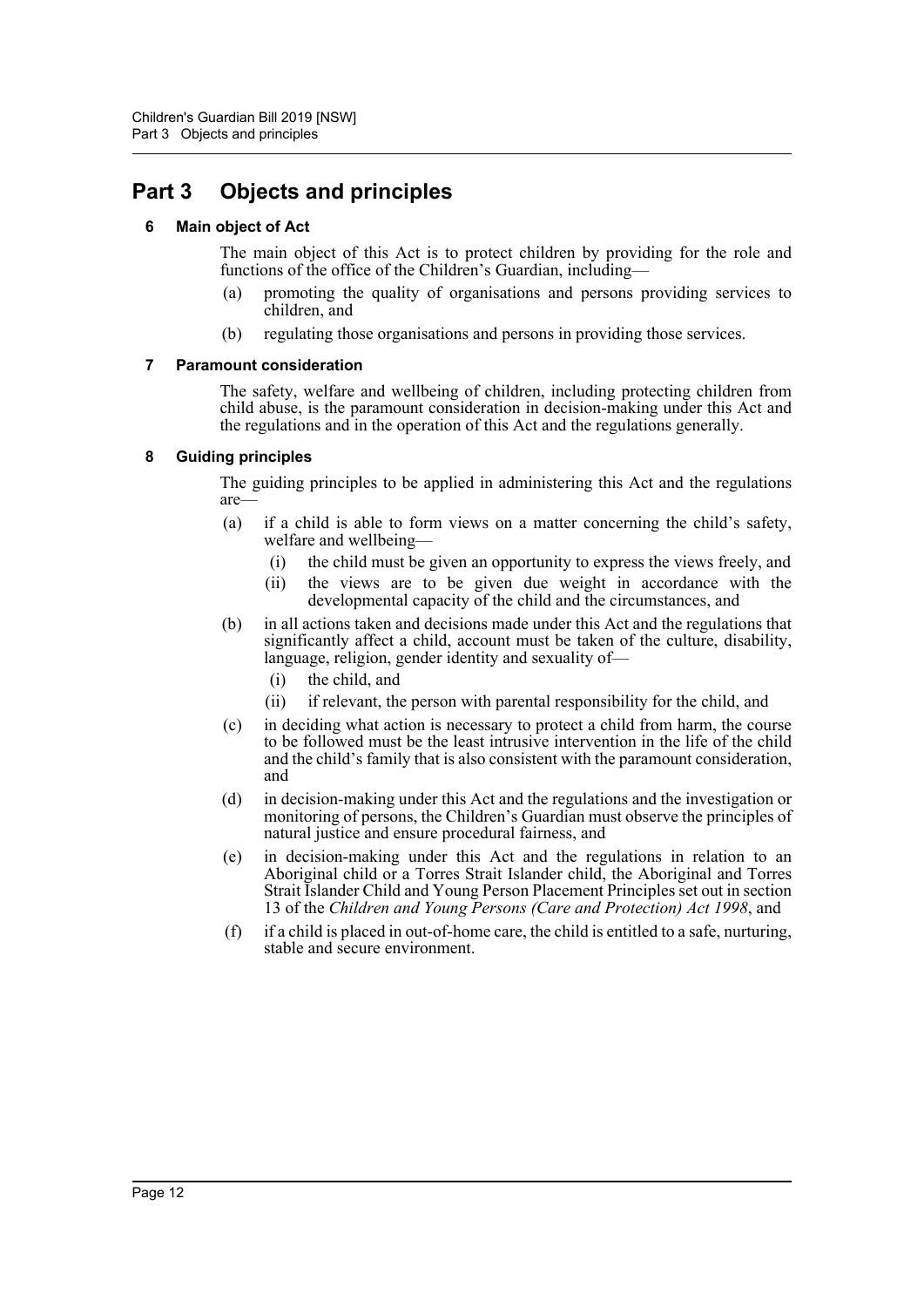# Part 3 Objects and principles

### 6 Main object of Act

The main object of this Act is to protect children by providing for the role and functions of the office of the Children's Guardian, including—

(a) promoting the quality of organisations and persons providing services to children, and

(b) regulating those organisations and persons in providing those services.

### 7 Paramount consideration

The safety, welfare and wellbeing of children, including protecting children from child abuse, is the paramount consideration in decision-making under this Act and the regulations and in the operation of this Act and the regulations generally.

### 8 Guiding principles

The guiding principles to be applied in administering this Act and the regulations are—

(a) if a child is able to form views on a matter concerning the child's safety, welfare and wellbeing—

  (i) the child must be given an opportunity to express the views freely, and

  (ii) the views are to be given due weight in accordance with the developmental capacity of the child and the circumstances, and

(b) in all actions taken and decisions made under this Act and the regulations that significantly affect a child, account must be taken of the culture, disability, language, religion, gender identity and sexuality of—

  (i) the child, and

  (ii) if relevant, the person with parental responsibility for the child, and

(c) in deciding what action is necessary to protect a child from harm, the course to be followed must be the least intrusive intervention in the life of the child and the child's family that is also consistent with the paramount consideration, and

(d) in decision-making under this Act and the regulations and the investigation or monitoring of persons, the Children's Guardian must observe the principles of natural justice and ensure procedural fairness, and

(e) in decision-making under this Act and the regulations in relation to an Aboriginal child or a Torres Strait Islander child, the Aboriginal and Torres Strait Islander Child and Young Person Placement Principles set out in section 13 of the *Children and Young Persons (Care and Protection) Act 1998*, and

(f) if a child is placed in out-of-home care, the child is entitled to a safe, nurturing, stable and secure environment.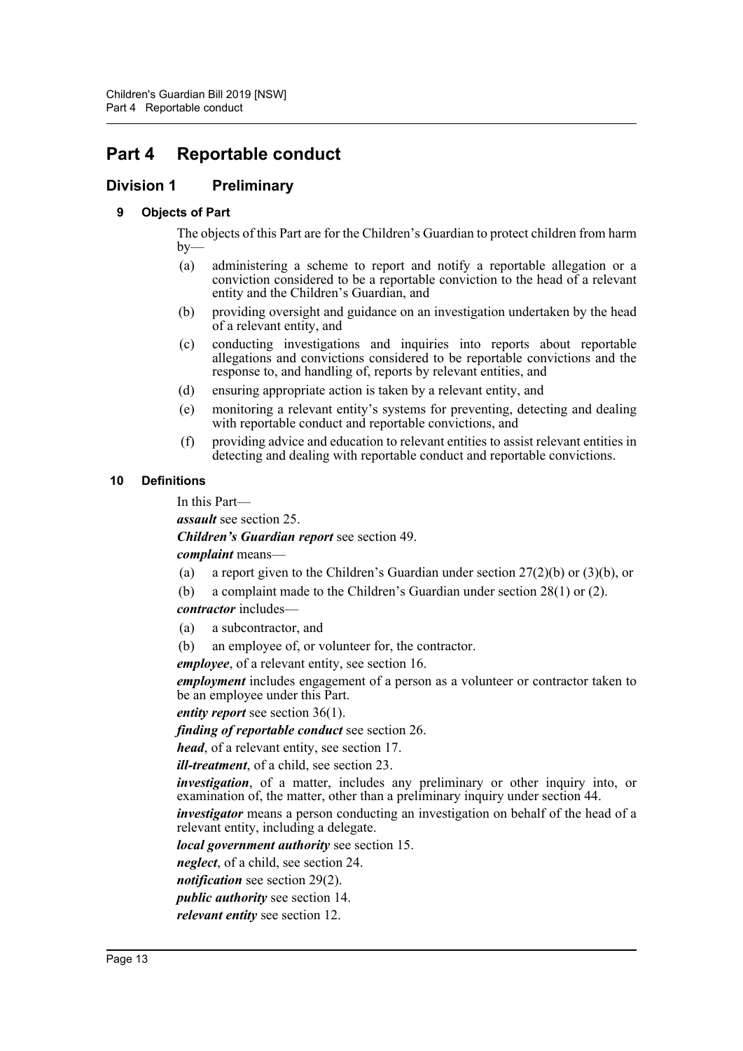# Part 4 Reportable conduct

## Division 1 Preliminary

### 9 Objects of Part

The objects of this Part are for the Children's Guardian to protect children from harm by—

(a) administering a scheme to report and notify a reportable allegation or a conviction considered to be a reportable conviction to the head of a relevant entity and the Children's Guardian, and

(b) providing oversight and guidance on an investigation undertaken by the head of a relevant entity, and

(c) conducting investigations and inquiries into reports about reportable allegations and convictions considered to be reportable convictions and the response to, and handling of, reports by relevant entities, and

(d) ensuring appropriate action is taken by a relevant entity, and

(e) monitoring a relevant entity's systems for preventing, detecting and dealing with reportable conduct and reportable convictions, and

(f) providing advice and education to relevant entities to assist relevant entities in detecting and dealing with reportable conduct and reportable convictions.

### 10 Definitions

In this Part—

***assault*** see section 25.

***Children's Guardian report*** see section 49.

***complaint*** means—

(a) a report given to the Children's Guardian under section 27(2)(b) or (3)(b), or

(b) a complaint made to the Children's Guardian under section 28(1) or (2).

***contractor*** includes—

(a) a subcontractor, and

(b) an employee of, or volunteer for, the contractor.

***employee***, of a relevant entity, see section 16.

***employment*** includes engagement of a person as a volunteer or contractor taken to be an employee under this Part.

***entity report*** see section 36(1).

***finding of reportable conduct*** see section 26.

***head***, of a relevant entity, see section 17.

***ill-treatment***, of a child, see section 23.

***investigation***, of a matter, includes any preliminary or other inquiry into, or examination of, the matter, other than a preliminary inquiry under section 44.

***investigator*** means a person conducting an investigation on behalf of the head of a relevant entity, including a delegate.

***local government authority*** see section 15.

***neglect***, of a child, see section 24.

***notification*** see section 29(2).

***public authority*** see section 14.

***relevant entity*** see section 12.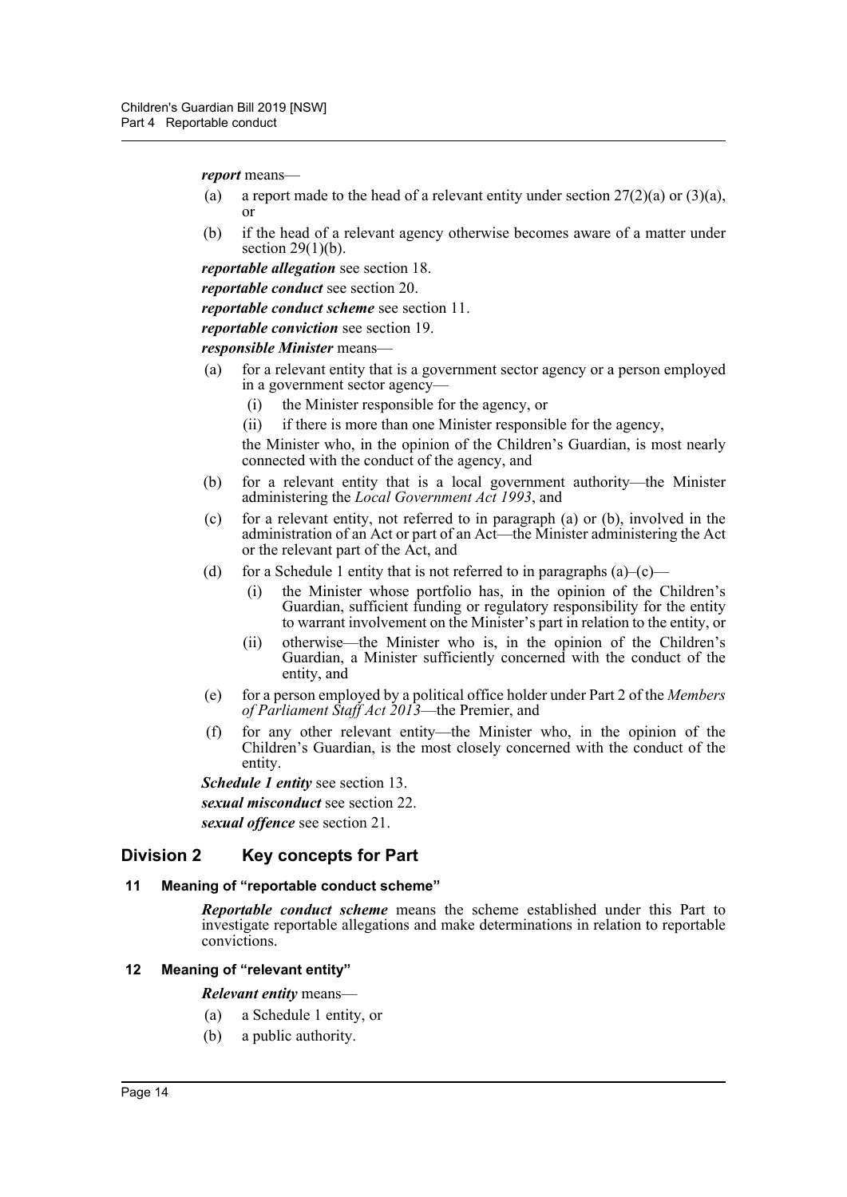***report*** means—

- (a) a report made to the head of a relevant entity under section 27(2)(a) or (3)(a), or
- (b) if the head of a relevant agency otherwise becomes aware of a matter under section 29(1)(b).

***reportable allegation*** see section 18.

***reportable conduct*** see section 20.

***reportable conduct scheme*** see section 11.

***reportable conviction*** see section 19.

***responsible Minister*** means—

- (a) for a relevant entity that is a government sector agency or a person employed in a government sector agency—
  - (i) the Minister responsible for the agency, or
  - (ii) if there is more than one Minister responsible for the agency,

  the Minister who, in the opinion of the Children's Guardian, is most nearly connected with the conduct of the agency, and
- (b) for a relevant entity that is a local government authority—the Minister administering the *Local Government Act 1993*, and
- (c) for a relevant entity, not referred to in paragraph (a) or (b), involved in the administration of an Act or part of an Act—the Minister administering the Act or the relevant part of the Act, and
- (d) for a Schedule 1 entity that is not referred to in paragraphs (a)–(c)—
  - (i) the Minister whose portfolio has, in the opinion of the Children's Guardian, sufficient funding or regulatory responsibility for the entity to warrant involvement on the Minister's part in relation to the entity, or
  - (ii) otherwise—the Minister who is, in the opinion of the Children's Guardian, a Minister sufficiently concerned with the conduct of the entity, and
- (e) for a person employed by a political office holder under Part 2 of the *Members of Parliament Staff Act 2013*—the Premier, and
- (f) for any other relevant entity—the Minister who, in the opinion of the Children's Guardian, is the most closely concerned with the conduct of the entity.

***Schedule 1 entity*** see section 13.

***sexual misconduct*** see section 22.

***sexual offence*** see section 21.

## Division 2 Key concepts for Part

### 11 Meaning of "reportable conduct scheme"

***Reportable conduct scheme*** means the scheme established under this Part to investigate reportable allegations and make determinations in relation to reportable convictions.

### 12 Meaning of "relevant entity"

***Relevant entity*** means—

- (a) a Schedule 1 entity, or
- (b) a public authority.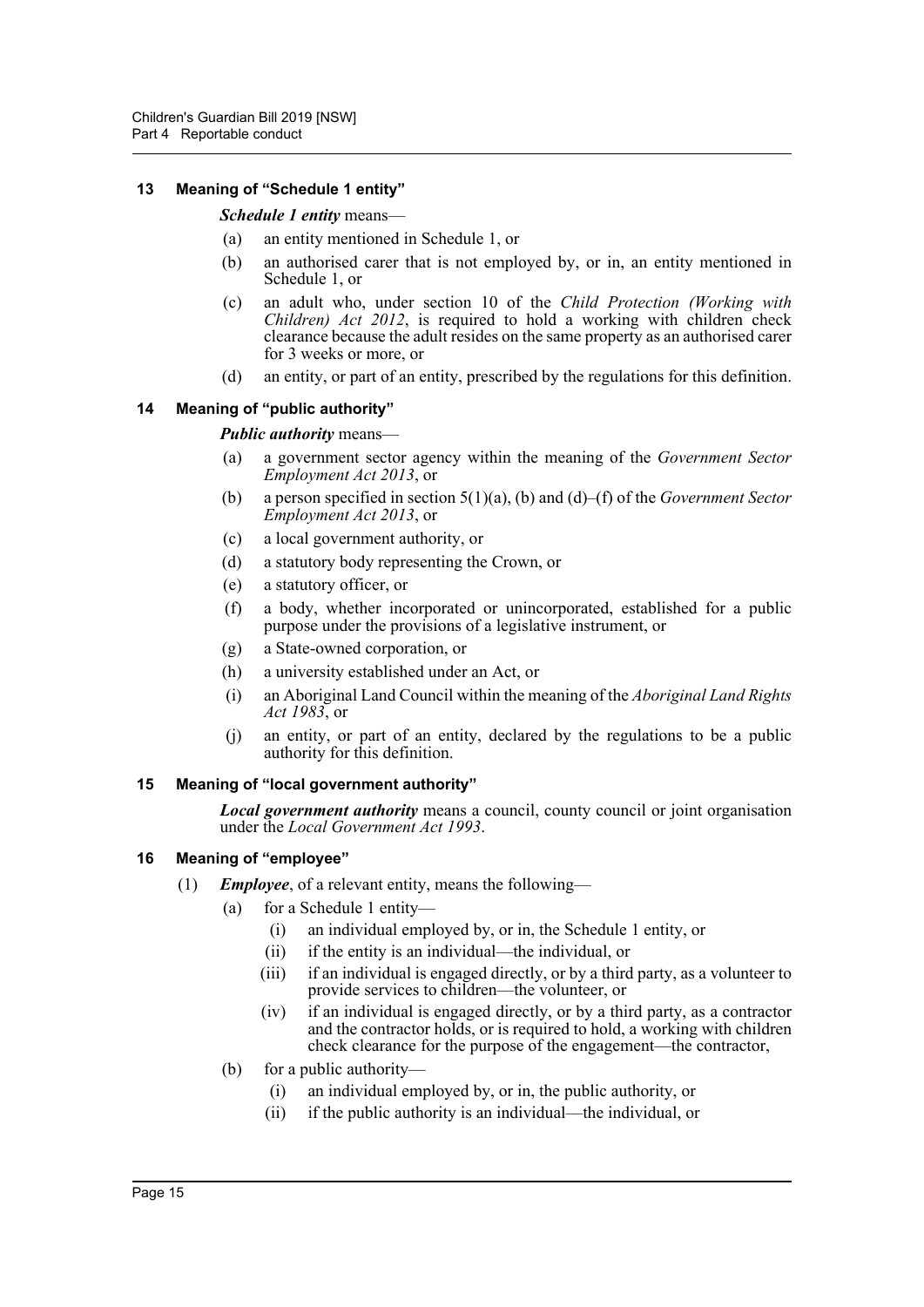### 13 Meaning of "Schedule 1 entity"

***Schedule 1 entity*** means—

- (a) an entity mentioned in Schedule 1, or
- (b) an authorised carer that is not employed by, or in, an entity mentioned in Schedule 1, or
- (c) an adult who, under section 10 of the *Child Protection (Working with Children) Act 2012*, is required to hold a working with children check clearance because the adult resides on the same property as an authorised carer for 3 weeks or more, or
- (d) an entity, or part of an entity, prescribed by the regulations for this definition.

### 14 Meaning of "public authority"

***Public authority*** means—

- (a) a government sector agency within the meaning of the *Government Sector Employment Act 2013*, or
- (b) a person specified in section 5(1)(a), (b) and (d)–(f) of the *Government Sector Employment Act 2013*, or
- (c) a local government authority, or
- (d) a statutory body representing the Crown, or
- (e) a statutory officer, or
- (f) a body, whether incorporated or unincorporated, established for a public purpose under the provisions of a legislative instrument, or
- (g) a State-owned corporation, or
- (h) a university established under an Act, or
- (i) an Aboriginal Land Council within the meaning of the *Aboriginal Land Rights Act 1983*, or
- (j) an entity, or part of an entity, declared by the regulations to be a public authority for this definition.

### 15 Meaning of "local government authority"

***Local government authority*** means a council, county council or joint organisation under the *Local Government Act 1993*.

### 16 Meaning of "employee"

(1) ***Employee***, of a relevant entity, means the following—

- (a) for a Schedule 1 entity—
  - (i) an individual employed by, or in, the Schedule 1 entity, or
  - (ii) if the entity is an individual—the individual, or
  - (iii) if an individual is engaged directly, or by a third party, as a volunteer to provide services to children—the volunteer, or
  - (iv) if an individual is engaged directly, or by a third party, as a contractor and the contractor holds, or is required to hold, a working with children check clearance for the purpose of the engagement—the contractor,
- (b) for a public authority—
  - (i) an individual employed by, or in, the public authority, or
  - (ii) if the public authority is an individual—the individual, or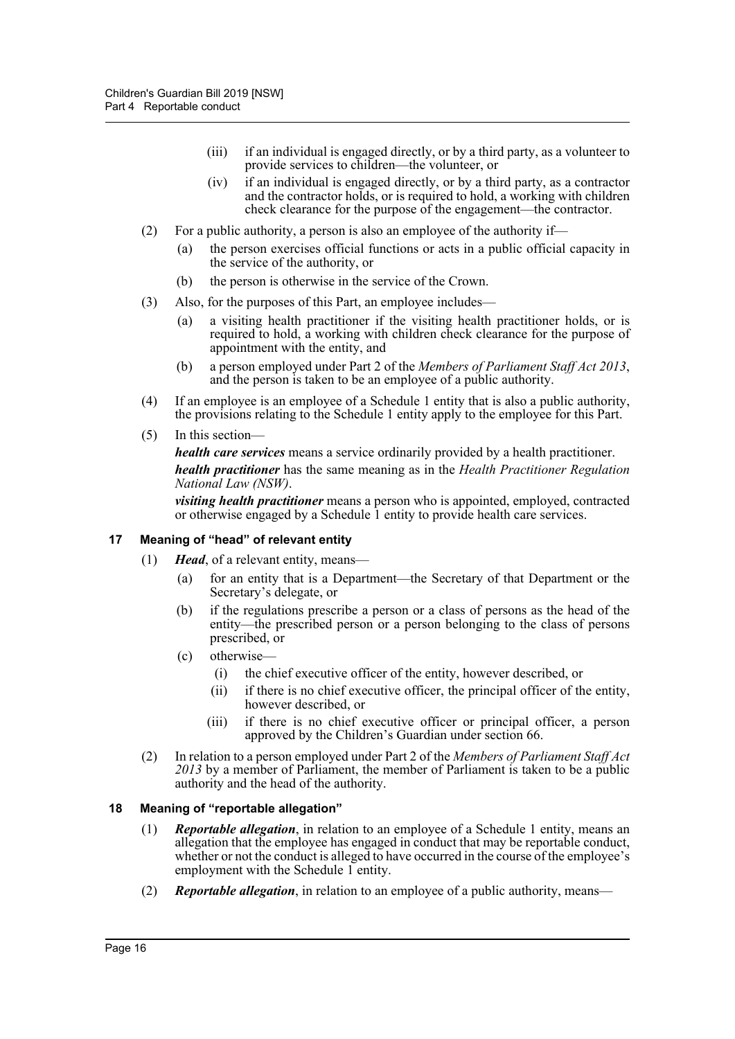(iii) if an individual is engaged directly, or by a third party, as a volunteer to provide services to children—the volunteer, or

(iv) if an individual is engaged directly, or by a third party, as a contractor and the contractor holds, or is required to hold, a working with children check clearance for the purpose of the engagement—the contractor.

(2) For a public authority, a person is also an employee of the authority if—

(a) the person exercises official functions or acts in a public official capacity in the service of the authority, or

(b) the person is otherwise in the service of the Crown.

(3) Also, for the purposes of this Part, an employee includes—

(a) a visiting health practitioner if the visiting health practitioner holds, or is required to hold, a working with children check clearance for the purpose of appointment with the entity, and

(b) a person employed under Part 2 of the *Members of Parliament Staff Act 2013*, and the person is taken to be an employee of a public authority.

(4) If an employee is an employee of a Schedule 1 entity that is also a public authority, the provisions relating to the Schedule 1 entity apply to the employee for this Part.

(5) In this section—

***health care services*** means a service ordinarily provided by a health practitioner.

***health practitioner*** has the same meaning as in the *Health Practitioner Regulation National Law (NSW)*.

***visiting health practitioner*** means a person who is appointed, employed, contracted or otherwise engaged by a Schedule 1 entity to provide health care services.

### 17 Meaning of "head" of relevant entity

(1) ***Head***, of a relevant entity, means—

(a) for an entity that is a Department—the Secretary of that Department or the Secretary's delegate, or

(b) if the regulations prescribe a person or a class of persons as the head of the entity—the prescribed person or a person belonging to the class of persons prescribed, or

(c) otherwise—

(i) the chief executive officer of the entity, however described, or

(ii) if there is no chief executive officer, the principal officer of the entity, however described, or

(iii) if there is no chief executive officer or principal officer, a person approved by the Children's Guardian under section 66.

(2) In relation to a person employed under Part 2 of the *Members of Parliament Staff Act 2013* by a member of Parliament, the member of Parliament is taken to be a public authority and the head of the authority.

### 18 Meaning of "reportable allegation"

(1) ***Reportable allegation***, in relation to an employee of a Schedule 1 entity, means an allegation that the employee has engaged in conduct that may be reportable conduct, whether or not the conduct is alleged to have occurred in the course of the employee's employment with the Schedule 1 entity.

(2) ***Reportable allegation***, in relation to an employee of a public authority, means—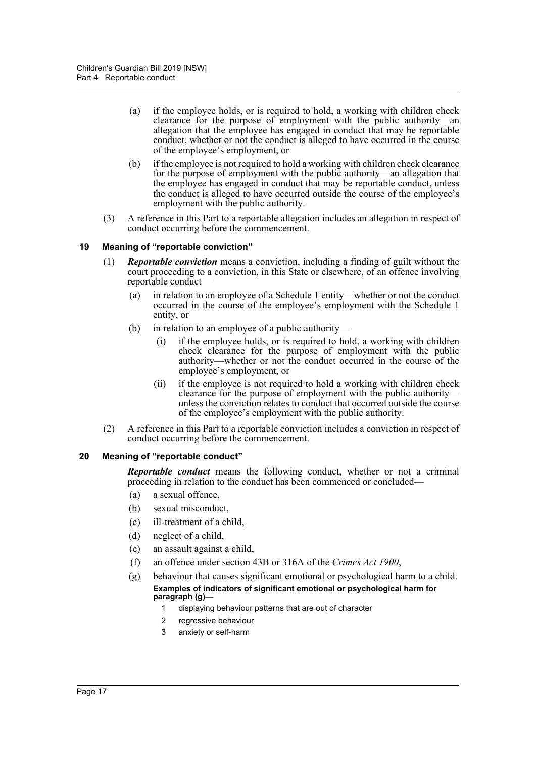(a) if the employee holds, or is required to hold, a working with children check clearance for the purpose of employment with the public authority—an allegation that the employee has engaged in conduct that may be reportable conduct, whether or not the conduct is alleged to have occurred in the course of the employee's employment, or

(b) if the employee is not required to hold a working with children check clearance for the purpose of employment with the public authority—an allegation that the employee has engaged in conduct that may be reportable conduct, unless the conduct is alleged to have occurred outside the course of the employee's employment with the public authority.

(3) A reference in this Part to a reportable allegation includes an allegation in respect of conduct occurring before the commencement.

### 19 Meaning of "reportable conviction"

(1) ***Reportable conviction*** means a conviction, including a finding of guilt without the court proceeding to a conviction, in this State or elsewhere, of an offence involving reportable conduct—

(a) in relation to an employee of a Schedule 1 entity—whether or not the conduct occurred in the course of the employee's employment with the Schedule 1 entity, or

(b) in relation to an employee of a public authority—

(i) if the employee holds, or is required to hold, a working with children check clearance for the purpose of employment with the public authority—whether or not the conduct occurred in the course of the employee's employment, or

(ii) if the employee is not required to hold a working with children check clearance for the purpose of employment with the public authority—unless the conviction relates to conduct that occurred outside the course of the employee's employment with the public authority.

(2) A reference in this Part to a reportable conviction includes a conviction in respect of conduct occurring before the commencement.

### 20 Meaning of "reportable conduct"

***Reportable conduct*** means the following conduct, whether or not a criminal proceeding in relation to the conduct has been commenced or concluded—

(a) a sexual offence,

(b) sexual misconduct,

(c) ill-treatment of a child,

(d) neglect of a child,

(e) an assault against a child,

(f) an offence under section 43B or 316A of the *Crimes Act 1900*,

(g) behaviour that causes significant emotional or psychological harm to a child.

**Examples of indicators of significant emotional or psychological harm for paragraph (g)—**

1 displaying behaviour patterns that are out of character

2 regressive behaviour

3 anxiety or self-harm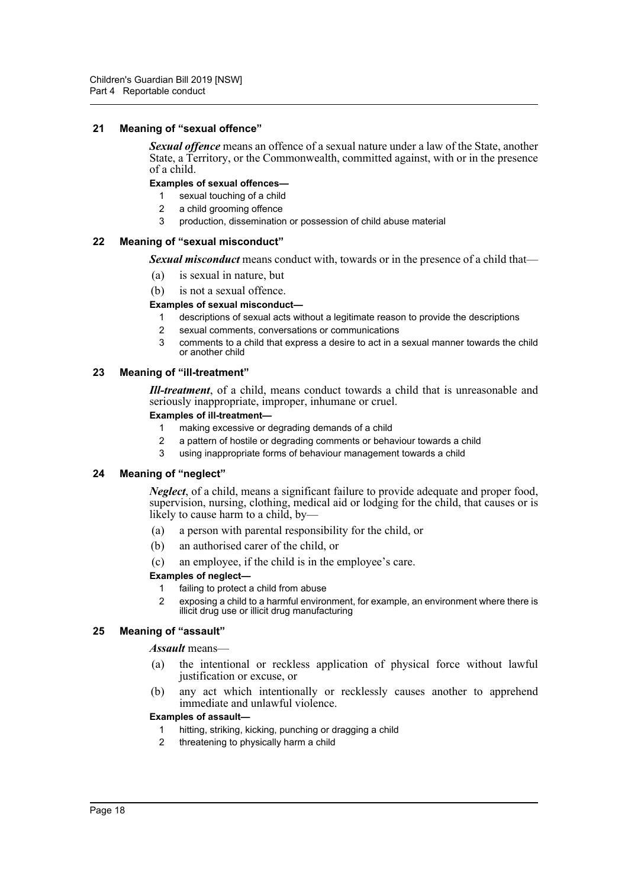### 21 Meaning of "sexual offence"

***Sexual offence*** means an offence of a sexual nature under a law of the State, another State, a Territory, or the Commonwealth, committed against, with or in the presence of a child.

**Examples of sexual offences—**

1. sexual touching of a child
2. a child grooming offence
3. production, dissemination or possession of child abuse material

### 22 Meaning of "sexual misconduct"

***Sexual misconduct*** means conduct with, towards or in the presence of a child that—

(a) is sexual in nature, but

(b) is not a sexual offence.

**Examples of sexual misconduct—**

1. descriptions of sexual acts without a legitimate reason to provide the descriptions
2. sexual comments, conversations or communications
3. comments to a child that express a desire to act in a sexual manner towards the child or another child

### 23 Meaning of "ill-treatment"

***Ill-treatment***, of a child, means conduct towards a child that is unreasonable and seriously inappropriate, improper, inhumane or cruel.

**Examples of ill-treatment—**

1. making excessive or degrading demands of a child
2. a pattern of hostile or degrading comments or behaviour towards a child
3. using inappropriate forms of behaviour management towards a child

### 24 Meaning of "neglect"

***Neglect***, of a child, means a significant failure to provide adequate and proper food, supervision, nursing, clothing, medical aid or lodging for the child, that causes or is likely to cause harm to a child, by—

(a) a person with parental responsibility for the child, or

(b) an authorised carer of the child, or

(c) an employee, if the child is in the employee's care.

**Examples of neglect—**

1. failing to protect a child from abuse
2. exposing a child to a harmful environment, for example, an environment where there is illicit drug use or illicit drug manufacturing

### 25 Meaning of "assault"

***Assault*** means—

(a) the intentional or reckless application of physical force without lawful justification or excuse, or

(b) any act which intentionally or recklessly causes another to apprehend immediate and unlawful violence.

**Examples of assault—**

1. hitting, striking, kicking, punching or dragging a child
2. threatening to physically harm a child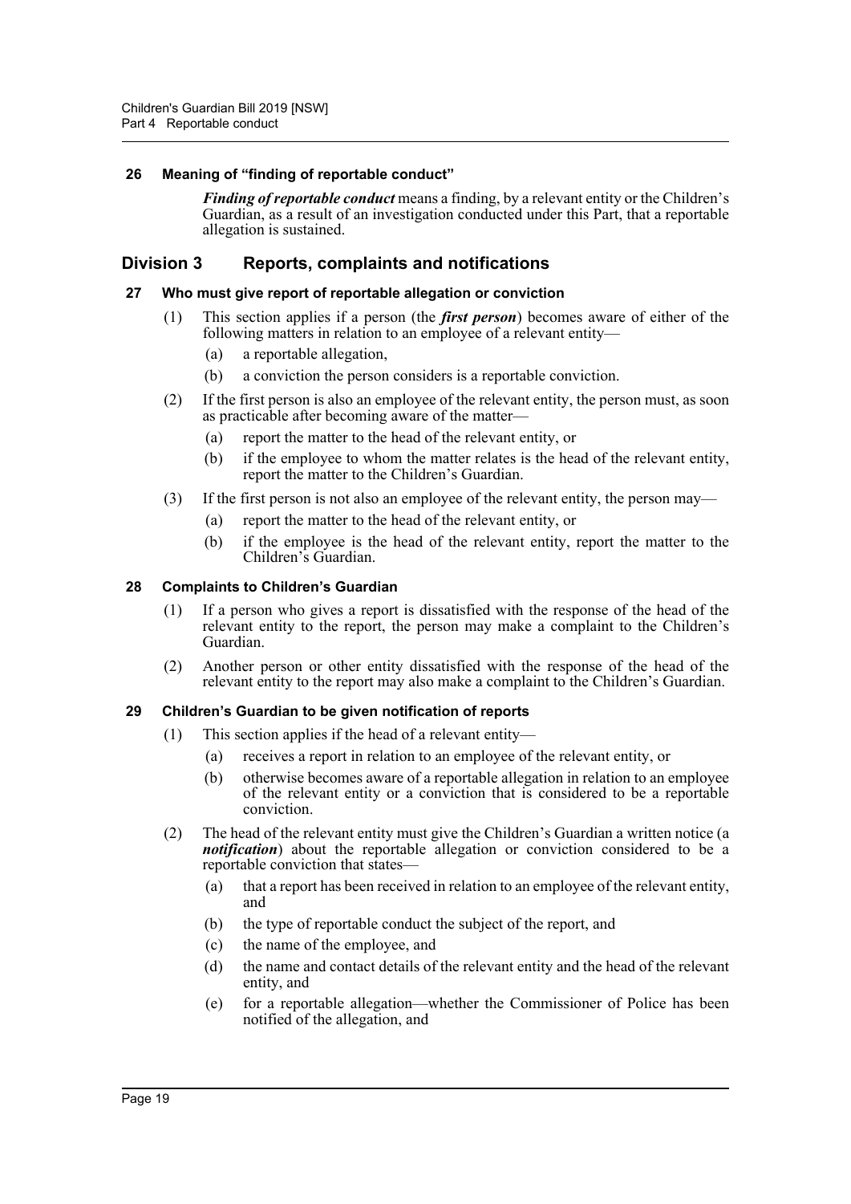### 26 Meaning of "finding of reportable conduct"

***Finding of reportable conduct*** means a finding, by a relevant entity or the Children's Guardian, as a result of an investigation conducted under this Part, that a reportable allegation is sustained.

## Division 3 Reports, complaints and notifications

### 27 Who must give report of reportable allegation or conviction

(1) This section applies if a person (the ***first person***) becomes aware of either of the following matters in relation to an employee of a relevant entity—

- (a) a reportable allegation,
- (b) a conviction the person considers is a reportable conviction.

(2) If the first person is also an employee of the relevant entity, the person must, as soon as practicable after becoming aware of the matter—

- (a) report the matter to the head of the relevant entity, or
- (b) if the employee to whom the matter relates is the head of the relevant entity, report the matter to the Children's Guardian.

(3) If the first person is not also an employee of the relevant entity, the person may—

- (a) report the matter to the head of the relevant entity, or
- (b) if the employee is the head of the relevant entity, report the matter to the Children's Guardian.

### 28 Complaints to Children's Guardian

(1) If a person who gives a report is dissatisfied with the response of the head of the relevant entity to the report, the person may make a complaint to the Children's Guardian.

(2) Another person or other entity dissatisfied with the response of the head of the relevant entity to the report may also make a complaint to the Children's Guardian.

### 29 Children's Guardian to be given notification of reports

(1) This section applies if the head of a relevant entity—

- (a) receives a report in relation to an employee of the relevant entity, or
- (b) otherwise becomes aware of a reportable allegation in relation to an employee of the relevant entity or a conviction that is considered to be a reportable conviction.

(2) The head of the relevant entity must give the Children's Guardian a written notice (a ***notification***) about the reportable allegation or conviction considered to be a reportable conviction that states—

- (a) that a report has been received in relation to an employee of the relevant entity, and
- (b) the type of reportable conduct the subject of the report, and
- (c) the name of the employee, and
- (d) the name and contact details of the relevant entity and the head of the relevant entity, and
- (e) for a reportable allegation—whether the Commissioner of Police has been notified of the allegation, and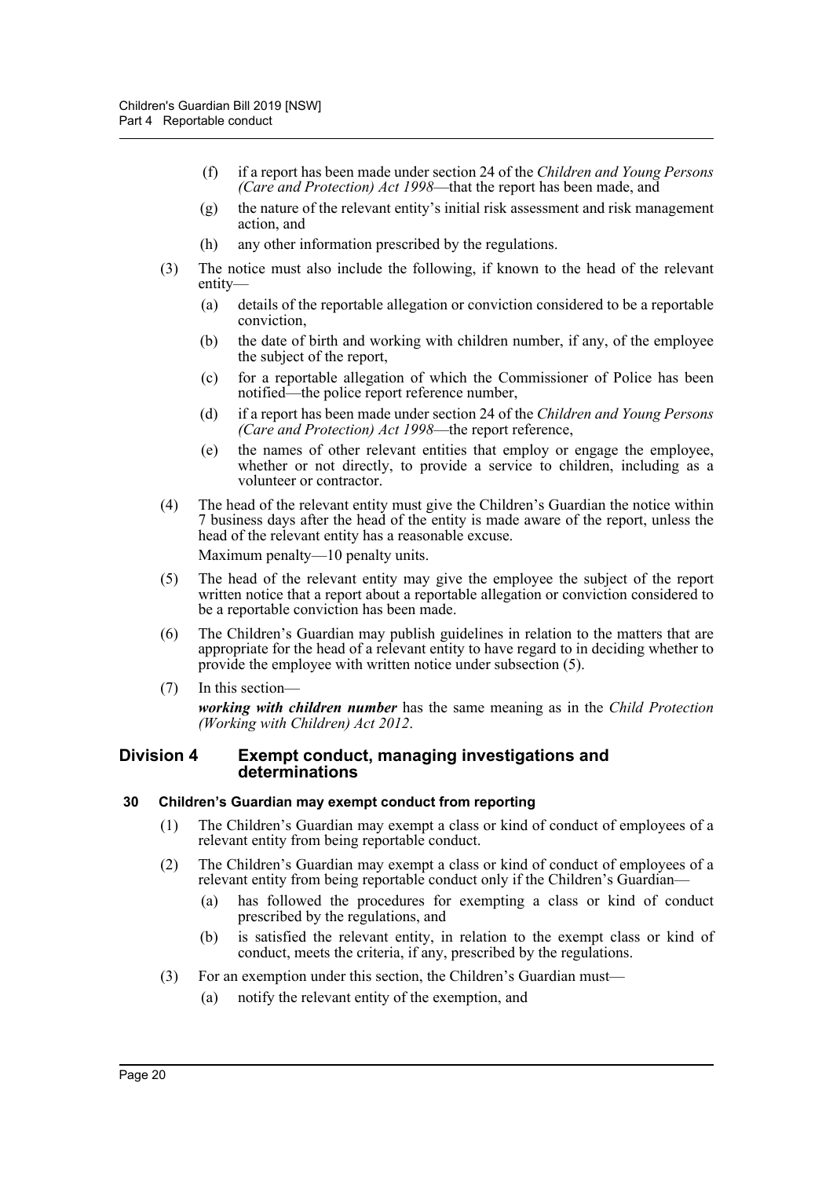(f) if a report has been made under section 24 of the *Children and Young Persons (Care and Protection) Act 1998*—that the report has been made, and

(g) the nature of the relevant entity's initial risk assessment and risk management action, and

(h) any other information prescribed by the regulations.

(3) The notice must also include the following, if known to the head of the relevant entity—

(a) details of the reportable allegation or conviction considered to be a reportable conviction,

(b) the date of birth and working with children number, if any, of the employee the subject of the report,

(c) for a reportable allegation of which the Commissioner of Police has been notified—the police report reference number,

(d) if a report has been made under section 24 of the *Children and Young Persons (Care and Protection) Act 1998*—the report reference,

(e) the names of other relevant entities that employ or engage the employee, whether or not directly, to provide a service to children, including as a volunteer or contractor.

(4) The head of the relevant entity must give the Children's Guardian the notice within 7 business days after the head of the entity is made aware of the report, unless the head of the relevant entity has a reasonable excuse.

Maximum penalty—10 penalty units.

(5) The head of the relevant entity may give the employee the subject of the report written notice that a report about a reportable allegation or conviction considered to be a reportable conviction has been made.

(6) The Children's Guardian may publish guidelines in relation to the matters that are appropriate for the head of a relevant entity to have regard to in deciding whether to provide the employee with written notice under subsection (5).

(7) In this section—

***working with children number*** has the same meaning as in the *Child Protection (Working with Children) Act 2012*.

## Division 4 Exempt conduct, managing investigations and determinations

### 30 Children's Guardian may exempt conduct from reporting

(1) The Children's Guardian may exempt a class or kind of conduct of employees of a relevant entity from being reportable conduct.

(2) The Children's Guardian may exempt a class or kind of conduct of employees of a relevant entity from being reportable conduct only if the Children's Guardian—

(a) has followed the procedures for exempting a class or kind of conduct prescribed by the regulations, and

(b) is satisfied the relevant entity, in relation to the exempt class or kind of conduct, meets the criteria, if any, prescribed by the regulations.

(3) For an exemption under this section, the Children's Guardian must—

(a) notify the relevant entity of the exemption, and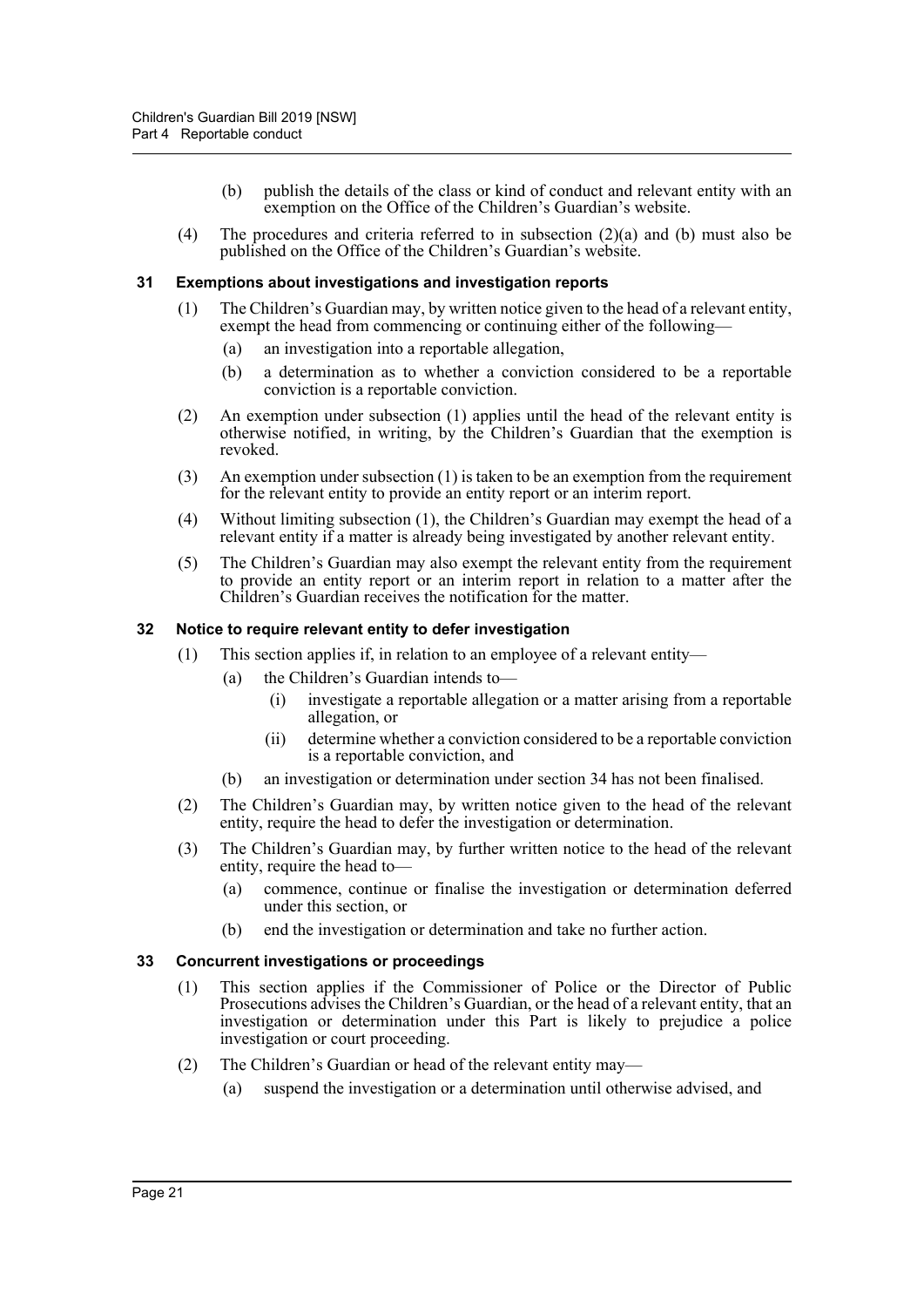(b) publish the details of the class or kind of conduct and relevant entity with an exemption on the Office of the Children's Guardian's website.

(4) The procedures and criteria referred to in subsection (2)(a) and (b) must also be published on the Office of the Children's Guardian's website.

### 31 Exemptions about investigations and investigation reports

(1) The Children's Guardian may, by written notice given to the head of a relevant entity, exempt the head from commencing or continuing either of the following—

(a) an investigation into a reportable allegation,

(b) a determination as to whether a conviction considered to be a reportable conviction is a reportable conviction.

(2) An exemption under subsection (1) applies until the head of the relevant entity is otherwise notified, in writing, by the Children's Guardian that the exemption is revoked.

(3) An exemption under subsection (1) is taken to be an exemption from the requirement for the relevant entity to provide an entity report or an interim report.

(4) Without limiting subsection (1), the Children's Guardian may exempt the head of a relevant entity if a matter is already being investigated by another relevant entity.

(5) The Children's Guardian may also exempt the relevant entity from the requirement to provide an entity report or an interim report in relation to a matter after the Children's Guardian receives the notification for the matter.

### 32 Notice to require relevant entity to defer investigation

(1) This section applies if, in relation to an employee of a relevant entity—

(a) the Children's Guardian intends to—

(i) investigate a reportable allegation or a matter arising from a reportable allegation, or

(ii) determine whether a conviction considered to be a reportable conviction is a reportable conviction, and

(b) an investigation or determination under section 34 has not been finalised.

(2) The Children's Guardian may, by written notice given to the head of the relevant entity, require the head to defer the investigation or determination.

(3) The Children's Guardian may, by further written notice to the head of the relevant entity, require the head to—

(a) commence, continue or finalise the investigation or determination deferred under this section, or

(b) end the investigation or determination and take no further action.

### 33 Concurrent investigations or proceedings

(1) This section applies if the Commissioner of Police or the Director of Public Prosecutions advises the Children's Guardian, or the head of a relevant entity, that an investigation or determination under this Part is likely to prejudice a police investigation or court proceeding.

(2) The Children's Guardian or head of the relevant entity may—

(a) suspend the investigation or a determination until otherwise advised, and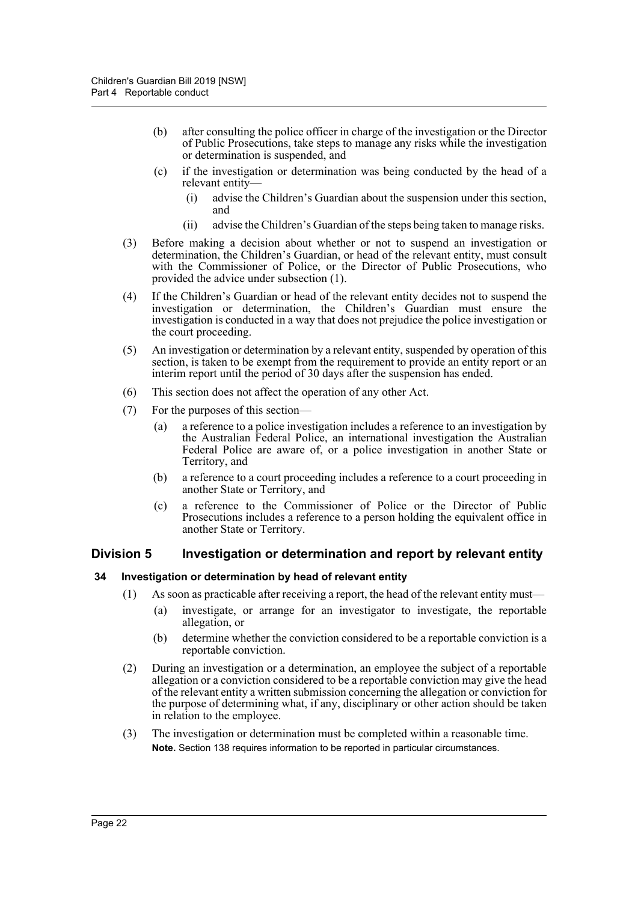(b) after consulting the police officer in charge of the investigation or the Director of Public Prosecutions, take steps to manage any risks while the investigation or determination is suspended, and

(c) if the investigation or determination was being conducted by the head of a relevant entity—

(i) advise the Children's Guardian about the suspension under this section, and

(ii) advise the Children's Guardian of the steps being taken to manage risks.

(3) Before making a decision about whether or not to suspend an investigation or determination, the Children's Guardian, or head of the relevant entity, must consult with the Commissioner of Police, or the Director of Public Prosecutions, who provided the advice under subsection (1).

(4) If the Children's Guardian or head of the relevant entity decides not to suspend the investigation or determination, the Children's Guardian must ensure the investigation is conducted in a way that does not prejudice the police investigation or the court proceeding.

(5) An investigation or determination by a relevant entity, suspended by operation of this section, is taken to be exempt from the requirement to provide an entity report or an interim report until the period of 30 days after the suspension has ended.

(6) This section does not affect the operation of any other Act.

(7) For the purposes of this section—

(a) a reference to a police investigation includes a reference to an investigation by the Australian Federal Police, an international investigation the Australian Federal Police are aware of, or a police investigation in another State or Territory, and

(b) a reference to a court proceeding includes a reference to a court proceeding in another State or Territory, and

(c) a reference to the Commissioner of Police or the Director of Public Prosecutions includes a reference to a person holding the equivalent office in another State or Territory.

## Division 5 Investigation or determination and report by relevant entity

### 34 Investigation or determination by head of relevant entity

(1) As soon as practicable after receiving a report, the head of the relevant entity must—

(a) investigate, or arrange for an investigator to investigate, the reportable allegation, or

(b) determine whether the conviction considered to be a reportable conviction is a reportable conviction.

(2) During an investigation or a determination, an employee the subject of a reportable allegation or a conviction considered to be a reportable conviction may give the head of the relevant entity a written submission concerning the allegation or conviction for the purpose of determining what, if any, disciplinary or other action should be taken in relation to the employee.

(3) The investigation or determination must be completed within a reasonable time.

**Note.** Section 138 requires information to be reported in particular circumstances.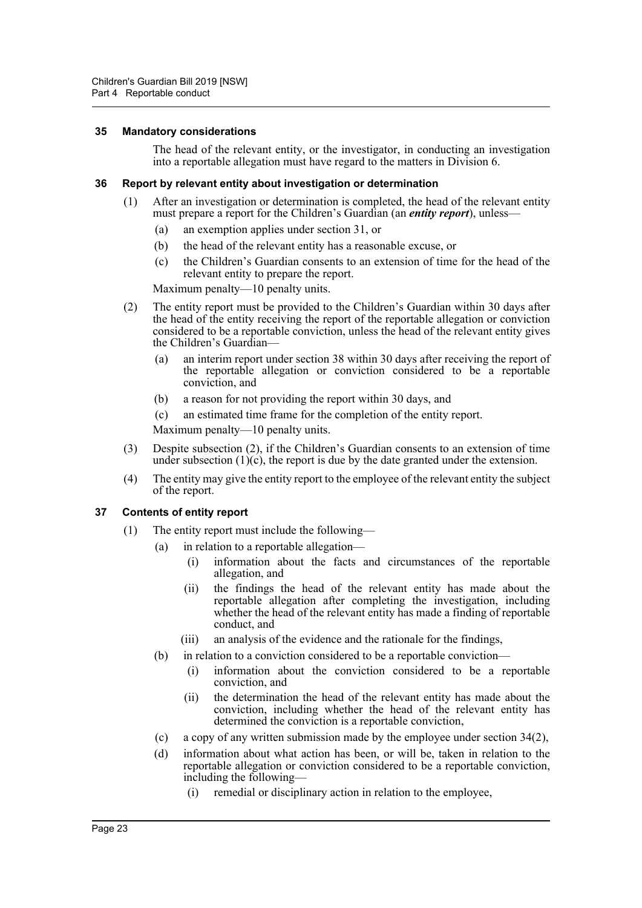### 35 Mandatory considerations

The head of the relevant entity, or the investigator, in conducting an investigation into a reportable allegation must have regard to the matters in Division 6.

### 36 Report by relevant entity about investigation or determination

(1) After an investigation or determination is completed, the head of the relevant entity must prepare a report for the Children's Guardian (an ***entity report***), unless—

- (a) an exemption applies under section 31, or
- (b) the head of the relevant entity has a reasonable excuse, or
- (c) the Children's Guardian consents to an extension of time for the head of the relevant entity to prepare the report.

Maximum penalty—10 penalty units.

(2) The entity report must be provided to the Children's Guardian within 30 days after the head of the entity receiving the report of the reportable allegation or conviction considered to be a reportable conviction, unless the head of the relevant entity gives the Children's Guardian—

- (a) an interim report under section 38 within 30 days after receiving the report of the reportable allegation or conviction considered to be a reportable conviction, and
- (b) a reason for not providing the report within 30 days, and
- (c) an estimated time frame for the completion of the entity report.

Maximum penalty—10 penalty units.

(3) Despite subsection (2), if the Children's Guardian consents to an extension of time under subsection (1)(c), the report is due by the date granted under the extension.

(4) The entity may give the entity report to the employee of the relevant entity the subject of the report.

### 37 Contents of entity report

(1) The entity report must include the following—

- (a) in relation to a reportable allegation—
  - (i) information about the facts and circumstances of the reportable allegation, and
  - (ii) the findings the head of the relevant entity has made about the reportable allegation after completing the investigation, including whether the head of the relevant entity has made a finding of reportable conduct, and
  - (iii) an analysis of the evidence and the rationale for the findings,
- (b) in relation to a conviction considered to be a reportable conviction—
  - (i) information about the conviction considered to be a reportable conviction, and
  - (ii) the determination the head of the relevant entity has made about the conviction, including whether the head of the relevant entity has determined the conviction is a reportable conviction,
- (c) a copy of any written submission made by the employee under section 34(2),
- (d) information about what action has been, or will be, taken in relation to the reportable allegation or conviction considered to be a reportable conviction, including the following—
  - (i) remedial or disciplinary action in relation to the employee,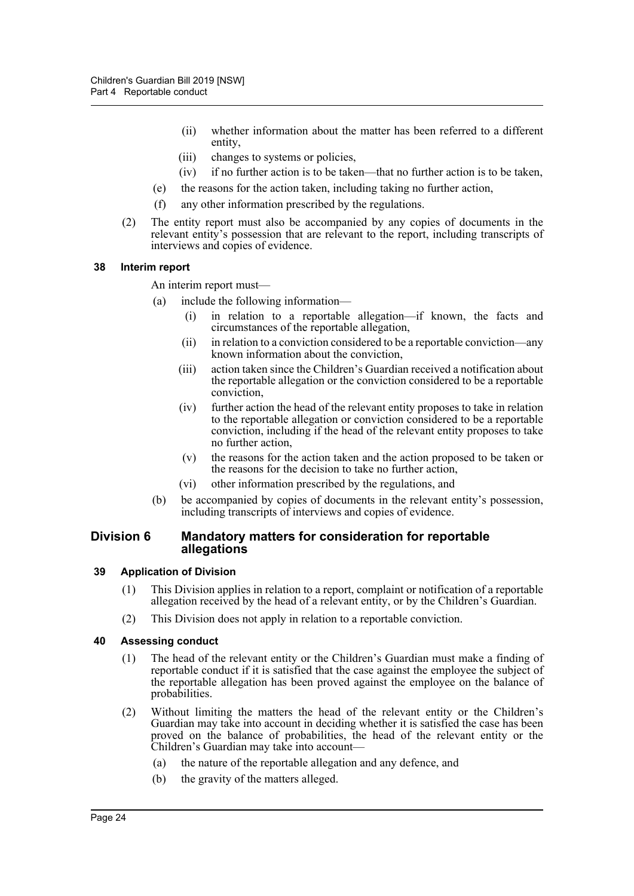(ii) whether information about the matter has been referred to a different entity,

(iii) changes to systems or policies,

(iv) if no further action is to be taken—that no further action is to be taken,

(e) the reasons for the action taken, including taking no further action,

(f) any other information prescribed by the regulations.

(2) The entity report must also be accompanied by any copies of documents in the relevant entity's possession that are relevant to the report, including transcripts of interviews and copies of evidence.

#### 38 Interim report

An interim report must—

(a) include the following information—

(i) in relation to a reportable allegation—if known, the facts and circumstances of the reportable allegation,

(ii) in relation to a conviction considered to be a reportable conviction—any known information about the conviction,

(iii) action taken since the Children's Guardian received a notification about the reportable allegation or the conviction considered to be a reportable conviction,

(iv) further action the head of the relevant entity proposes to take in relation to the reportable allegation or conviction considered to be a reportable conviction, including if the head of the relevant entity proposes to take no further action,

(v) the reasons for the action taken and the action proposed to be taken or the reasons for the decision to take no further action,

(vi) other information prescribed by the regulations, and

(b) be accompanied by copies of documents in the relevant entity's possession, including transcripts of interviews and copies of evidence.

### Division 6 Mandatory matters for consideration for reportable allegations

#### 39 Application of Division

(1) This Division applies in relation to a report, complaint or notification of a reportable allegation received by the head of a relevant entity, or by the Children's Guardian.

(2) This Division does not apply in relation to a reportable conviction.

#### 40 Assessing conduct

(1) The head of the relevant entity or the Children's Guardian must make a finding of reportable conduct if it is satisfied that the case against the employee the subject of the reportable allegation has been proved against the employee on the balance of probabilities.

(2) Without limiting the matters the head of the relevant entity or the Children's Guardian may take into account in deciding whether it is satisfied the case has been proved on the balance of probabilities, the head of the relevant entity or the Children's Guardian may take into account—

(a) the nature of the reportable allegation and any defence, and

(b) the gravity of the matters alleged.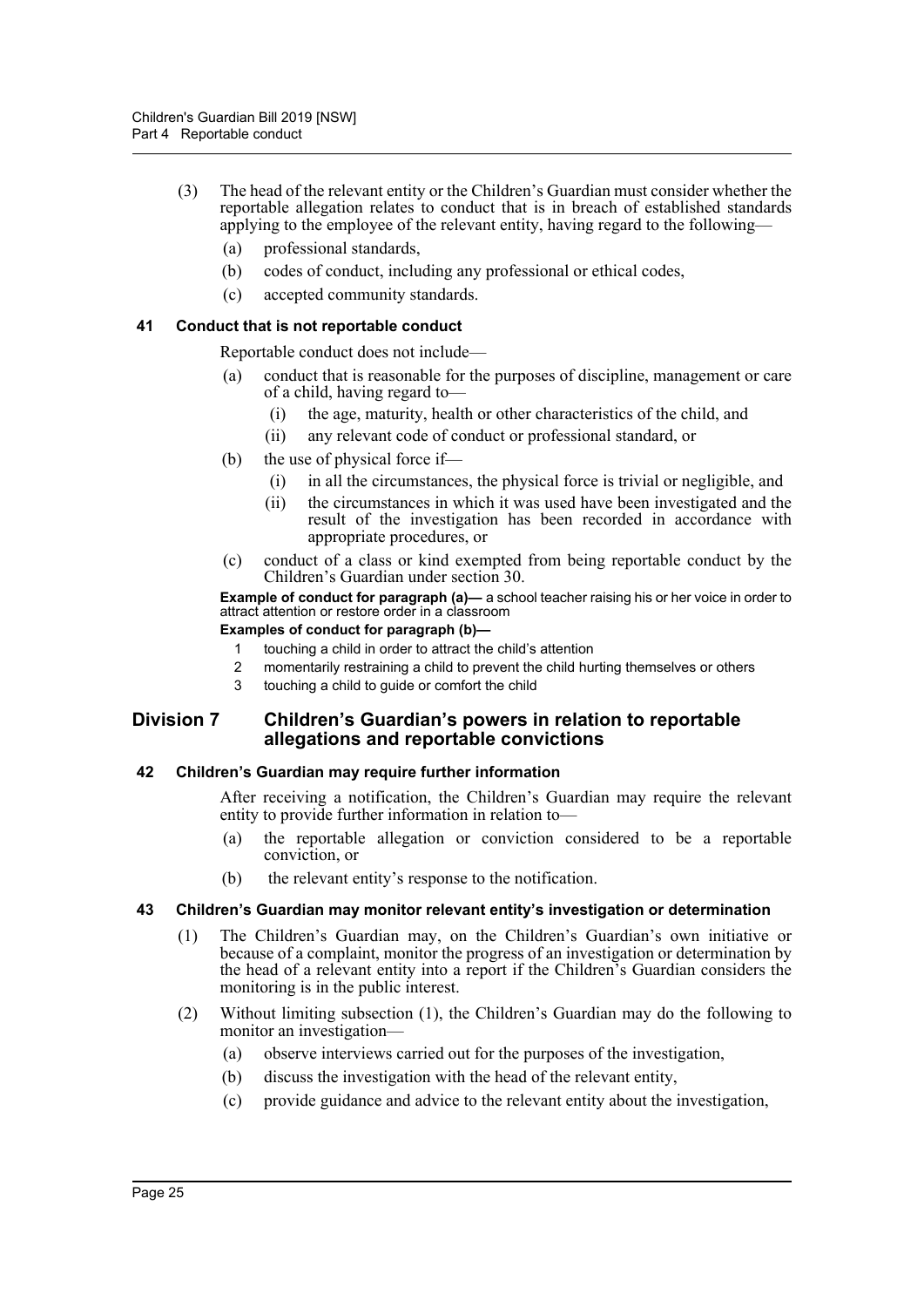(3) The head of the relevant entity or the Children's Guardian must consider whether the reportable allegation relates to conduct that is in breach of established standards applying to the employee of the relevant entity, having regard to the following—

- (a) professional standards,
- (b) codes of conduct, including any professional or ethical codes,
- (c) accepted community standards.

### 41 Conduct that is not reportable conduct

Reportable conduct does not include—

- (a) conduct that is reasonable for the purposes of discipline, management or care of a child, having regard to—
  - (i) the age, maturity, health or other characteristics of the child, and
  - (ii) any relevant code of conduct or professional standard, or
- (b) the use of physical force if—
  - (i) in all the circumstances, the physical force is trivial or negligible, and
  - (ii) the circumstances in which it was used have been investigated and the result of the investigation has been recorded in accordance with appropriate procedures, or
- (c) conduct of a class or kind exempted from being reportable conduct by the Children's Guardian under section 30.

**Example of conduct for paragraph (a)—** a school teacher raising his or her voice in order to attract attention or restore order in a classroom

**Examples of conduct for paragraph (b)—**

1. touching a child in order to attract the child's attention
2. momentarily restraining a child to prevent the child hurting themselves or others
3. touching a child to guide or comfort the child

## Division 7 Children's Guardian's powers in relation to reportable allegations and reportable convictions

### 42 Children's Guardian may require further information

After receiving a notification, the Children's Guardian may require the relevant entity to provide further information in relation to—

- (a) the reportable allegation or conviction considered to be a reportable conviction, or
- (b) the relevant entity's response to the notification.

### 43 Children's Guardian may monitor relevant entity's investigation or determination

(1) The Children's Guardian may, on the Children's Guardian's own initiative or because of a complaint, monitor the progress of an investigation or determination by the head of a relevant entity into a report if the Children's Guardian considers the monitoring is in the public interest.

(2) Without limiting subsection (1), the Children's Guardian may do the following to monitor an investigation—

- (a) observe interviews carried out for the purposes of the investigation,
- (b) discuss the investigation with the head of the relevant entity,
- (c) provide guidance and advice to the relevant entity about the investigation,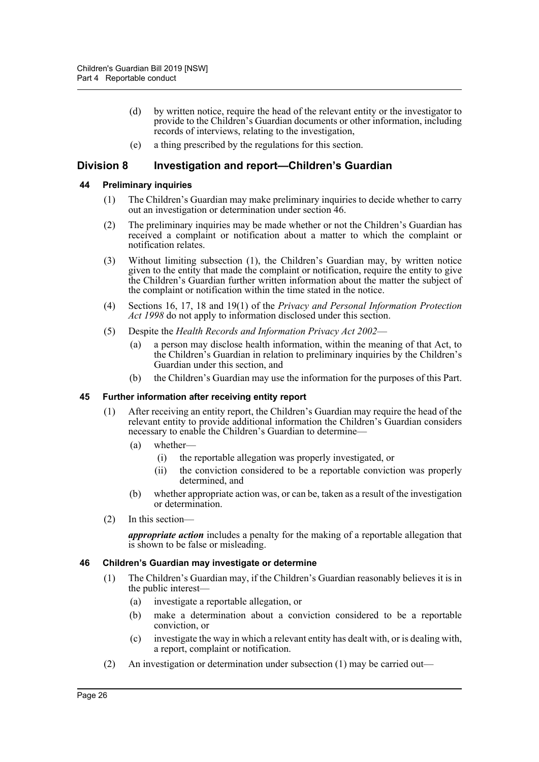(d) by written notice, require the head of the relevant entity or the investigator to provide to the Children's Guardian documents or other information, including records of interviews, relating to the investigation,

(e) a thing prescribed by the regulations for this section.

## Division 8 Investigation and report—Children's Guardian

### 44 Preliminary inquiries

(1) The Children's Guardian may make preliminary inquiries to decide whether to carry out an investigation or determination under section 46.

(2) The preliminary inquiries may be made whether or not the Children's Guardian has received a complaint or notification about a matter to which the complaint or notification relates.

(3) Without limiting subsection (1), the Children's Guardian may, by written notice given to the entity that made the complaint or notification, require the entity to give the Children's Guardian further written information about the matter the subject of the complaint or notification within the time stated in the notice.

(4) Sections 16, 17, 18 and 19(1) of the *Privacy and Personal Information Protection Act 1998* do not apply to information disclosed under this section.

(5) Despite the *Health Records and Information Privacy Act 2002*—

(a) a person may disclose health information, within the meaning of that Act, to the Children's Guardian in relation to preliminary inquiries by the Children's Guardian under this section, and

(b) the Children's Guardian may use the information for the purposes of this Part.

### 45 Further information after receiving entity report

(1) After receiving an entity report, the Children's Guardian may require the head of the relevant entity to provide additional information the Children's Guardian considers necessary to enable the Children's Guardian to determine—

(a) whether—

(i) the reportable allegation was properly investigated, or

(ii) the conviction considered to be a reportable conviction was properly determined, and

(b) whether appropriate action was, or can be, taken as a result of the investigation or determination.

(2) In this section—

***appropriate action*** includes a penalty for the making of a reportable allegation that is shown to be false or misleading.

### 46 Children's Guardian may investigate or determine

(1) The Children's Guardian may, if the Children's Guardian reasonably believes it is in the public interest—

(a) investigate a reportable allegation, or

(b) make a determination about a conviction considered to be a reportable conviction, or

(c) investigate the way in which a relevant entity has dealt with, or is dealing with, a report, complaint or notification.

(2) An investigation or determination under subsection (1) may be carried out—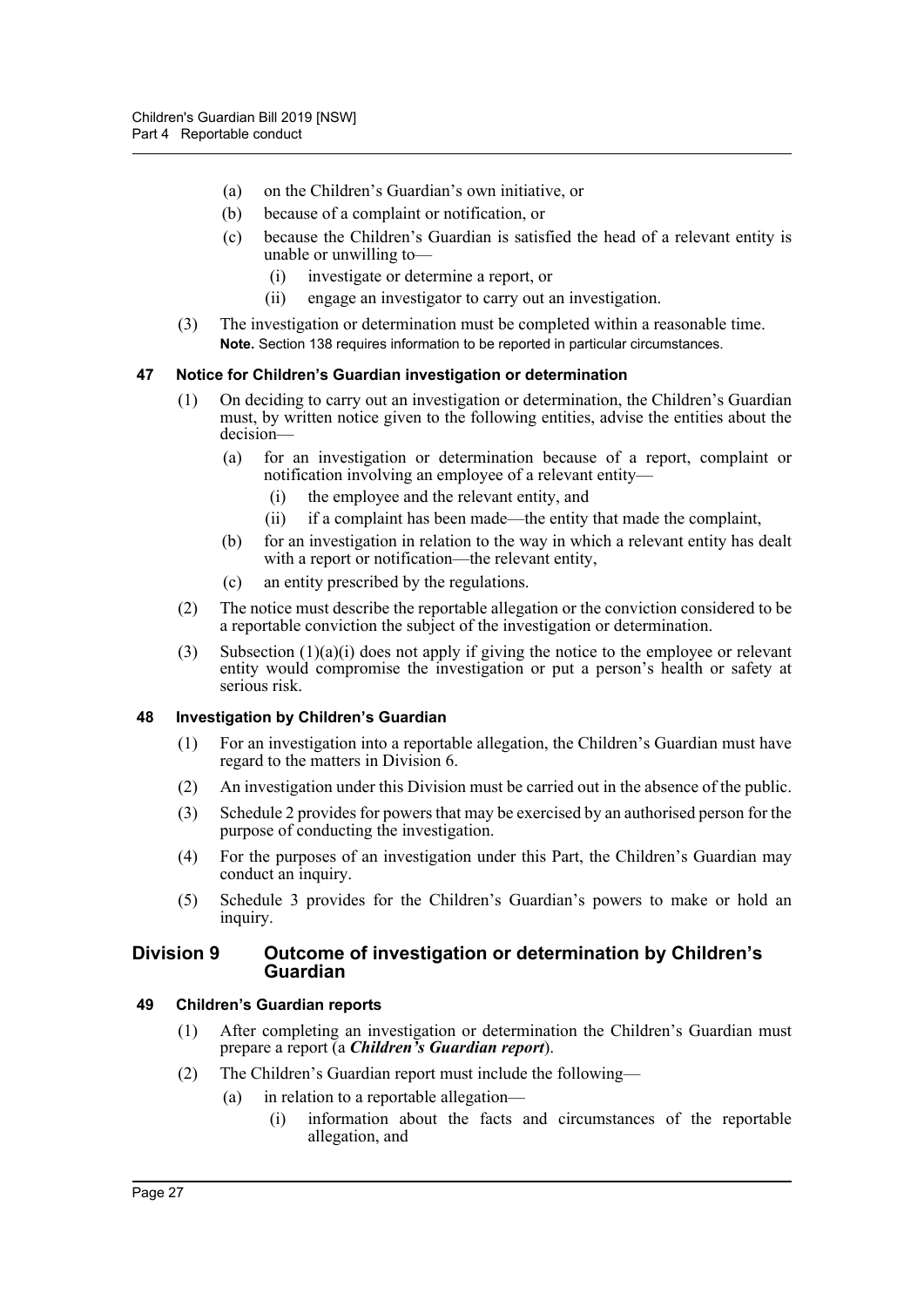(a) on the Children's Guardian's own initiative, or

(b) because of a complaint or notification, or

(c) because the Children's Guardian is satisfied the head of a relevant entity is unable or unwilling to—

(i) investigate or determine a report, or

(ii) engage an investigator to carry out an investigation.

(3) The investigation or determination must be completed within a reasonable time.

**Note.** Section 138 requires information to be reported in particular circumstances.

### 47 Notice for Children's Guardian investigation or determination

(1) On deciding to carry out an investigation or determination, the Children's Guardian must, by written notice given to the following entities, advise the entities about the decision—

(a) for an investigation or determination because of a report, complaint or notification involving an employee of a relevant entity—

(i) the employee and the relevant entity, and

(ii) if a complaint has been made—the entity that made the complaint,

(b) for an investigation in relation to the way in which a relevant entity has dealt with a report or notification—the relevant entity,

(c) an entity prescribed by the regulations.

(2) The notice must describe the reportable allegation or the conviction considered to be a reportable conviction the subject of the investigation or determination.

(3) Subsection (1)(a)(i) does not apply if giving the notice to the employee or relevant entity would compromise the investigation or put a person's health or safety at serious risk.

### 48 Investigation by Children's Guardian

(1) For an investigation into a reportable allegation, the Children's Guardian must have regard to the matters in Division 6.

(2) An investigation under this Division must be carried out in the absence of the public.

(3) Schedule 2 provides for powers that may be exercised by an authorised person for the purpose of conducting the investigation.

(4) For the purposes of an investigation under this Part, the Children's Guardian may conduct an inquiry.

(5) Schedule 3 provides for the Children's Guardian's powers to make or hold an inquiry.

## Division 9 Outcome of investigation or determination by Children's Guardian

### 49 Children's Guardian reports

(1) After completing an investigation or determination the Children's Guardian must prepare a report (a ***Children's Guardian report***).

(2) The Children's Guardian report must include the following—

(a) in relation to a reportable allegation—

(i) information about the facts and circumstances of the reportable allegation, and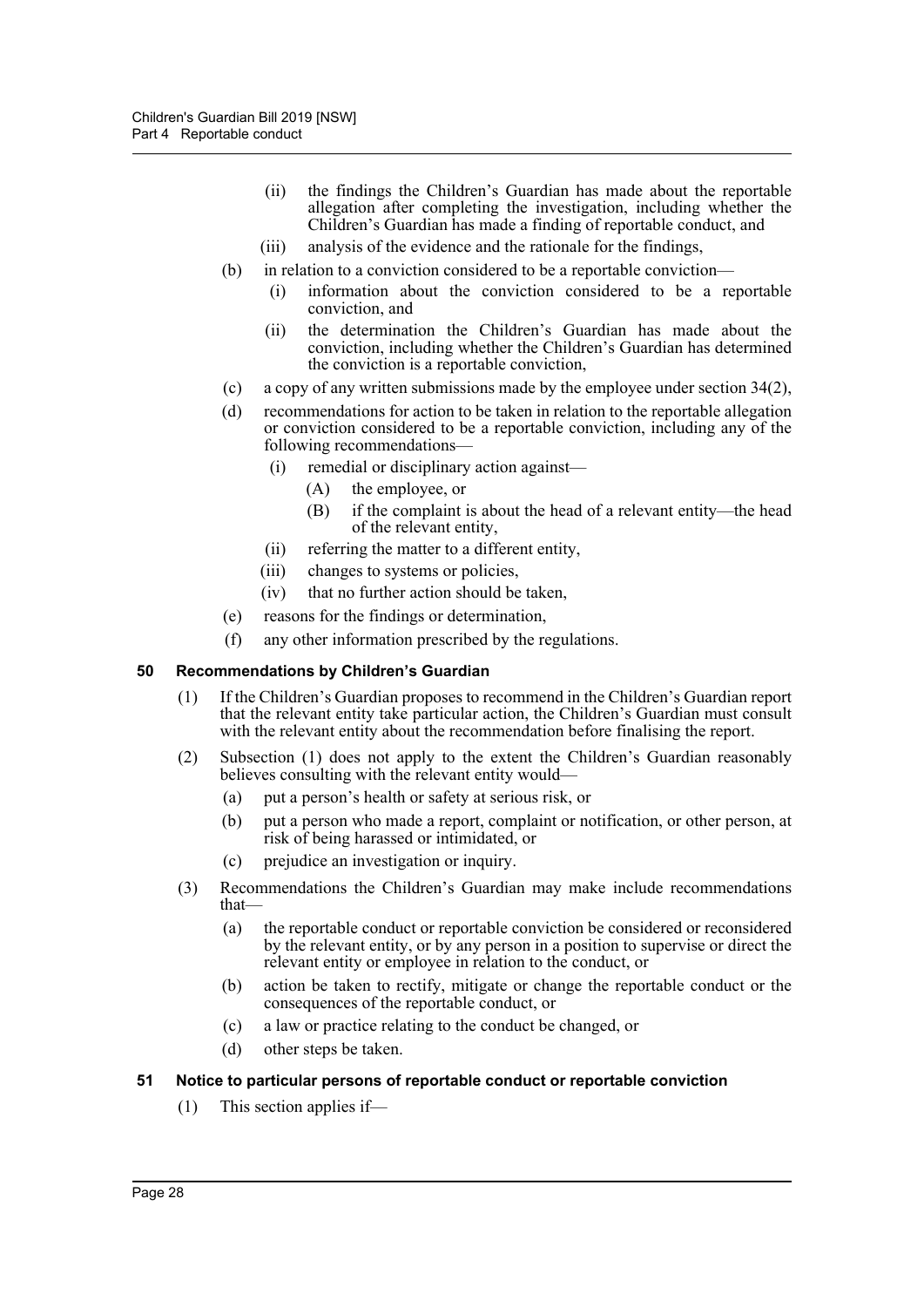(ii) the findings the Children's Guardian has made about the reportable allegation after completing the investigation, including whether the Children's Guardian has made a finding of reportable conduct, and

(iii) analysis of the evidence and the rationale for the findings,

(b) in relation to a conviction considered to be a reportable conviction—

(i) information about the conviction considered to be a reportable conviction, and

(ii) the determination the Children's Guardian has made about the conviction, including whether the Children's Guardian has determined the conviction is a reportable conviction,

(c) a copy of any written submissions made by the employee under section 34(2),

(d) recommendations for action to be taken in relation to the reportable allegation or conviction considered to be a reportable conviction, including any of the following recommendations—

(i) remedial or disciplinary action against—

(A) the employee, or

(B) if the complaint is about the head of a relevant entity—the head of the relevant entity,

(ii) referring the matter to a different entity,

(iii) changes to systems or policies,

(iv) that no further action should be taken,

(e) reasons for the findings or determination,

(f) any other information prescribed by the regulations.

### 50 Recommendations by Children's Guardian

(1) If the Children's Guardian proposes to recommend in the Children's Guardian report that the relevant entity take particular action, the Children's Guardian must consult with the relevant entity about the recommendation before finalising the report.

(2) Subsection (1) does not apply to the extent the Children's Guardian reasonably believes consulting with the relevant entity would—

(a) put a person's health or safety at serious risk, or

(b) put a person who made a report, complaint or notification, or other person, at risk of being harassed or intimidated, or

(c) prejudice an investigation or inquiry.

(3) Recommendations the Children's Guardian may make include recommendations that—

(a) the reportable conduct or reportable conviction be considered or reconsidered by the relevant entity, or by any person in a position to supervise or direct the relevant entity or employee in relation to the conduct, or

(b) action be taken to rectify, mitigate or change the reportable conduct or the consequences of the reportable conduct, or

(c) a law or practice relating to the conduct be changed, or

(d) other steps be taken.

### 51 Notice to particular persons of reportable conduct or reportable conviction

(1) This section applies if—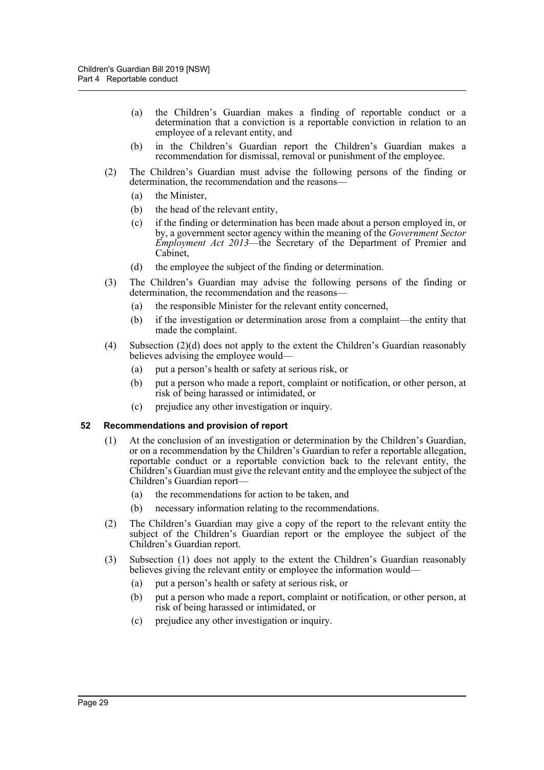(a) the Children's Guardian makes a finding of reportable conduct or a determination that a conviction is a reportable conviction in relation to an employee of a relevant entity, and

(b) in the Children's Guardian report the Children's Guardian makes a recommendation for dismissal, removal or punishment of the employee.

(2) The Children's Guardian must advise the following persons of the finding or determination, the recommendation and the reasons—

(a) the Minister,

(b) the head of the relevant entity,

(c) if the finding or determination has been made about a person employed in, or by, a government sector agency within the meaning of the *Government Sector Employment Act 2013*—the Secretary of the Department of Premier and Cabinet,

(d) the employee the subject of the finding or determination.

(3) The Children's Guardian may advise the following persons of the finding or determination, the recommendation and the reasons—

(a) the responsible Minister for the relevant entity concerned,

(b) if the investigation or determination arose from a complaint—the entity that made the complaint.

(4) Subsection (2)(d) does not apply to the extent the Children's Guardian reasonably believes advising the employee would—

(a) put a person's health or safety at serious risk, or

(b) put a person who made a report, complaint or notification, or other person, at risk of being harassed or intimidated, or

(c) prejudice any other investigation or inquiry.

### 52 Recommendations and provision of report

(1) At the conclusion of an investigation or determination by the Children's Guardian, or on a recommendation by the Children's Guardian to refer a reportable allegation, reportable conduct or a reportable conviction back to the relevant entity, the Children's Guardian must give the relevant entity and the employee the subject of the Children's Guardian report—

(a) the recommendations for action to be taken, and

(b) necessary information relating to the recommendations.

(2) The Children's Guardian may give a copy of the report to the relevant entity the subject of the Children's Guardian report or the employee the subject of the Children's Guardian report.

(3) Subsection (1) does not apply to the extent the Children's Guardian reasonably believes giving the relevant entity or employee the information would—

(a) put a person's health or safety at serious risk, or

(b) put a person who made a report, complaint or notification, or other person, at risk of being harassed or intimidated, or

(c) prejudice any other investigation or inquiry.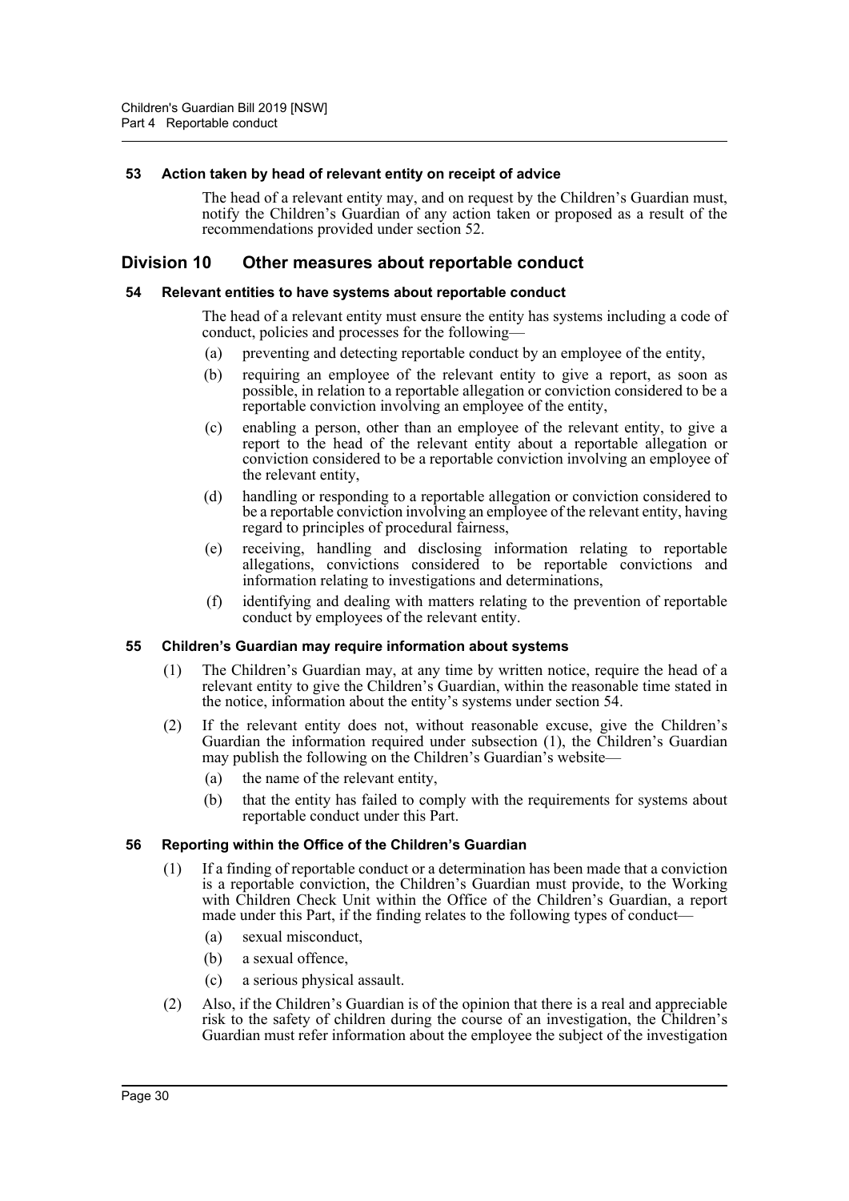#### 53 Action taken by head of relevant entity on receipt of advice

The head of a relevant entity may, and on request by the Children's Guardian must, notify the Children's Guardian of any action taken or proposed as a result of the recommendations provided under section 52.

### Division 10 Other measures about reportable conduct

#### 54 Relevant entities to have systems about reportable conduct

The head of a relevant entity must ensure the entity has systems including a code of conduct, policies and processes for the following—

(a) preventing and detecting reportable conduct by an employee of the entity,

(b) requiring an employee of the relevant entity to give a report, as soon as possible, in relation to a reportable allegation or conviction considered to be a reportable conviction involving an employee of the entity,

(c) enabling a person, other than an employee of the relevant entity, to give a report to the head of the relevant entity about a reportable allegation or conviction considered to be a reportable conviction involving an employee of the relevant entity,

(d) handling or responding to a reportable allegation or conviction considered to be a reportable conviction involving an employee of the relevant entity, having regard to principles of procedural fairness,

(e) receiving, handling and disclosing information relating to reportable allegations, convictions considered to be reportable convictions and information relating to investigations and determinations,

(f) identifying and dealing with matters relating to the prevention of reportable conduct by employees of the relevant entity.

#### 55 Children's Guardian may require information about systems

(1) The Children's Guardian may, at any time by written notice, require the head of a relevant entity to give the Children's Guardian, within the reasonable time stated in the notice, information about the entity's systems under section 54.

(2) If the relevant entity does not, without reasonable excuse, give the Children's Guardian the information required under subsection (1), the Children's Guardian may publish the following on the Children's Guardian's website—

(a) the name of the relevant entity,

(b) that the entity has failed to comply with the requirements for systems about reportable conduct under this Part.

#### 56 Reporting within the Office of the Children's Guardian

(1) If a finding of reportable conduct or a determination has been made that a conviction is a reportable conviction, the Children's Guardian must provide, to the Working with Children Check Unit within the Office of the Children's Guardian, a report made under this Part, if the finding relates to the following types of conduct—

(a) sexual misconduct,

(b) a sexual offence,

(c) a serious physical assault.

(2) Also, if the Children's Guardian is of the opinion that there is a real and appreciable risk to the safety of children during the course of an investigation, the Children's Guardian must refer information about the employee the subject of the investigation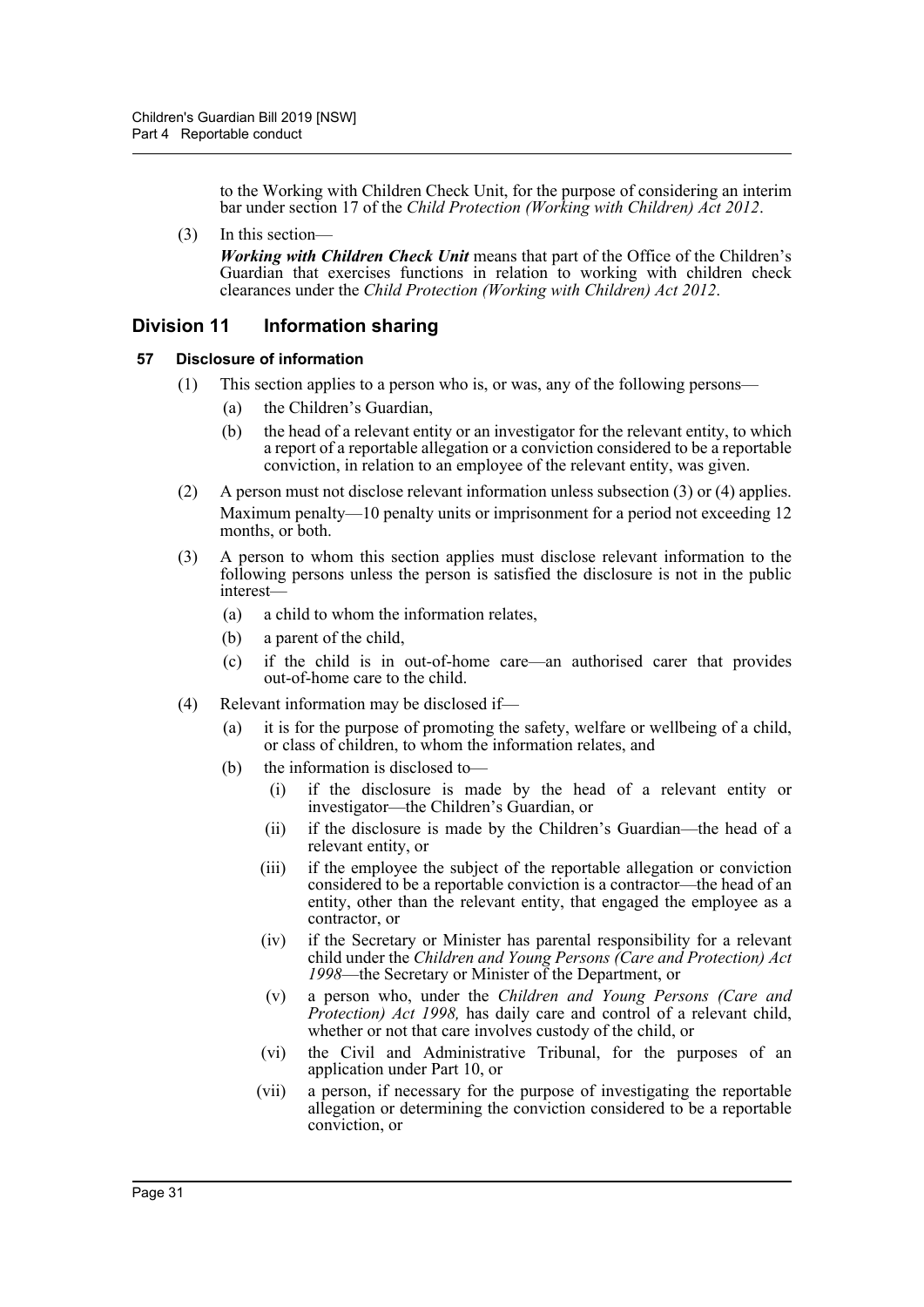to the Working with Children Check Unit, for the purpose of considering an interim bar under section 17 of the *Child Protection (Working with Children) Act 2012*.

(3) In this section—

***Working with Children Check Unit*** means that part of the Office of the Children's Guardian that exercises functions in relation to working with children check clearances under the *Child Protection (Working with Children) Act 2012*.

## Division 11 Information sharing

### 57 Disclosure of information

(1) This section applies to a person who is, or was, any of the following persons—

  (a) the Children's Guardian,

  (b) the head of a relevant entity or an investigator for the relevant entity, to which a report of a reportable allegation or a conviction considered to be a reportable conviction, in relation to an employee of the relevant entity, was given.

(2) A person must not disclose relevant information unless subsection (3) or (4) applies.

Maximum penalty—10 penalty units or imprisonment for a period not exceeding 12 months, or both.

(3) A person to whom this section applies must disclose relevant information to the following persons unless the person is satisfied the disclosure is not in the public interest—

  (a) a child to whom the information relates,

  (b) a parent of the child,

  (c) if the child is in out-of-home care—an authorised carer that provides out-of-home care to the child.

(4) Relevant information may be disclosed if—

  (a) it is for the purpose of promoting the safety, welfare or wellbeing of a child, or class of children, to whom the information relates, and

  (b) the information is disclosed to—

    (i) if the disclosure is made by the head of a relevant entity or investigator—the Children's Guardian, or

    (ii) if the disclosure is made by the Children's Guardian—the head of a relevant entity, or

    (iii) if the employee the subject of the reportable allegation or conviction considered to be a reportable conviction is a contractor—the head of an entity, other than the relevant entity, that engaged the employee as a contractor, or

    (iv) if the Secretary or Minister has parental responsibility for a relevant child under the *Children and Young Persons (Care and Protection) Act 1998*—the Secretary or Minister of the Department, or

    (v) a person who, under the *Children and Young Persons (Care and Protection) Act 1998,* has daily care and control of a relevant child, whether or not that care involves custody of the child, or

    (vi) the Civil and Administrative Tribunal, for the purposes of an application under Part 10, or

    (vii) a person, if necessary for the purpose of investigating the reportable allegation or determining the conviction considered to be a reportable conviction, or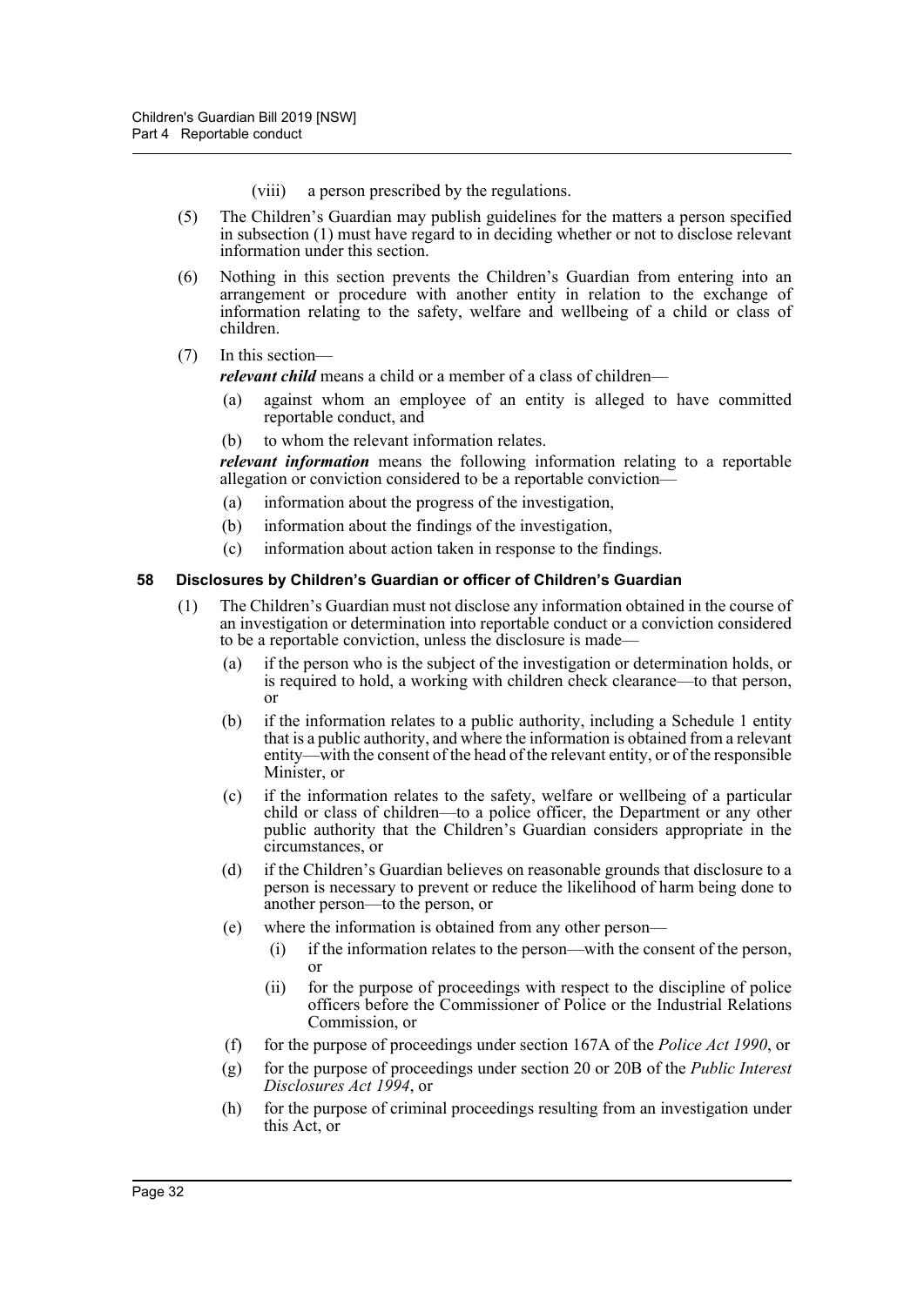(viii) a person prescribed by the regulations.

(5) The Children's Guardian may publish guidelines for the matters a person specified in subsection (1) must have regard to in deciding whether or not to disclose relevant information under this section.

(6) Nothing in this section prevents the Children's Guardian from entering into an arrangement or procedure with another entity in relation to the exchange of information relating to the safety, welfare and wellbeing of a child or class of children.

(7) In this section—

***relevant child*** means a child or a member of a class of children—

(a) against whom an employee of an entity is alleged to have committed reportable conduct, and

(b) to whom the relevant information relates.

***relevant information*** means the following information relating to a reportable allegation or conviction considered to be a reportable conviction—

(a) information about the progress of the investigation,

(b) information about the findings of the investigation,

(c) information about action taken in response to the findings.

### 58 Disclosures by Children's Guardian or officer of Children's Guardian

(1) The Children's Guardian must not disclose any information obtained in the course of an investigation or determination into reportable conduct or a conviction considered to be a reportable conviction, unless the disclosure is made—

(a) if the person who is the subject of the investigation or determination holds, or is required to hold, a working with children check clearance—to that person, or

(b) if the information relates to a public authority, including a Schedule 1 entity that is a public authority, and where the information is obtained from a relevant entity—with the consent of the head of the relevant entity, or of the responsible Minister, or

(c) if the information relates to the safety, welfare or wellbeing of a particular child or class of children—to a police officer, the Department or any other public authority that the Children's Guardian considers appropriate in the circumstances, or

(d) if the Children's Guardian believes on reasonable grounds that disclosure to a person is necessary to prevent or reduce the likelihood of harm being done to another person—to the person, or

(e) where the information is obtained from any other person—

(i) if the information relates to the person—with the consent of the person, or

(ii) for the purpose of proceedings with respect to the discipline of police officers before the Commissioner of Police or the Industrial Relations Commission, or

(f) for the purpose of proceedings under section 167A of the *Police Act 1990*, or

(g) for the purpose of proceedings under section 20 or 20B of the *Public Interest Disclosures Act 1994*, or

(h) for the purpose of criminal proceedings resulting from an investigation under this Act, or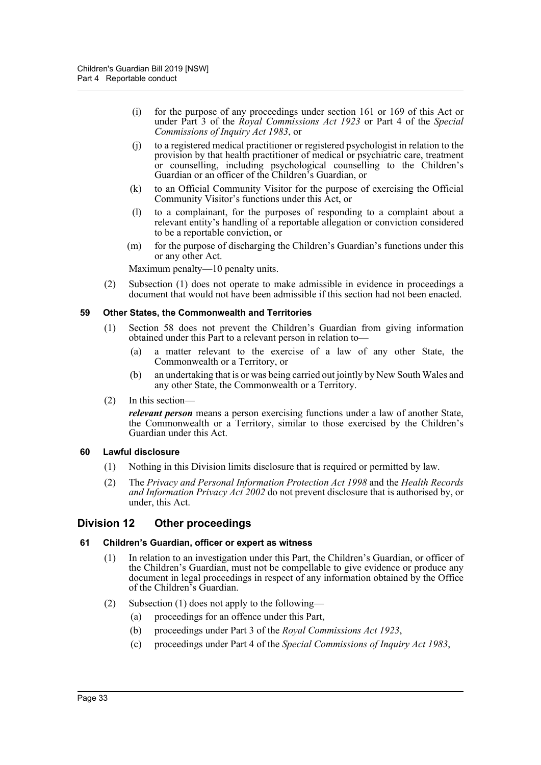- (i) for the purpose of any proceedings under section 161 or 169 of this Act or under Part 3 of the *Royal Commissions Act 1923* or Part 4 of the *Special Commissions of Inquiry Act 1983*, or
- (j) to a registered medical practitioner or registered psychologist in relation to the provision by that health practitioner of medical or psychiatric care, treatment or counselling, including psychological counselling to the Children's Guardian or an officer of the Children's Guardian, or
- (k) to an Official Community Visitor for the purpose of exercising the Official Community Visitor's functions under this Act, or
- (l) to a complainant, for the purposes of responding to a complaint about a relevant entity's handling of a reportable allegation or conviction considered to be a reportable conviction, or
- (m) for the purpose of discharging the Children's Guardian's functions under this or any other Act.

Maximum penalty—10 penalty units.

(2) Subsection (1) does not operate to make admissible in evidence in proceedings a document that would not have been admissible if this section had not been enacted.

#### 59 Other States, the Commonwealth and Territories

(1) Section 58 does not prevent the Children's Guardian from giving information obtained under this Part to a relevant person in relation to—

- (a) a matter relevant to the exercise of a law of any other State, the Commonwealth or a Territory, or
- (b) an undertaking that is or was being carried out jointly by New South Wales and any other State, the Commonwealth or a Territory.

(2) In this section—

***relevant person*** means a person exercising functions under a law of another State, the Commonwealth or a Territory, similar to those exercised by the Children's Guardian under this Act.

#### 60 Lawful disclosure

(1) Nothing in this Division limits disclosure that is required or permitted by law.

(2) The *Privacy and Personal Information Protection Act 1998* and the *Health Records and Information Privacy Act 2002* do not prevent disclosure that is authorised by, or under, this Act.

## Division 12 Other proceedings

#### 61 Children's Guardian, officer or expert as witness

(1) In relation to an investigation under this Part, the Children's Guardian, or officer of the Children's Guardian, must not be compellable to give evidence or produce any document in legal proceedings in respect of any information obtained by the Office of the Children's Guardian.

(2) Subsection (1) does not apply to the following—

- (a) proceedings for an offence under this Part,
- (b) proceedings under Part 3 of the *Royal Commissions Act 1923*,
- (c) proceedings under Part 4 of the *Special Commissions of Inquiry Act 1983*,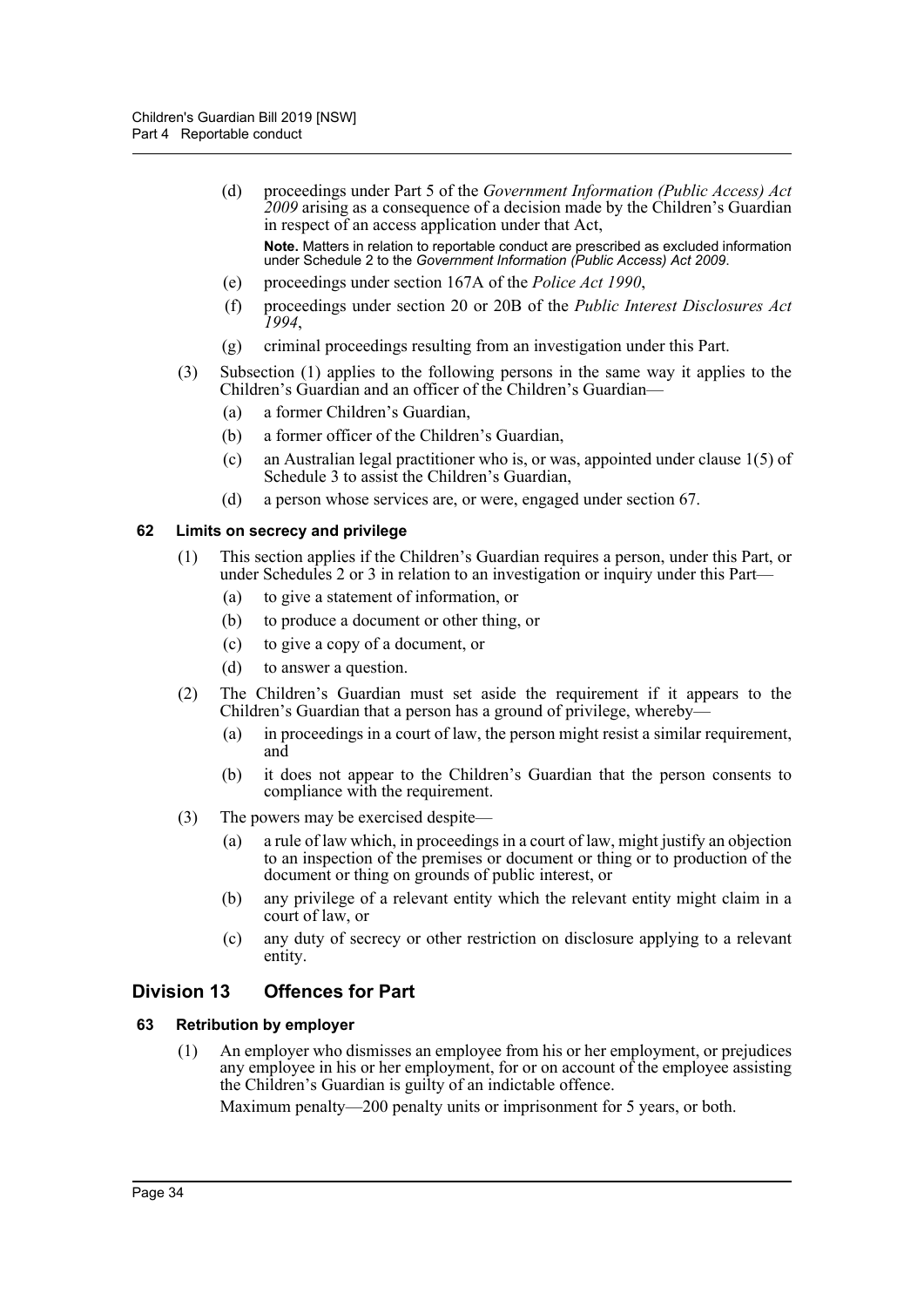(d) proceedings under Part 5 of the *Government Information (Public Access) Act 2009* arising as a consequence of a decision made by the Children's Guardian in respect of an access application under that Act,

**Note.** Matters in relation to reportable conduct are prescribed as excluded information under Schedule 2 to the *Government Information (Public Access) Act 2009*.

(e) proceedings under section 167A of the *Police Act 1990*,

(f) proceedings under section 20 or 20B of the *Public Interest Disclosures Act 1994*,

(g) criminal proceedings resulting from an investigation under this Part.

(3) Subsection (1) applies to the following persons in the same way it applies to the Children's Guardian and an officer of the Children's Guardian—

(a) a former Children's Guardian,

(b) a former officer of the Children's Guardian,

(c) an Australian legal practitioner who is, or was, appointed under clause 1(5) of Schedule 3 to assist the Children's Guardian,

(d) a person whose services are, or were, engaged under section 67.

### 62 Limits on secrecy and privilege

(1) This section applies if the Children's Guardian requires a person, under this Part, or under Schedules 2 or 3 in relation to an investigation or inquiry under this Part—

(a) to give a statement of information, or

(b) to produce a document or other thing, or

(c) to give a copy of a document, or

(d) to answer a question.

(2) The Children's Guardian must set aside the requirement if it appears to the Children's Guardian that a person has a ground of privilege, whereby—

(a) in proceedings in a court of law, the person might resist a similar requirement, and

(b) it does not appear to the Children's Guardian that the person consents to compliance with the requirement.

(3) The powers may be exercised despite—

(a) a rule of law which, in proceedings in a court of law, might justify an objection to an inspection of the premises or document or thing or to production of the document or thing on grounds of public interest, or

(b) any privilege of a relevant entity which the relevant entity might claim in a court of law, or

(c) any duty of secrecy or other restriction on disclosure applying to a relevant entity.

## Division 13 Offences for Part

### 63 Retribution by employer

(1) An employer who dismisses an employee from his or her employment, or prejudices any employee in his or her employment, for or on account of the employee assisting the Children's Guardian is guilty of an indictable offence.

Maximum penalty—200 penalty units or imprisonment for 5 years, or both.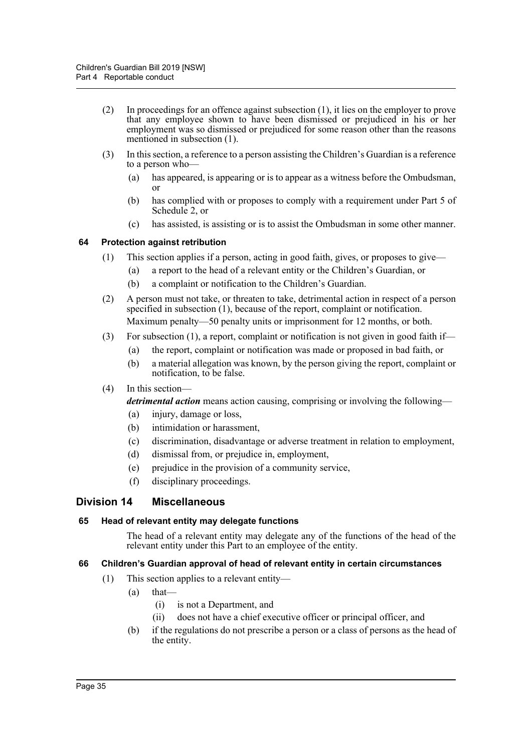(2) In proceedings for an offence against subsection (1), it lies on the employer to prove that any employee shown to have been dismissed or prejudiced in his or her employment was so dismissed or prejudiced for some reason other than the reasons mentioned in subsection (1).

(3) In this section, a reference to a person assisting the Children's Guardian is a reference to a person who—

(a) has appeared, is appearing or is to appear as a witness before the Ombudsman, or

(b) has complied with or proposes to comply with a requirement under Part 5 of Schedule 2, or

(c) has assisted, is assisting or is to assist the Ombudsman in some other manner.

#### 64 Protection against retribution

(1) This section applies if a person, acting in good faith, gives, or proposes to give—

(a) a report to the head of a relevant entity or the Children's Guardian, or

(b) a complaint or notification to the Children's Guardian.

(2) A person must not take, or threaten to take, detrimental action in respect of a person specified in subsection (1), because of the report, complaint or notification.

Maximum penalty—50 penalty units or imprisonment for 12 months, or both.

(3) For subsection (1), a report, complaint or notification is not given in good faith if—

(a) the report, complaint or notification was made or proposed in bad faith, or

(b) a material allegation was known, by the person giving the report, complaint or notification, to be false.

(4) In this section—

***detrimental action*** means action causing, comprising or involving the following—

(a) injury, damage or loss,

(b) intimidation or harassment,

(c) discrimination, disadvantage or adverse treatment in relation to employment,

(d) dismissal from, or prejudice in, employment,

(e) prejudice in the provision of a community service,

(f) disciplinary proceedings.

### Division 14 Miscellaneous

#### 65 Head of relevant entity may delegate functions

The head of a relevant entity may delegate any of the functions of the head of the relevant entity under this Part to an employee of the entity.

#### 66 Children's Guardian approval of head of relevant entity in certain circumstances

(1) This section applies to a relevant entity—

(a) that—

(i) is not a Department, and

(ii) does not have a chief executive officer or principal officer, and

(b) if the regulations do not prescribe a person or a class of persons as the head of the entity.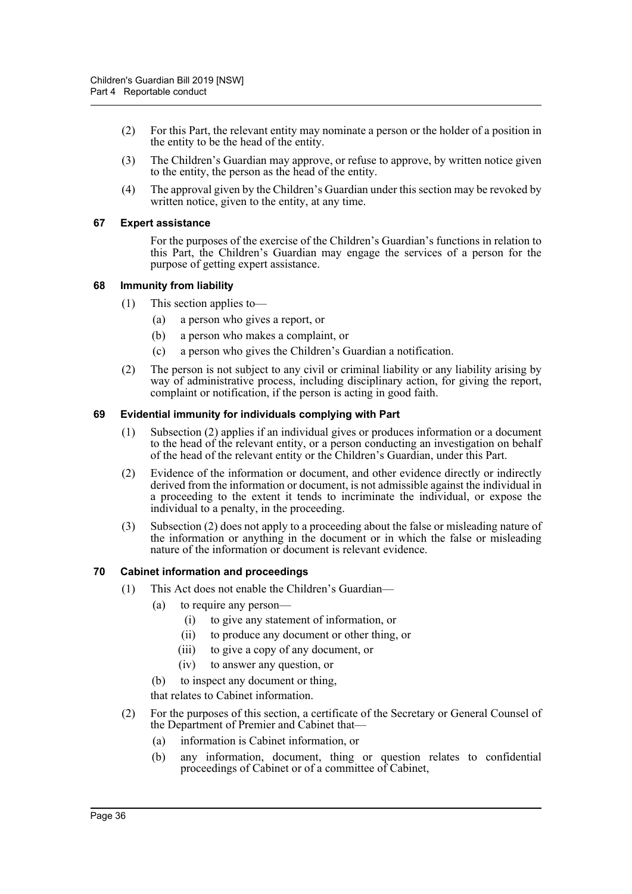(2) For this Part, the relevant entity may nominate a person or the holder of a position in the entity to be the head of the entity.

(3) The Children's Guardian may approve, or refuse to approve, by written notice given to the entity, the person as the head of the entity.

(4) The approval given by the Children's Guardian under this section may be revoked by written notice, given to the entity, at any time.

### 67 Expert assistance

For the purposes of the exercise of the Children's Guardian's functions in relation to this Part, the Children's Guardian may engage the services of a person for the purpose of getting expert assistance.

### 68 Immunity from liability

(1) This section applies to—

(a) a person who gives a report, or

(b) a person who makes a complaint, or

(c) a person who gives the Children's Guardian a notification.

(2) The person is not subject to any civil or criminal liability or any liability arising by way of administrative process, including disciplinary action, for giving the report, complaint or notification, if the person is acting in good faith.

### 69 Evidential immunity for individuals complying with Part

(1) Subsection (2) applies if an individual gives or produces information or a document to the head of the relevant entity, or a person conducting an investigation on behalf of the head of the relevant entity or the Children's Guardian, under this Part.

(2) Evidence of the information or document, and other evidence directly or indirectly derived from the information or document, is not admissible against the individual in a proceeding to the extent it tends to incriminate the individual, or expose the individual to a penalty, in the proceeding.

(3) Subsection (2) does not apply to a proceeding about the false or misleading nature of the information or anything in the document or in which the false or misleading nature of the information or document is relevant evidence.

### 70 Cabinet information and proceedings

(1) This Act does not enable the Children's Guardian—

(a) to require any person—

(i) to give any statement of information, or

(ii) to produce any document or other thing, or

(iii) to give a copy of any document, or

(iv) to answer any question, or

(b) to inspect any document or thing,

that relates to Cabinet information.

(2) For the purposes of this section, a certificate of the Secretary or General Counsel of the Department of Premier and Cabinet that—

(a) information is Cabinet information, or

(b) any information, document, thing or question relates to confidential proceedings of Cabinet or of a committee of Cabinet,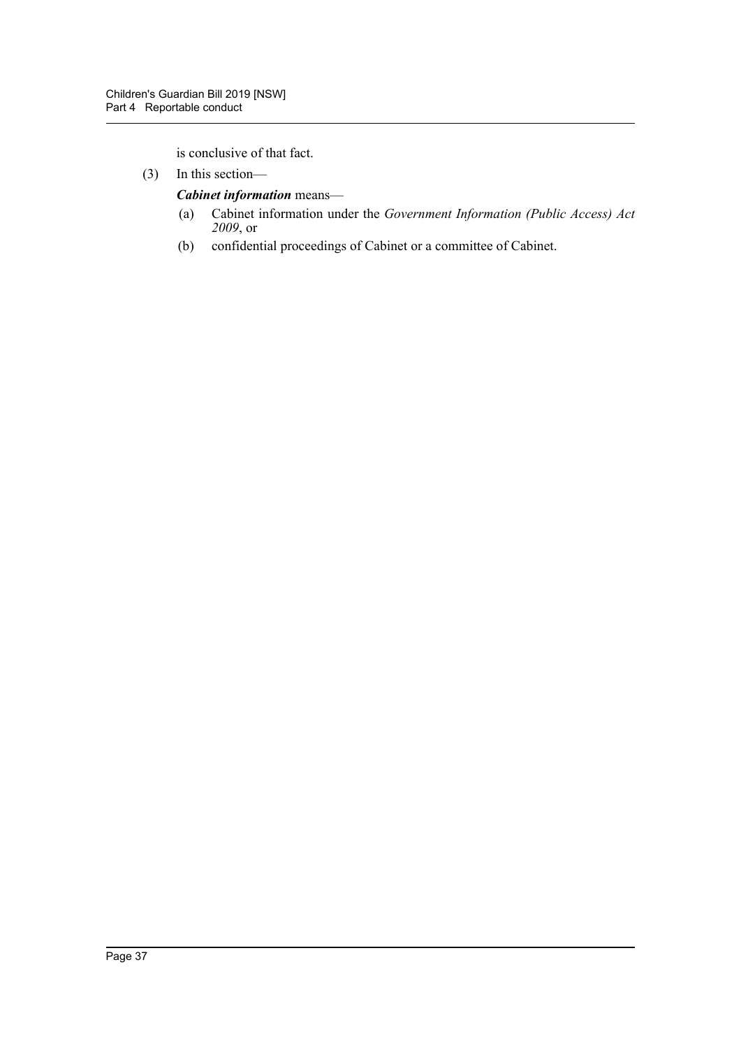is conclusive of that fact.

(3) In this section—

***Cabinet information*** means—

(a) Cabinet information under the *Government Information (Public Access) Act 2009*, or

(b) confidential proceedings of Cabinet or a committee of Cabinet.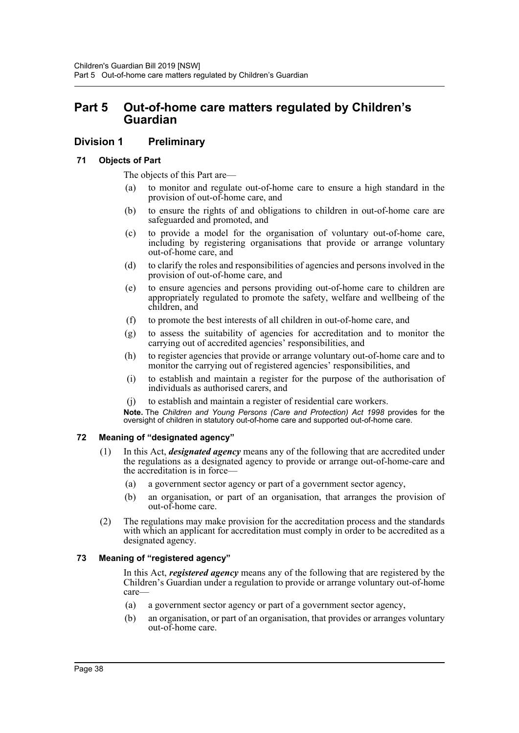# Part 5 Out-of-home care matters regulated by Children's Guardian

## Division 1 Preliminary

### 71 Objects of Part

The objects of this Part are—

(a) to monitor and regulate out-of-home care to ensure a high standard in the provision of out-of-home care, and

(b) to ensure the rights of and obligations to children in out-of-home care are safeguarded and promoted, and

(c) to provide a model for the organisation of voluntary out-of-home care, including by registering organisations that provide or arrange voluntary out-of-home care, and

(d) to clarify the roles and responsibilities of agencies and persons involved in the provision of out-of-home care, and

(e) to ensure agencies and persons providing out-of-home care to children are appropriately regulated to promote the safety, welfare and wellbeing of the children, and

(f) to promote the best interests of all children in out-of-home care, and

(g) to assess the suitability of agencies for accreditation and to monitor the carrying out of accredited agencies' responsibilities, and

(h) to register agencies that provide or arrange voluntary out-of-home care and to monitor the carrying out of registered agencies' responsibilities, and

(i) to establish and maintain a register for the purpose of the authorisation of individuals as authorised carers, and

(j) to establish and maintain a register of residential care workers.

**Note.** The *Children and Young Persons (Care and Protection) Act 1998* provides for the oversight of children in statutory out-of-home care and supported out-of-home care.

### 72 Meaning of "designated agency"

(1) In this Act, ***designated agency*** means any of the following that are accredited under the regulations as a designated agency to provide or arrange out-of-home-care and the accreditation is in force—

(a) a government sector agency or part of a government sector agency,

(b) an organisation, or part of an organisation, that arranges the provision of out-of-home care.

(2) The regulations may make provision for the accreditation process and the standards with which an applicant for accreditation must comply in order to be accredited as a designated agency.

### 73 Meaning of "registered agency"

In this Act, ***registered agency*** means any of the following that are registered by the Children's Guardian under a regulation to provide or arrange voluntary out-of-home care—

(a) a government sector agency or part of a government sector agency,

(b) an organisation, or part of an organisation, that provides or arranges voluntary out-of-home care.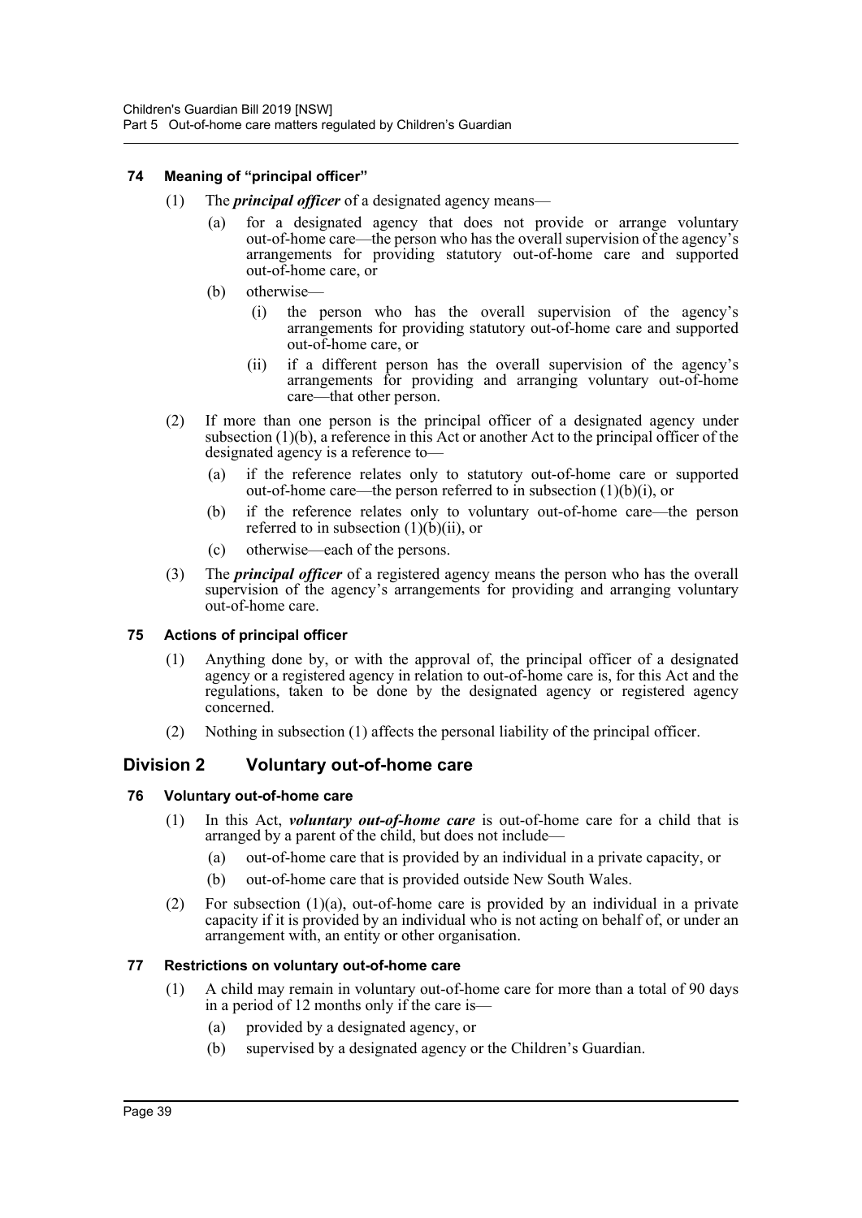### 74 Meaning of "principal officer"

(1) The ***principal officer*** of a designated agency means—

(a) for a designated agency that does not provide or arrange voluntary out-of-home care—the person who has the overall supervision of the agency's arrangements for providing statutory out-of-home care and supported out-of-home care, or

(b) otherwise—

(i) the person who has the overall supervision of the agency's arrangements for providing statutory out-of-home care and supported out-of-home care, or

(ii) if a different person has the overall supervision of the agency's arrangements for providing and arranging voluntary out-of-home care—that other person.

(2) If more than one person is the principal officer of a designated agency under subsection (1)(b), a reference in this Act or another Act to the principal officer of the designated agency is a reference to—

(a) if the reference relates only to statutory out-of-home care or supported out-of-home care—the person referred to in subsection (1)(b)(i), or

(b) if the reference relates only to voluntary out-of-home care—the person referred to in subsection (1)(b)(ii), or

(c) otherwise—each of the persons.

(3) The ***principal officer*** of a registered agency means the person who has the overall supervision of the agency's arrangements for providing and arranging voluntary out-of-home care.

### 75 Actions of principal officer

(1) Anything done by, or with the approval of, the principal officer of a designated agency or a registered agency in relation to out-of-home care is, for this Act and the regulations, taken to be done by the designated agency or registered agency concerned.

(2) Nothing in subsection (1) affects the personal liability of the principal officer.

## Division 2 Voluntary out-of-home care

### 76 Voluntary out-of-home care

(1) In this Act, ***voluntary out-of-home care*** is out-of-home care for a child that is arranged by a parent of the child, but does not include—

(a) out-of-home care that is provided by an individual in a private capacity, or

(b) out-of-home care that is provided outside New South Wales.

(2) For subsection (1)(a), out-of-home care is provided by an individual in a private capacity if it is provided by an individual who is not acting on behalf of, or under an arrangement with, an entity or other organisation.

### 77 Restrictions on voluntary out-of-home care

(1) A child may remain in voluntary out-of-home care for more than a total of 90 days in a period of 12 months only if the care is—

(a) provided by a designated agency, or

(b) supervised by a designated agency or the Children's Guardian.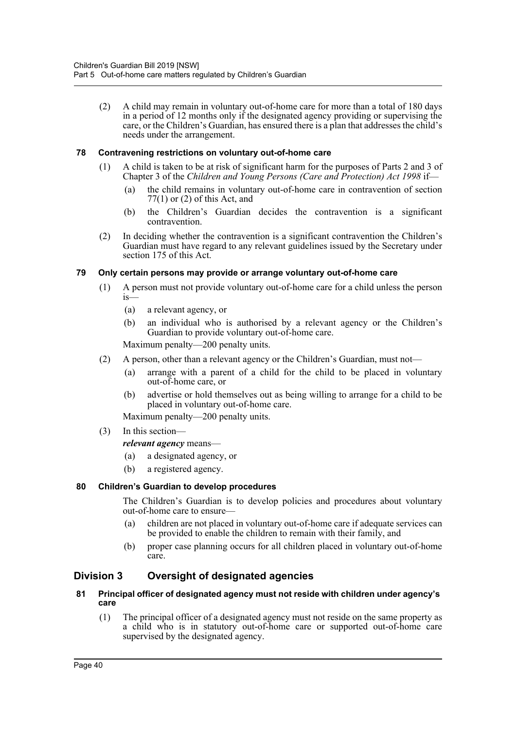(2) A child may remain in voluntary out-of-home care for more than a total of 180 days in a period of 12 months only if the designated agency providing or supervising the care, or the Children's Guardian, has ensured there is a plan that addresses the child's needs under the arrangement.

#### 78 Contravening restrictions on voluntary out-of-home care

(1) A child is taken to be at risk of significant harm for the purposes of Parts 2 and 3 of Chapter 3 of the *Children and Young Persons (Care and Protection) Act 1998* if—

- (a) the child remains in voluntary out-of-home care in contravention of section 77(1) or (2) of this Act, and
- (b) the Children's Guardian decides the contravention is a significant contravention.

(2) In deciding whether the contravention is a significant contravention the Children's Guardian must have regard to any relevant guidelines issued by the Secretary under section 175 of this Act.

#### 79 Only certain persons may provide or arrange voluntary out-of-home care

(1) A person must not provide voluntary out-of-home care for a child unless the person is—

- (a) a relevant agency, or
- (b) an individual who is authorised by a relevant agency or the Children's Guardian to provide voluntary out-of-home care.

Maximum penalty—200 penalty units.

(2) A person, other than a relevant agency or the Children's Guardian, must not—

- (a) arrange with a parent of a child for the child to be placed in voluntary out-of-home care, or
- (b) advertise or hold themselves out as being willing to arrange for a child to be placed in voluntary out-of-home care.

Maximum penalty—200 penalty units.

(3) In this section—

***relevant agency*** means—

- (a) a designated agency, or
- (b) a registered agency.

#### 80 Children's Guardian to develop procedures

The Children's Guardian is to develop policies and procedures about voluntary out-of-home care to ensure—

- (a) children are not placed in voluntary out-of-home care if adequate services can be provided to enable the children to remain with their family, and
- (b) proper case planning occurs for all children placed in voluntary out-of-home care.

## Division 3 Oversight of designated agencies

#### 81 Principal officer of designated agency must not reside with children under agency's care

(1) The principal officer of a designated agency must not reside on the same property as a child who is in statutory out-of-home care or supported out-of-home care supervised by the designated agency.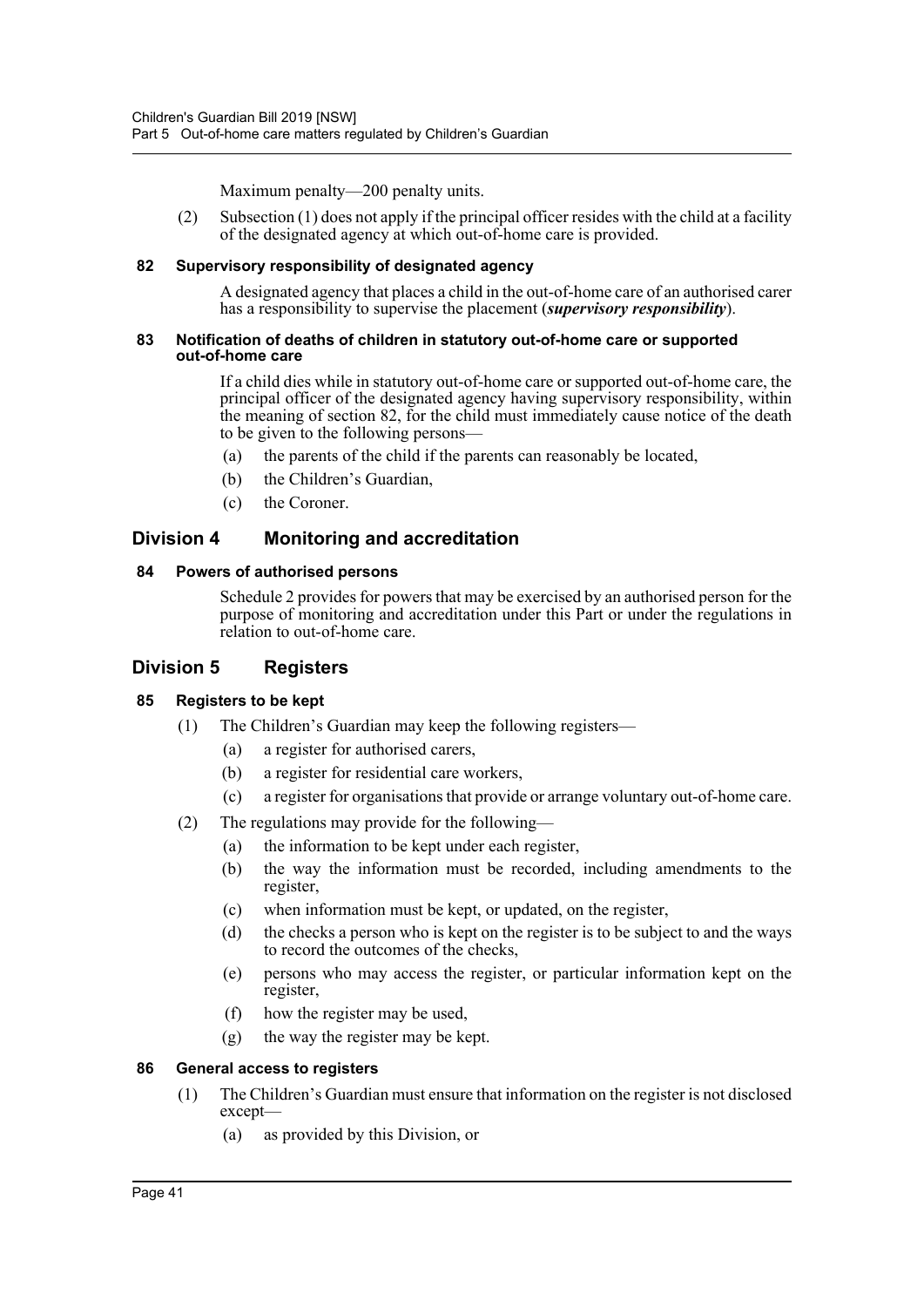Maximum penalty—200 penalty units.

(2) Subsection (1) does not apply if the principal officer resides with the child at a facility of the designated agency at which out-of-home care is provided.

#### 82 Supervisory responsibility of designated agency

A designated agency that places a child in the out-of-home care of an authorised carer has a responsibility to supervise the placement (***supervisory responsibility***).

#### 83 Notification of deaths of children in statutory out-of-home care or supported out-of-home care

If a child dies while in statutory out-of-home care or supported out-of-home care, the principal officer of the designated agency having supervisory responsibility, within the meaning of section 82, for the child must immediately cause notice of the death to be given to the following persons—

(a) the parents of the child if the parents can reasonably be located,

(b) the Children's Guardian,

(c) the Coroner.

## Division 4 Monitoring and accreditation

#### 84 Powers of authorised persons

Schedule 2 provides for powers that may be exercised by an authorised person for the purpose of monitoring and accreditation under this Part or under the regulations in relation to out-of-home care.

## Division 5 Registers

#### 85 Registers to be kept

(1) The Children's Guardian may keep the following registers—

(a) a register for authorised carers,

(b) a register for residential care workers,

(c) a register for organisations that provide or arrange voluntary out-of-home care.

(2) The regulations may provide for the following—

(a) the information to be kept under each register,

(b) the way the information must be recorded, including amendments to the register,

(c) when information must be kept, or updated, on the register,

(d) the checks a person who is kept on the register is to be subject to and the ways to record the outcomes of the checks,

(e) persons who may access the register, or particular information kept on the register,

(f) how the register may be used,

(g) the way the register may be kept.

#### 86 General access to registers

(1) The Children's Guardian must ensure that information on the register is not disclosed except—

(a) as provided by this Division, or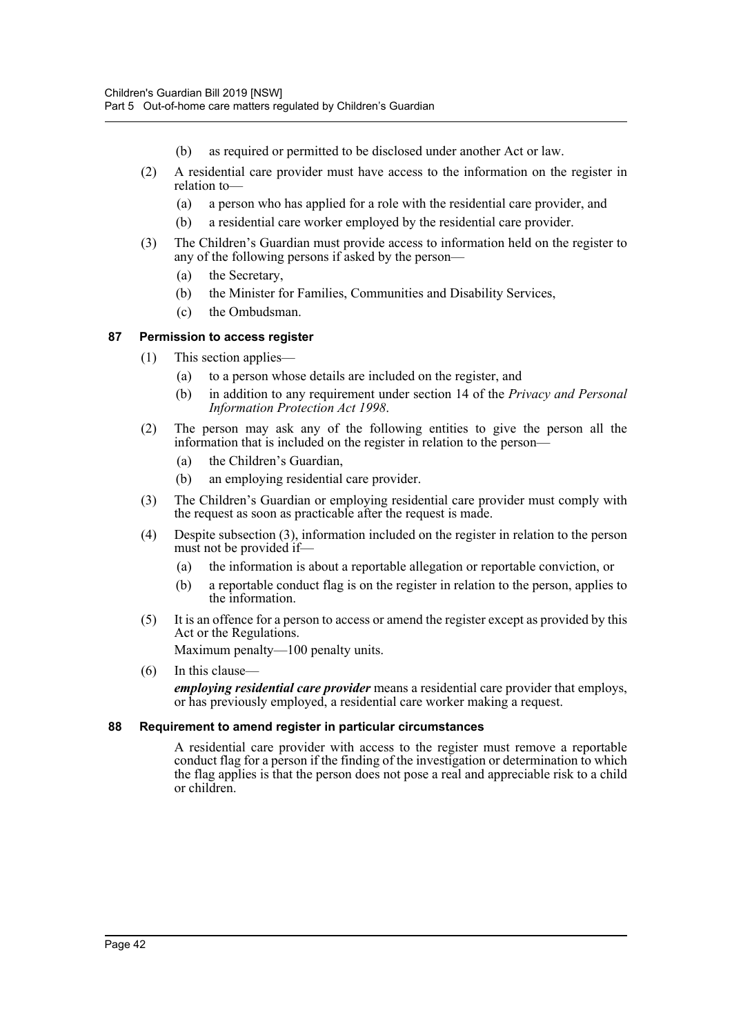(b) as required or permitted to be disclosed under another Act or law.

(2) A residential care provider must have access to the information on the register in relation to—

(a) a person who has applied for a role with the residential care provider, and

(b) a residential care worker employed by the residential care provider.

(3) The Children's Guardian must provide access to information held on the register to any of the following persons if asked by the person—

(a) the Secretary,

(b) the Minister for Families, Communities and Disability Services,

(c) the Ombudsman.

### 87 Permission to access register

(1) This section applies—

(a) to a person whose details are included on the register, and

(b) in addition to any requirement under section 14 of the *Privacy and Personal Information Protection Act 1998*.

(2) The person may ask any of the following entities to give the person all the information that is included on the register in relation to the person—

(a) the Children's Guardian,

(b) an employing residential care provider.

(3) The Children's Guardian or employing residential care provider must comply with the request as soon as practicable after the request is made.

(4) Despite subsection (3), information included on the register in relation to the person must not be provided if—

(a) the information is about a reportable allegation or reportable conviction, or

(b) a reportable conduct flag is on the register in relation to the person, applies to the information.

(5) It is an offence for a person to access or amend the register except as provided by this Act or the Regulations.

Maximum penalty—100 penalty units.

(6) In this clause—

***employing residential care provider*** means a residential care provider that employs, or has previously employed, a residential care worker making a request.

### 88 Requirement to amend register in particular circumstances

A residential care provider with access to the register must remove a reportable conduct flag for a person if the finding of the investigation or determination to which the flag applies is that the person does not pose a real and appreciable risk to a child or children.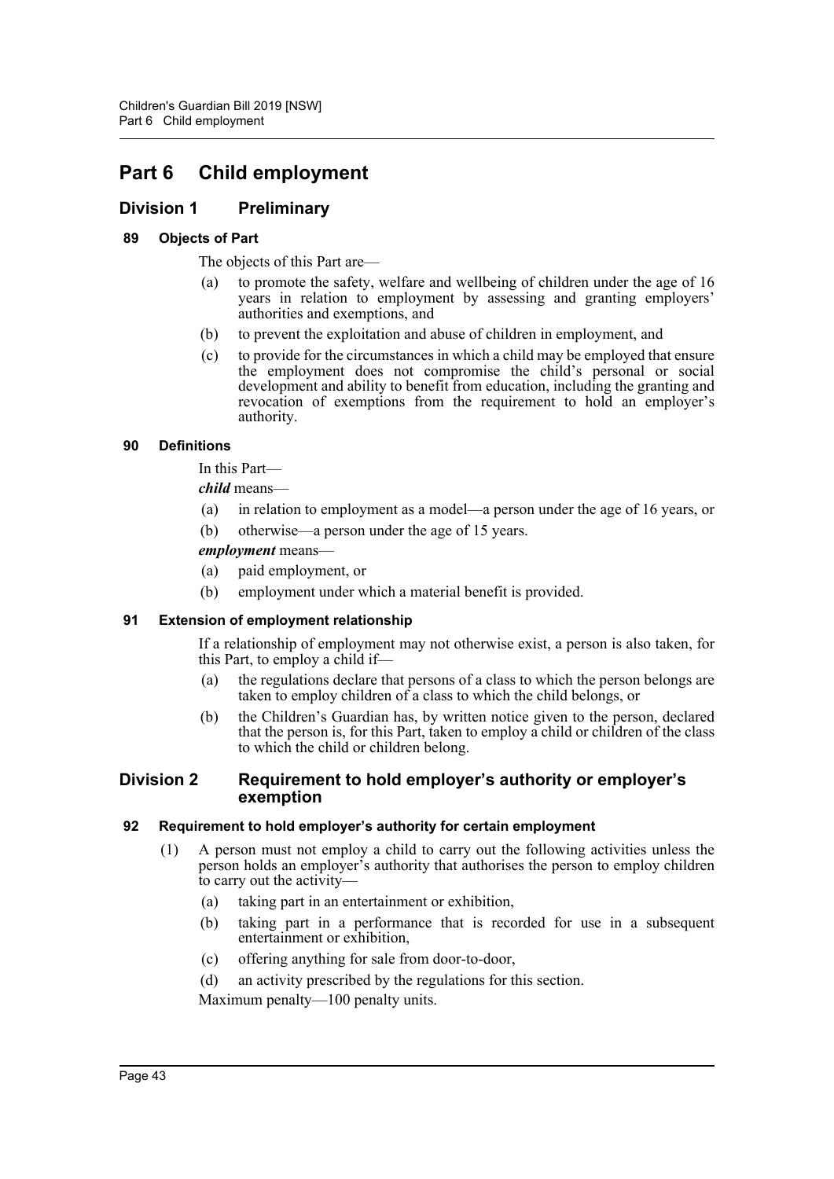# Part 6 Child employment

## Division 1 Preliminary

### 89 Objects of Part

The objects of this Part are—

(a) to promote the safety, welfare and wellbeing of children under the age of 16 years in relation to employment by assessing and granting employers' authorities and exemptions, and

(b) to prevent the exploitation and abuse of children in employment, and

(c) to provide for the circumstances in which a child may be employed that ensure the employment does not compromise the child's personal or social development and ability to benefit from education, including the granting and revocation of exemptions from the requirement to hold an employer's authority.

### 90 Definitions

In this Part—

***child*** means—

(a) in relation to employment as a model—a person under the age of 16 years, or

(b) otherwise—a person under the age of 15 years.

***employment*** means—

(a) paid employment, or

(b) employment under which a material benefit is provided.

### 91 Extension of employment relationship

If a relationship of employment may not otherwise exist, a person is also taken, for this Part, to employ a child if—

(a) the regulations declare that persons of a class to which the person belongs are taken to employ children of a class to which the child belongs, or

(b) the Children's Guardian has, by written notice given to the person, declared that the person is, for this Part, taken to employ a child or children of the class to which the child or children belong.

## Division 2 Requirement to hold employer's authority or employer's exemption

### 92 Requirement to hold employer's authority for certain employment

(1) A person must not employ a child to carry out the following activities unless the person holds an employer's authority that authorises the person to employ children to carry out the activity—

(a) taking part in an entertainment or exhibition,

(b) taking part in a performance that is recorded for use in a subsequent entertainment or exhibition,

(c) offering anything for sale from door-to-door,

(d) an activity prescribed by the regulations for this section.

Maximum penalty—100 penalty units.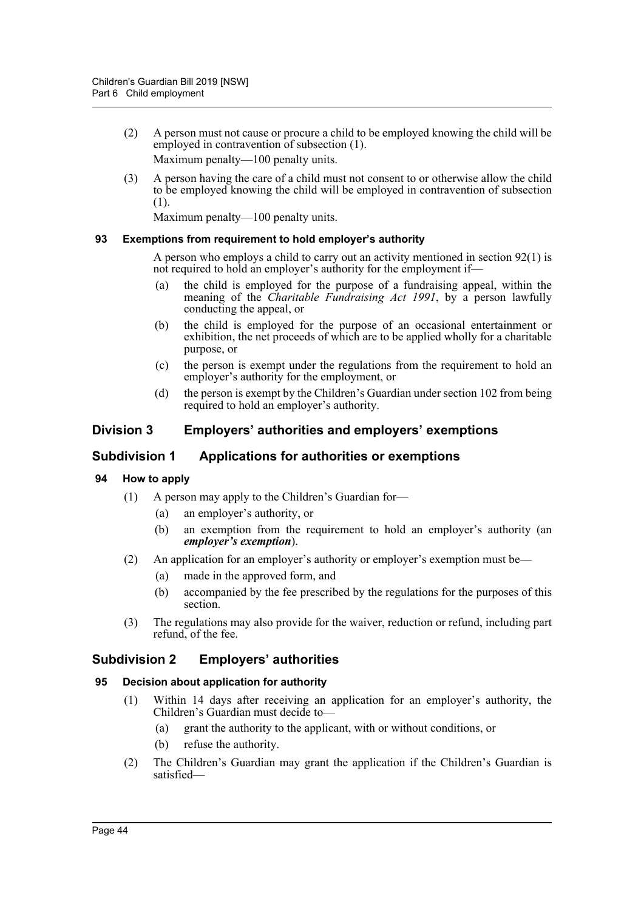(2) A person must not cause or procure a child to be employed knowing the child will be employed in contravention of subsection (1).

Maximum penalty—100 penalty units.

(3) A person having the care of a child must not consent to or otherwise allow the child to be employed knowing the child will be employed in contravention of subsection (1).

Maximum penalty—100 penalty units.

#### 93 Exemptions from requirement to hold employer's authority

A person who employs a child to carry out an activity mentioned in section 92(1) is not required to hold an employer's authority for the employment if—

(a) the child is employed for the purpose of a fundraising appeal, within the meaning of the *Charitable Fundraising Act 1991*, by a person lawfully conducting the appeal, or

(b) the child is employed for the purpose of an occasional entertainment or exhibition, the net proceeds of which are to be applied wholly for a charitable purpose, or

(c) the person is exempt under the regulations from the requirement to hold an employer's authority for the employment, or

(d) the person is exempt by the Children's Guardian under section 102 from being required to hold an employer's authority.

## Division 3 Employers' authorities and employers' exemptions

### Subdivision 1 Applications for authorities or exemptions

#### 94 How to apply

(1) A person may apply to the Children's Guardian for—

(a) an employer's authority, or

(b) an exemption from the requirement to hold an employer's authority (an ***employer's exemption***).

(2) An application for an employer's authority or employer's exemption must be—

(a) made in the approved form, and

(b) accompanied by the fee prescribed by the regulations for the purposes of this section.

(3) The regulations may also provide for the waiver, reduction or refund, including part refund, of the fee.

### Subdivision 2 Employers' authorities

#### 95 Decision about application for authority

(1) Within 14 days after receiving an application for an employer's authority, the Children's Guardian must decide to—

(a) grant the authority to the applicant, with or without conditions, or

(b) refuse the authority.

(2) The Children's Guardian may grant the application if the Children's Guardian is satisfied—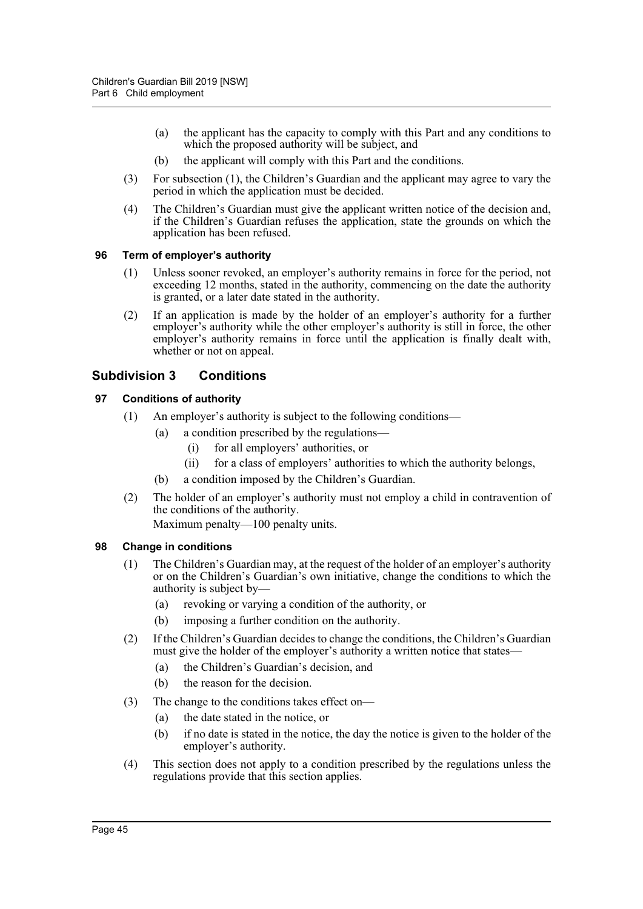(a) the applicant has the capacity to comply with this Part and any conditions to which the proposed authority will be subject, and

(b) the applicant will comply with this Part and the conditions.

(3) For subsection (1), the Children's Guardian and the applicant may agree to vary the period in which the application must be decided.

(4) The Children's Guardian must give the applicant written notice of the decision and, if the Children's Guardian refuses the application, state the grounds on which the application has been refused.

#### 96 Term of employer's authority

(1) Unless sooner revoked, an employer's authority remains in force for the period, not exceeding 12 months, stated in the authority, commencing on the date the authority is granted, or a later date stated in the authority.

(2) If an application is made by the holder of an employer's authority for a further employer's authority while the other employer's authority is still in force, the other employer's authority remains in force until the application is finally dealt with, whether or not on appeal.

### Subdivision 3 Conditions

#### 97 Conditions of authority

(1) An employer's authority is subject to the following conditions—

(a) a condition prescribed by the regulations—

(i) for all employers' authorities, or

(ii) for a class of employers' authorities to which the authority belongs,

(b) a condition imposed by the Children's Guardian.

(2) The holder of an employer's authority must not employ a child in contravention of the conditions of the authority.

Maximum penalty—100 penalty units.

#### 98 Change in conditions

(1) The Children's Guardian may, at the request of the holder of an employer's authority or on the Children's Guardian's own initiative, change the conditions to which the authority is subject by—

(a) revoking or varying a condition of the authority, or

(b) imposing a further condition on the authority.

(2) If the Children's Guardian decides to change the conditions, the Children's Guardian must give the holder of the employer's authority a written notice that states—

(a) the Children's Guardian's decision, and

(b) the reason for the decision.

(3) The change to the conditions takes effect on—

(a) the date stated in the notice, or

(b) if no date is stated in the notice, the day the notice is given to the holder of the employer's authority.

(4) This section does not apply to a condition prescribed by the regulations unless the regulations provide that this section applies.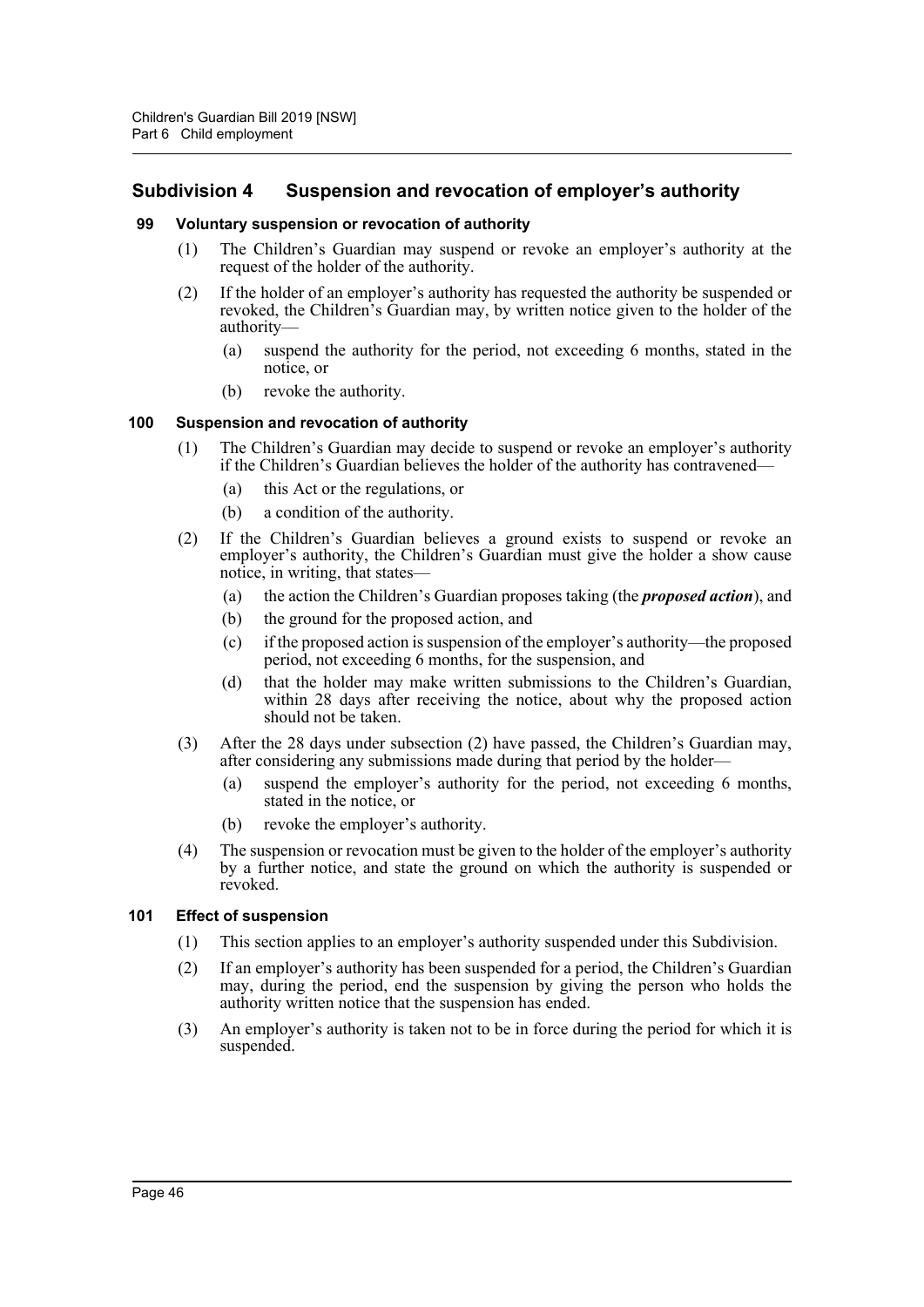## Subdivision 4 Suspension and revocation of employer's authority

### 99 Voluntary suspension or revocation of authority

(1) The Children's Guardian may suspend or revoke an employer's authority at the request of the holder of the authority.

(2) If the holder of an employer's authority has requested the authority be suspended or revoked, the Children's Guardian may, by written notice given to the holder of the authority—

(a) suspend the authority for the period, not exceeding 6 months, stated in the notice, or

(b) revoke the authority.

### 100 Suspension and revocation of authority

(1) The Children's Guardian may decide to suspend or revoke an employer's authority if the Children's Guardian believes the holder of the authority has contravened—

(a) this Act or the regulations, or

(b) a condition of the authority.

(2) If the Children's Guardian believes a ground exists to suspend or revoke an employer's authority, the Children's Guardian must give the holder a show cause notice, in writing, that states—

(a) the action the Children's Guardian proposes taking (the ***proposed action***), and

(b) the ground for the proposed action, and

(c) if the proposed action is suspension of the employer's authority—the proposed period, not exceeding 6 months, for the suspension, and

(d) that the holder may make written submissions to the Children's Guardian, within 28 days after receiving the notice, about why the proposed action should not be taken.

(3) After the 28 days under subsection (2) have passed, the Children's Guardian may, after considering any submissions made during that period by the holder—

(a) suspend the employer's authority for the period, not exceeding 6 months, stated in the notice, or

(b) revoke the employer's authority.

(4) The suspension or revocation must be given to the holder of the employer's authority by a further notice, and state the ground on which the authority is suspended or revoked.

### 101 Effect of suspension

(1) This section applies to an employer's authority suspended under this Subdivision.

(2) If an employer's authority has been suspended for a period, the Children's Guardian may, during the period, end the suspension by giving the person who holds the authority written notice that the suspension has ended.

(3) An employer's authority is taken not to be in force during the period for which it is suspended.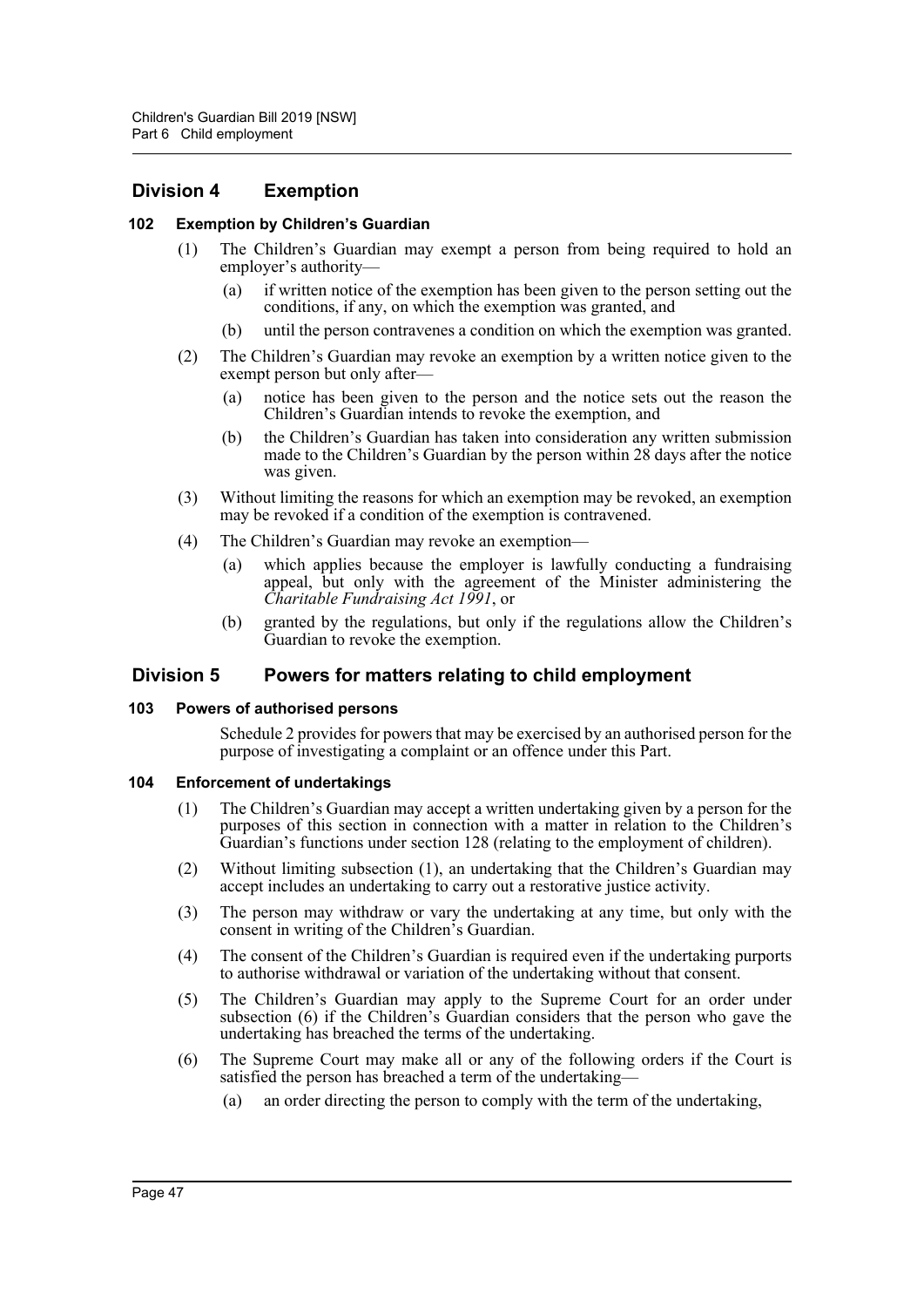## Division 4 Exemption

### 102 Exemption by Children's Guardian

(1) The Children's Guardian may exempt a person from being required to hold an employer's authority—

(a) if written notice of the exemption has been given to the person setting out the conditions, if any, on which the exemption was granted, and

(b) until the person contravenes a condition on which the exemption was granted.

(2) The Children's Guardian may revoke an exemption by a written notice given to the exempt person but only after—

(a) notice has been given to the person and the notice sets out the reason the Children's Guardian intends to revoke the exemption, and

(b) the Children's Guardian has taken into consideration any written submission made to the Children's Guardian by the person within 28 days after the notice was given.

(3) Without limiting the reasons for which an exemption may be revoked, an exemption may be revoked if a condition of the exemption is contravened.

(4) The Children's Guardian may revoke an exemption—

(a) which applies because the employer is lawfully conducting a fundraising appeal, but only with the agreement of the Minister administering the *Charitable Fundraising Act 1991*, or

(b) granted by the regulations, but only if the regulations allow the Children's Guardian to revoke the exemption.

## Division 5 Powers for matters relating to child employment

### 103 Powers of authorised persons

Schedule 2 provides for powers that may be exercised by an authorised person for the purpose of investigating a complaint or an offence under this Part.

### 104 Enforcement of undertakings

(1) The Children's Guardian may accept a written undertaking given by a person for the purposes of this section in connection with a matter in relation to the Children's Guardian's functions under section 128 (relating to the employment of children).

(2) Without limiting subsection (1), an undertaking that the Children's Guardian may accept includes an undertaking to carry out a restorative justice activity.

(3) The person may withdraw or vary the undertaking at any time, but only with the consent in writing of the Children's Guardian.

(4) The consent of the Children's Guardian is required even if the undertaking purports to authorise withdrawal or variation of the undertaking without that consent.

(5) The Children's Guardian may apply to the Supreme Court for an order under subsection (6) if the Children's Guardian considers that the person who gave the undertaking has breached the terms of the undertaking.

(6) The Supreme Court may make all or any of the following orders if the Court is satisfied the person has breached a term of the undertaking—

(a) an order directing the person to comply with the term of the undertaking,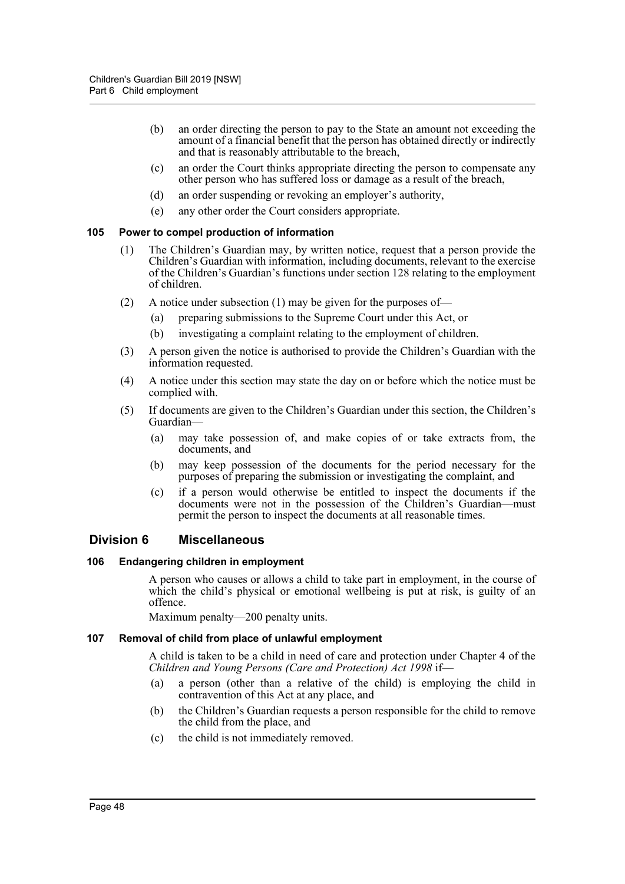(b) an order directing the person to pay to the State an amount not exceeding the amount of a financial benefit that the person has obtained directly or indirectly and that is reasonably attributable to the breach,

(c) an order the Court thinks appropriate directing the person to compensate any other person who has suffered loss or damage as a result of the breach,

(d) an order suspending or revoking an employer's authority,

(e) any other order the Court considers appropriate.

### 105 Power to compel production of information

(1) The Children's Guardian may, by written notice, request that a person provide the Children's Guardian with information, including documents, relevant to the exercise of the Children's Guardian's functions under section 128 relating to the employment of children.

(2) A notice under subsection (1) may be given for the purposes of—

(a) preparing submissions to the Supreme Court under this Act, or

(b) investigating a complaint relating to the employment of children.

(3) A person given the notice is authorised to provide the Children's Guardian with the information requested.

(4) A notice under this section may state the day on or before which the notice must be complied with.

(5) If documents are given to the Children's Guardian under this section, the Children's Guardian—

(a) may take possession of, and make copies of or take extracts from, the documents, and

(b) may keep possession of the documents for the period necessary for the purposes of preparing the submission or investigating the complaint, and

(c) if a person would otherwise be entitled to inspect the documents if the documents were not in the possession of the Children's Guardian—must permit the person to inspect the documents at all reasonable times.

## Division 6 Miscellaneous

### 106 Endangering children in employment

A person who causes or allows a child to take part in employment, in the course of which the child's physical or emotional wellbeing is put at risk, is guilty of an offence.

Maximum penalty—200 penalty units.

### 107 Removal of child from place of unlawful employment

A child is taken to be a child in need of care and protection under Chapter 4 of the *Children and Young Persons (Care and Protection) Act 1998* if—

(a) a person (other than a relative of the child) is employing the child in contravention of this Act at any place, and

(b) the Children's Guardian requests a person responsible for the child to remove the child from the place, and

(c) the child is not immediately removed.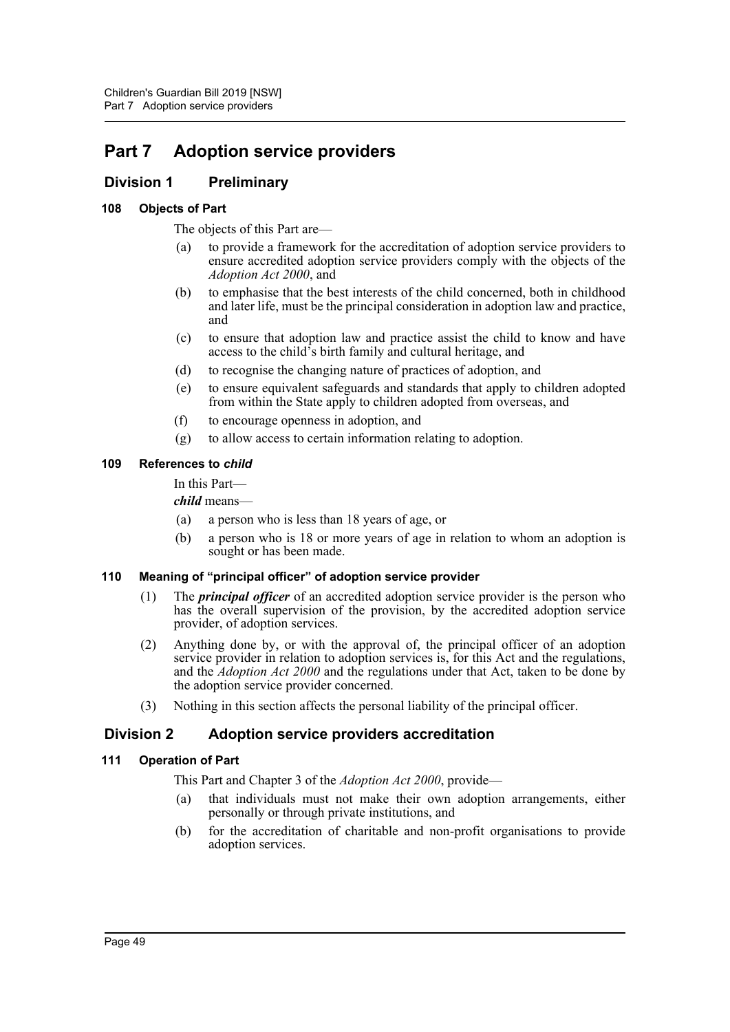# Part 7 Adoption service providers

## Division 1 Preliminary

### 108 Objects of Part

The objects of this Part are—

(a) to provide a framework for the accreditation of adoption service providers to ensure accredited adoption service providers comply with the objects of the *Adoption Act 2000*, and

(b) to emphasise that the best interests of the child concerned, both in childhood and later life, must be the principal consideration in adoption law and practice, and

(c) to ensure that adoption law and practice assist the child to know and have access to the child's birth family and cultural heritage, and

(d) to recognise the changing nature of practices of adoption, and

(e) to ensure equivalent safeguards and standards that apply to children adopted from within the State apply to children adopted from overseas, and

(f) to encourage openness in adoption, and

(g) to allow access to certain information relating to adoption.

### 109 References to *child*

In this Part—

***child*** means—

(a) a person who is less than 18 years of age, or

(b) a person who is 18 or more years of age in relation to whom an adoption is sought or has been made.

### 110 Meaning of "principal officer" of adoption service provider

(1) The ***principal officer*** of an accredited adoption service provider is the person who has the overall supervision of the provision, by the accredited adoption service provider, of adoption services.

(2) Anything done by, or with the approval of, the principal officer of an adoption service provider in relation to adoption services is, for this Act and the regulations, and the *Adoption Act 2000* and the regulations under that Act, taken to be done by the adoption service provider concerned.

(3) Nothing in this section affects the personal liability of the principal officer.

## Division 2 Adoption service providers accreditation

### 111 Operation of Part

This Part and Chapter 3 of the *Adoption Act 2000*, provide—

(a) that individuals must not make their own adoption arrangements, either personally or through private institutions, and

(b) for the accreditation of charitable and non-profit organisations to provide adoption services.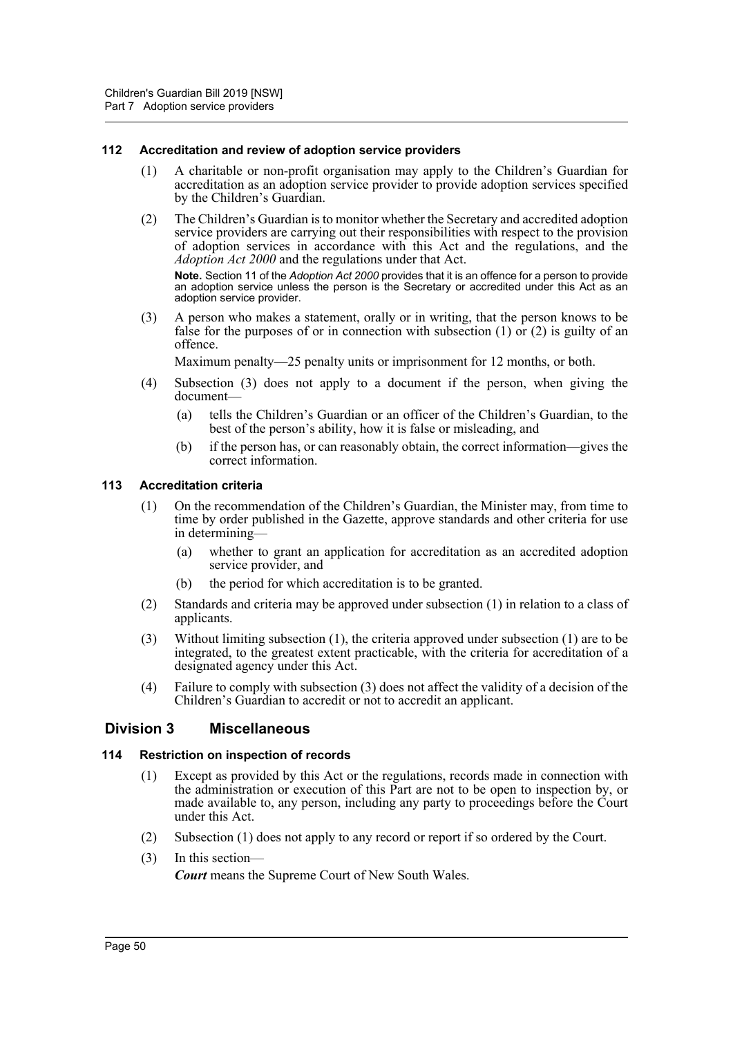#### 112 Accreditation and review of adoption service providers

(1) A charitable or non-profit organisation may apply to the Children's Guardian for accreditation as an adoption service provider to provide adoption services specified by the Children's Guardian.

(2) The Children's Guardian is to monitor whether the Secretary and accredited adoption service providers are carrying out their responsibilities with respect to the provision of adoption services in accordance with this Act and the regulations, and the *Adoption Act 2000* and the regulations under that Act.

**Note.** Section 11 of the *Adoption Act 2000* provides that it is an offence for a person to provide an adoption service unless the person is the Secretary or accredited under this Act as an adoption service provider.

(3) A person who makes a statement, orally or in writing, that the person knows to be false for the purposes of or in connection with subsection (1) or (2) is guilty of an offence.

Maximum penalty—25 penalty units or imprisonment for 12 months, or both.

(4) Subsection (3) does not apply to a document if the person, when giving the document—

(a) tells the Children's Guardian or an officer of the Children's Guardian, to the best of the person's ability, how it is false or misleading, and

(b) if the person has, or can reasonably obtain, the correct information—gives the correct information.

#### 113 Accreditation criteria

(1) On the recommendation of the Children's Guardian, the Minister may, from time to time by order published in the Gazette, approve standards and other criteria for use in determining—

(a) whether to grant an application for accreditation as an accredited adoption service provider, and

(b) the period for which accreditation is to be granted.

(2) Standards and criteria may be approved under subsection (1) in relation to a class of applicants.

(3) Without limiting subsection (1), the criteria approved under subsection (1) are to be integrated, to the greatest extent practicable, with the criteria for accreditation of a designated agency under this Act.

(4) Failure to comply with subsection (3) does not affect the validity of a decision of the Children's Guardian to accredit or not to accredit an applicant.

### Division 3 Miscellaneous

#### 114 Restriction on inspection of records

(1) Except as provided by this Act or the regulations, records made in connection with the administration or execution of this Part are not to be open to inspection by, or made available to, any person, including any party to proceedings before the Court under this Act.

(2) Subsection (1) does not apply to any record or report if so ordered by the Court.

(3) In this section—

***Court*** means the Supreme Court of New South Wales.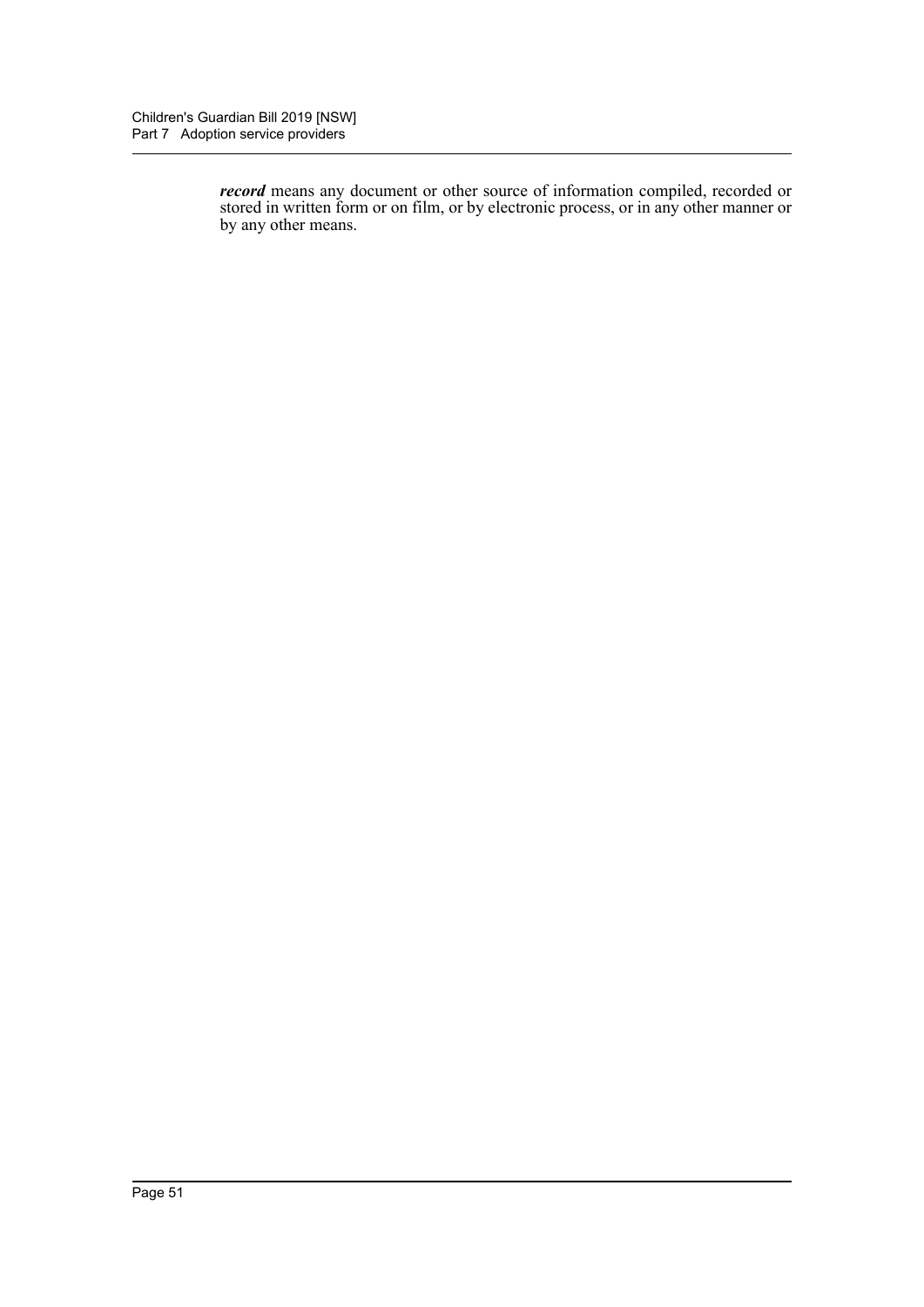***record*** means any document or other source of information compiled, recorded or stored in written form or on film, or by electronic process, or in any other manner or by any other means.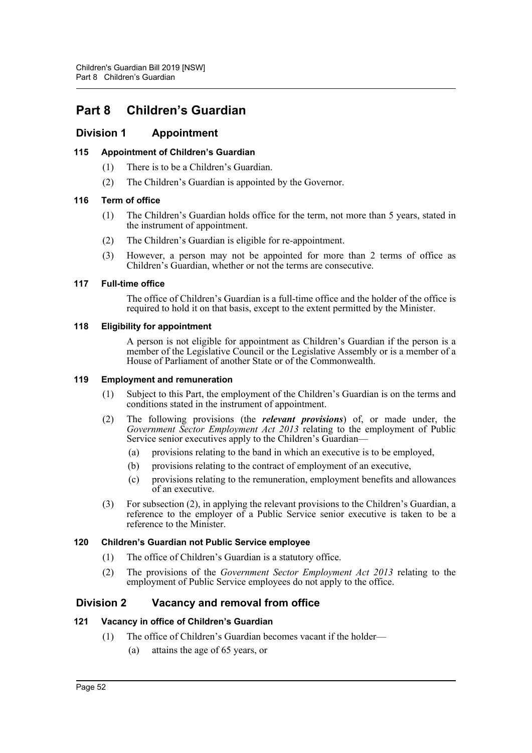# Part 8 Children's Guardian

## Division 1 Appointment

### 115 Appointment of Children's Guardian

(1) There is to be a Children's Guardian.

(2) The Children's Guardian is appointed by the Governor.

### 116 Term of office

(1) The Children's Guardian holds office for the term, not more than 5 years, stated in the instrument of appointment.

(2) The Children's Guardian is eligible for re-appointment.

(3) However, a person may not be appointed for more than 2 terms of office as Children's Guardian, whether or not the terms are consecutive.

### 117 Full-time office

The office of Children's Guardian is a full-time office and the holder of the office is required to hold it on that basis, except to the extent permitted by the Minister.

### 118 Eligibility for appointment

A person is not eligible for appointment as Children's Guardian if the person is a member of the Legislative Council or the Legislative Assembly or is a member of a House of Parliament of another State or of the Commonwealth.

### 119 Employment and remuneration

(1) Subject to this Part, the employment of the Children's Guardian is on the terms and conditions stated in the instrument of appointment.

(2) The following provisions (the ***relevant provisions***) of, or made under, the *Government Sector Employment Act 2013* relating to the employment of Public Service senior executives apply to the Children's Guardian—

(a) provisions relating to the band in which an executive is to be employed,

(b) provisions relating to the contract of employment of an executive,

(c) provisions relating to the remuneration, employment benefits and allowances of an executive.

(3) For subsection (2), in applying the relevant provisions to the Children's Guardian, a reference to the employer of a Public Service senior executive is taken to be a reference to the Minister.

### 120 Children's Guardian not Public Service employee

(1) The office of Children's Guardian is a statutory office.

(2) The provisions of the *Government Sector Employment Act 2013* relating to the employment of Public Service employees do not apply to the office.

## Division 2 Vacancy and removal from office

### 121 Vacancy in office of Children's Guardian

(1) The office of Children's Guardian becomes vacant if the holder—

(a) attains the age of 65 years, or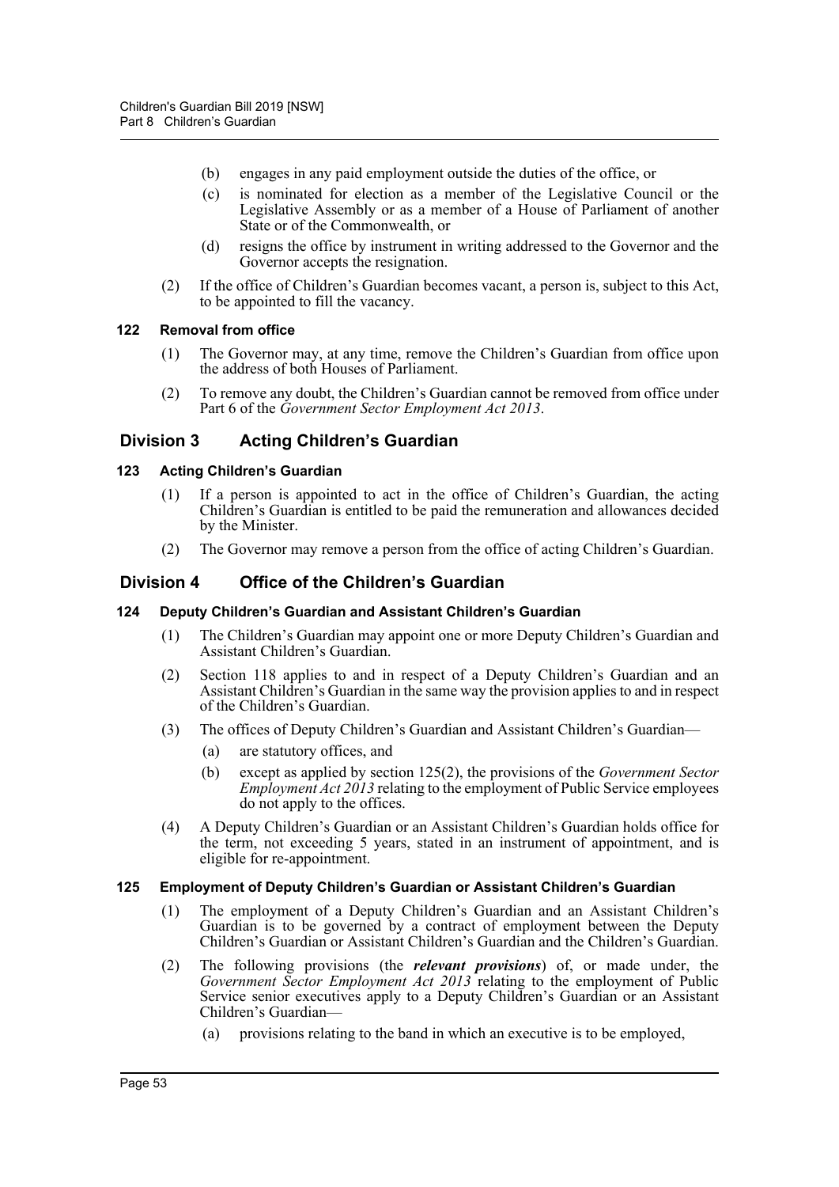(b) engages in any paid employment outside the duties of the office, or

(c) is nominated for election as a member of the Legislative Council or the Legislative Assembly or as a member of a House of Parliament of another State or of the Commonwealth, or

(d) resigns the office by instrument in writing addressed to the Governor and the Governor accepts the resignation.

(2) If the office of Children's Guardian becomes vacant, a person is, subject to this Act, to be appointed to fill the vacancy.

#### 122 Removal from office

(1) The Governor may, at any time, remove the Children's Guardian from office upon the address of both Houses of Parliament.

(2) To remove any doubt, the Children's Guardian cannot be removed from office under Part 6 of the *Government Sector Employment Act 2013*.

## Division 3 Acting Children's Guardian

#### 123 Acting Children's Guardian

(1) If a person is appointed to act in the office of Children's Guardian, the acting Children's Guardian is entitled to be paid the remuneration and allowances decided by the Minister.

(2) The Governor may remove a person from the office of acting Children's Guardian.

## Division 4 Office of the Children's Guardian

#### 124 Deputy Children's Guardian and Assistant Children's Guardian

(1) The Children's Guardian may appoint one or more Deputy Children's Guardian and Assistant Children's Guardian.

(2) Section 118 applies to and in respect of a Deputy Children's Guardian and an Assistant Children's Guardian in the same way the provision applies to and in respect of the Children's Guardian.

(3) The offices of Deputy Children's Guardian and Assistant Children's Guardian—

(a) are statutory offices, and

(b) except as applied by section 125(2), the provisions of the *Government Sector Employment Act 2013* relating to the employment of Public Service employees do not apply to the offices.

(4) A Deputy Children's Guardian or an Assistant Children's Guardian holds office for the term, not exceeding 5 years, stated in an instrument of appointment, and is eligible for re-appointment.

#### 125 Employment of Deputy Children's Guardian or Assistant Children's Guardian

(1) The employment of a Deputy Children's Guardian and an Assistant Children's Guardian is to be governed by a contract of employment between the Deputy Children's Guardian or Assistant Children's Guardian and the Children's Guardian.

(2) The following provisions (the ***relevant provisions***) of, or made under, the *Government Sector Employment Act 2013* relating to the employment of Public Service senior executives apply to a Deputy Children's Guardian or an Assistant Children's Guardian—

(a) provisions relating to the band in which an executive is to be employed,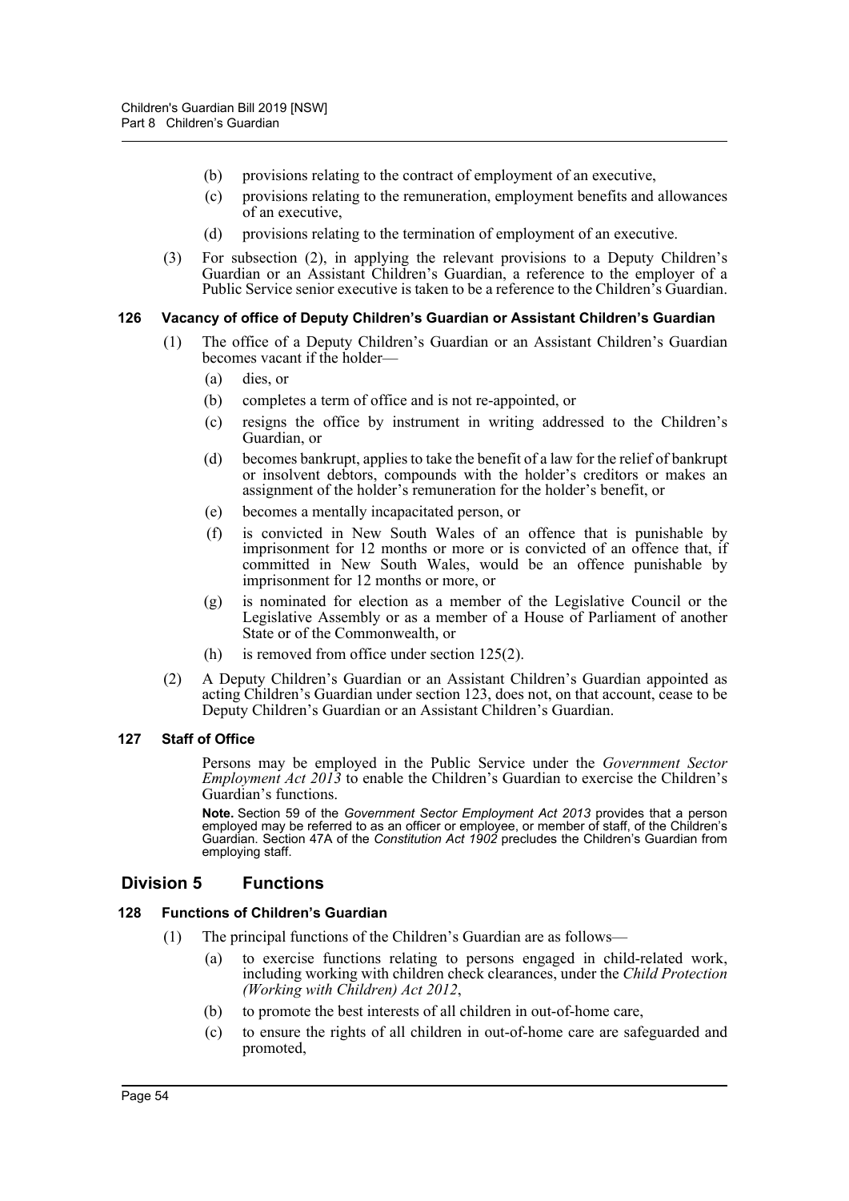(b) provisions relating to the contract of employment of an executive,

(c) provisions relating to the remuneration, employment benefits and allowances of an executive,

(d) provisions relating to the termination of employment of an executive.

(3) For subsection (2), in applying the relevant provisions to a Deputy Children's Guardian or an Assistant Children's Guardian, a reference to the employer of a Public Service senior executive is taken to be a reference to the Children's Guardian.

#### 126 Vacancy of office of Deputy Children's Guardian or Assistant Children's Guardian

(1) The office of a Deputy Children's Guardian or an Assistant Children's Guardian becomes vacant if the holder—

(a) dies, or

(b) completes a term of office and is not re-appointed, or

(c) resigns the office by instrument in writing addressed to the Children's Guardian, or

(d) becomes bankrupt, applies to take the benefit of a law for the relief of bankrupt or insolvent debtors, compounds with the holder's creditors or makes an assignment of the holder's remuneration for the holder's benefit, or

(e) becomes a mentally incapacitated person, or

(f) is convicted in New South Wales of an offence that is punishable by imprisonment for 12 months or more or is convicted of an offence that, if committed in New South Wales, would be an offence punishable by imprisonment for 12 months or more, or

(g) is nominated for election as a member of the Legislative Council or the Legislative Assembly or as a member of a House of Parliament of another State or of the Commonwealth, or

(h) is removed from office under section 125(2).

(2) A Deputy Children's Guardian or an Assistant Children's Guardian appointed as acting Children's Guardian under section 123, does not, on that account, cease to be Deputy Children's Guardian or an Assistant Children's Guardian.

#### 127 Staff of Office

Persons may be employed in the Public Service under the *Government Sector Employment Act 2013* to enable the Children's Guardian to exercise the Children's Guardian's functions.

**Note.** Section 59 of the *Government Sector Employment Act 2013* provides that a person employed may be referred to as an officer or employee, or member of staff, of the Children's Guardian. Section 47A of the *Constitution Act 1902* precludes the Children's Guardian from employing staff.

## Division 5 Functions

#### 128 Functions of Children's Guardian

(1) The principal functions of the Children's Guardian are as follows—

(a) to exercise functions relating to persons engaged in child-related work, including working with children check clearances, under the *Child Protection (Working with Children) Act 2012*,

(b) to promote the best interests of all children in out-of-home care,

(c) to ensure the rights of all children in out-of-home care are safeguarded and promoted,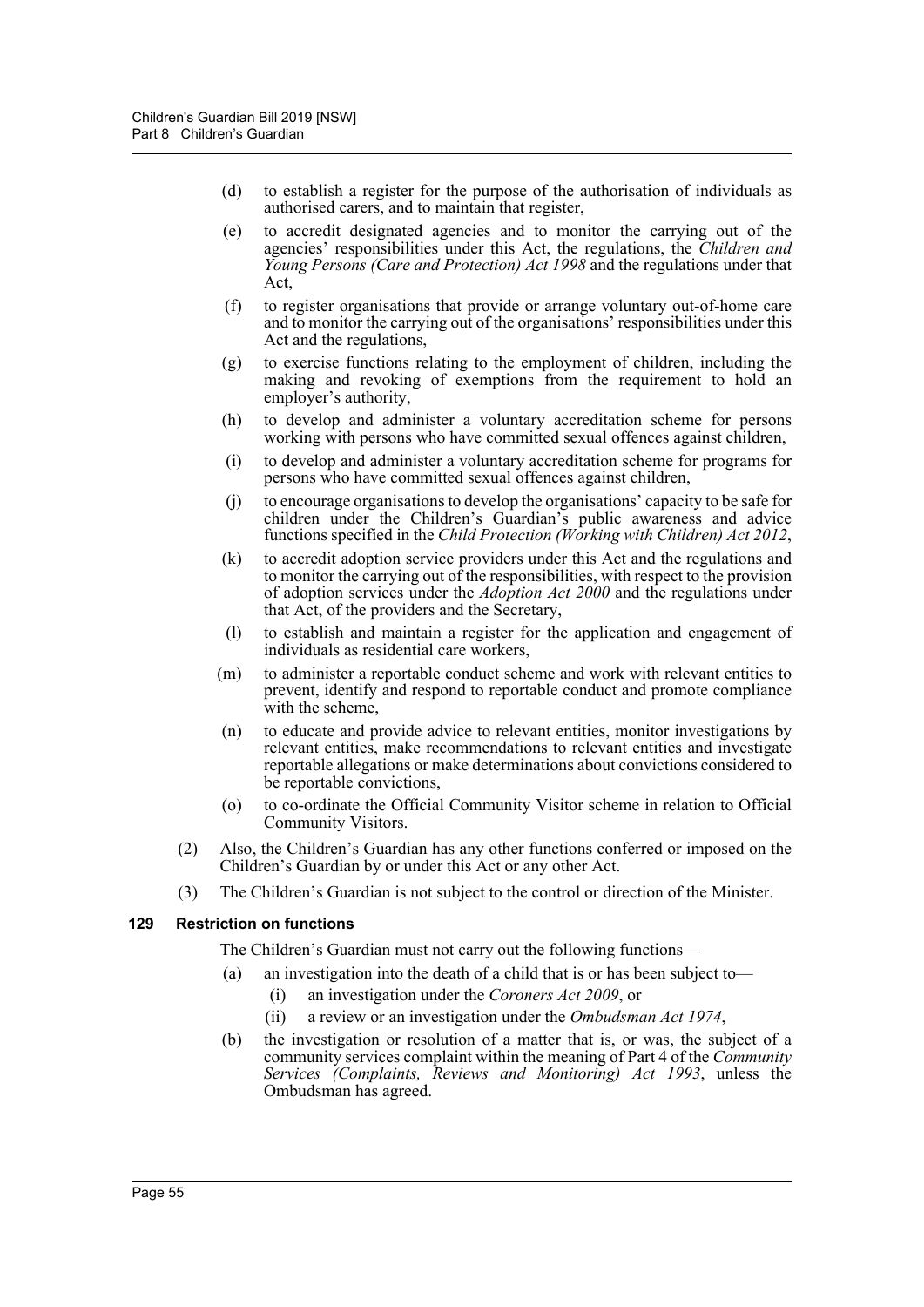(d) to establish a register for the purpose of the authorisation of individuals as authorised carers, and to maintain that register,

(e) to accredit designated agencies and to monitor the carrying out of the agencies' responsibilities under this Act, the regulations, the *Children and Young Persons (Care and Protection) Act 1998* and the regulations under that Act,

(f) to register organisations that provide or arrange voluntary out-of-home care and to monitor the carrying out of the organisations' responsibilities under this Act and the regulations,

(g) to exercise functions relating to the employment of children, including the making and revoking of exemptions from the requirement to hold an employer's authority,

(h) to develop and administer a voluntary accreditation scheme for persons working with persons who have committed sexual offences against children,

(i) to develop and administer a voluntary accreditation scheme for programs for persons who have committed sexual offences against children,

(j) to encourage organisations to develop the organisations' capacity to be safe for children under the Children's Guardian's public awareness and advice functions specified in the *Child Protection (Working with Children) Act 2012*,

(k) to accredit adoption service providers under this Act and the regulations and to monitor the carrying out of the responsibilities, with respect to the provision of adoption services under the *Adoption Act 2000* and the regulations under that Act, of the providers and the Secretary,

(l) to establish and maintain a register for the application and engagement of individuals as residential care workers,

(m) to administer a reportable conduct scheme and work with relevant entities to prevent, identify and respond to reportable conduct and promote compliance with the scheme,

(n) to educate and provide advice to relevant entities, monitor investigations by relevant entities, make recommendations to relevant entities and investigate reportable allegations or make determinations about convictions considered to be reportable convictions,

(o) to co-ordinate the Official Community Visitor scheme in relation to Official Community Visitors.

(2) Also, the Children's Guardian has any other functions conferred or imposed on the Children's Guardian by or under this Act or any other Act.

(3) The Children's Guardian is not subject to the control or direction of the Minister.

**129 Restriction on functions**

The Children's Guardian must not carry out the following functions—

(a) an investigation into the death of a child that is or has been subject to—

(i) an investigation under the *Coroners Act 2009*, or

(ii) a review or an investigation under the *Ombudsman Act 1974*,

(b) the investigation or resolution of a matter that is, or was, the subject of a community services complaint within the meaning of Part 4 of the *Community Services (Complaints, Reviews and Monitoring) Act 1993*, unless the Ombudsman has agreed.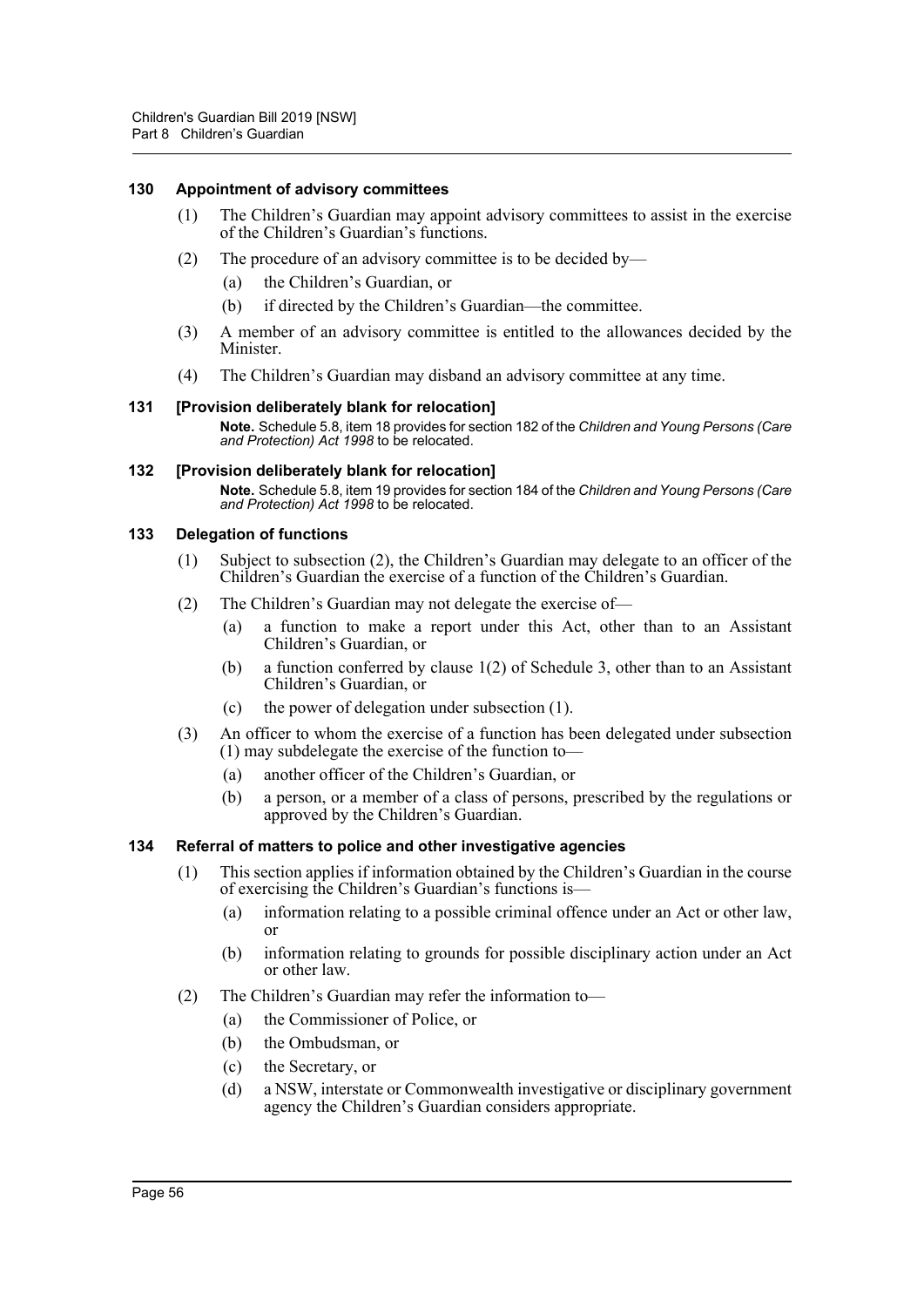### 130 Appointment of advisory committees

(1) The Children's Guardian may appoint advisory committees to assist in the exercise of the Children's Guardian's functions.

(2) The procedure of an advisory committee is to be decided by—

(a) the Children's Guardian, or

(b) if directed by the Children's Guardian—the committee.

(3) A member of an advisory committee is entitled to the allowances decided by the Minister.

(4) The Children's Guardian may disband an advisory committee at any time.

### 131 [Provision deliberately blank for relocation]

**Note.** Schedule 5.8, item 18 provides for section 182 of the *Children and Young Persons (Care and Protection) Act 1998* to be relocated.

### 132 [Provision deliberately blank for relocation]

**Note.** Schedule 5.8, item 19 provides for section 184 of the *Children and Young Persons (Care and Protection) Act 1998* to be relocated.

### 133 Delegation of functions

(1) Subject to subsection (2), the Children's Guardian may delegate to an officer of the Children's Guardian the exercise of a function of the Children's Guardian.

(2) The Children's Guardian may not delegate the exercise of—

(a) a function to make a report under this Act, other than to an Assistant Children's Guardian, or

(b) a function conferred by clause 1(2) of Schedule 3, other than to an Assistant Children's Guardian, or

(c) the power of delegation under subsection (1).

(3) An officer to whom the exercise of a function has been delegated under subsection (1) may subdelegate the exercise of the function to—

(a) another officer of the Children's Guardian, or

(b) a person, or a member of a class of persons, prescribed by the regulations or approved by the Children's Guardian.

### 134 Referral of matters to police and other investigative agencies

(1) This section applies if information obtained by the Children's Guardian in the course of exercising the Children's Guardian's functions is—

(a) information relating to a possible criminal offence under an Act or other law, or

(b) information relating to grounds for possible disciplinary action under an Act or other law.

(2) The Children's Guardian may refer the information to—

(a) the Commissioner of Police, or

(b) the Ombudsman, or

(c) the Secretary, or

(d) a NSW, interstate or Commonwealth investigative or disciplinary government agency the Children's Guardian considers appropriate.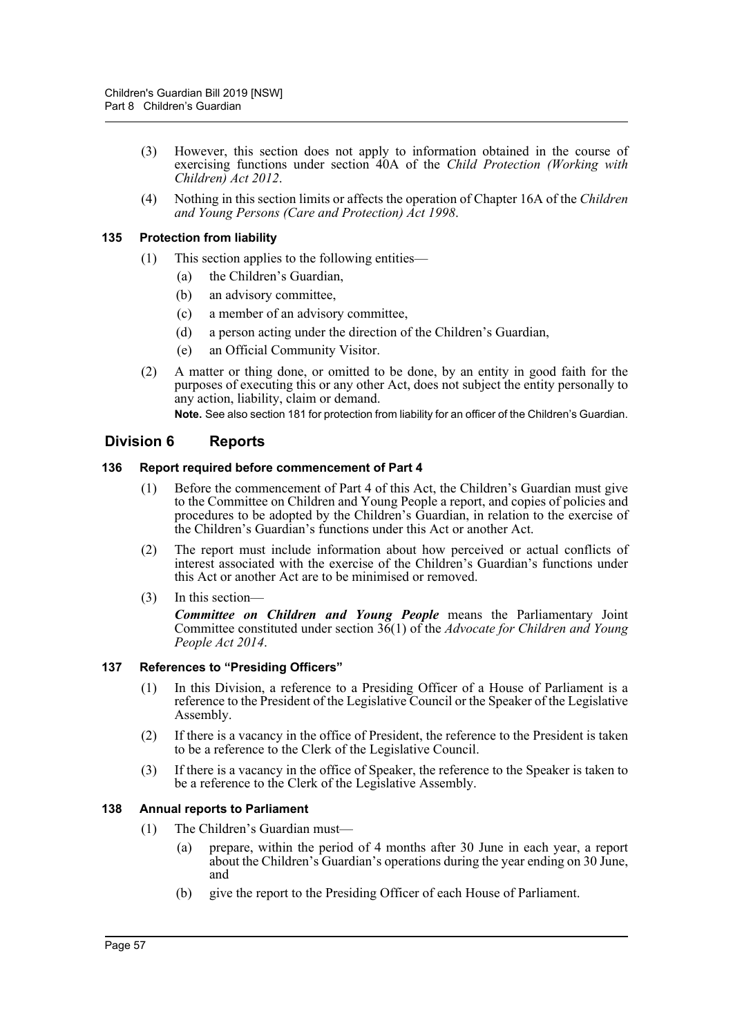(3) However, this section does not apply to information obtained in the course of exercising functions under section 40A of the *Child Protection (Working with Children) Act 2012*.

(4) Nothing in this section limits or affects the operation of Chapter 16A of the *Children and Young Persons (Care and Protection) Act 1998*.

#### 135 Protection from liability

(1) This section applies to the following entities—

(a) the Children's Guardian,

(b) an advisory committee,

(c) a member of an advisory committee,

(d) a person acting under the direction of the Children's Guardian,

(e) an Official Community Visitor.

(2) A matter or thing done, or omitted to be done, by an entity in good faith for the purposes of executing this or any other Act, does not subject the entity personally to any action, liability, claim or demand.

**Note.** See also section 181 for protection from liability for an officer of the Children's Guardian.

### Division 6 Reports

#### 136 Report required before commencement of Part 4

(1) Before the commencement of Part 4 of this Act, the Children's Guardian must give to the Committee on Children and Young People a report, and copies of policies and procedures to be adopted by the Children's Guardian, in relation to the exercise of the Children's Guardian's functions under this Act or another Act.

(2) The report must include information about how perceived or actual conflicts of interest associated with the exercise of the Children's Guardian's functions under this Act or another Act are to be minimised or removed.

(3) In this section—

***Committee on Children and Young People*** means the Parliamentary Joint Committee constituted under section 36(1) of the *Advocate for Children and Young People Act 2014*.

#### 137 References to "Presiding Officers"

(1) In this Division, a reference to a Presiding Officer of a House of Parliament is a reference to the President of the Legislative Council or the Speaker of the Legislative Assembly.

(2) If there is a vacancy in the office of President, the reference to the President is taken to be a reference to the Clerk of the Legislative Council.

(3) If there is a vacancy in the office of Speaker, the reference to the Speaker is taken to be a reference to the Clerk of the Legislative Assembly.

#### 138 Annual reports to Parliament

(1) The Children's Guardian must—

(a) prepare, within the period of 4 months after 30 June in each year, a report about the Children's Guardian's operations during the year ending on 30 June, and

(b) give the report to the Presiding Officer of each House of Parliament.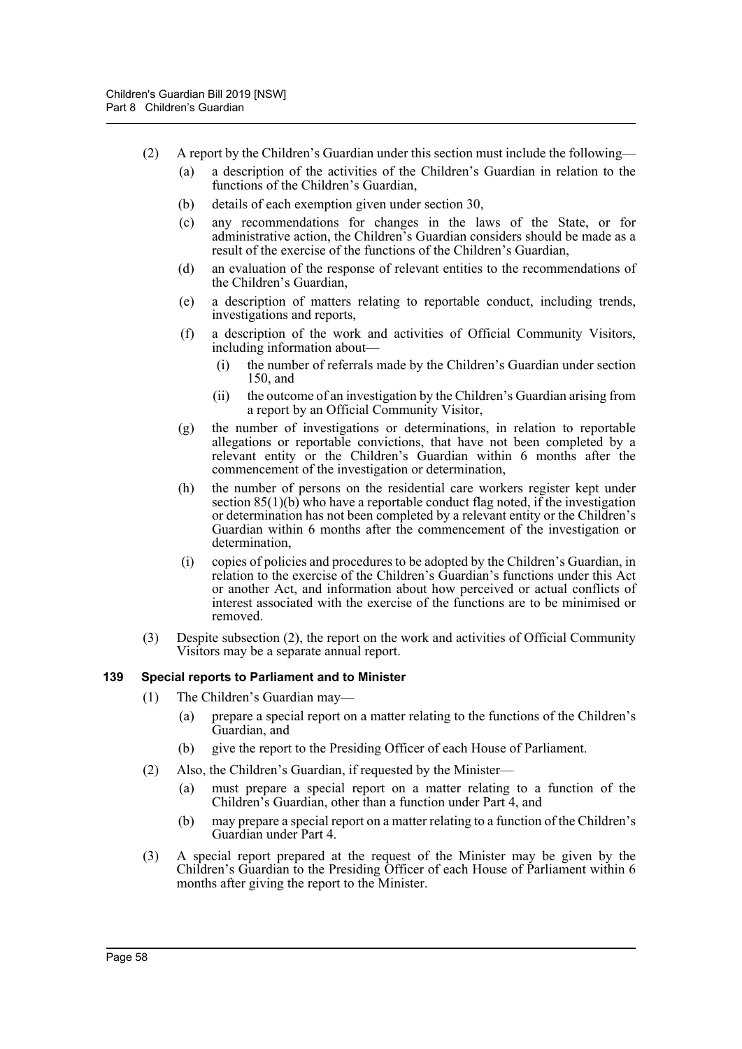(2) A report by the Children's Guardian under this section must include the following—

- (a) a description of the activities of the Children's Guardian in relation to the functions of the Children's Guardian,
- (b) details of each exemption given under section 30,
- (c) any recommendations for changes in the laws of the State, or for administrative action, the Children's Guardian considers should be made as a result of the exercise of the functions of the Children's Guardian,
- (d) an evaluation of the response of relevant entities to the recommendations of the Children's Guardian,
- (e) a description of matters relating to reportable conduct, including trends, investigations and reports,
- (f) a description of the work and activities of Official Community Visitors, including information about—
  - (i) the number of referrals made by the Children's Guardian under section 150, and
  - (ii) the outcome of an investigation by the Children's Guardian arising from a report by an Official Community Visitor,
- (g) the number of investigations or determinations, in relation to reportable allegations or reportable convictions, that have not been completed by a relevant entity or the Children's Guardian within 6 months after the commencement of the investigation or determination,
- (h) the number of persons on the residential care workers register kept under section 85(1)(b) who have a reportable conduct flag noted, if the investigation or determination has not been completed by a relevant entity or the Children's Guardian within 6 months after the commencement of the investigation or determination,
- (i) copies of policies and procedures to be adopted by the Children's Guardian, in relation to the exercise of the Children's Guardian's functions under this Act or another Act, and information about how perceived or actual conflicts of interest associated with the exercise of the functions are to be minimised or removed.

(3) Despite subsection (2), the report on the work and activities of Official Community Visitors may be a separate annual report.

### 139 Special reports to Parliament and to Minister

(1) The Children's Guardian may—

- (a) prepare a special report on a matter relating to the functions of the Children's Guardian, and
- (b) give the report to the Presiding Officer of each House of Parliament.

(2) Also, the Children's Guardian, if requested by the Minister—

- (a) must prepare a special report on a matter relating to a function of the Children's Guardian, other than a function under Part 4, and
- (b) may prepare a special report on a matter relating to a function of the Children's Guardian under Part 4.

(3) A special report prepared at the request of the Minister may be given by the Children's Guardian to the Presiding Officer of each House of Parliament within 6 months after giving the report to the Minister.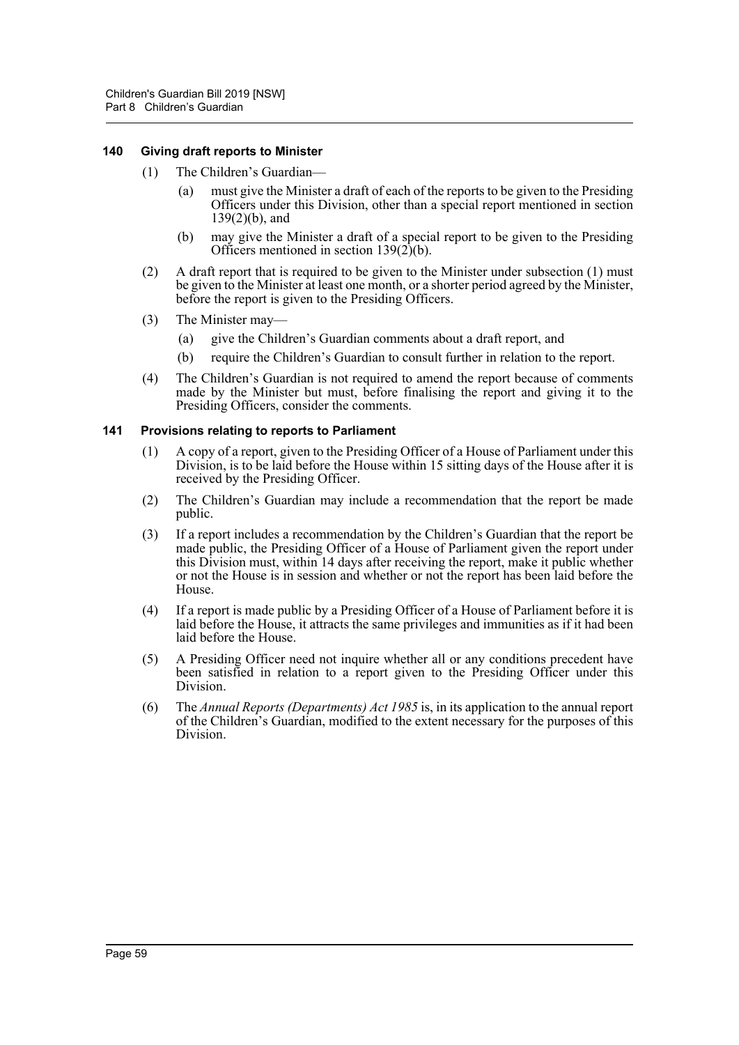### 140 Giving draft reports to Minister

(1) The Children's Guardian—

(a) must give the Minister a draft of each of the reports to be given to the Presiding Officers under this Division, other than a special report mentioned in section 139(2)(b), and

(b) may give the Minister a draft of a special report to be given to the Presiding Officers mentioned in section 139(2)(b).

(2) A draft report that is required to be given to the Minister under subsection (1) must be given to the Minister at least one month, or a shorter period agreed by the Minister, before the report is given to the Presiding Officers.

(3) The Minister may—

(a) give the Children's Guardian comments about a draft report, and

(b) require the Children's Guardian to consult further in relation to the report.

(4) The Children's Guardian is not required to amend the report because of comments made by the Minister but must, before finalising the report and giving it to the Presiding Officers, consider the comments.

### 141 Provisions relating to reports to Parliament

(1) A copy of a report, given to the Presiding Officer of a House of Parliament under this Division, is to be laid before the House within 15 sitting days of the House after it is received by the Presiding Officer.

(2) The Children's Guardian may include a recommendation that the report be made public.

(3) If a report includes a recommendation by the Children's Guardian that the report be made public, the Presiding Officer of a House of Parliament given the report under this Division must, within 14 days after receiving the report, make it public whether or not the House is in session and whether or not the report has been laid before the House.

(4) If a report is made public by a Presiding Officer of a House of Parliament before it is laid before the House, it attracts the same privileges and immunities as if it had been laid before the House.

(5) A Presiding Officer need not inquire whether all or any conditions precedent have been satisfied in relation to a report given to the Presiding Officer under this Division.

(6) The *Annual Reports (Departments) Act 1985* is, in its application to the annual report of the Children's Guardian, modified to the extent necessary for the purposes of this Division.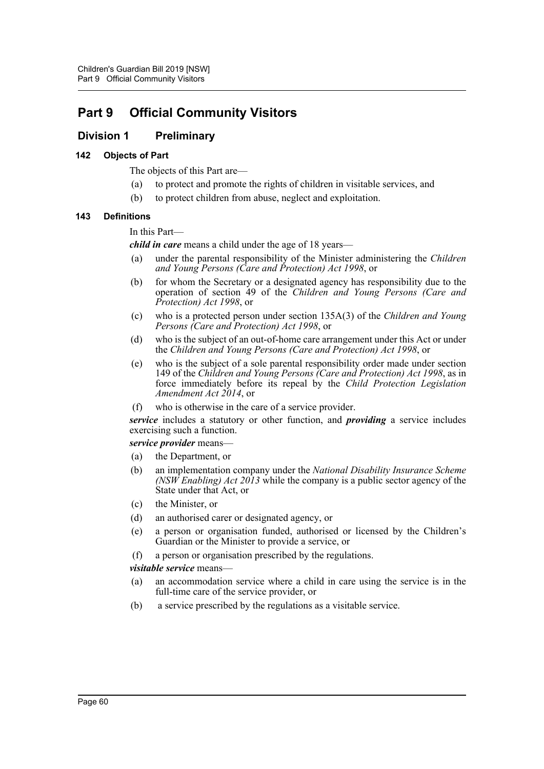# Part 9 Official Community Visitors

## Division 1 Preliminary

### 142 Objects of Part

The objects of this Part are—

(a) to protect and promote the rights of children in visitable services, and

(b) to protect children from abuse, neglect and exploitation.

### 143 Definitions

In this Part—

***child in care*** means a child under the age of 18 years—

(a) under the parental responsibility of the Minister administering the *Children and Young Persons (Care and Protection) Act 1998*, or

(b) for whom the Secretary or a designated agency has responsibility due to the operation of section 49 of the *Children and Young Persons (Care and Protection) Act 1998*, or

(c) who is a protected person under section 135A(3) of the *Children and Young Persons (Care and Protection) Act 1998*, or

(d) who is the subject of an out-of-home care arrangement under this Act or under the *Children and Young Persons (Care and Protection) Act 1998*, or

(e) who is the subject of a sole parental responsibility order made under section 149 of the *Children and Young Persons (Care and Protection) Act 1998*, as in force immediately before its repeal by the *Child Protection Legislation Amendment Act 2014*, or

(f) who is otherwise in the care of a service provider.

***service*** includes a statutory or other function, and ***providing*** a service includes exercising such a function.

***service provider*** means—

(a) the Department, or

(b) an implementation company under the *National Disability Insurance Scheme (NSW Enabling) Act 2013* while the company is a public sector agency of the State under that Act, or

(c) the Minister, or

(d) an authorised carer or designated agency, or

(e) a person or organisation funded, authorised or licensed by the Children's Guardian or the Minister to provide a service, or

(f) a person or organisation prescribed by the regulations.

***visitable service*** means—

(a) an accommodation service where a child in care using the service is in the full-time care of the service provider, or

(b) a service prescribed by the regulations as a visitable service.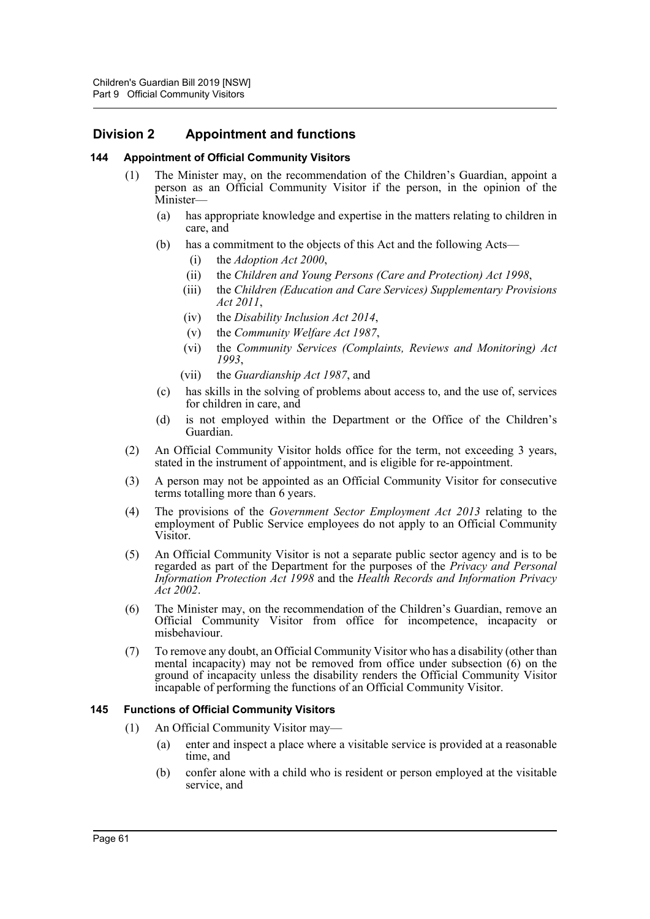## Division 2 Appointment and functions

### 144 Appointment of Official Community Visitors

(1) The Minister may, on the recommendation of the Children's Guardian, appoint a person as an Official Community Visitor if the person, in the opinion of the Minister—

(a) has appropriate knowledge and expertise in the matters relating to children in care, and

(b) has a commitment to the objects of this Act and the following Acts—

(i) the *Adoption Act 2000*,

(ii) the *Children and Young Persons (Care and Protection) Act 1998*,

(iii) the *Children (Education and Care Services) Supplementary Provisions Act 2011*,

(iv) the *Disability Inclusion Act 2014*,

(v) the *Community Welfare Act 1987*,

(vi) the *Community Services (Complaints, Reviews and Monitoring) Act 1993*,

(vii) the *Guardianship Act 1987*, and

(c) has skills in the solving of problems about access to, and the use of, services for children in care, and

(d) is not employed within the Department or the Office of the Children's Guardian.

(2) An Official Community Visitor holds office for the term, not exceeding 3 years, stated in the instrument of appointment, and is eligible for re-appointment.

(3) A person may not be appointed as an Official Community Visitor for consecutive terms totalling more than 6 years.

(4) The provisions of the *Government Sector Employment Act 2013* relating to the employment of Public Service employees do not apply to an Official Community Visitor.

(5) An Official Community Visitor is not a separate public sector agency and is to be regarded as part of the Department for the purposes of the *Privacy and Personal Information Protection Act 1998* and the *Health Records and Information Privacy Act 2002*.

(6) The Minister may, on the recommendation of the Children's Guardian, remove an Official Community Visitor from office for incompetence, incapacity or misbehaviour.

(7) To remove any doubt, an Official Community Visitor who has a disability (other than mental incapacity) may not be removed from office under subsection (6) on the ground of incapacity unless the disability renders the Official Community Visitor incapable of performing the functions of an Official Community Visitor.

### 145 Functions of Official Community Visitors

(1) An Official Community Visitor may—

(a) enter and inspect a place where a visitable service is provided at a reasonable time, and

(b) confer alone with a child who is resident or person employed at the visitable service, and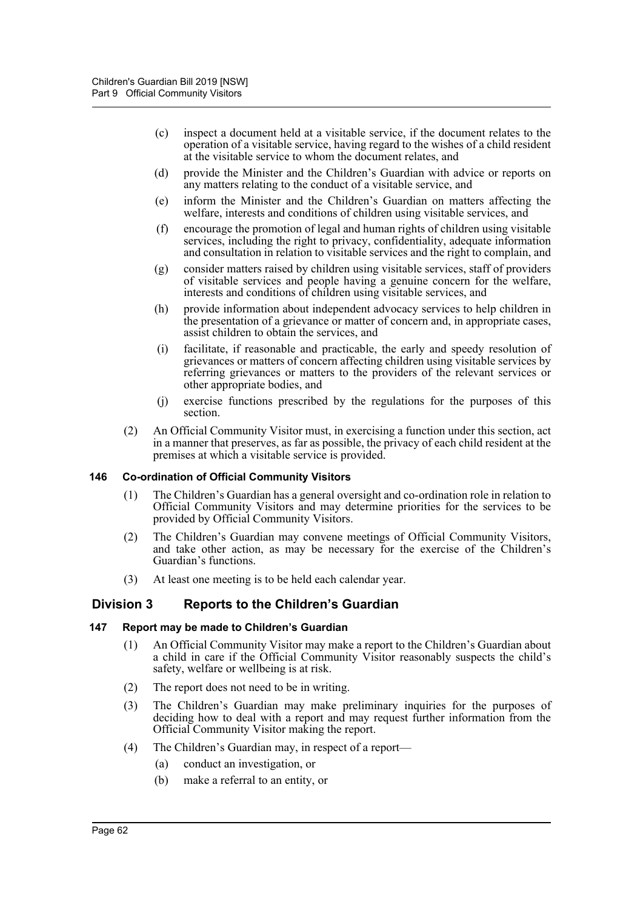(c) inspect a document held at a visitable service, if the document relates to the operation of a visitable service, having regard to the wishes of a child resident at the visitable service to whom the document relates, and

(d) provide the Minister and the Children's Guardian with advice or reports on any matters relating to the conduct of a visitable service, and

(e) inform the Minister and the Children's Guardian on matters affecting the welfare, interests and conditions of children using visitable services, and

(f) encourage the promotion of legal and human rights of children using visitable services, including the right to privacy, confidentiality, adequate information and consultation in relation to visitable services and the right to complain, and

(g) consider matters raised by children using visitable services, staff of providers of visitable services and people having a genuine concern for the welfare, interests and conditions of children using visitable services, and

(h) provide information about independent advocacy services to help children in the presentation of a grievance or matter of concern and, in appropriate cases, assist children to obtain the services, and

(i) facilitate, if reasonable and practicable, the early and speedy resolution of grievances or matters of concern affecting children using visitable services by referring grievances or matters to the providers of the relevant services or other appropriate bodies, and

(j) exercise functions prescribed by the regulations for the purposes of this section.

(2) An Official Community Visitor must, in exercising a function under this section, act in a manner that preserves, as far as possible, the privacy of each child resident at the premises at which a visitable service is provided.

#### 146 Co-ordination of Official Community Visitors

(1) The Children's Guardian has a general oversight and co-ordination role in relation to Official Community Visitors and may determine priorities for the services to be provided by Official Community Visitors.

(2) The Children's Guardian may convene meetings of Official Community Visitors, and take other action, as may be necessary for the exercise of the Children's Guardian's functions.

(3) At least one meeting is to be held each calendar year.

## Division 3 Reports to the Children's Guardian

#### 147 Report may be made to Children's Guardian

(1) An Official Community Visitor may make a report to the Children's Guardian about a child in care if the Official Community Visitor reasonably suspects the child's safety, welfare or wellbeing is at risk.

(2) The report does not need to be in writing.

(3) The Children's Guardian may make preliminary inquiries for the purposes of deciding how to deal with a report and may request further information from the Official Community Visitor making the report.

(4) The Children's Guardian may, in respect of a report—

(a) conduct an investigation, or

(b) make a referral to an entity, or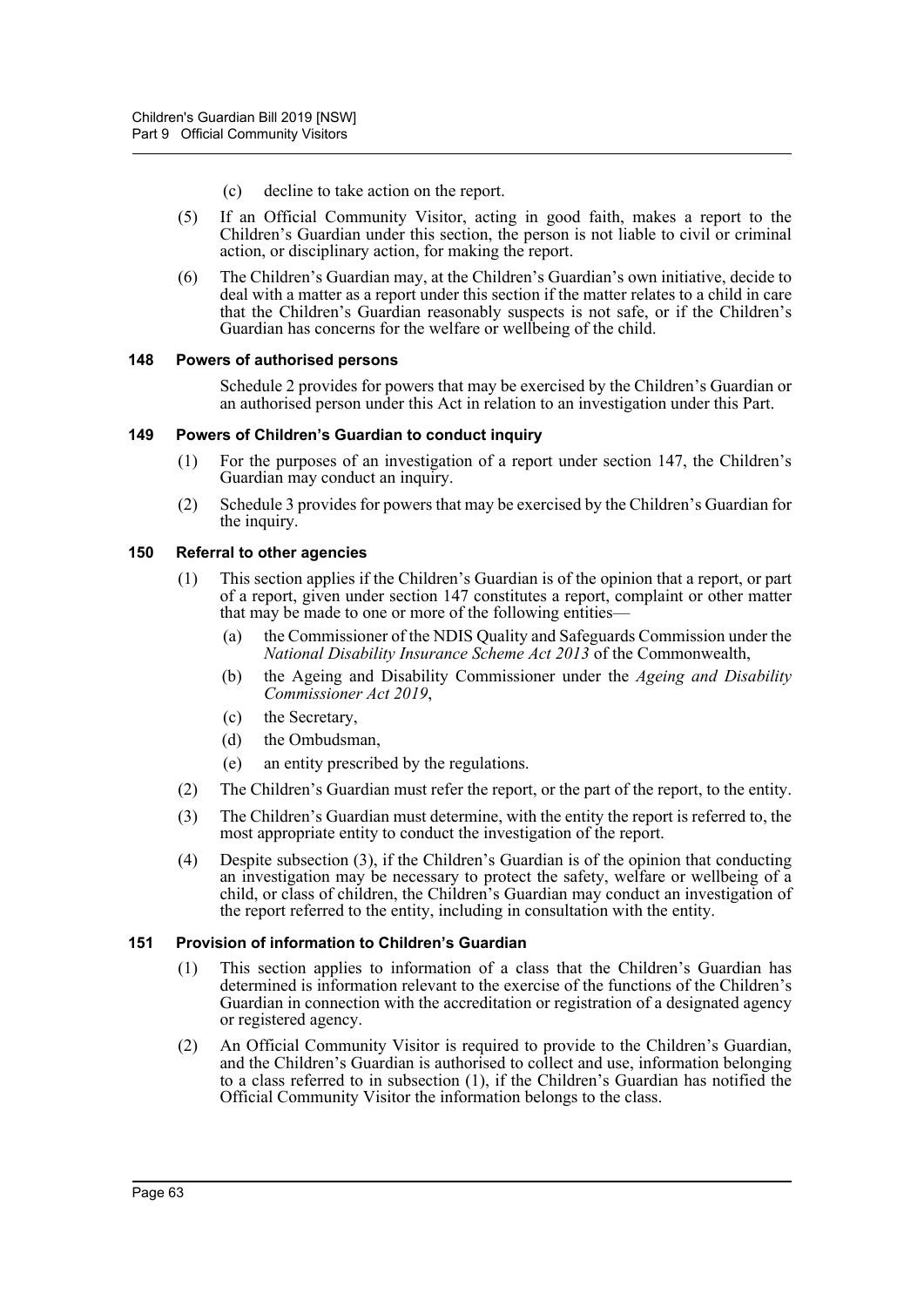(c) decline to take action on the report.

(5) If an Official Community Visitor, acting in good faith, makes a report to the Children's Guardian under this section, the person is not liable to civil or criminal action, or disciplinary action, for making the report.

(6) The Children's Guardian may, at the Children's Guardian's own initiative, decide to deal with a matter as a report under this section if the matter relates to a child in care that the Children's Guardian reasonably suspects is not safe, or if the Children's Guardian has concerns for the welfare or wellbeing of the child.

### 148 Powers of authorised persons

Schedule 2 provides for powers that may be exercised by the Children's Guardian or an authorised person under this Act in relation to an investigation under this Part.

### 149 Powers of Children's Guardian to conduct inquiry

(1) For the purposes of an investigation of a report under section 147, the Children's Guardian may conduct an inquiry.

(2) Schedule 3 provides for powers that may be exercised by the Children's Guardian for the inquiry.

### 150 Referral to other agencies

(1) This section applies if the Children's Guardian is of the opinion that a report, or part of a report, given under section 147 constitutes a report, complaint or other matter that may be made to one or more of the following entities—

(a) the Commissioner of the NDIS Quality and Safeguards Commission under the *National Disability Insurance Scheme Act 2013* of the Commonwealth,

(b) the Ageing and Disability Commissioner under the *Ageing and Disability Commissioner Act 2019*,

(c) the Secretary,

(d) the Ombudsman,

(e) an entity prescribed by the regulations.

(2) The Children's Guardian must refer the report, or the part of the report, to the entity.

(3) The Children's Guardian must determine, with the entity the report is referred to, the most appropriate entity to conduct the investigation of the report.

(4) Despite subsection (3), if the Children's Guardian is of the opinion that conducting an investigation may be necessary to protect the safety, welfare or wellbeing of a child, or class of children, the Children's Guardian may conduct an investigation of the report referred to the entity, including in consultation with the entity.

### 151 Provision of information to Children's Guardian

(1) This section applies to information of a class that the Children's Guardian has determined is information relevant to the exercise of the functions of the Children's Guardian in connection with the accreditation or registration of a designated agency or registered agency.

(2) An Official Community Visitor is required to provide to the Children's Guardian, and the Children's Guardian is authorised to collect and use, information belonging to a class referred to in subsection (1), if the Children's Guardian has notified the Official Community Visitor the information belongs to the class.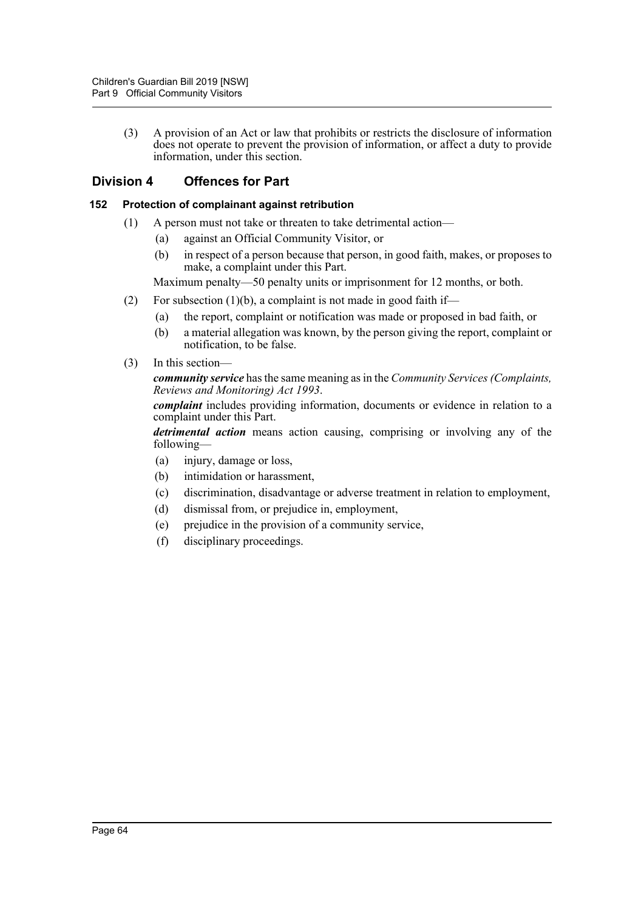(3) A provision of an Act or law that prohibits or restricts the disclosure of information does not operate to prevent the provision of information, or affect a duty to provide information, under this section.

## Division 4 Offences for Part

### 152 Protection of complainant against retribution

(1) A person must not take or threaten to take detrimental action—

- (a) against an Official Community Visitor, or
- (b) in respect of a person because that person, in good faith, makes, or proposes to make, a complaint under this Part.

Maximum penalty—50 penalty units or imprisonment for 12 months, or both.

(2) For subsection (1)(b), a complaint is not made in good faith if—

- (a) the report, complaint or notification was made or proposed in bad faith, or
- (b) a material allegation was known, by the person giving the report, complaint or notification, to be false.

(3) In this section—

***community service*** has the same meaning as in the *Community Services (Complaints, Reviews and Monitoring) Act 1993*.

***complaint*** includes providing information, documents or evidence in relation to a complaint under this Part.

***detrimental action*** means action causing, comprising or involving any of the following—

- (a) injury, damage or loss,
- (b) intimidation or harassment,
- (c) discrimination, disadvantage or adverse treatment in relation to employment,
- (d) dismissal from, or prejudice in, employment,
- (e) prejudice in the provision of a community service,
- (f) disciplinary proceedings.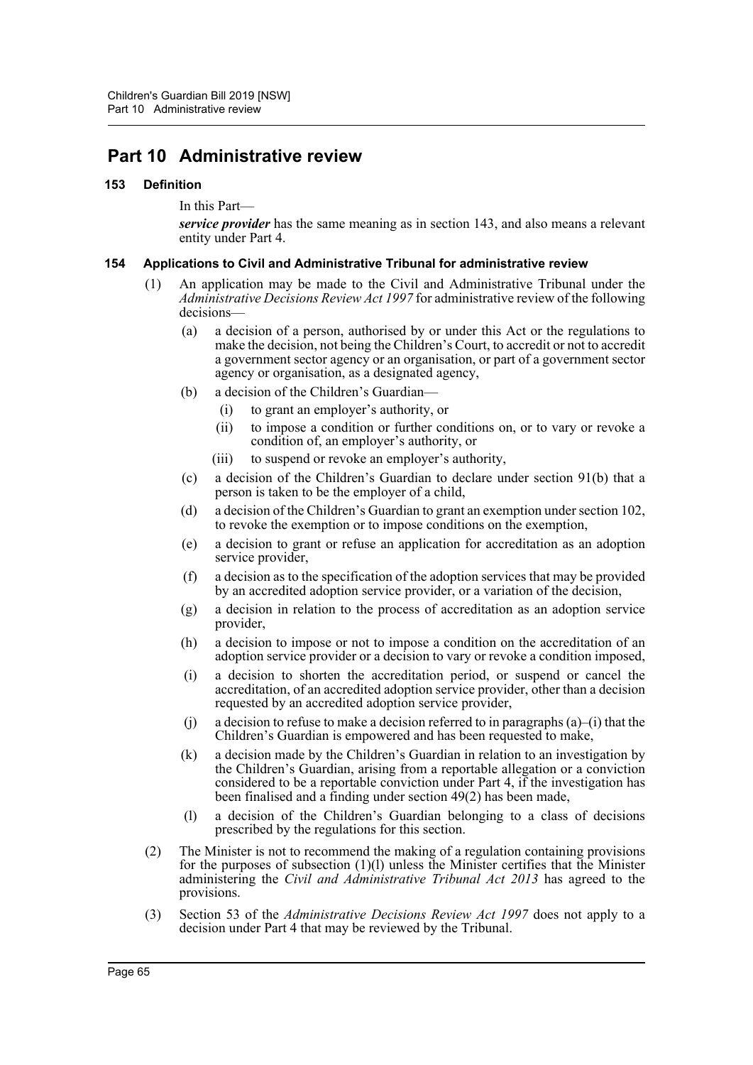# Part 10 Administrative review

### 153 Definition

In this Part—

***service provider*** has the same meaning as in section 143, and also means a relevant entity under Part 4.

### 154 Applications to Civil and Administrative Tribunal for administrative review

(1) An application may be made to the Civil and Administrative Tribunal under the *Administrative Decisions Review Act 1997* for administrative review of the following decisions—

(a) a decision of a person, authorised by or under this Act or the regulations to make the decision, not being the Children's Court, to accredit or not to accredit a government sector agency or an organisation, or part of a government sector agency or organisation, as a designated agency,

(b) a decision of the Children's Guardian—

(i) to grant an employer's authority, or

(ii) to impose a condition or further conditions on, or to vary or revoke a condition of, an employer's authority, or

(iii) to suspend or revoke an employer's authority,

(c) a decision of the Children's Guardian to declare under section 91(b) that a person is taken to be the employer of a child,

(d) a decision of the Children's Guardian to grant an exemption under section 102, to revoke the exemption or to impose conditions on the exemption,

(e) a decision to grant or refuse an application for accreditation as an adoption service provider,

(f) a decision as to the specification of the adoption services that may be provided by an accredited adoption service provider, or a variation of the decision,

(g) a decision in relation to the process of accreditation as an adoption service provider,

(h) a decision to impose or not to impose a condition on the accreditation of an adoption service provider or a decision to vary or revoke a condition imposed,

(i) a decision to shorten the accreditation period, or suspend or cancel the accreditation, of an accredited adoption service provider, other than a decision requested by an accredited adoption service provider,

(j) a decision to refuse to make a decision referred to in paragraphs (a)–(i) that the Children's Guardian is empowered and has been requested to make,

(k) a decision made by the Children's Guardian in relation to an investigation by the Children's Guardian, arising from a reportable allegation or a conviction considered to be a reportable conviction under Part 4, if the investigation has been finalised and a finding under section 49(2) has been made,

(l) a decision of the Children's Guardian belonging to a class of decisions prescribed by the regulations for this section.

(2) The Minister is not to recommend the making of a regulation containing provisions for the purposes of subsection (1)(l) unless the Minister certifies that the Minister administering the *Civil and Administrative Tribunal Act 2013* has agreed to the provisions.

(3) Section 53 of the *Administrative Decisions Review Act 1997* does not apply to a decision under Part 4 that may be reviewed by the Tribunal.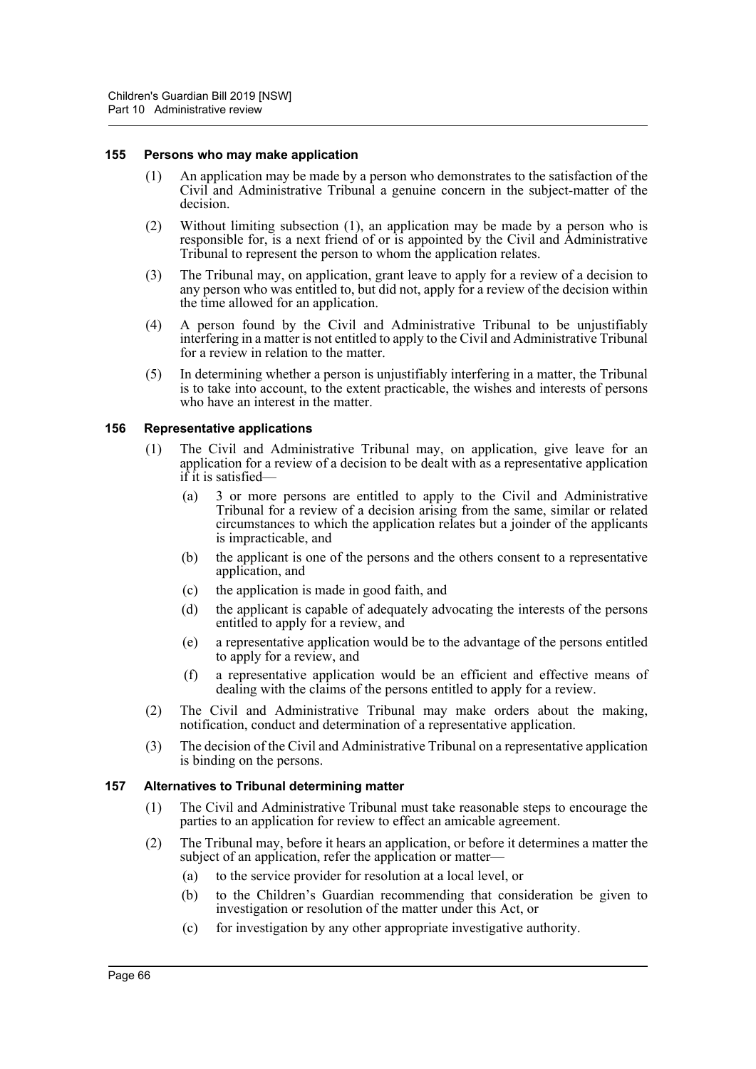#### 155 Persons who may make application

(1) An application may be made by a person who demonstrates to the satisfaction of the Civil and Administrative Tribunal a genuine concern in the subject-matter of the decision.

(2) Without limiting subsection (1), an application may be made by a person who is responsible for, is a next friend of or is appointed by the Civil and Administrative Tribunal to represent the person to whom the application relates.

(3) The Tribunal may, on application, grant leave to apply for a review of a decision to any person who was entitled to, but did not, apply for a review of the decision within the time allowed for an application.

(4) A person found by the Civil and Administrative Tribunal to be unjustifiably interfering in a matter is not entitled to apply to the Civil and Administrative Tribunal for a review in relation to the matter.

(5) In determining whether a person is unjustifiably interfering in a matter, the Tribunal is to take into account, to the extent practicable, the wishes and interests of persons who have an interest in the matter.

#### 156 Representative applications

(1) The Civil and Administrative Tribunal may, on application, give leave for an application for a review of a decision to be dealt with as a representative application if it is satisfied—

(a) 3 or more persons are entitled to apply to the Civil and Administrative Tribunal for a review of a decision arising from the same, similar or related circumstances to which the application relates but a joinder of the applicants is impracticable, and

(b) the applicant is one of the persons and the others consent to a representative application, and

(c) the application is made in good faith, and

(d) the applicant is capable of adequately advocating the interests of the persons entitled to apply for a review, and

(e) a representative application would be to the advantage of the persons entitled to apply for a review, and

(f) a representative application would be an efficient and effective means of dealing with the claims of the persons entitled to apply for a review.

(2) The Civil and Administrative Tribunal may make orders about the making, notification, conduct and determination of a representative application.

(3) The decision of the Civil and Administrative Tribunal on a representative application is binding on the persons.

#### 157 Alternatives to Tribunal determining matter

(1) The Civil and Administrative Tribunal must take reasonable steps to encourage the parties to an application for review to effect an amicable agreement.

(2) The Tribunal may, before it hears an application, or before it determines a matter the subject of an application, refer the application or matter—

(a) to the service provider for resolution at a local level, or

(b) to the Children's Guardian recommending that consideration be given to investigation or resolution of the matter under this Act, or

(c) for investigation by any other appropriate investigative authority.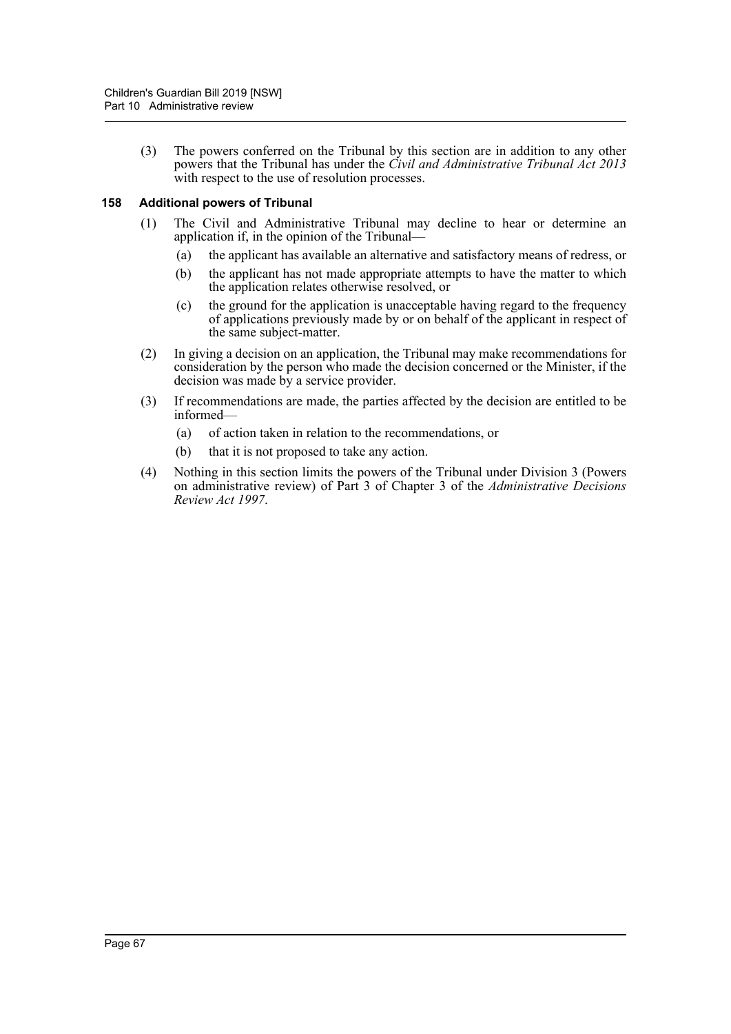(3) The powers conferred on the Tribunal by this section are in addition to any other powers that the Tribunal has under the *Civil and Administrative Tribunal Act 2013* with respect to the use of resolution processes.

### 158 Additional powers of Tribunal

(1) The Civil and Administrative Tribunal may decline to hear or determine an application if, in the opinion of the Tribunal—

(a) the applicant has available an alternative and satisfactory means of redress, or

(b) the applicant has not made appropriate attempts to have the matter to which the application relates otherwise resolved, or

(c) the ground for the application is unacceptable having regard to the frequency of applications previously made by or on behalf of the applicant in respect of the same subject-matter.

(2) In giving a decision on an application, the Tribunal may make recommendations for consideration by the person who made the decision concerned or the Minister, if the decision was made by a service provider.

(3) If recommendations are made, the parties affected by the decision are entitled to be informed—

(a) of action taken in relation to the recommendations, or

(b) that it is not proposed to take any action.

(4) Nothing in this section limits the powers of the Tribunal under Division 3 (Powers on administrative review) of Part 3 of Chapter 3 of the *Administrative Decisions Review Act 1997*.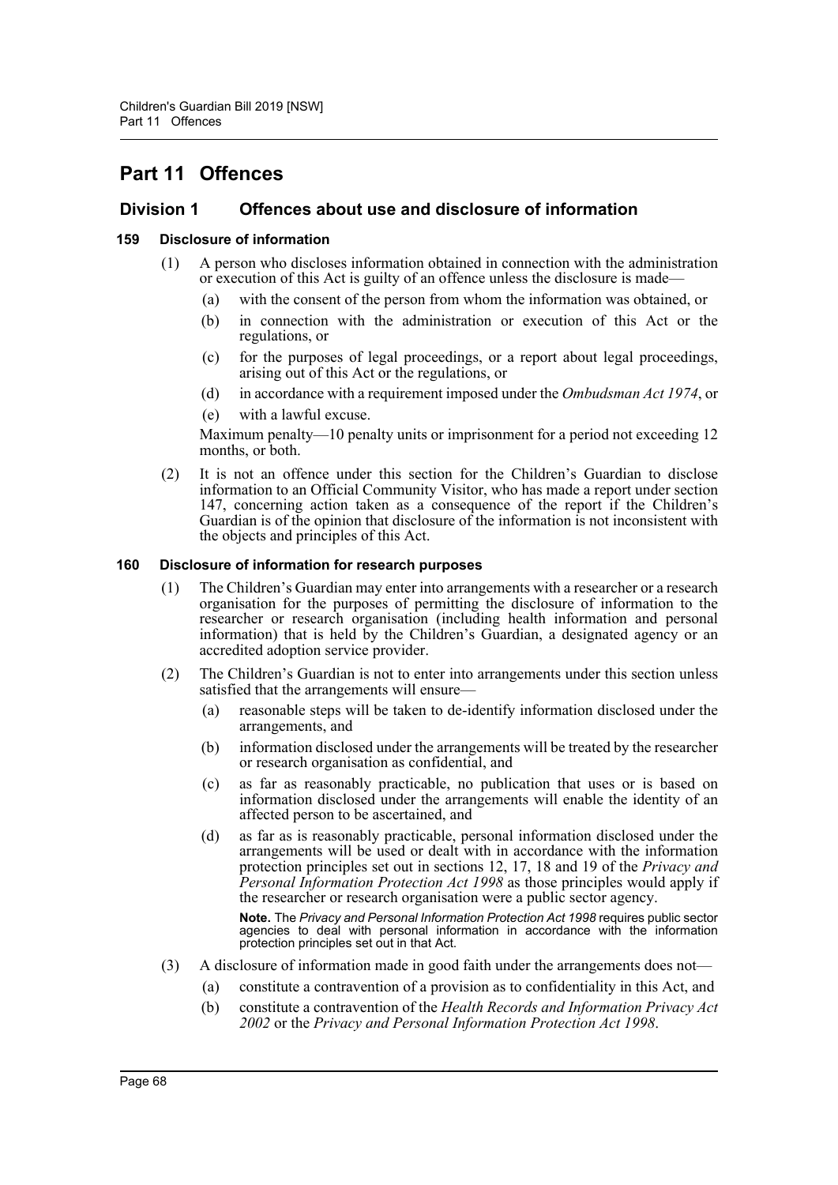# Part 11 Offences

## Division 1 Offences about use and disclosure of information

### 159 Disclosure of information

(1) A person who discloses information obtained in connection with the administration or execution of this Act is guilty of an offence unless the disclosure is made—

(a) with the consent of the person from whom the information was obtained, or

(b) in connection with the administration or execution of this Act or the regulations, or

(c) for the purposes of legal proceedings, or a report about legal proceedings, arising out of this Act or the regulations, or

(d) in accordance with a requirement imposed under the *Ombudsman Act 1974*, or

(e) with a lawful excuse.

Maximum penalty—10 penalty units or imprisonment for a period not exceeding 12 months, or both.

(2) It is not an offence under this section for the Children's Guardian to disclose information to an Official Community Visitor, who has made a report under section 147, concerning action taken as a consequence of the report if the Children's Guardian is of the opinion that disclosure of the information is not inconsistent with the objects and principles of this Act.

### 160 Disclosure of information for research purposes

(1) The Children's Guardian may enter into arrangements with a researcher or a research organisation for the purposes of permitting the disclosure of information to the researcher or research organisation (including health information and personal information) that is held by the Children's Guardian, a designated agency or an accredited adoption service provider.

(2) The Children's Guardian is not to enter into arrangements under this section unless satisfied that the arrangements will ensure—

(a) reasonable steps will be taken to de-identify information disclosed under the arrangements, and

(b) information disclosed under the arrangements will be treated by the researcher or research organisation as confidential, and

(c) as far as reasonably practicable, no publication that uses or is based on information disclosed under the arrangements will enable the identity of an affected person to be ascertained, and

(d) as far as is reasonably practicable, personal information disclosed under the arrangements will be used or dealt with in accordance with the information protection principles set out in sections 12, 17, 18 and 19 of the *Privacy and Personal Information Protection Act 1998* as those principles would apply if the researcher or research organisation were a public sector agency.

**Note.** The *Privacy and Personal Information Protection Act 1998* requires public sector agencies to deal with personal information in accordance with the information protection principles set out in that Act.

(3) A disclosure of information made in good faith under the arrangements does not—

(a) constitute a contravention of a provision as to confidentiality in this Act, and

(b) constitute a contravention of the *Health Records and Information Privacy Act 2002* or the *Privacy and Personal Information Protection Act 1998*.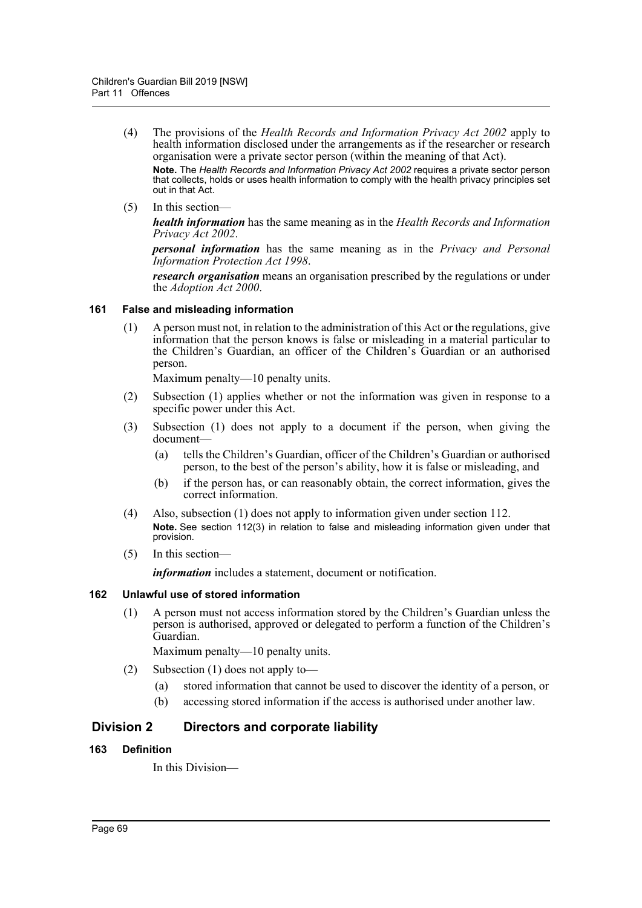(4) The provisions of the *Health Records and Information Privacy Act 2002* apply to health information disclosed under the arrangements as if the researcher or research organisation were a private sector person (within the meaning of that Act).

**Note.** The *Health Records and Information Privacy Act 2002* requires a private sector person that collects, holds or uses health information to comply with the health privacy principles set out in that Act.

(5) In this section—

***health information*** has the same meaning as in the *Health Records and Information Privacy Act 2002*.

***personal information*** has the same meaning as in the *Privacy and Personal Information Protection Act 1998*.

***research organisation*** means an organisation prescribed by the regulations or under the *Adoption Act 2000*.

#### 161 False and misleading information

(1) A person must not, in relation to the administration of this Act or the regulations, give information that the person knows is false or misleading in a material particular to the Children's Guardian, an officer of the Children's Guardian or an authorised person.

Maximum penalty—10 penalty units.

(2) Subsection (1) applies whether or not the information was given in response to a specific power under this Act.

(3) Subsection (1) does not apply to a document if the person, when giving the document—

  (a) tells the Children's Guardian, officer of the Children's Guardian or authorised person, to the best of the person's ability, how it is false or misleading, and

  (b) if the person has, or can reasonably obtain, the correct information, gives the correct information.

(4) Also, subsection (1) does not apply to information given under section 112.

**Note.** See section 112(3) in relation to false and misleading information given under that provision.

(5) In this section—

***information*** includes a statement, document or notification.

#### 162 Unlawful use of stored information

(1) A person must not access information stored by the Children's Guardian unless the person is authorised, approved or delegated to perform a function of the Children's Guardian.

Maximum penalty—10 penalty units.

(2) Subsection (1) does not apply to—

  (a) stored information that cannot be used to discover the identity of a person, or

  (b) accessing stored information if the access is authorised under another law.

## Division 2 Directors and corporate liability

#### 163 Definition

In this Division—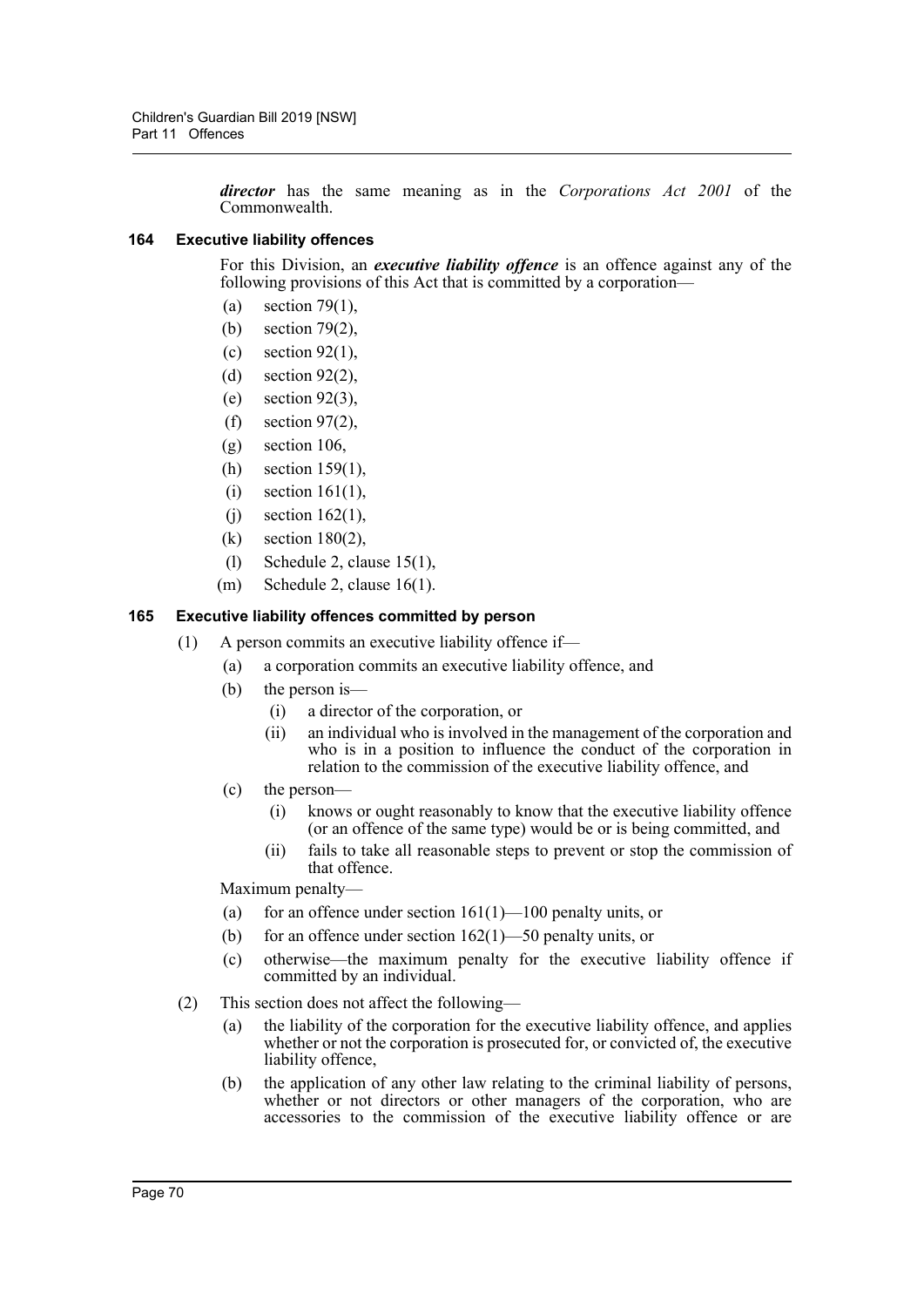***director*** has the same meaning as in the *Corporations Act 2001* of the Commonwealth.

### 164 Executive liability offences

For this Division, an ***executive liability offence*** is an offence against any of the following provisions of this Act that is committed by a corporation—

- (a) section 79(1),
- (b) section 79(2),
- (c) section 92(1),
- (d) section 92(2),
- (e) section 92(3),
- (f) section 97(2),
- (g) section 106,
- (h) section 159(1),
- (i) section 161(1),
- (j) section 162(1),
- (k) section 180(2),
- (l) Schedule 2, clause 15(1),
- (m) Schedule 2, clause 16(1).

### 165 Executive liability offences committed by person

(1) A person commits an executive liability offence if—

- (a) a corporation commits an executive liability offence, and
- (b) the person is—
  - (i) a director of the corporation, or
  - (ii) an individual who is involved in the management of the corporation and who is in a position to influence the conduct of the corporation in relation to the commission of the executive liability offence, and
- (c) the person—
  - (i) knows or ought reasonably to know that the executive liability offence (or an offence of the same type) would be or is being committed, and
  - (ii) fails to take all reasonable steps to prevent or stop the commission of that offence.

Maximum penalty—

- (a) for an offence under section 161(1)—100 penalty units, or
- (b) for an offence under section 162(1)—50 penalty units, or
- (c) otherwise—the maximum penalty for the executive liability offence if committed by an individual.

(2) This section does not affect the following—

- (a) the liability of the corporation for the executive liability offence, and applies whether or not the corporation is prosecuted for, or convicted of, the executive liability offence,
- (b) the application of any other law relating to the criminal liability of persons, whether or not directors or other managers of the corporation, who are accessories to the commission of the executive liability offence or are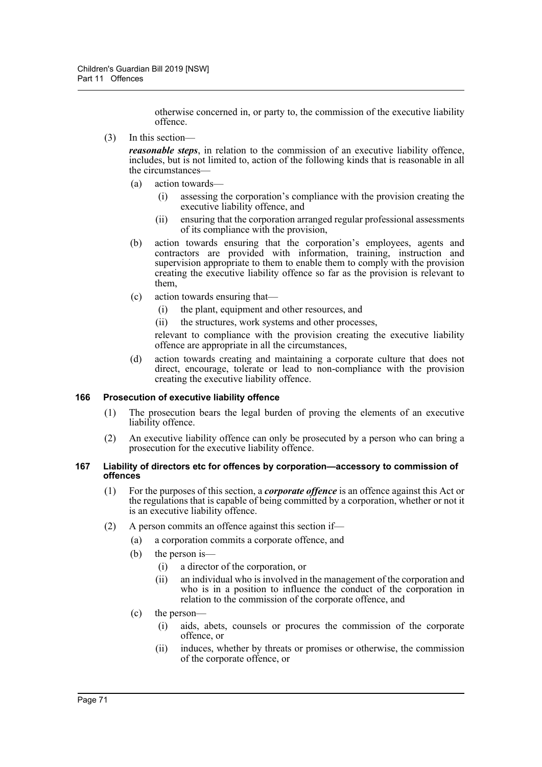otherwise concerned in, or party to, the commission of the executive liability offence.

(3) In this section—

***reasonable steps***, in relation to the commission of an executive liability offence, includes, but is not limited to, action of the following kinds that is reasonable in all the circumstances—

- (a) action towards—
  - (i) assessing the corporation's compliance with the provision creating the executive liability offence, and
  - (ii) ensuring that the corporation arranged regular professional assessments of its compliance with the provision,
- (b) action towards ensuring that the corporation's employees, agents and contractors are provided with information, training, instruction and supervision appropriate to them to enable them to comply with the provision creating the executive liability offence so far as the provision is relevant to them,
- (c) action towards ensuring that—
  - (i) the plant, equipment and other resources, and
  - (ii) the structures, work systems and other processes,

  relevant to compliance with the provision creating the executive liability offence are appropriate in all the circumstances,
- (d) action towards creating and maintaining a corporate culture that does not direct, encourage, tolerate or lead to non-compliance with the provision creating the executive liability offence.

### 166 Prosecution of executive liability offence

(1) The prosecution bears the legal burden of proving the elements of an executive liability offence.

(2) An executive liability offence can only be prosecuted by a person who can bring a prosecution for the executive liability offence.

### 167 Liability of directors etc for offences by corporation—accessory to commission of offences

(1) For the purposes of this section, a ***corporate offence*** is an offence against this Act or the regulations that is capable of being committed by a corporation, whether or not it is an executive liability offence.

(2) A person commits an offence against this section if—

- (a) a corporation commits a corporate offence, and
- (b) the person is—
  - (i) a director of the corporation, or
  - (ii) an individual who is involved in the management of the corporation and who is in a position to influence the conduct of the corporation in relation to the commission of the corporate offence, and
- (c) the person—
  - (i) aids, abets, counsels or procures the commission of the corporate offence, or
  - (ii) induces, whether by threats or promises or otherwise, the commission of the corporate offence, or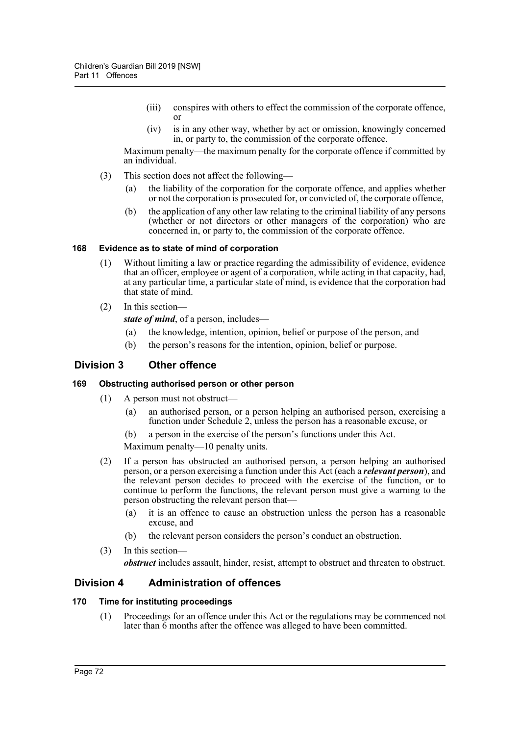(iii) conspires with others to effect the commission of the corporate offence, or

(iv) is in any other way, whether by act or omission, knowingly concerned in, or party to, the commission of the corporate offence.

Maximum penalty—the maximum penalty for the corporate offence if committed by an individual.

(3) This section does not affect the following—

(a) the liability of the corporation for the corporate offence, and applies whether or not the corporation is prosecuted for, or convicted of, the corporate offence,

(b) the application of any other law relating to the criminal liability of any persons (whether or not directors or other managers of the corporation) who are concerned in, or party to, the commission of the corporate offence.

#### 168 Evidence as to state of mind of corporation

(1) Without limiting a law or practice regarding the admissibility of evidence, evidence that an officer, employee or agent of a corporation, while acting in that capacity, had, at any particular time, a particular state of mind, is evidence that the corporation had that state of mind.

(2) In this section—

***state of mind***, of a person, includes—

(a) the knowledge, intention, opinion, belief or purpose of the person, and

(b) the person's reasons for the intention, opinion, belief or purpose.

### Division 3 Other offence

#### 169 Obstructing authorised person or other person

(1) A person must not obstruct—

(a) an authorised person, or a person helping an authorised person, exercising a function under Schedule 2, unless the person has a reasonable excuse, or

(b) a person in the exercise of the person's functions under this Act.

Maximum penalty—10 penalty units.

(2) If a person has obstructed an authorised person, a person helping an authorised person, or a person exercising a function under this Act (each a ***relevant person***), and the relevant person decides to proceed with the exercise of the function, or to continue to perform the functions, the relevant person must give a warning to the person obstructing the relevant person that—

(a) it is an offence to cause an obstruction unless the person has a reasonable excuse, and

(b) the relevant person considers the person's conduct an obstruction.

(3) In this section—

***obstruct*** includes assault, hinder, resist, attempt to obstruct and threaten to obstruct.

### Division 4 Administration of offences

#### 170 Time for instituting proceedings

(1) Proceedings for an offence under this Act or the regulations may be commenced not later than 6 months after the offence was alleged to have been committed.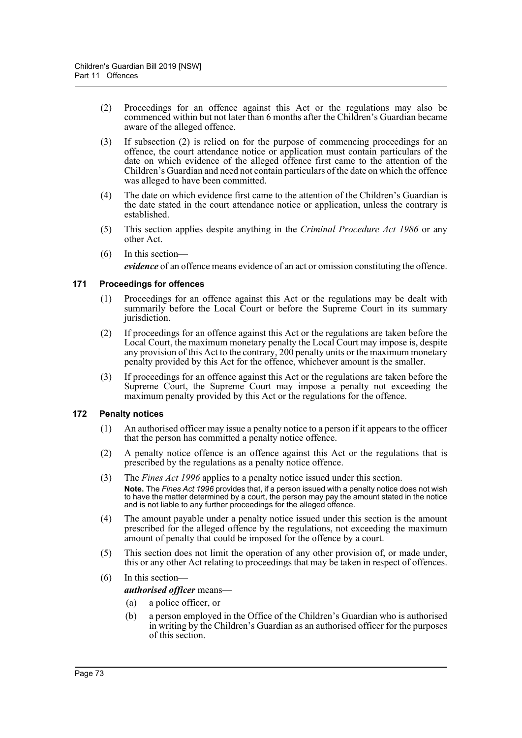(2) Proceedings for an offence against this Act or the regulations may also be commenced within but not later than 6 months after the Children's Guardian became aware of the alleged offence.

(3) If subsection (2) is relied on for the purpose of commencing proceedings for an offence, the court attendance notice or application must contain particulars of the date on which evidence of the alleged offence first came to the attention of the Children's Guardian and need not contain particulars of the date on which the offence was alleged to have been committed.

(4) The date on which evidence first came to the attention of the Children's Guardian is the date stated in the court attendance notice or application, unless the contrary is established.

(5) This section applies despite anything in the *Criminal Procedure Act 1986* or any other Act.

(6) In this section—

***evidence*** of an offence means evidence of an act or omission constituting the offence.

### 171 Proceedings for offences

(1) Proceedings for an offence against this Act or the regulations may be dealt with summarily before the Local Court or before the Supreme Court in its summary jurisdiction.

(2) If proceedings for an offence against this Act or the regulations are taken before the Local Court, the maximum monetary penalty the Local Court may impose is, despite any provision of this Act to the contrary, 200 penalty units or the maximum monetary penalty provided by this Act for the offence, whichever amount is the smaller.

(3) If proceedings for an offence against this Act or the regulations are taken before the Supreme Court, the Supreme Court may impose a penalty not exceeding the maximum penalty provided by this Act or the regulations for the offence.

### 172 Penalty notices

(1) An authorised officer may issue a penalty notice to a person if it appears to the officer that the person has committed a penalty notice offence.

(2) A penalty notice offence is an offence against this Act or the regulations that is prescribed by the regulations as a penalty notice offence.

(3) The *Fines Act 1996* applies to a penalty notice issued under this section.

**Note.** The *Fines Act 1996* provides that, if a person issued with a penalty notice does not wish to have the matter determined by a court, the person may pay the amount stated in the notice and is not liable to any further proceedings for the alleged offence.

(4) The amount payable under a penalty notice issued under this section is the amount prescribed for the alleged offence by the regulations, not exceeding the maximum amount of penalty that could be imposed for the offence by a court.

(5) This section does not limit the operation of any other provision of, or made under, this or any other Act relating to proceedings that may be taken in respect of offences.

(6) In this section—

***authorised officer*** means—

(a) a police officer, or

(b) a person employed in the Office of the Children's Guardian who is authorised in writing by the Children's Guardian as an authorised officer for the purposes of this section.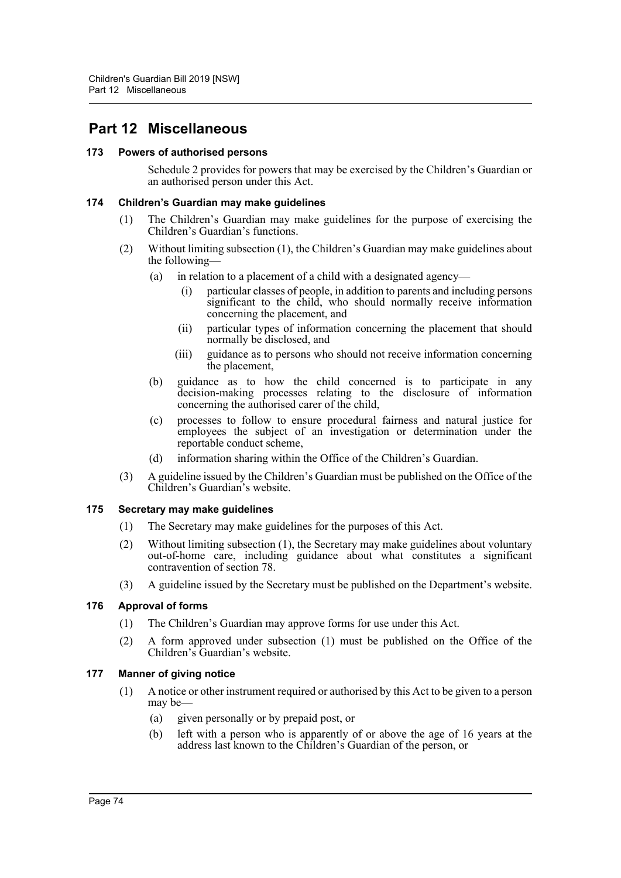# Part 12 Miscellaneous

### 173 Powers of authorised persons

Schedule 2 provides for powers that may be exercised by the Children's Guardian or an authorised person under this Act.

### 174 Children's Guardian may make guidelines

(1) The Children's Guardian may make guidelines for the purpose of exercising the Children's Guardian's functions.

(2) Without limiting subsection (1), the Children's Guardian may make guidelines about the following—

- (a) in relation to a placement of a child with a designated agency—
  - (i) particular classes of people, in addition to parents and including persons significant to the child, who should normally receive information concerning the placement, and
  - (ii) particular types of information concerning the placement that should normally be disclosed, and
  - (iii) guidance as to persons who should not receive information concerning the placement,
- (b) guidance as to how the child concerned is to participate in any decision-making processes relating to the disclosure of information concerning the authorised carer of the child,
- (c) processes to follow to ensure procedural fairness and natural justice for employees the subject of an investigation or determination under the reportable conduct scheme,
- (d) information sharing within the Office of the Children's Guardian.

(3) A guideline issued by the Children's Guardian must be published on the Office of the Children's Guardian's website.

### 175 Secretary may make guidelines

(1) The Secretary may make guidelines for the purposes of this Act.

(2) Without limiting subsection (1), the Secretary may make guidelines about voluntary out-of-home care, including guidance about what constitutes a significant contravention of section 78.

(3) A guideline issued by the Secretary must be published on the Department's website.

### 176 Approval of forms

(1) The Children's Guardian may approve forms for use under this Act.

(2) A form approved under subsection (1) must be published on the Office of the Children's Guardian's website.

### 177 Manner of giving notice

(1) A notice or other instrument required or authorised by this Act to be given to a person may be—

- (a) given personally or by prepaid post, or
- (b) left with a person who is apparently of or above the age of 16 years at the address last known to the Children's Guardian of the person, or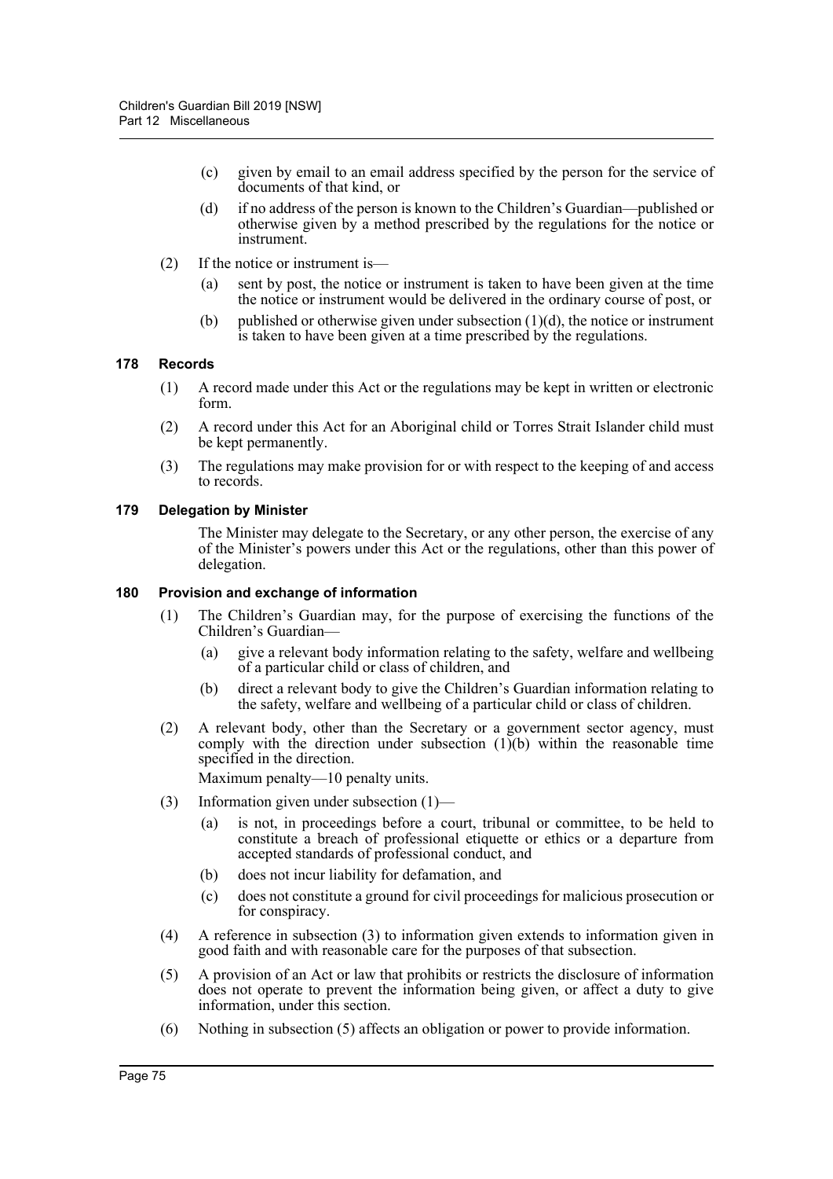(c) given by email to an email address specified by the person for the service of documents of that kind, or

(d) if no address of the person is known to the Children's Guardian—published or otherwise given by a method prescribed by the regulations for the notice or instrument.

(2) If the notice or instrument is—

(a) sent by post, the notice or instrument is taken to have been given at the time the notice or instrument would be delivered in the ordinary course of post, or

(b) published or otherwise given under subsection (1)(d), the notice or instrument is taken to have been given at a time prescribed by the regulations.

### 178 Records

(1) A record made under this Act or the regulations may be kept in written or electronic form.

(2) A record under this Act for an Aboriginal child or Torres Strait Islander child must be kept permanently.

(3) The regulations may make provision for or with respect to the keeping of and access to records.

### 179 Delegation by Minister

The Minister may delegate to the Secretary, or any other person, the exercise of any of the Minister's powers under this Act or the regulations, other than this power of delegation.

### 180 Provision and exchange of information

(1) The Children's Guardian may, for the purpose of exercising the functions of the Children's Guardian—

(a) give a relevant body information relating to the safety, welfare and wellbeing of a particular child or class of children, and

(b) direct a relevant body to give the Children's Guardian information relating to the safety, welfare and wellbeing of a particular child or class of children.

(2) A relevant body, other than the Secretary or a government sector agency, must comply with the direction under subsection (1)(b) within the reasonable time specified in the direction.

Maximum penalty—10 penalty units.

(3) Information given under subsection (1)—

(a) is not, in proceedings before a court, tribunal or committee, to be held to constitute a breach of professional etiquette or ethics or a departure from accepted standards of professional conduct, and

(b) does not incur liability for defamation, and

(c) does not constitute a ground for civil proceedings for malicious prosecution or for conspiracy.

(4) A reference in subsection (3) to information given extends to information given in good faith and with reasonable care for the purposes of that subsection.

(5) A provision of an Act or law that prohibits or restricts the disclosure of information does not operate to prevent the information being given, or affect a duty to give information, under this section.

(6) Nothing in subsection (5) affects an obligation or power to provide information.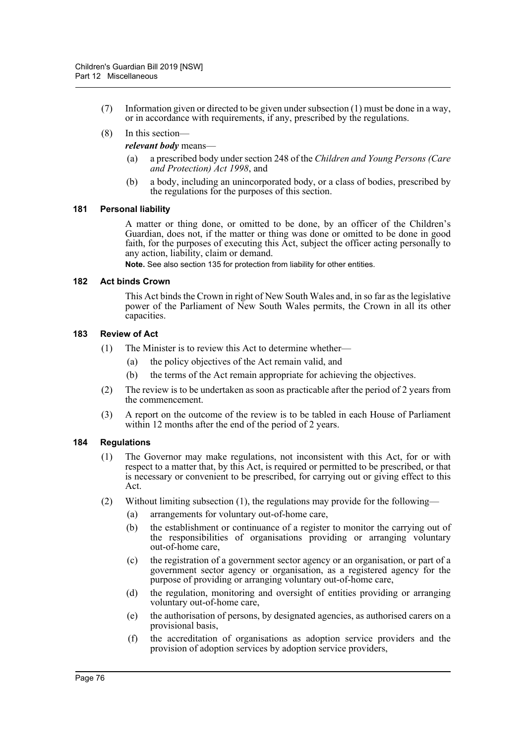(7) Information given or directed to be given under subsection (1) must be done in a way, or in accordance with requirements, if any, prescribed by the regulations.

(8) In this section—

***relevant body*** means—

- (a) a prescribed body under section 248 of the *Children and Young Persons (Care and Protection) Act 1998*, and
- (b) a body, including an unincorporated body, or a class of bodies, prescribed by the regulations for the purposes of this section.

#### 181 Personal liability

A matter or thing done, or omitted to be done, by an officer of the Children's Guardian, does not, if the matter or thing was done or omitted to be done in good faith, for the purposes of executing this Act, subject the officer acting personally to any action, liability, claim or demand.

**Note.** See also section 135 for protection from liability for other entities.

#### 182 Act binds Crown

This Act binds the Crown in right of New South Wales and, in so far as the legislative power of the Parliament of New South Wales permits, the Crown in all its other capacities.

#### 183 Review of Act

(1) The Minister is to review this Act to determine whether—

- (a) the policy objectives of the Act remain valid, and
- (b) the terms of the Act remain appropriate for achieving the objectives.

(2) The review is to be undertaken as soon as practicable after the period of 2 years from the commencement.

(3) A report on the outcome of the review is to be tabled in each House of Parliament within 12 months after the end of the period of 2 years.

#### 184 Regulations

(1) The Governor may make regulations, not inconsistent with this Act, for or with respect to a matter that, by this Act, is required or permitted to be prescribed, or that is necessary or convenient to be prescribed, for carrying out or giving effect to this Act.

(2) Without limiting subsection (1), the regulations may provide for the following—

- (a) arrangements for voluntary out-of-home care,
- (b) the establishment or continuance of a register to monitor the carrying out of the responsibilities of organisations providing or arranging voluntary out-of-home care,
- (c) the registration of a government sector agency or an organisation, or part of a government sector agency or organisation, as a registered agency for the purpose of providing or arranging voluntary out-of-home care,
- (d) the regulation, monitoring and oversight of entities providing or arranging voluntary out-of-home care,
- (e) the authorisation of persons, by designated agencies, as authorised carers on a provisional basis,
- (f) the accreditation of organisations as adoption service providers and the provision of adoption services by adoption service providers,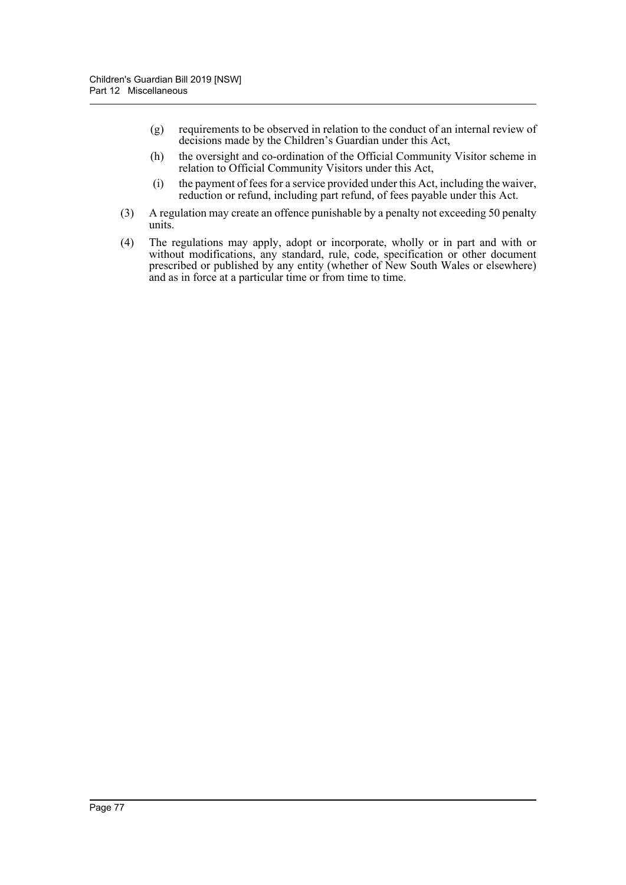(g) requirements to be observed in relation to the conduct of an internal review of decisions made by the Children's Guardian under this Act,

(h) the oversight and co-ordination of the Official Community Visitor scheme in relation to Official Community Visitors under this Act,

(i) the payment of fees for a service provided under this Act, including the waiver, reduction or refund, including part refund, of fees payable under this Act.

(3) A regulation may create an offence punishable by a penalty not exceeding 50 penalty units.

(4) The regulations may apply, adopt or incorporate, wholly or in part and with or without modifications, any standard, rule, code, specification or other document prescribed or published by any entity (whether of New South Wales or elsewhere) and as in force at a particular time or from time to time.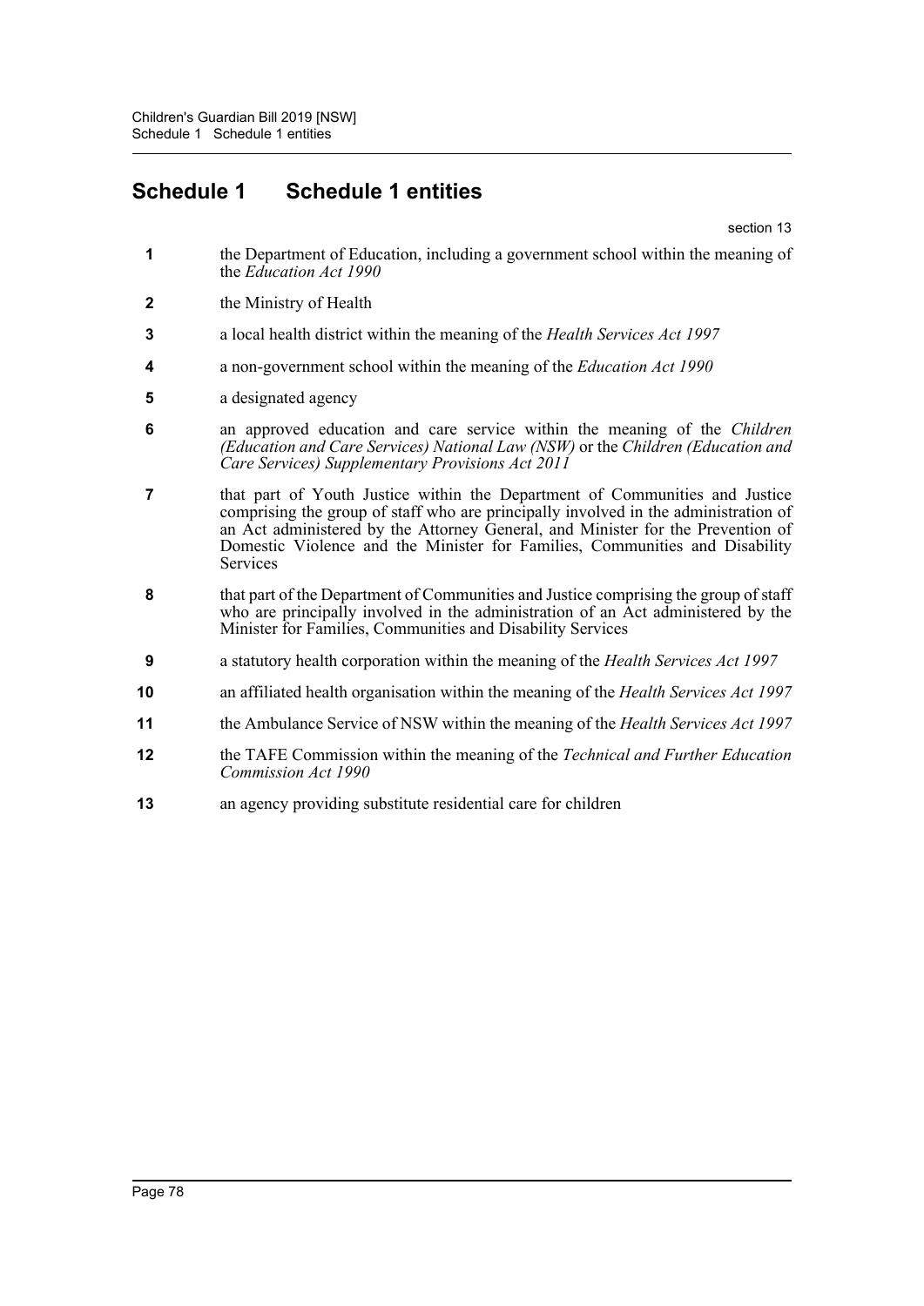# Schedule 1 Schedule 1 entities

section 13

**1** the Department of Education, including a government school within the meaning of the *Education Act 1990*

**2** the Ministry of Health

**3** a local health district within the meaning of the *Health Services Act 1997*

**4** a non-government school within the meaning of the *Education Act 1990*

**5** a designated agency

**6** an approved education and care service within the meaning of the *Children (Education and Care Services) National Law (NSW)* or the *Children (Education and Care Services) Supplementary Provisions Act 2011*

**7** that part of Youth Justice within the Department of Communities and Justice comprising the group of staff who are principally involved in the administration of an Act administered by the Attorney General, and Minister for the Prevention of Domestic Violence and the Minister for Families, Communities and Disability Services

**8** that part of the Department of Communities and Justice comprising the group of staff who are principally involved in the administration of an Act administered by the Minister for Families, Communities and Disability Services

**9** a statutory health corporation within the meaning of the *Health Services Act 1997*

**10** an affiliated health organisation within the meaning of the *Health Services Act 1997*

**11** the Ambulance Service of NSW within the meaning of the *Health Services Act 1997*

**12** the TAFE Commission within the meaning of the *Technical and Further Education Commission Act 1990*

**13** an agency providing substitute residential care for children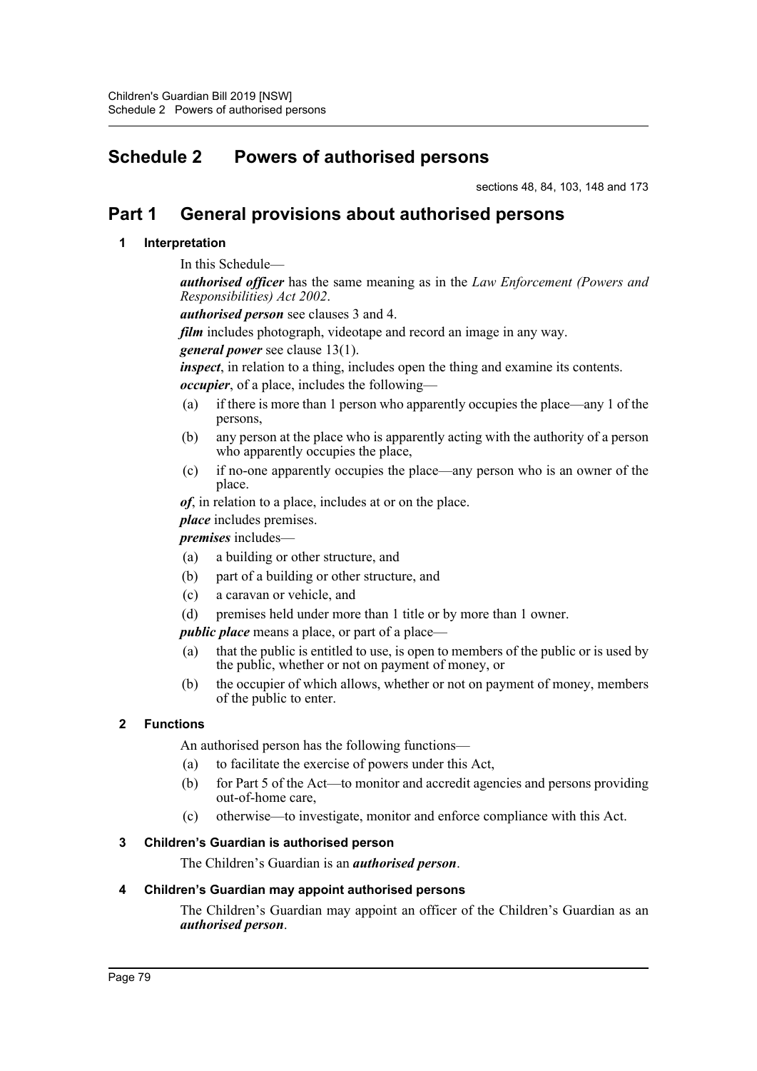# Schedule 2 Powers of authorised persons

sections 48, 84, 103, 148 and 173

## Part 1 General provisions about authorised persons

### 1 Interpretation

In this Schedule—

***authorised officer*** has the same meaning as in the *Law Enforcement (Powers and Responsibilities) Act 2002*.

***authorised person*** see clauses 3 and 4.

***film*** includes photograph, videotape and record an image in any way.

***general power*** see clause 13(1).

***inspect***, in relation to a thing, includes open the thing and examine its contents.

***occupier***, of a place, includes the following—

- (a) if there is more than 1 person who apparently occupies the place—any 1 of the persons,
- (b) any person at the place who is apparently acting with the authority of a person who apparently occupies the place,
- (c) if no-one apparently occupies the place—any person who is an owner of the place.

***of***, in relation to a place, includes at or on the place.

***place*** includes premises.

***premises*** includes—

- (a) a building or other structure, and
- (b) part of a building or other structure, and
- (c) a caravan or vehicle, and
- (d) premises held under more than 1 title or by more than 1 owner.

***public place*** means a place, or part of a place—

- (a) that the public is entitled to use, is open to members of the public or is used by the public, whether or not on payment of money, or
- (b) the occupier of which allows, whether or not on payment of money, members of the public to enter.

### 2 Functions

An authorised person has the following functions—

- (a) to facilitate the exercise of powers under this Act,
- (b) for Part 5 of the Act—to monitor and accredit agencies and persons providing out-of-home care,
- (c) otherwise—to investigate, monitor and enforce compliance with this Act.

### 3 Children's Guardian is authorised person

The Children's Guardian is an ***authorised person***.

### 4 Children's Guardian may appoint authorised persons

The Children's Guardian may appoint an officer of the Children's Guardian as an ***authorised person***.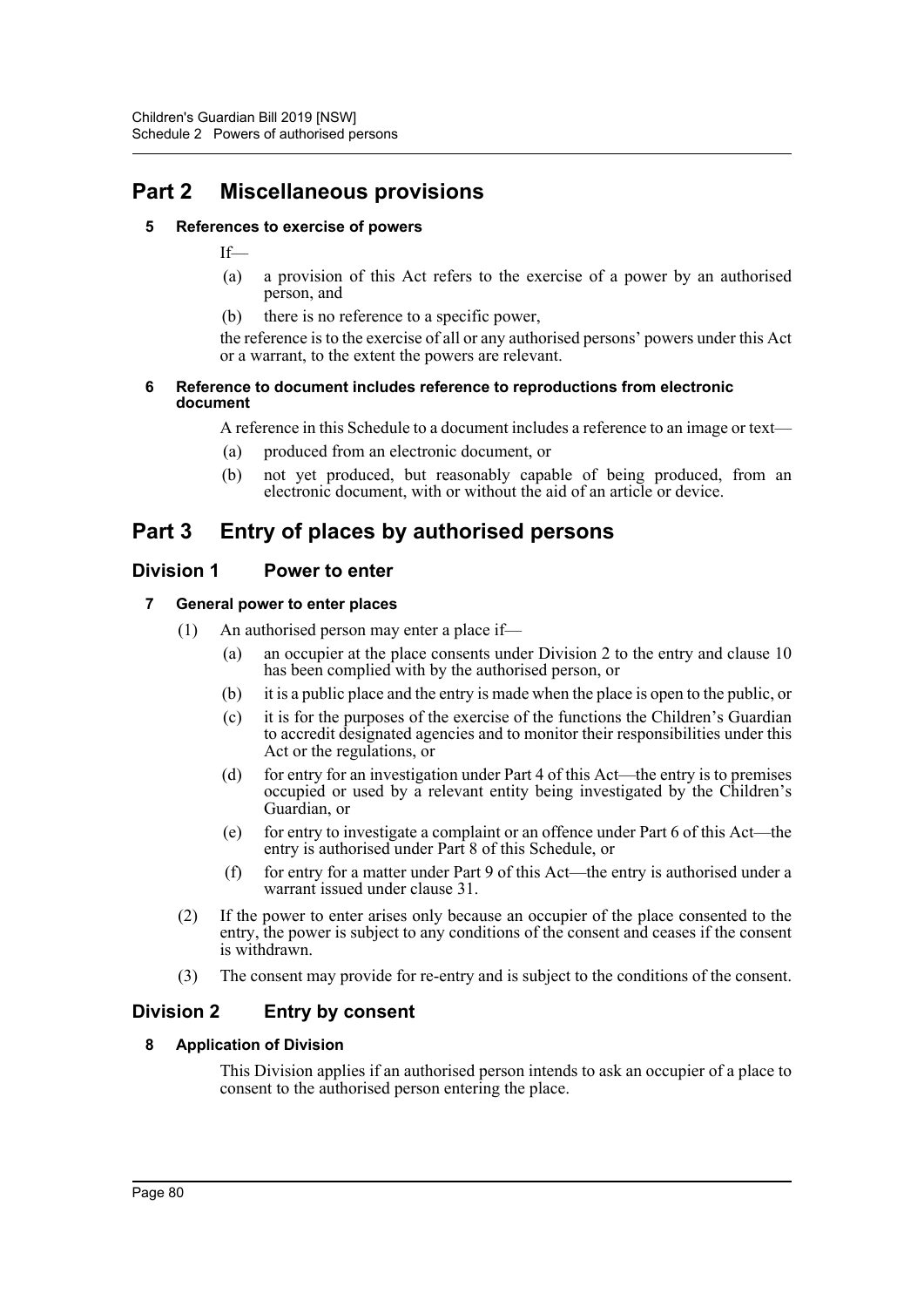## Part 2 Miscellaneous provisions

### 5 References to exercise of powers

If—

(a) a provision of this Act refers to the exercise of a power by an authorised person, and

(b) there is no reference to a specific power,

the reference is to the exercise of all or any authorised persons' powers under this Act or a warrant, to the extent the powers are relevant.

### 6 Reference to document includes reference to reproductions from electronic document

A reference in this Schedule to a document includes a reference to an image or text—

(a) produced from an electronic document, or

(b) not yet produced, but reasonably capable of being produced, from an electronic document, with or without the aid of an article or device.

## Part 3 Entry of places by authorised persons

### Division 1 Power to enter

### 7 General power to enter places

(1) An authorised person may enter a place if—

(a) an occupier at the place consents under Division 2 to the entry and clause 10 has been complied with by the authorised person, or

(b) it is a public place and the entry is made when the place is open to the public, or

(c) it is for the purposes of the exercise of the functions the Children's Guardian to accredit designated agencies and to monitor their responsibilities under this Act or the regulations, or

(d) for entry for an investigation under Part 4 of this Act—the entry is to premises occupied or used by a relevant entity being investigated by the Children's Guardian, or

(e) for entry to investigate a complaint or an offence under Part 6 of this Act—the entry is authorised under Part 8 of this Schedule, or

(f) for entry for a matter under Part 9 of this Act—the entry is authorised under a warrant issued under clause 31.

(2) If the power to enter arises only because an occupier of the place consented to the entry, the power is subject to any conditions of the consent and ceases if the consent is withdrawn.

(3) The consent may provide for re-entry and is subject to the conditions of the consent.

### Division 2 Entry by consent

### 8 Application of Division

This Division applies if an authorised person intends to ask an occupier of a place to consent to the authorised person entering the place.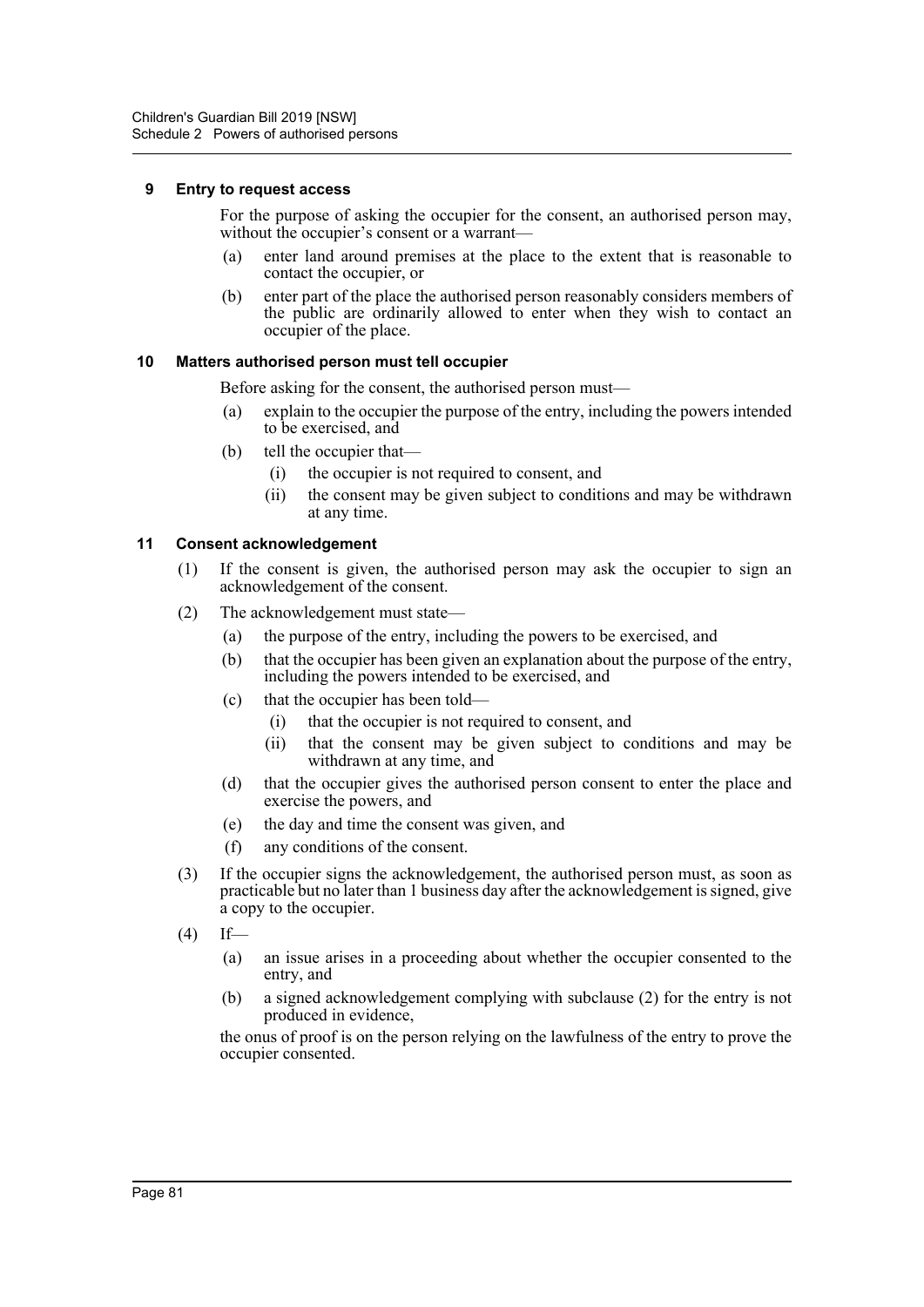### 9 Entry to request access

For the purpose of asking the occupier for the consent, an authorised person may, without the occupier's consent or a warrant—

(a) enter land around premises at the place to the extent that is reasonable to contact the occupier, or

(b) enter part of the place the authorised person reasonably considers members of the public are ordinarily allowed to enter when they wish to contact an occupier of the place.

### 10 Matters authorised person must tell occupier

Before asking for the consent, the authorised person must—

(a) explain to the occupier the purpose of the entry, including the powers intended to be exercised, and

(b) tell the occupier that—

(i) the occupier is not required to consent, and

(ii) the consent may be given subject to conditions and may be withdrawn at any time.

### 11 Consent acknowledgement

(1) If the consent is given, the authorised person may ask the occupier to sign an acknowledgement of the consent.

(2) The acknowledgement must state—

(a) the purpose of the entry, including the powers to be exercised, and

(b) that the occupier has been given an explanation about the purpose of the entry, including the powers intended to be exercised, and

(c) that the occupier has been told—

(i) that the occupier is not required to consent, and

(ii) that the consent may be given subject to conditions and may be withdrawn at any time, and

(d) that the occupier gives the authorised person consent to enter the place and exercise the powers, and

(e) the day and time the consent was given, and

(f) any conditions of the consent.

(3) If the occupier signs the acknowledgement, the authorised person must, as soon as practicable but no later than 1 business day after the acknowledgement is signed, give a copy to the occupier.

(4) If—

(a) an issue arises in a proceeding about whether the occupier consented to the entry, and

(b) a signed acknowledgement complying with subclause (2) for the entry is not produced in evidence,

the onus of proof is on the person relying on the lawfulness of the entry to prove the occupier consented.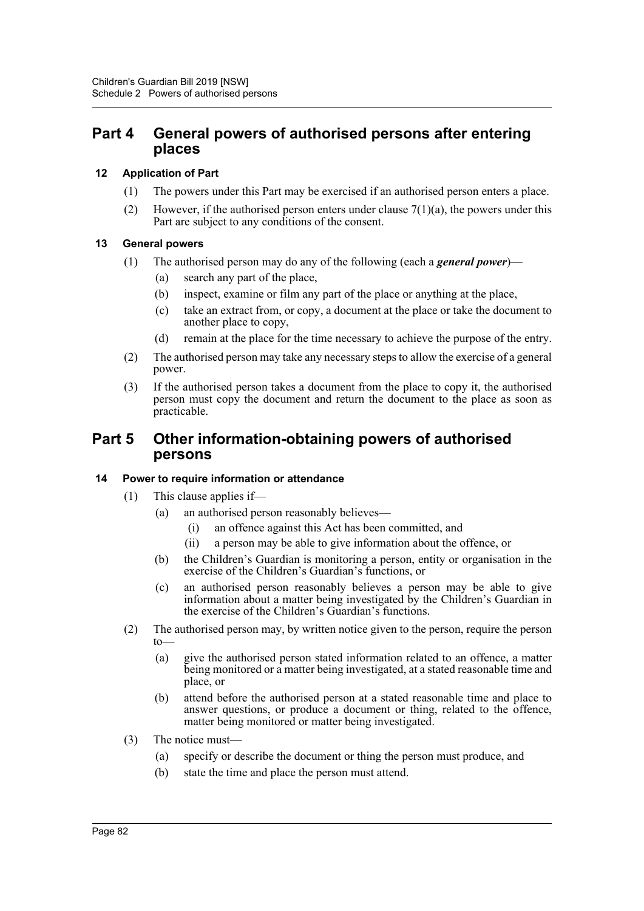## Part 4 General powers of authorised persons after entering places

### 12 Application of Part

(1) The powers under this Part may be exercised if an authorised person enters a place.

(2) However, if the authorised person enters under clause 7(1)(a), the powers under this Part are subject to any conditions of the consent.

### 13 General powers

(1) The authorised person may do any of the following (each a ***general power***)—

- (a) search any part of the place,
- (b) inspect, examine or film any part of the place or anything at the place,
- (c) take an extract from, or copy, a document at the place or take the document to another place to copy,
- (d) remain at the place for the time necessary to achieve the purpose of the entry.

(2) The authorised person may take any necessary steps to allow the exercise of a general power.

(3) If the authorised person takes a document from the place to copy it, the authorised person must copy the document and return the document to the place as soon as practicable.

## Part 5 Other information-obtaining powers of authorised persons

### 14 Power to require information or attendance

(1) This clause applies if—

- (a) an authorised person reasonably believes—
  - (i) an offence against this Act has been committed, and
  - (ii) a person may be able to give information about the offence, or
- (b) the Children's Guardian is monitoring a person, entity or organisation in the exercise of the Children's Guardian's functions, or
- (c) an authorised person reasonably believes a person may be able to give information about a matter being investigated by the Children's Guardian in the exercise of the Children's Guardian's functions.

(2) The authorised person may, by written notice given to the person, require the person to—

- (a) give the authorised person stated information related to an offence, a matter being monitored or a matter being investigated, at a stated reasonable time and place, or
- (b) attend before the authorised person at a stated reasonable time and place to answer questions, or produce a document or thing, related to the offence, matter being monitored or matter being investigated.

(3) The notice must—

- (a) specify or describe the document or thing the person must produce, and
- (b) state the time and place the person must attend.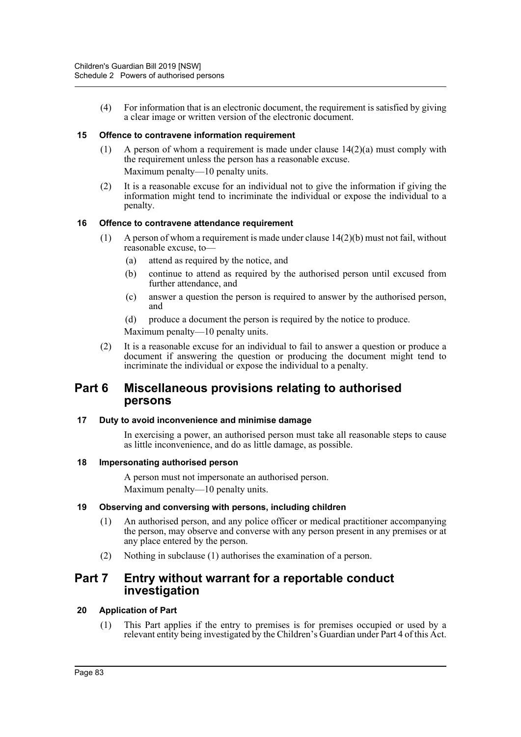(4) For information that is an electronic document, the requirement is satisfied by giving a clear image or written version of the electronic document.

### 15 Offence to contravene information requirement

(1) A person of whom a requirement is made under clause 14(2)(a) must comply with the requirement unless the person has a reasonable excuse.

Maximum penalty—10 penalty units.

(2) It is a reasonable excuse for an individual not to give the information if giving the information might tend to incriminate the individual or expose the individual to a penalty.

### 16 Offence to contravene attendance requirement

(1) A person of whom a requirement is made under clause 14(2)(b) must not fail, without reasonable excuse, to—

- (a) attend as required by the notice, and
- (b) continue to attend as required by the authorised person until excused from further attendance, and
- (c) answer a question the person is required to answer by the authorised person, and
- (d) produce a document the person is required by the notice to produce.

Maximum penalty—10 penalty units.

(2) It is a reasonable excuse for an individual to fail to answer a question or produce a document if answering the question or producing the document might tend to incriminate the individual or expose the individual to a penalty.

## Part 6 Miscellaneous provisions relating to authorised persons

### 17 Duty to avoid inconvenience and minimise damage

In exercising a power, an authorised person must take all reasonable steps to cause as little inconvenience, and do as little damage, as possible.

### 18 Impersonating authorised person

A person must not impersonate an authorised person.

Maximum penalty—10 penalty units.

### 19 Observing and conversing with persons, including children

(1) An authorised person, and any police officer or medical practitioner accompanying the person, may observe and converse with any person present in any premises or at any place entered by the person.

(2) Nothing in subclause (1) authorises the examination of a person.

## Part 7 Entry without warrant for a reportable conduct investigation

### 20 Application of Part

(1) This Part applies if the entry to premises is for premises occupied or used by a relevant entity being investigated by the Children's Guardian under Part 4 of this Act.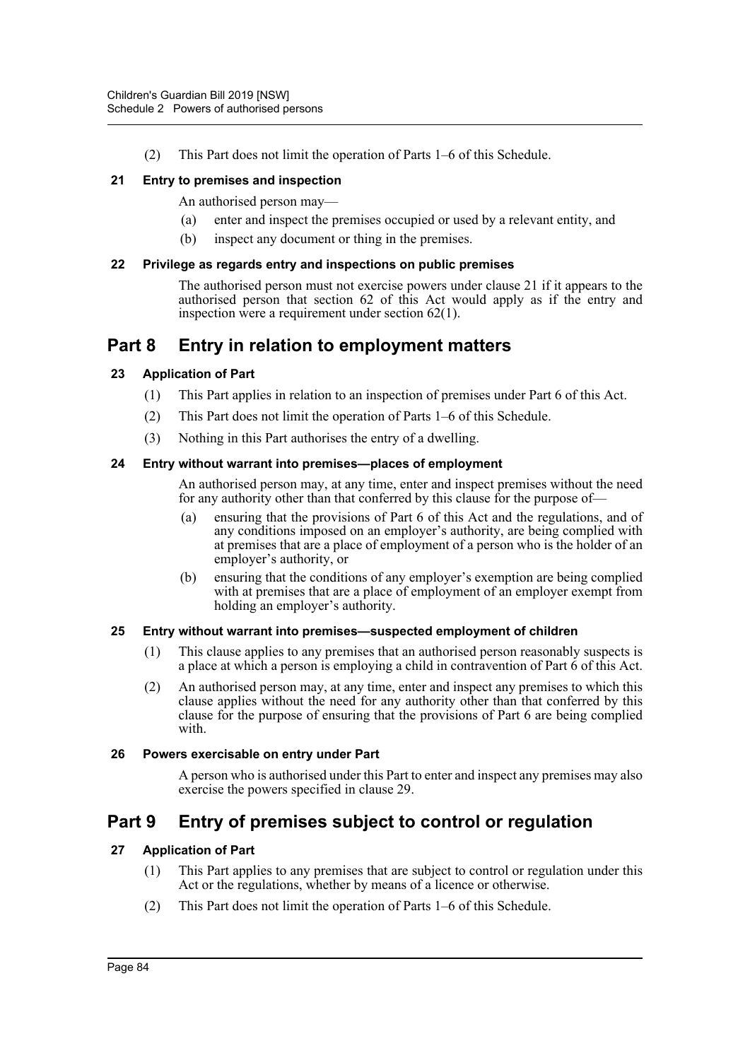(2) This Part does not limit the operation of Parts 1–6 of this Schedule.

### 21 Entry to premises and inspection

An authorised person may—

(a) enter and inspect the premises occupied or used by a relevant entity, and

(b) inspect any document or thing in the premises.

### 22 Privilege as regards entry and inspections on public premises

The authorised person must not exercise powers under clause 21 if it appears to the authorised person that section 62 of this Act would apply as if the entry and inspection were a requirement under section 62(1).

## Part 8 Entry in relation to employment matters

### 23 Application of Part

(1) This Part applies in relation to an inspection of premises under Part 6 of this Act.

(2) This Part does not limit the operation of Parts 1–6 of this Schedule.

(3) Nothing in this Part authorises the entry of a dwelling.

### 24 Entry without warrant into premises—places of employment

An authorised person may, at any time, enter and inspect premises without the need for any authority other than that conferred by this clause for the purpose of—

(a) ensuring that the provisions of Part 6 of this Act and the regulations, and of any conditions imposed on an employer's authority, are being complied with at premises that are a place of employment of a person who is the holder of an employer's authority, or

(b) ensuring that the conditions of any employer's exemption are being complied with at premises that are a place of employment of an employer exempt from holding an employer's authority.

### 25 Entry without warrant into premises—suspected employment of children

(1) This clause applies to any premises that an authorised person reasonably suspects is a place at which a person is employing a child in contravention of Part 6 of this Act.

(2) An authorised person may, at any time, enter and inspect any premises to which this clause applies without the need for any authority other than that conferred by this clause for the purpose of ensuring that the provisions of Part 6 are being complied with.

### 26 Powers exercisable on entry under Part

A person who is authorised under this Part to enter and inspect any premises may also exercise the powers specified in clause 29.

## Part 9 Entry of premises subject to control or regulation

### 27 Application of Part

(1) This Part applies to any premises that are subject to control or regulation under this Act or the regulations, whether by means of a licence or otherwise.

(2) This Part does not limit the operation of Parts 1–6 of this Schedule.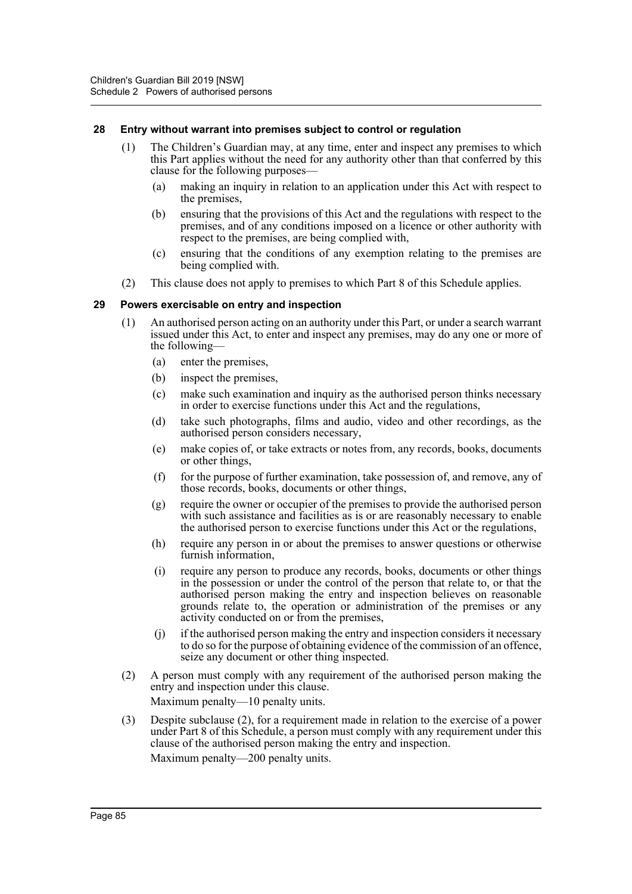### 28 Entry without warrant into premises subject to control or regulation

(1) The Children's Guardian may, at any time, enter and inspect any premises to which this Part applies without the need for any authority other than that conferred by this clause for the following purposes—

(a) making an inquiry in relation to an application under this Act with respect to the premises,

(b) ensuring that the provisions of this Act and the regulations with respect to the premises, and of any conditions imposed on a licence or other authority with respect to the premises, are being complied with,

(c) ensuring that the conditions of any exemption relating to the premises are being complied with.

(2) This clause does not apply to premises to which Part 8 of this Schedule applies.

### 29 Powers exercisable on entry and inspection

(1) An authorised person acting on an authority under this Part, or under a search warrant issued under this Act, to enter and inspect any premises, may do any one or more of the following—

(a) enter the premises,

(b) inspect the premises,

(c) make such examination and inquiry as the authorised person thinks necessary in order to exercise functions under this Act and the regulations,

(d) take such photographs, films and audio, video and other recordings, as the authorised person considers necessary,

(e) make copies of, or take extracts or notes from, any records, books, documents or other things,

(f) for the purpose of further examination, take possession of, and remove, any of those records, books, documents or other things,

(g) require the owner or occupier of the premises to provide the authorised person with such assistance and facilities as is or are reasonably necessary to enable the authorised person to exercise functions under this Act or the regulations,

(h) require any person in or about the premises to answer questions or otherwise furnish information,

(i) require any person to produce any records, books, documents or other things in the possession or under the control of the person that relate to, or that the authorised person making the entry and inspection believes on reasonable grounds relate to, the operation or administration of the premises or any activity conducted on or from the premises,

(j) if the authorised person making the entry and inspection considers it necessary to do so for the purpose of obtaining evidence of the commission of an offence, seize any document or other thing inspected.

(2) A person must comply with any requirement of the authorised person making the entry and inspection under this clause.

Maximum penalty—10 penalty units.

(3) Despite subclause (2), for a requirement made in relation to the exercise of a power under Part 8 of this Schedule, a person must comply with any requirement under this clause of the authorised person making the entry and inspection.

Maximum penalty—200 penalty units.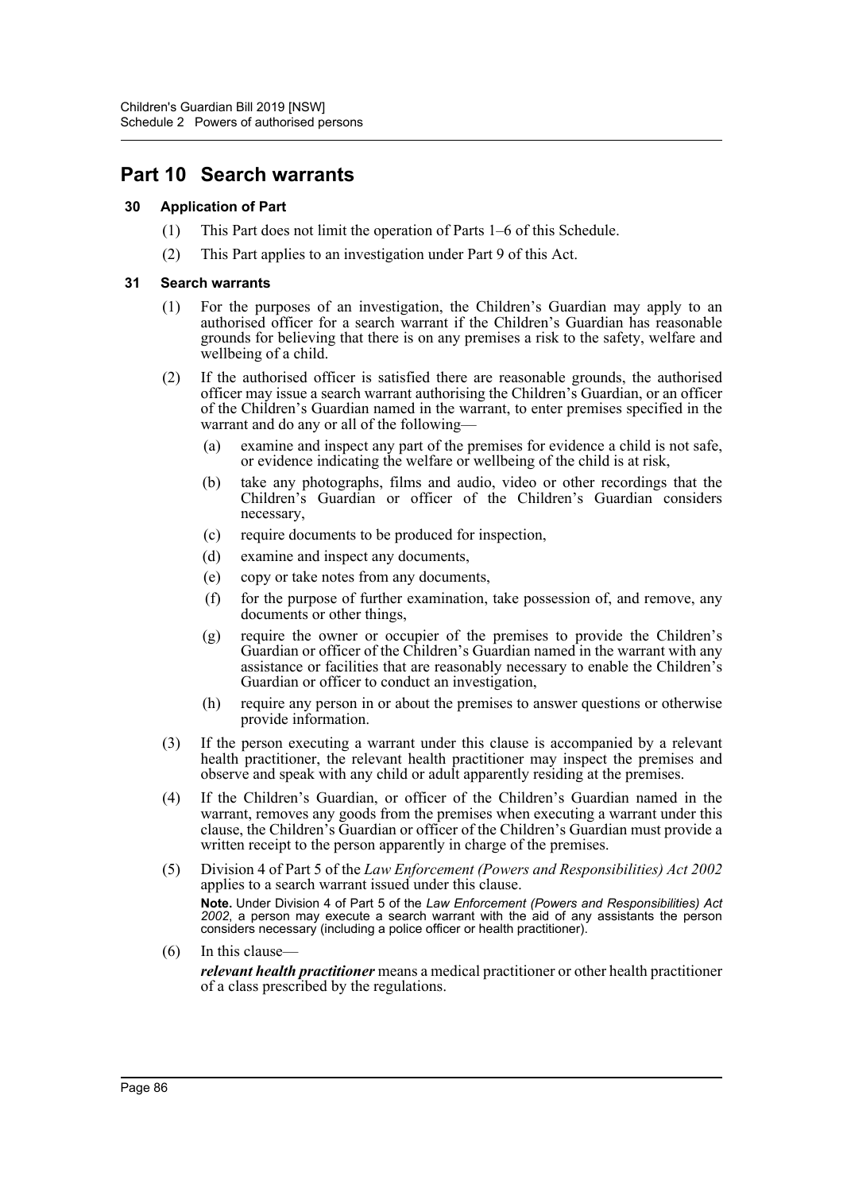# Part 10 Search warrants

### 30 Application of Part

(1) This Part does not limit the operation of Parts 1–6 of this Schedule.

(2) This Part applies to an investigation under Part 9 of this Act.

### 31 Search warrants

(1) For the purposes of an investigation, the Children's Guardian may apply to an authorised officer for a search warrant if the Children's Guardian has reasonable grounds for believing that there is on any premises a risk to the safety, welfare and wellbeing of a child.

(2) If the authorised officer is satisfied there are reasonable grounds, the authorised officer may issue a search warrant authorising the Children's Guardian, or an officer of the Children's Guardian named in the warrant, to enter premises specified in the warrant and do any or all of the following—

  (a) examine and inspect any part of the premises for evidence a child is not safe, or evidence indicating the welfare or wellbeing of the child is at risk,

  (b) take any photographs, films and audio, video or other recordings that the Children's Guardian or officer of the Children's Guardian considers necessary,

  (c) require documents to be produced for inspection,

  (d) examine and inspect any documents,

  (e) copy or take notes from any documents,

  (f) for the purpose of further examination, take possession of, and remove, any documents or other things,

  (g) require the owner or occupier of the premises to provide the Children's Guardian or officer of the Children's Guardian named in the warrant with any assistance or facilities that are reasonably necessary to enable the Children's Guardian or officer to conduct an investigation,

  (h) require any person in or about the premises to answer questions or otherwise provide information.

(3) If the person executing a warrant under this clause is accompanied by a relevant health practitioner, the relevant health practitioner may inspect the premises and observe and speak with any child or adult apparently residing at the premises.

(4) If the Children's Guardian, or officer of the Children's Guardian named in the warrant, removes any goods from the premises when executing a warrant under this clause, the Children's Guardian or officer of the Children's Guardian must provide a written receipt to the person apparently in charge of the premises.

(5) Division 4 of Part 5 of the *Law Enforcement (Powers and Responsibilities) Act 2002* applies to a search warrant issued under this clause.

**Note.** Under Division 4 of Part 5 of the *Law Enforcement (Powers and Responsibilities) Act 2002*, a person may execute a search warrant with the aid of any assistants the person considers necessary (including a police officer or health practitioner).

(6) In this clause—

***relevant health practitioner*** means a medical practitioner or other health practitioner of a class prescribed by the regulations.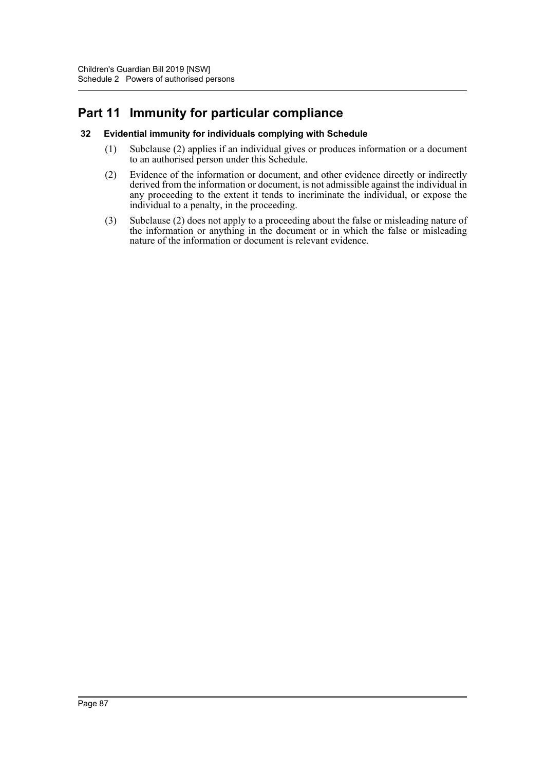# Part 11 Immunity for particular compliance

### 32 Evidential immunity for individuals complying with Schedule

(1) Subclause (2) applies if an individual gives or produces information or a document to an authorised person under this Schedule.

(2) Evidence of the information or document, and other evidence directly or indirectly derived from the information or document, is not admissible against the individual in any proceeding to the extent it tends to incriminate the individual, or expose the individual to a penalty, in the proceeding.

(3) Subclause (2) does not apply to a proceeding about the false or misleading nature of the information or anything in the document or in which the false or misleading nature of the information or document is relevant evidence.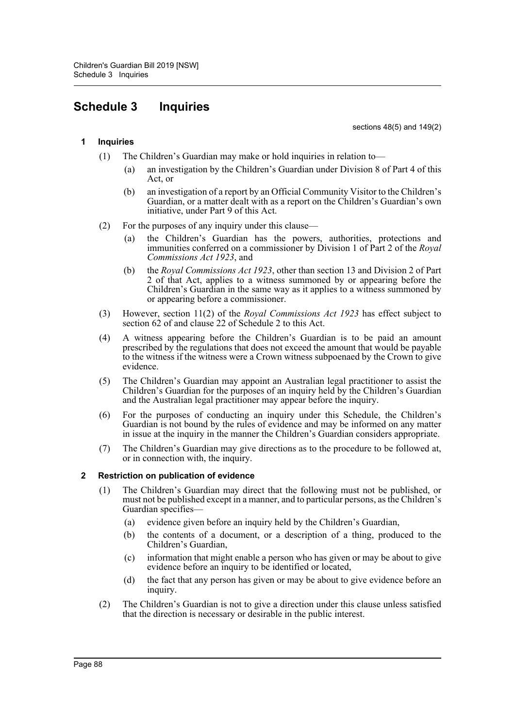# Schedule 3 Inquiries

sections 48(5) and 149(2)

## 1 Inquiries

(1) The Children's Guardian may make or hold inquiries in relation to—

(a) an investigation by the Children's Guardian under Division 8 of Part 4 of this Act, or

(b) an investigation of a report by an Official Community Visitor to the Children's Guardian, or a matter dealt with as a report on the Children's Guardian's own initiative, under Part 9 of this Act.

(2) For the purposes of any inquiry under this clause—

(a) the Children's Guardian has the powers, authorities, protections and immunities conferred on a commissioner by Division 1 of Part 2 of the *Royal Commissions Act 1923*, and

(b) the *Royal Commissions Act 1923*, other than section 13 and Division 2 of Part 2 of that Act, applies to a witness summoned by or appearing before the Children's Guardian in the same way as it applies to a witness summoned by or appearing before a commissioner.

(3) However, section 11(2) of the *Royal Commissions Act 1923* has effect subject to section 62 of and clause 22 of Schedule 2 to this Act.

(4) A witness appearing before the Children's Guardian is to be paid an amount prescribed by the regulations that does not exceed the amount that would be payable to the witness if the witness were a Crown witness subpoenaed by the Crown to give evidence.

(5) The Children's Guardian may appoint an Australian legal practitioner to assist the Children's Guardian for the purposes of an inquiry held by the Children's Guardian and the Australian legal practitioner may appear before the inquiry.

(6) For the purposes of conducting an inquiry under this Schedule, the Children's Guardian is not bound by the rules of evidence and may be informed on any matter in issue at the inquiry in the manner the Children's Guardian considers appropriate.

(7) The Children's Guardian may give directions as to the procedure to be followed at, or in connection with, the inquiry.

## 2 Restriction on publication of evidence

(1) The Children's Guardian may direct that the following must not be published, or must not be published except in a manner, and to particular persons, as the Children's Guardian specifies—

(a) evidence given before an inquiry held by the Children's Guardian,

(b) the contents of a document, or a description of a thing, produced to the Children's Guardian,

(c) information that might enable a person who has given or may be about to give evidence before an inquiry to be identified or located,

(d) the fact that any person has given or may be about to give evidence before an inquiry.

(2) The Children's Guardian is not to give a direction under this clause unless satisfied that the direction is necessary or desirable in the public interest.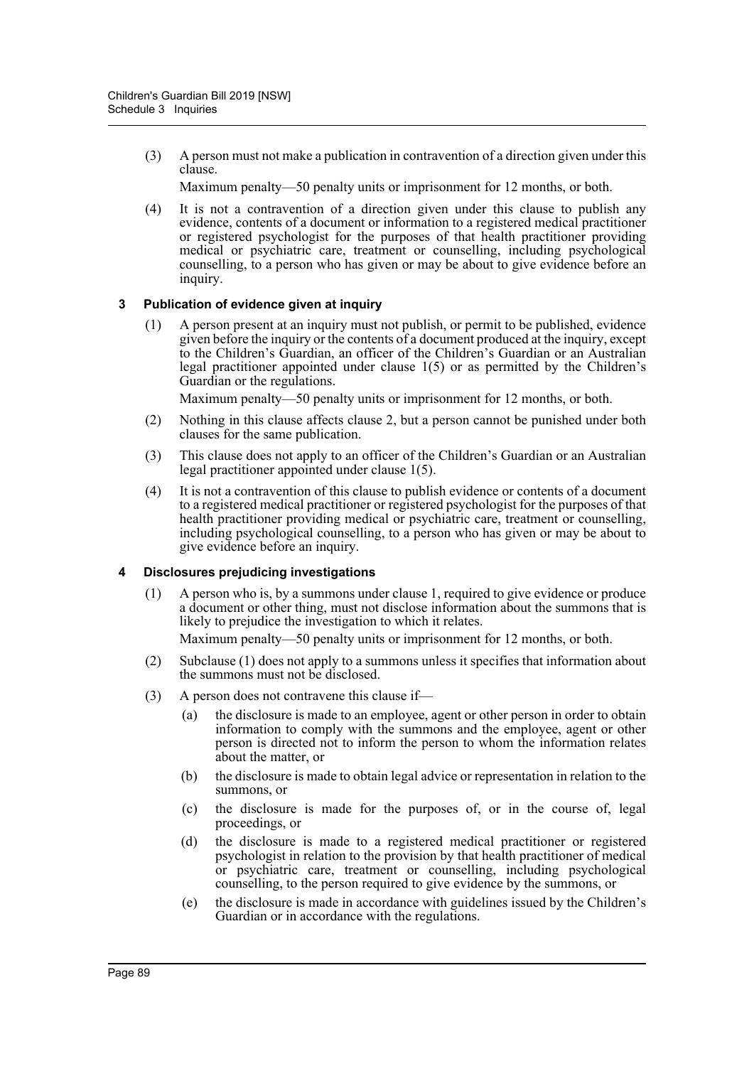(3) A person must not make a publication in contravention of a direction given under this clause.

Maximum penalty—50 penalty units or imprisonment for 12 months, or both.

(4) It is not a contravention of a direction given under this clause to publish any evidence, contents of a document or information to a registered medical practitioner or registered psychologist for the purposes of that health practitioner providing medical or psychiatric care, treatment or counselling, including psychological counselling, to a person who has given or may be about to give evidence before an inquiry.

### 3 Publication of evidence given at inquiry

(1) A person present at an inquiry must not publish, or permit to be published, evidence given before the inquiry or the contents of a document produced at the inquiry, except to the Children's Guardian, an officer of the Children's Guardian or an Australian legal practitioner appointed under clause 1(5) or as permitted by the Children's Guardian or the regulations.

Maximum penalty—50 penalty units or imprisonment for 12 months, or both.

(2) Nothing in this clause affects clause 2, but a person cannot be punished under both clauses for the same publication.

(3) This clause does not apply to an officer of the Children's Guardian or an Australian legal practitioner appointed under clause 1(5).

(4) It is not a contravention of this clause to publish evidence or contents of a document to a registered medical practitioner or registered psychologist for the purposes of that health practitioner providing medical or psychiatric care, treatment or counselling, including psychological counselling, to a person who has given or may be about to give evidence before an inquiry.

### 4 Disclosures prejudicing investigations

(1) A person who is, by a summons under clause 1, required to give evidence or produce a document or other thing, must not disclose information about the summons that is likely to prejudice the investigation to which it relates.

Maximum penalty—50 penalty units or imprisonment for 12 months, or both.

(2) Subclause (1) does not apply to a summons unless it specifies that information about the summons must not be disclosed.

(3) A person does not contravene this clause if—

(a) the disclosure is made to an employee, agent or other person in order to obtain information to comply with the summons and the employee, agent or other person is directed not to inform the person to whom the information relates about the matter, or

(b) the disclosure is made to obtain legal advice or representation in relation to the summons, or

(c) the disclosure is made for the purposes of, or in the course of, legal proceedings, or

(d) the disclosure is made to a registered medical practitioner or registered psychologist in relation to the provision by that health practitioner of medical or psychiatric care, treatment or counselling, including psychological counselling, to the person required to give evidence by the summons, or

(e) the disclosure is made in accordance with guidelines issued by the Children's Guardian or in accordance with the regulations.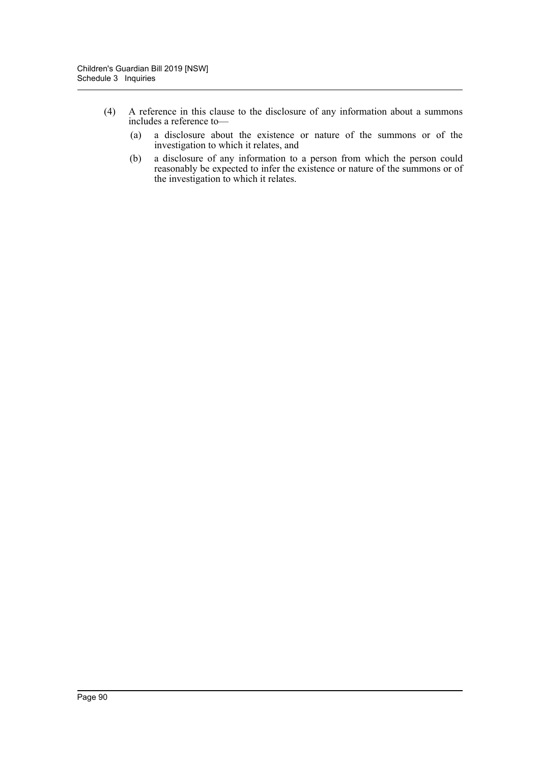(4) A reference in this clause to the disclosure of any information about a summons includes a reference to—

(a) a disclosure about the existence or nature of the summons or of the investigation to which it relates, and

(b) a disclosure of any information to a person from which the person could reasonably be expected to infer the existence or nature of the summons or of the investigation to which it relates.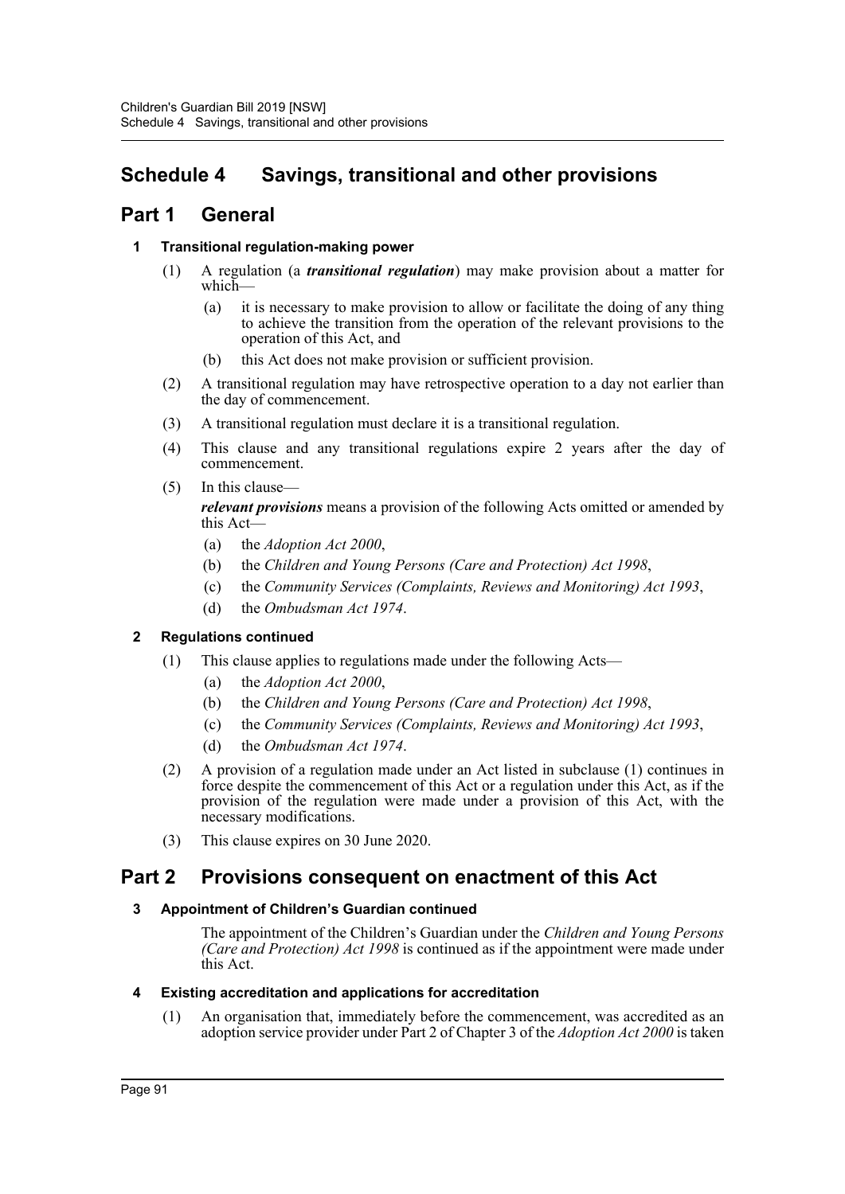# Schedule 4 Savings, transitional and other provisions

## Part 1 General

### 1 Transitional regulation-making power

(1) A regulation (a ***transitional regulation***) may make provision about a matter for which—

- (a) it is necessary to make provision to allow or facilitate the doing of any thing to achieve the transition from the operation of the relevant provisions to the operation of this Act, and
- (b) this Act does not make provision or sufficient provision.

(2) A transitional regulation may have retrospective operation to a day not earlier than the day of commencement.

(3) A transitional regulation must declare it is a transitional regulation.

(4) This clause and any transitional regulations expire 2 years after the day of commencement.

(5) In this clause—

***relevant provisions*** means a provision of the following Acts omitted or amended by this Act—

- (a) the *Adoption Act 2000*,
- (b) the *Children and Young Persons (Care and Protection) Act 1998*,
- (c) the *Community Services (Complaints, Reviews and Monitoring) Act 1993*,
- (d) the *Ombudsman Act 1974*.

### 2 Regulations continued

(1) This clause applies to regulations made under the following Acts—

- (a) the *Adoption Act 2000*,
- (b) the *Children and Young Persons (Care and Protection) Act 1998*,
- (c) the *Community Services (Complaints, Reviews and Monitoring) Act 1993*,
- (d) the *Ombudsman Act 1974*.

(2) A provision of a regulation made under an Act listed in subclause (1) continues in force despite the commencement of this Act or a regulation under this Act, as if the provision of the regulation were made under a provision of this Act, with the necessary modifications.

(3) This clause expires on 30 June 2020.

## Part 2 Provisions consequent on enactment of this Act

### 3 Appointment of Children's Guardian continued

The appointment of the Children's Guardian under the *Children and Young Persons (Care and Protection) Act 1998* is continued as if the appointment were made under this Act.

### 4 Existing accreditation and applications for accreditation

(1) An organisation that, immediately before the commencement, was accredited as an adoption service provider under Part 2 of Chapter 3 of the *Adoption Act 2000* is taken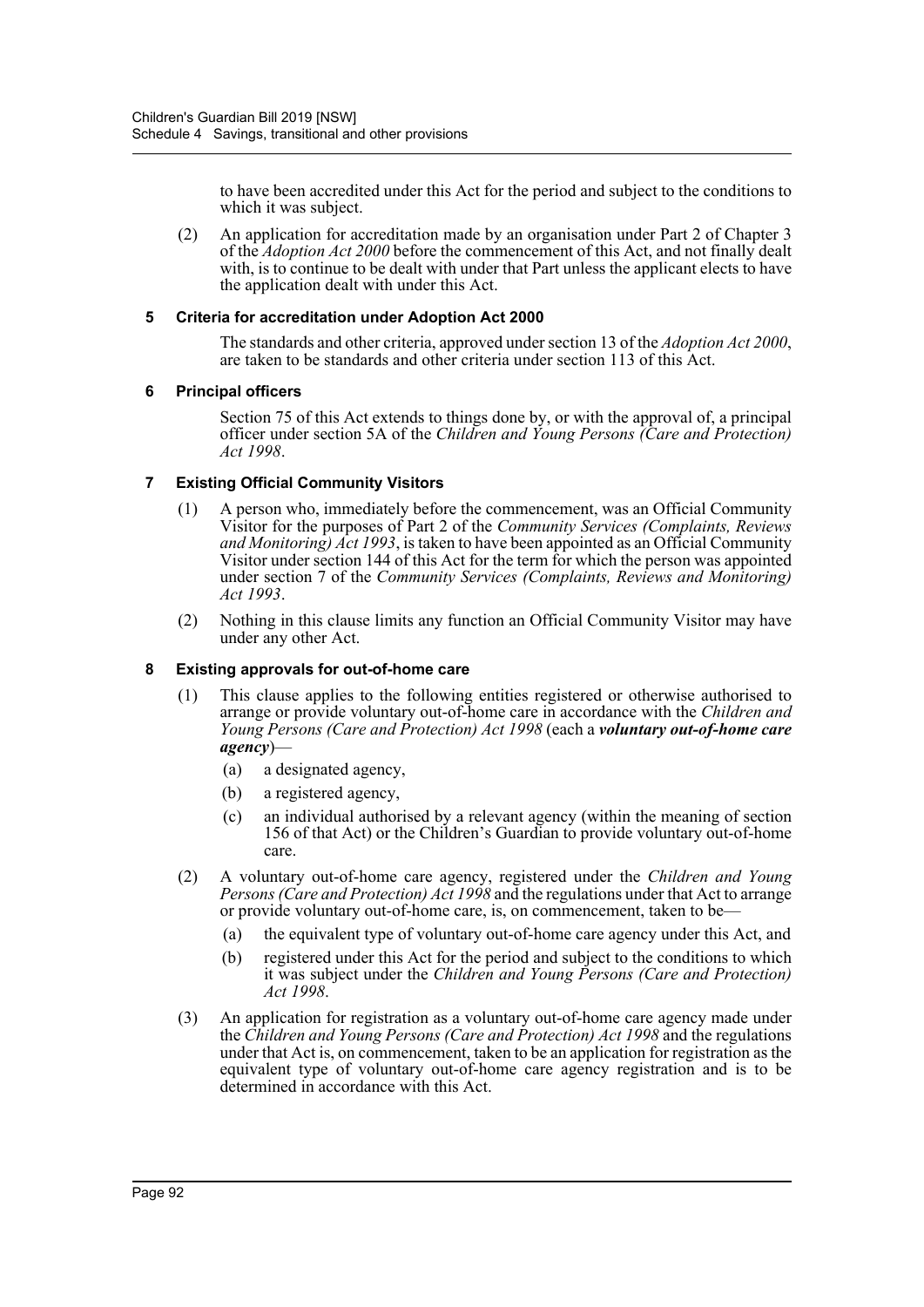to have been accredited under this Act for the period and subject to the conditions to which it was subject.

(2) An application for accreditation made by an organisation under Part 2 of Chapter 3 of the *Adoption Act 2000* before the commencement of this Act, and not finally dealt with, is to continue to be dealt with under that Part unless the applicant elects to have the application dealt with under this Act.

#### 5 Criteria for accreditation under Adoption Act 2000

The standards and other criteria, approved under section 13 of the *Adoption Act 2000*, are taken to be standards and other criteria under section 113 of this Act.

#### 6 Principal officers

Section 75 of this Act extends to things done by, or with the approval of, a principal officer under section 5A of the *Children and Young Persons (Care and Protection) Act 1998*.

#### 7 Existing Official Community Visitors

(1) A person who, immediately before the commencement, was an Official Community Visitor for the purposes of Part 2 of the *Community Services (Complaints, Reviews and Monitoring) Act 1993*, is taken to have been appointed as an Official Community Visitor under section 144 of this Act for the term for which the person was appointed under section 7 of the *Community Services (Complaints, Reviews and Monitoring) Act 1993*.

(2) Nothing in this clause limits any function an Official Community Visitor may have under any other Act.

#### 8 Existing approvals for out-of-home care

(1) This clause applies to the following entities registered or otherwise authorised to arrange or provide voluntary out-of-home care in accordance with the *Children and Young Persons (Care and Protection) Act 1998* (each a ***voluntary out-of-home care agency***)—

- (a) a designated agency,
- (b) a registered agency,
- (c) an individual authorised by a relevant agency (within the meaning of section 156 of that Act) or the Children's Guardian to provide voluntary out-of-home care.

(2) A voluntary out-of-home care agency, registered under the *Children and Young Persons (Care and Protection) Act 1998* and the regulations under that Act to arrange or provide voluntary out-of-home care, is, on commencement, taken to be—

- (a) the equivalent type of voluntary out-of-home care agency under this Act, and
- (b) registered under this Act for the period and subject to the conditions to which it was subject under the *Children and Young Persons (Care and Protection) Act 1998*.

(3) An application for registration as a voluntary out-of-home care agency made under the *Children and Young Persons (Care and Protection) Act 1998* and the regulations under that Act is, on commencement, taken to be an application for registration as the equivalent type of voluntary out-of-home care agency registration and is to be determined in accordance with this Act.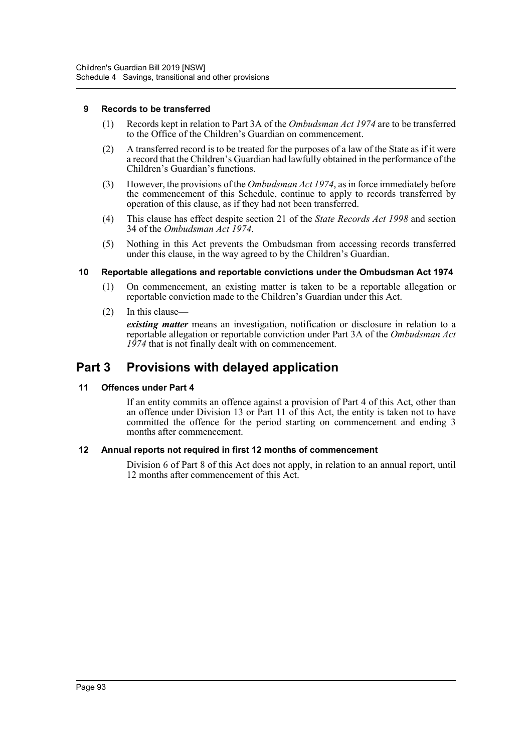#### 9 Records to be transferred

(1) Records kept in relation to Part 3A of the *Ombudsman Act 1974* are to be transferred to the Office of the Children's Guardian on commencement.

(2) A transferred record is to be treated for the purposes of a law of the State as if it were a record that the Children's Guardian had lawfully obtained in the performance of the Children's Guardian's functions.

(3) However, the provisions of the *Ombudsman Act 1974*, as in force immediately before the commencement of this Schedule, continue to apply to records transferred by operation of this clause, as if they had not been transferred.

(4) This clause has effect despite section 21 of the *State Records Act 1998* and section 34 of the *Ombudsman Act 1974*.

(5) Nothing in this Act prevents the Ombudsman from accessing records transferred under this clause, in the way agreed to by the Children's Guardian.

#### 10 Reportable allegations and reportable convictions under the Ombudsman Act 1974

(1) On commencement, an existing matter is taken to be a reportable allegation or reportable conviction made to the Children's Guardian under this Act.

(2) In this clause—

***existing matter*** means an investigation, notification or disclosure in relation to a reportable allegation or reportable conviction under Part 3A of the *Ombudsman Act 1974* that is not finally dealt with on commencement.

## Part 3 Provisions with delayed application

#### 11 Offences under Part 4

If an entity commits an offence against a provision of Part 4 of this Act, other than an offence under Division 13 or Part 11 of this Act, the entity is taken not to have committed the offence for the period starting on commencement and ending 3 months after commencement.

#### 12 Annual reports not required in first 12 months of commencement

Division 6 of Part 8 of this Act does not apply, in relation to an annual report, until 12 months after commencement of this Act.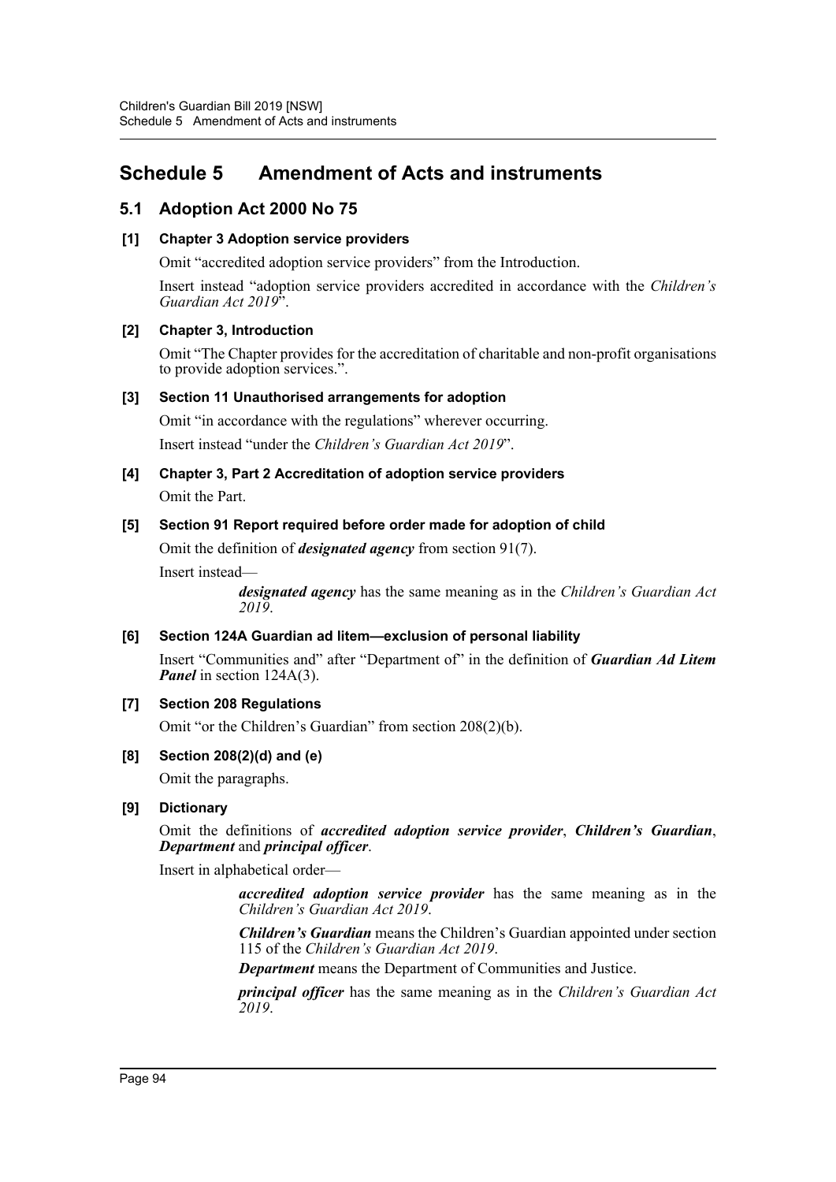# Schedule 5 Amendment of Acts and instruments

## 5.1 Adoption Act 2000 No 75

### [1] Chapter 3 Adoption service providers

Omit "accredited adoption service providers" from the Introduction.

Insert instead "adoption service providers accredited in accordance with the *Children's Guardian Act 2019*".

### [2] Chapter 3, Introduction

Omit "The Chapter provides for the accreditation of charitable and non-profit organisations to provide adoption services.".

### [3] Section 11 Unauthorised arrangements for adoption

Omit "in accordance with the regulations" wherever occurring.

Insert instead "under the *Children's Guardian Act 2019*".

### [4] Chapter 3, Part 2 Accreditation of adoption service providers

Omit the Part.

### [5] Section 91 Report required before order made for adoption of child

Omit the definition of ***designated agency*** from section 91(7).

Insert instead—

> ***designated agency*** has the same meaning as in the *Children's Guardian Act 2019*.

### [6] Section 124A Guardian ad litem—exclusion of personal liability

Insert "Communities and" after "Department of" in the definition of ***Guardian Ad Litem Panel*** in section 124A(3).

### [7] Section 208 Regulations

Omit "or the Children's Guardian" from section 208(2)(b).

### [8] Section 208(2)(d) and (e)

Omit the paragraphs.

### [9] Dictionary

Omit the definitions of ***accredited adoption service provider***, ***Children's Guardian***, ***Department*** and ***principal officer***.

Insert in alphabetical order—

> ***accredited adoption service provider*** has the same meaning as in the *Children's Guardian Act 2019*.
>
> ***Children's Guardian*** means the Children's Guardian appointed under section 115 of the *Children's Guardian Act 2019*.
>
> ***Department*** means the Department of Communities and Justice.
>
> ***principal officer*** has the same meaning as in the *Children's Guardian Act 2019*.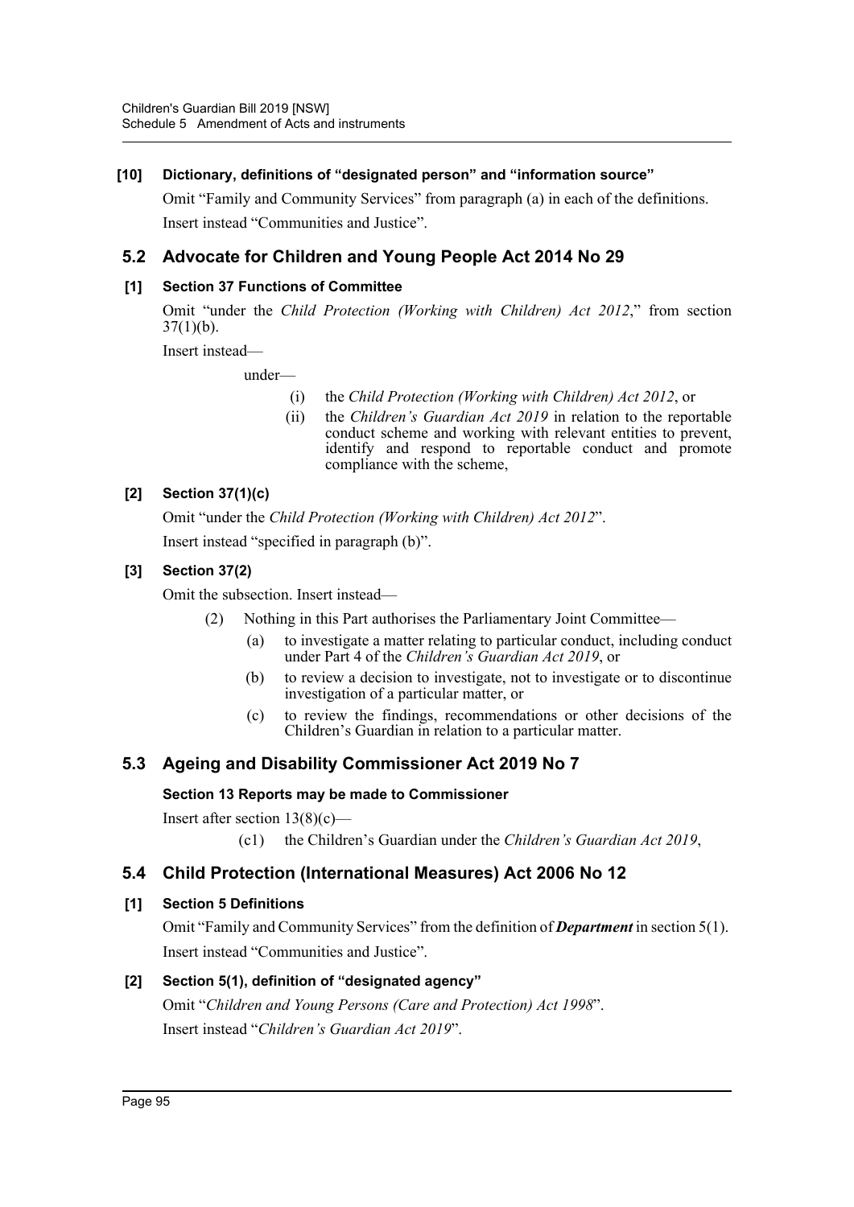### [10] Dictionary, definitions of "designated person" and "information source"

Omit "Family and Community Services" from paragraph (a) in each of the definitions.

Insert instead "Communities and Justice".

## 5.2 Advocate for Children and Young People Act 2014 No 29

### [1] Section 37 Functions of Committee

Omit "under the *Child Protection (Working with Children) Act 2012*," from section 37(1)(b).

Insert instead—

> under—
>
> (i) the *Child Protection (Working with Children) Act 2012*, or
>
> (ii) the *Children's Guardian Act 2019* in relation to the reportable conduct scheme and working with relevant entities to prevent, identify and respond to reportable conduct and promote compliance with the scheme,

### [2] Section 37(1)(c)

Omit "under the *Child Protection (Working with Children) Act 2012*".

Insert instead "specified in paragraph (b)".

### [3] Section 37(2)

Omit the subsection. Insert instead—

> (2) Nothing in this Part authorises the Parliamentary Joint Committee—
>
> (a) to investigate a matter relating to particular conduct, including conduct under Part 4 of the *Children's Guardian Act 2019*, or
>
> (b) to review a decision to investigate, not to investigate or to discontinue investigation of a particular matter, or
>
> (c) to review the findings, recommendations or other decisions of the Children's Guardian in relation to a particular matter.

## 5.3 Ageing and Disability Commissioner Act 2019 No 7

### Section 13 Reports may be made to Commissioner

Insert after section 13(8)(c)—

> (c1) the Children's Guardian under the *Children's Guardian Act 2019*,

## 5.4 Child Protection (International Measures) Act 2006 No 12

### [1] Section 5 Definitions

Omit "Family and Community Services" from the definition of ***Department*** in section 5(1).

Insert instead "Communities and Justice".

### [2] Section 5(1), definition of "designated agency"

Omit "*Children and Young Persons (Care and Protection) Act 1998*".

Insert instead "*Children's Guardian Act 2019*".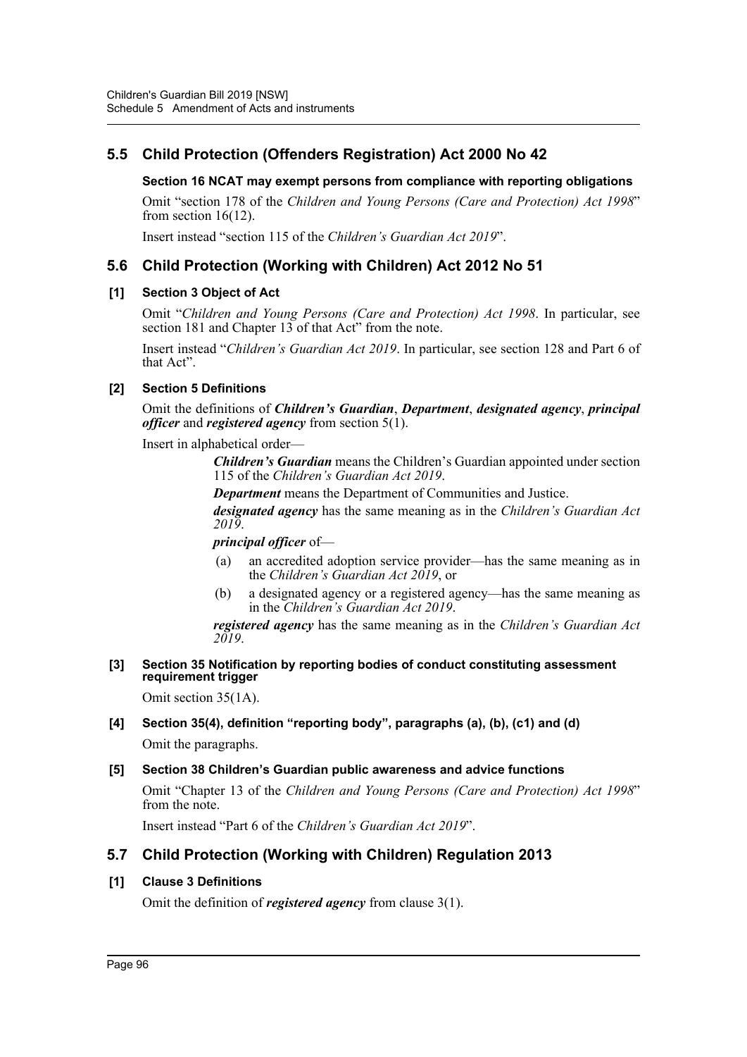## 5.5 Child Protection (Offenders Registration) Act 2000 No 42

### Section 16 NCAT may exempt persons from compliance with reporting obligations

Omit "section 178 of the *Children and Young Persons (Care and Protection) Act 1998*" from section 16(12).

Insert instead "section 115 of the *Children's Guardian Act 2019*".

## 5.6 Child Protection (Working with Children) Act 2012 No 51

### [1] Section 3 Object of Act

Omit "*Children and Young Persons (Care and Protection) Act 1998*. In particular, see section 181 and Chapter 13 of that Act" from the note.

Insert instead "*Children's Guardian Act 2019*. In particular, see section 128 and Part 6 of that Act".

### [2] Section 5 Definitions

Omit the definitions of ***Children's Guardian***, ***Department***, ***designated agency***, ***principal officer*** and ***registered agency*** from section 5(1).

Insert in alphabetical order—

> ***Children's Guardian*** means the Children's Guardian appointed under section 115 of the *Children's Guardian Act 2019*.
>
> ***Department*** means the Department of Communities and Justice.
>
> ***designated agency*** has the same meaning as in the *Children's Guardian Act 2019*.
>
> ***principal officer*** of—
>
> (a) an accredited adoption service provider—has the same meaning as in the *Children's Guardian Act 2019*, or
>
> (b) a designated agency or a registered agency—has the same meaning as in the *Children's Guardian Act 2019*.
>
> ***registered agency*** has the same meaning as in the *Children's Guardian Act 2019*.

### [3] Section 35 Notification by reporting bodies of conduct constituting assessment requirement trigger

Omit section 35(1A).

### [4] Section 35(4), definition "reporting body", paragraphs (a), (b), (c1) and (d)

Omit the paragraphs.

### [5] Section 38 Children's Guardian public awareness and advice functions

Omit "Chapter 13 of the *Children and Young Persons (Care and Protection) Act 1998*" from the note.

Insert instead "Part 6 of the *Children's Guardian Act 2019*".

## 5.7 Child Protection (Working with Children) Regulation 2013

### [1] Clause 3 Definitions

Omit the definition of ***registered agency*** from clause 3(1).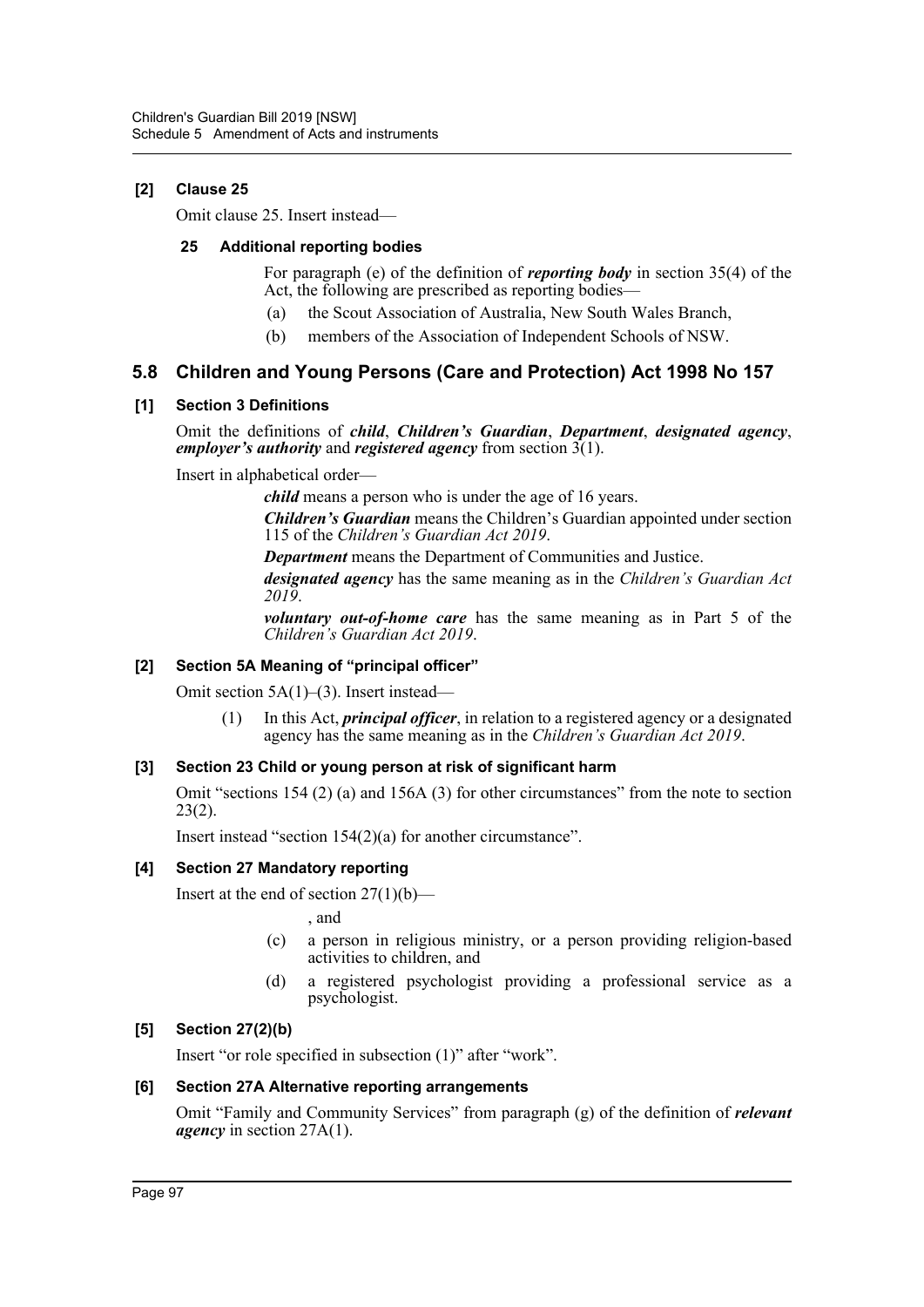**[2] Clause 25**

Omit clause 25. Insert instead—

**25 Additional reporting bodies**

For paragraph (e) of the definition of ***reporting body*** in section 35(4) of the Act, the following are prescribed as reporting bodies—

(a) the Scout Association of Australia, New South Wales Branch,

(b) members of the Association of Independent Schools of NSW.

## 5.8 Children and Young Persons (Care and Protection) Act 1998 No 157

**[1] Section 3 Definitions**

Omit the definitions of ***child***, ***Children's Guardian***, ***Department***, ***designated agency***, ***employer's authority*** and ***registered agency*** from section 3(1).

Insert in alphabetical order—

***child*** means a person who is under the age of 16 years.

***Children's Guardian*** means the Children's Guardian appointed under section 115 of the *Children's Guardian Act 2019*.

***Department*** means the Department of Communities and Justice.

***designated agency*** has the same meaning as in the *Children's Guardian Act 2019*.

***voluntary out-of-home care*** has the same meaning as in Part 5 of the *Children's Guardian Act 2019*.

**[2] Section 5A Meaning of "principal officer"**

Omit section 5A(1)–(3). Insert instead—

(1) In this Act, ***principal officer***, in relation to a registered agency or a designated agency has the same meaning as in the *Children's Guardian Act 2019*.

**[3] Section 23 Child or young person at risk of significant harm**

Omit "sections 154 (2) (a) and 156A (3) for other circumstances" from the note to section 23(2).

Insert instead "section 154(2)(a) for another circumstance".

**[4] Section 27 Mandatory reporting**

Insert at the end of section 27(1)(b)—

, and

(c) a person in religious ministry, or a person providing religion-based activities to children, and

(d) a registered psychologist providing a professional service as a psychologist.

**[5] Section 27(2)(b)**

Insert "or role specified in subsection (1)" after "work".

**[6] Section 27A Alternative reporting arrangements**

Omit "Family and Community Services" from paragraph (g) of the definition of ***relevant agency*** in section 27A(1).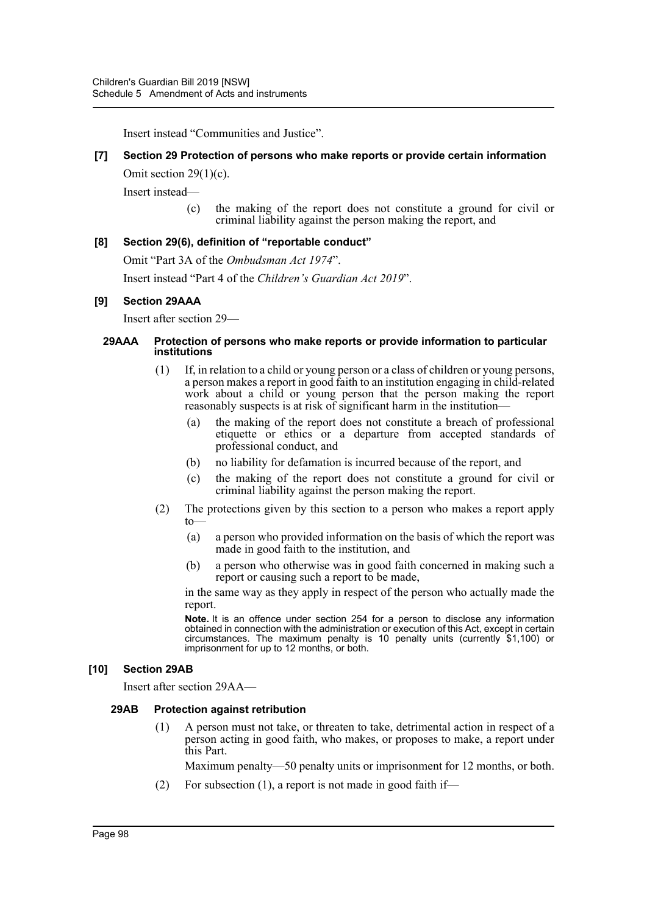Insert instead “Communities and Justice”.

**[7] Section 29 Protection of persons who make reports or provide certain information**

Omit section 29(1)(c).

Insert instead—

(c) the making of the report does not constitute a ground for civil or criminal liability against the person making the report, and

**[8] Section 29(6), definition of “reportable conduct”**

Omit “Part 3A of the *Ombudsman Act 1974*”.

Insert instead “Part 4 of the *Children’s Guardian Act 2019*”.

**[9] Section 29AAA**

Insert after section 29—

**29AAA Protection of persons who make reports or provide information to particular institutions**

(1) If, in relation to a child or young person or a class of children or young persons, a person makes a report in good faith to an institution engaging in child-related work about a child or young person that the person making the report reasonably suspects is at risk of significant harm in the institution—

(a) the making of the report does not constitute a breach of professional etiquette or ethics or a departure from accepted standards of professional conduct, and

(b) no liability for defamation is incurred because of the report, and

(c) the making of the report does not constitute a ground for civil or criminal liability against the person making the report.

(2) The protections given by this section to a person who makes a report apply to—

(a) a person who provided information on the basis of which the report was made in good faith to the institution, and

(b) a person who otherwise was in good faith concerned in making such a report or causing such a report to be made,

in the same way as they apply in respect of the person who actually made the report.

**Note.** It is an offence under section 254 for a person to disclose any information obtained in connection with the administration or execution of this Act, except in certain circumstances. The maximum penalty is 10 penalty units (currently $1,100) or imprisonment for up to 12 months, or both.

**[10] Section 29AB**

Insert after section 29AA—

**29AB Protection against retribution**

(1) A person must not take, or threaten to take, detrimental action in respect of a person acting in good faith, who makes, or proposes to make, a report under this Part.

Maximum penalty—50 penalty units or imprisonment for 12 months, or both.

(2) For subsection (1), a report is not made in good faith if—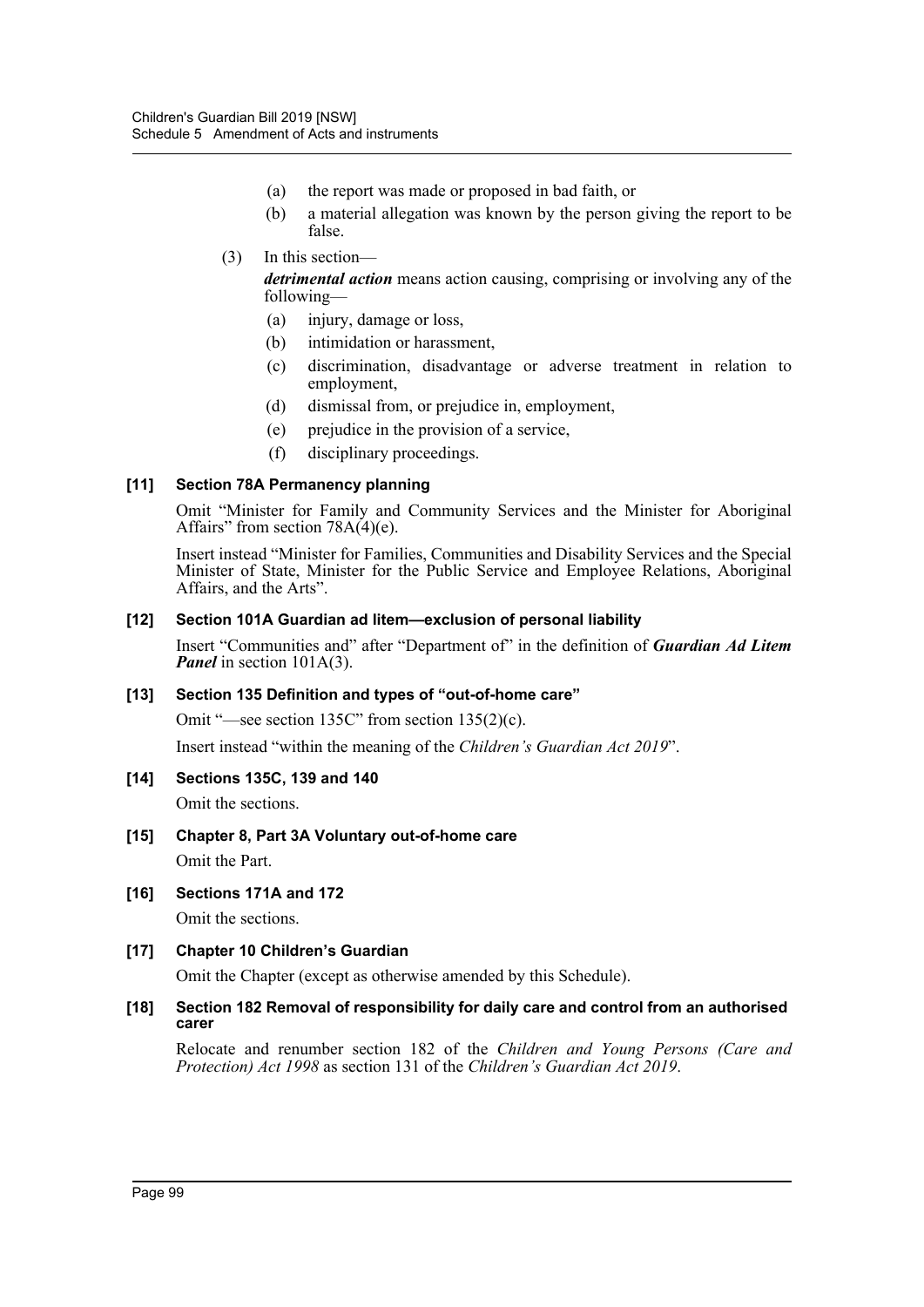(a) the report was made or proposed in bad faith, or

(b) a material allegation was known by the person giving the report to be false.

(3) In this section—

***detrimental action*** means action causing, comprising or involving any of the following—

(a) injury, damage or loss,

(b) intimidation or harassment,

(c) discrimination, disadvantage or adverse treatment in relation to employment,

(d) dismissal from, or prejudice in, employment,

(e) prejudice in the provision of a service,

(f) disciplinary proceedings.

#### [11] Section 78A Permanency planning

Omit "Minister for Family and Community Services and the Minister for Aboriginal Affairs" from section 78A(4)(e).

Insert instead "Minister for Families, Communities and Disability Services and the Special Minister of State, Minister for the Public Service and Employee Relations, Aboriginal Affairs, and the Arts".

#### [12] Section 101A Guardian ad litem—exclusion of personal liability

Insert "Communities and" after "Department of" in the definition of ***Guardian Ad Litem Panel*** in section 101A(3).

#### [13] Section 135 Definition and types of "out-of-home care"

Omit "—see section 135C" from section 135(2)(c).

Insert instead "within the meaning of the *Children's Guardian Act 2019*".

#### [14] Sections 135C, 139 and 140

Omit the sections.

#### [15] Chapter 8, Part 3A Voluntary out-of-home care

Omit the Part.

#### [16] Sections 171A and 172

Omit the sections.

#### [17] Chapter 10 Children's Guardian

Omit the Chapter (except as otherwise amended by this Schedule).

#### [18] Section 182 Removal of responsibility for daily care and control from an authorised carer

Relocate and renumber section 182 of the *Children and Young Persons (Care and Protection) Act 1998* as section 131 of the *Children's Guardian Act 2019*.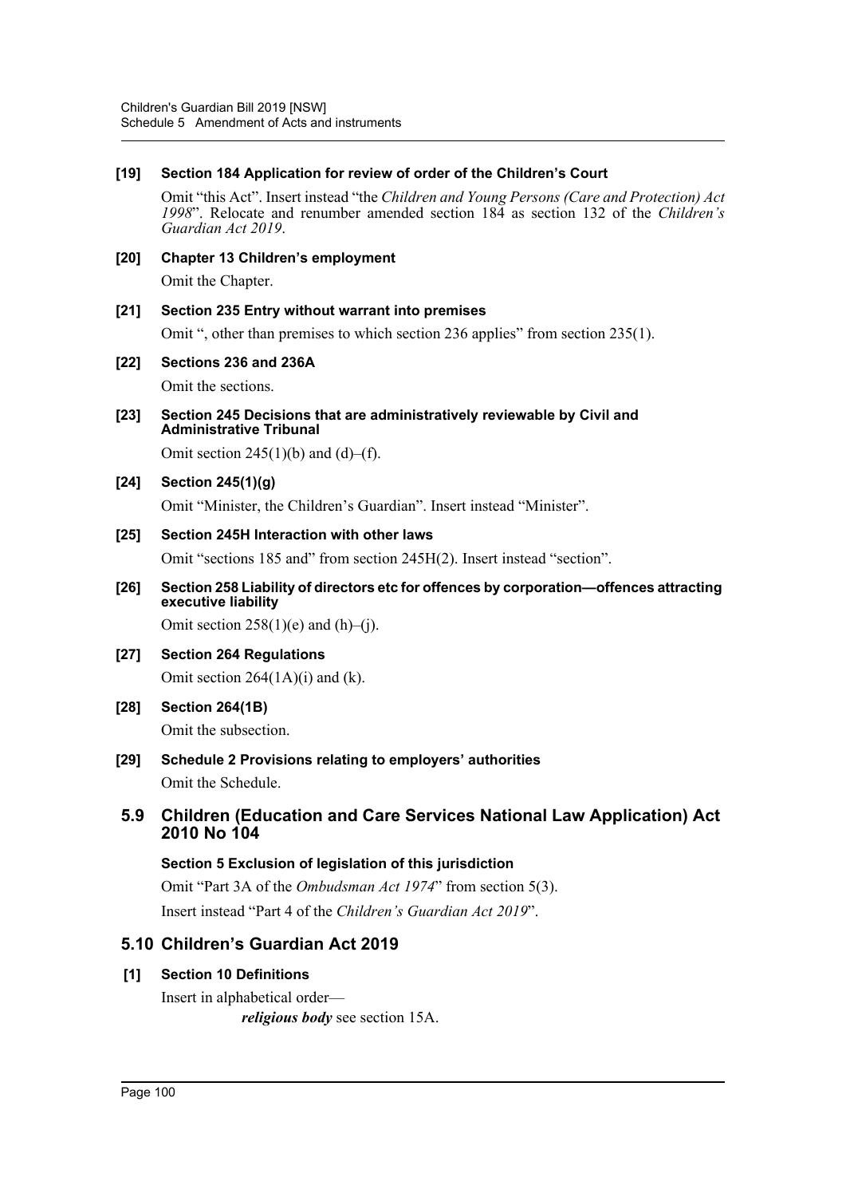**[19] Section 184 Application for review of order of the Children's Court**

Omit "this Act". Insert instead "the *Children and Young Persons (Care and Protection) Act 1998*". Relocate and renumber amended section 184 as section 132 of the *Children's Guardian Act 2019*.

**[20] Chapter 13 Children's employment**

Omit the Chapter.

**[21] Section 235 Entry without warrant into premises**

Omit ", other than premises to which section 236 applies" from section 235(1).

**[22] Sections 236 and 236A**

Omit the sections.

**[23] Section 245 Decisions that are administratively reviewable by Civil and Administrative Tribunal**

Omit section 245(1)(b) and (d)–(f).

**[24] Section 245(1)(g)**

Omit "Minister, the Children's Guardian". Insert instead "Minister".

**[25] Section 245H Interaction with other laws**

Omit "sections 185 and" from section 245H(2). Insert instead "section".

**[26] Section 258 Liability of directors etc for offences by corporation—offences attracting executive liability**

Omit section 258(1)(e) and (h)–(j).

**[27] Section 264 Regulations**

Omit section 264(1A)(i) and (k).

**[28] Section 264(1B)**

Omit the subsection.

**[29] Schedule 2 Provisions relating to employers' authorities**

Omit the Schedule.

## 5.9 Children (Education and Care Services National Law Application) Act 2010 No 104

**Section 5 Exclusion of legislation of this jurisdiction**

Omit "Part 3A of the *Ombudsman Act 1974*" from section 5(3).

Insert instead "Part 4 of the *Children's Guardian Act 2019*".

## 5.10 Children's Guardian Act 2019

**[1] Section 10 Definitions**

Insert in alphabetical order—

***religious body*** see section 15A.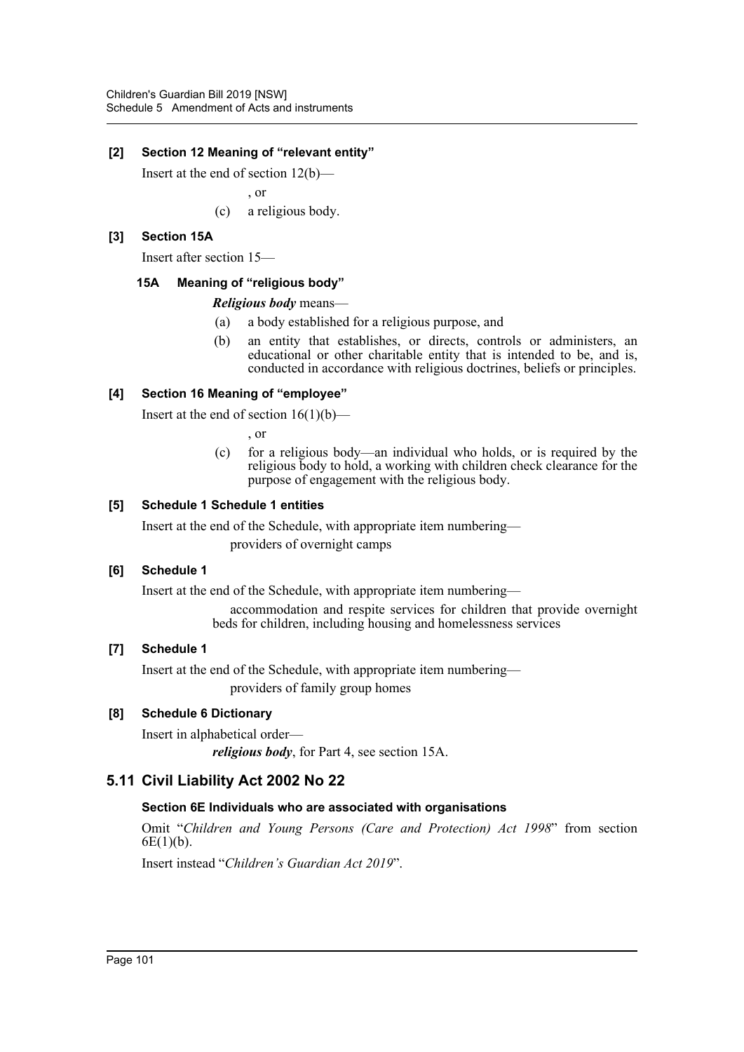**[2] Section 12 Meaning of "relevant entity"**

Insert at the end of section 12(b)—

, or

(c) a religious body.

**[3] Section 15A**

Insert after section 15—

**15A Meaning of "religious body"**

***Religious body*** means—

(a) a body established for a religious purpose, and

(b) an entity that establishes, or directs, controls or administers, an educational or other charitable entity that is intended to be, and is, conducted in accordance with religious doctrines, beliefs or principles.

**[4] Section 16 Meaning of "employee"**

Insert at the end of section 16(1)(b)—

, or

(c) for a religious body—an individual who holds, or is required by the religious body to hold, a working with children check clearance for the purpose of engagement with the religious body.

**[5] Schedule 1 Schedule 1 entities**

Insert at the end of the Schedule, with appropriate item numbering—

providers of overnight camps

**[6] Schedule 1**

Insert at the end of the Schedule, with appropriate item numbering—

accommodation and respite services for children that provide overnight beds for children, including housing and homelessness services

**[7] Schedule 1**

Insert at the end of the Schedule, with appropriate item numbering—

providers of family group homes

**[8] Schedule 6 Dictionary**

Insert in alphabetical order—

***religious body***, for Part 4, see section 15A.

## 5.11 Civil Liability Act 2002 No 22

**Section 6E Individuals who are associated with organisations**

Omit "*Children and Young Persons (Care and Protection) Act 1998*" from section 6E(1)(b).

Insert instead "*Children's Guardian Act 2019*".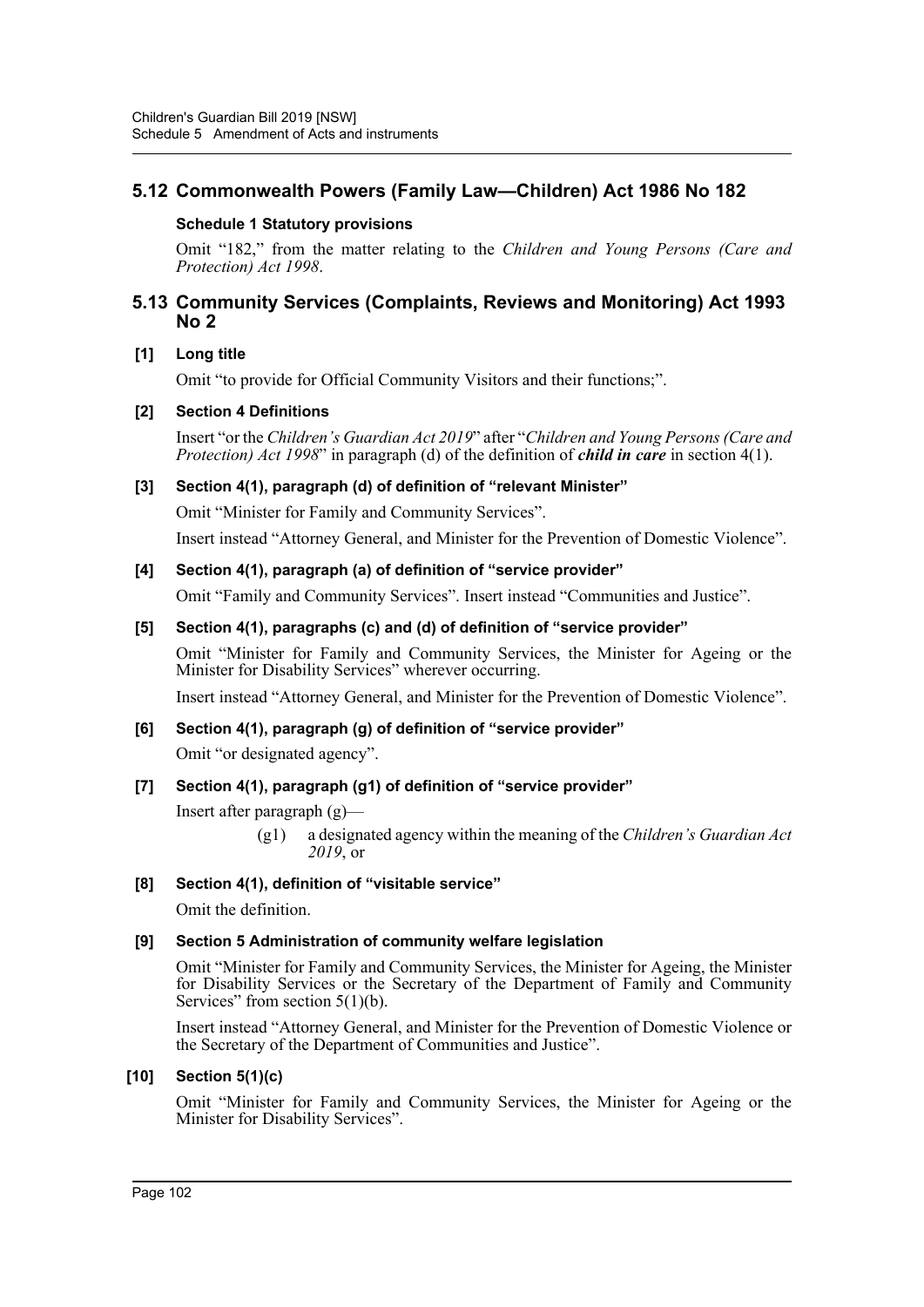## 5.12 Commonwealth Powers (Family Law—Children) Act 1986 No 182

**Schedule 1 Statutory provisions**

Omit "182," from the matter relating to the *Children and Young Persons (Care and Protection) Act 1998*.

## 5.13 Community Services (Complaints, Reviews and Monitoring) Act 1993 No 2

**[1] Long title**

Omit "to provide for Official Community Visitors and their functions;".

**[2] Section 4 Definitions**

Insert "or the *Children's Guardian Act 2019*" after "*Children and Young Persons (Care and Protection) Act 1998*" in paragraph (d) of the definition of ***child in care*** in section 4(1).

**[3] Section 4(1), paragraph (d) of definition of "relevant Minister"**

Omit "Minister for Family and Community Services".

Insert instead "Attorney General, and Minister for the Prevention of Domestic Violence".

**[4] Section 4(1), paragraph (a) of definition of "service provider"**

Omit "Family and Community Services". Insert instead "Communities and Justice".

**[5] Section 4(1), paragraphs (c) and (d) of definition of "service provider"**

Omit "Minister for Family and Community Services, the Minister for Ageing or the Minister for Disability Services" wherever occurring.

Insert instead "Attorney General, and Minister for the Prevention of Domestic Violence".

**[6] Section 4(1), paragraph (g) of definition of "service provider"**

Omit "or designated agency".

**[7] Section 4(1), paragraph (g1) of definition of "service provider"**

Insert after paragraph (g)—

(g1) a designated agency within the meaning of the *Children's Guardian Act 2019*, or

**[8] Section 4(1), definition of "visitable service"**

Omit the definition.

**[9] Section 5 Administration of community welfare legislation**

Omit "Minister for Family and Community Services, the Minister for Ageing, the Minister for Disability Services or the Secretary of the Department of Family and Community Services" from section 5(1)(b).

Insert instead "Attorney General, and Minister for the Prevention of Domestic Violence or the Secretary of the Department of Communities and Justice".

**[10] Section 5(1)(c)**

Omit "Minister for Family and Community Services, the Minister for Ageing or the Minister for Disability Services".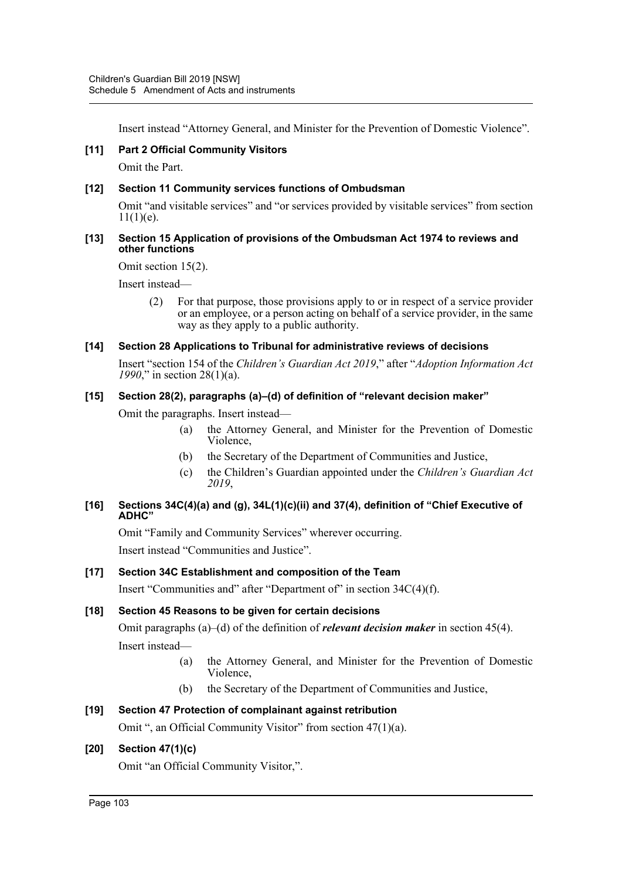Insert instead "Attorney General, and Minister for the Prevention of Domestic Violence".

**[11] Part 2 Official Community Visitors**

Omit the Part.

**[12] Section 11 Community services functions of Ombudsman**

Omit "and visitable services" and "or services provided by visitable services" from section 11(1)(e).

**[13] Section 15 Application of provisions of the Ombudsman Act 1974 to reviews and other functions**

Omit section 15(2).

Insert instead—

> (2) For that purpose, those provisions apply to or in respect of a service provider or an employee, or a person acting on behalf of a service provider, in the same way as they apply to a public authority.

**[14] Section 28 Applications to Tribunal for administrative reviews of decisions**

Insert "section 154 of the *Children's Guardian Act 2019*," after "*Adoption Information Act 1990*," in section 28(1)(a).

**[15] Section 28(2), paragraphs (a)–(d) of definition of "relevant decision maker"**

Omit the paragraphs. Insert instead—

> (a) the Attorney General, and Minister for the Prevention of Domestic Violence,
>
> (b) the Secretary of the Department of Communities and Justice,
>
> (c) the Children's Guardian appointed under the *Children's Guardian Act 2019*,

**[16] Sections 34C(4)(a) and (g), 34L(1)(c)(ii) and 37(4), definition of "Chief Executive of ADHC"**

Omit "Family and Community Services" wherever occurring.

Insert instead "Communities and Justice".

**[17] Section 34C Establishment and composition of the Team**

Insert "Communities and" after "Department of" in section 34C(4)(f).

**[18] Section 45 Reasons to be given for certain decisions**

Omit paragraphs (a)–(d) of the definition of ***relevant decision maker*** in section 45(4).

Insert instead—

> (a) the Attorney General, and Minister for the Prevention of Domestic Violence,
>
> (b) the Secretary of the Department of Communities and Justice,

**[19] Section 47 Protection of complainant against retribution**

Omit ", an Official Community Visitor" from section 47(1)(a).

**[20] Section 47(1)(c)**

Omit "an Official Community Visitor,".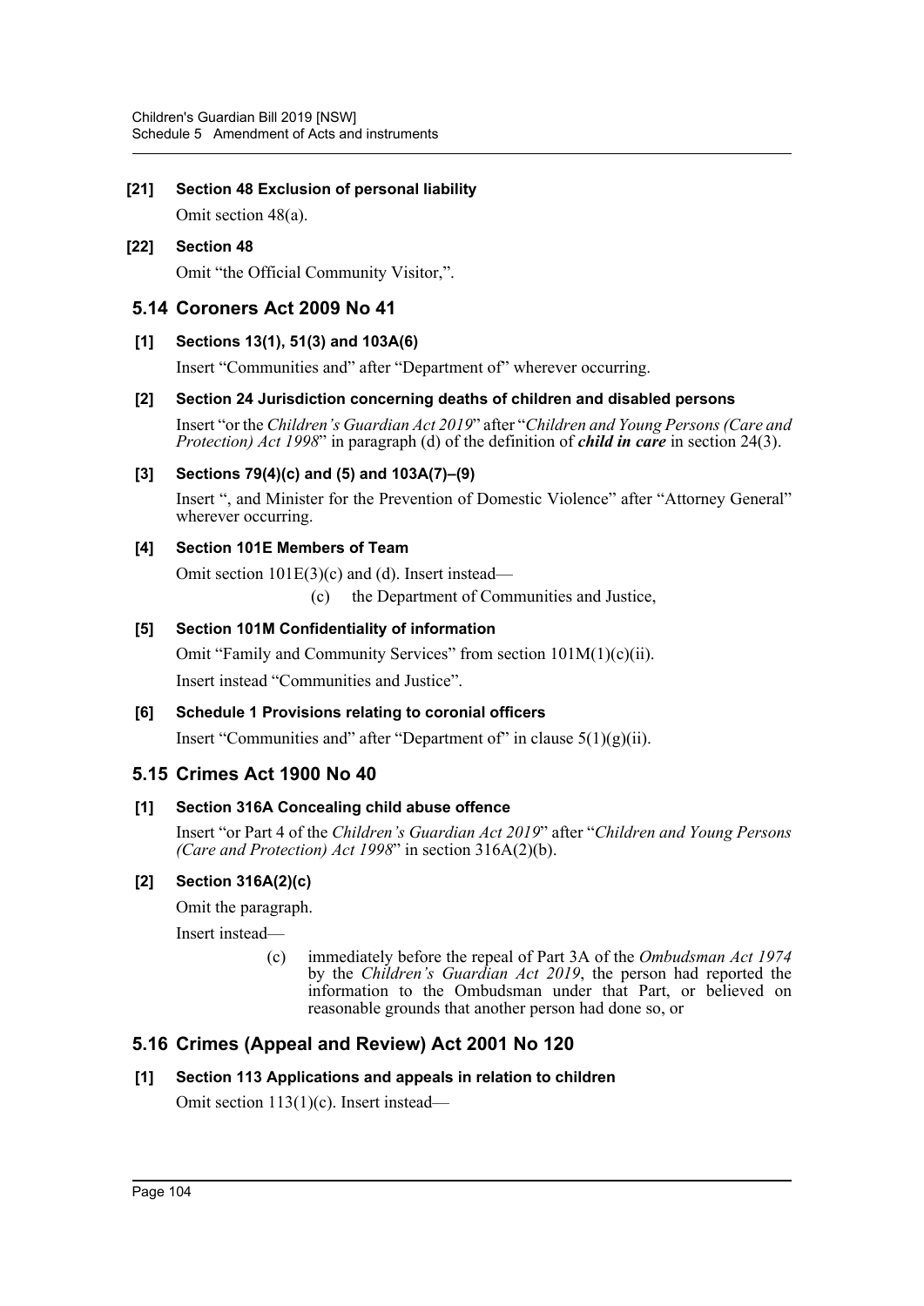**[21] Section 48 Exclusion of personal liability**

Omit section 48(a).

**[22] Section 48**

Omit "the Official Community Visitor,".

## 5.14 Coroners Act 2009 No 41

**[1] Sections 13(1), 51(3) and 103A(6)**

Insert "Communities and" after "Department of" wherever occurring.

**[2] Section 24 Jurisdiction concerning deaths of children and disabled persons**

Insert "or the *Children's Guardian Act 2019*" after "*Children and Young Persons (Care and Protection) Act 1998*" in paragraph (d) of the definition of ***child in care*** in section 24(3).

**[3] Sections 79(4)(c) and (5) and 103A(7)–(9)**

Insert ", and Minister for the Prevention of Domestic Violence" after "Attorney General" wherever occurring.

**[4] Section 101E Members of Team**

Omit section 101E(3)(c) and (d). Insert instead—

(c) the Department of Communities and Justice,

**[5] Section 101M Confidentiality of information**

Omit "Family and Community Services" from section 101M(1)(c)(ii).

Insert instead "Communities and Justice".

**[6] Schedule 1 Provisions relating to coronial officers**

Insert "Communities and" after "Department of" in clause 5(1)(g)(ii).

## 5.15 Crimes Act 1900 No 40

**[1] Section 316A Concealing child abuse offence**

Insert "or Part 4 of the *Children's Guardian Act 2019*" after "*Children and Young Persons (Care and Protection) Act 1998*" in section 316A(2)(b).

**[2] Section 316A(2)(c)**

Omit the paragraph.

Insert instead—

(c) immediately before the repeal of Part 3A of the *Ombudsman Act 1974* by the *Children's Guardian Act 2019*, the person had reported the information to the Ombudsman under that Part, or believed on reasonable grounds that another person had done so, or

## 5.16 Crimes (Appeal and Review) Act 2001 No 120

**[1] Section 113 Applications and appeals in relation to children**

Omit section 113(1)(c). Insert instead—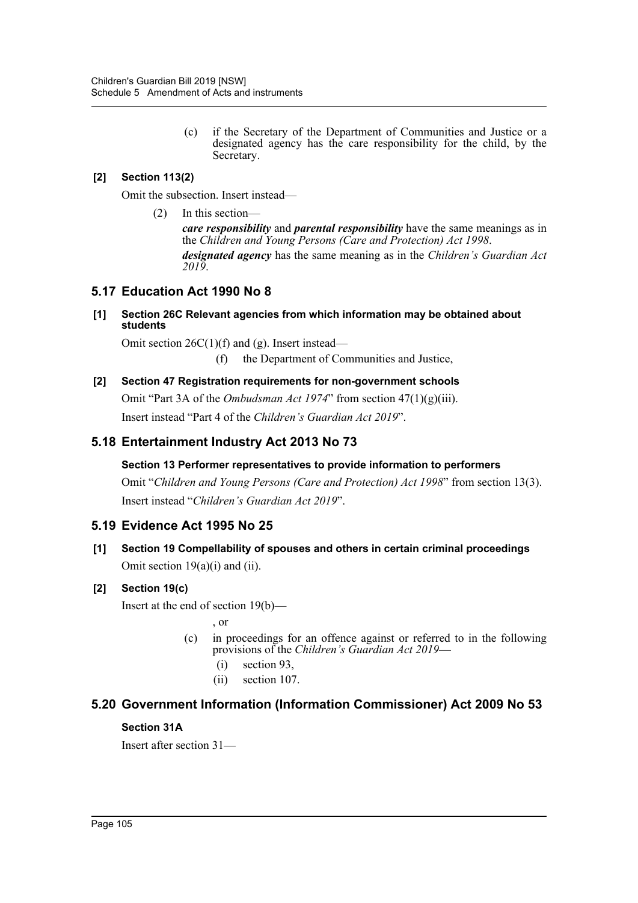(c) if the Secretary of the Department of Communities and Justice or a designated agency has the care responsibility for the child, by the Secretary.

**[2] Section 113(2)**

Omit the subsection. Insert instead—

(2) In this section—

***care responsibility*** and ***parental responsibility*** have the same meanings as in the *Children and Young Persons (Care and Protection) Act 1998*.

***designated agency*** has the same meaning as in the *Children's Guardian Act 2019*.

## 5.17 Education Act 1990 No 8

**[1] Section 26C Relevant agencies from which information may be obtained about students**

Omit section 26C(1)(f) and (g). Insert instead—

(f) the Department of Communities and Justice,

**[2] Section 47 Registration requirements for non-government schools**

Omit "Part 3A of the *Ombudsman Act 1974*" from section 47(1)(g)(iii).

Insert instead "Part 4 of the *Children's Guardian Act 2019*".

## 5.18 Entertainment Industry Act 2013 No 73

**Section 13 Performer representatives to provide information to performers**

Omit "*Children and Young Persons (Care and Protection) Act 1998*" from section 13(3).

Insert instead "*Children's Guardian Act 2019*".

## 5.19 Evidence Act 1995 No 25

**[1] Section 19 Compellability of spouses and others in certain criminal proceedings**

Omit section 19(a)(i) and (ii).

**[2] Section 19(c)**

Insert at the end of section 19(b)—

, or

(c) in proceedings for an offence against or referred to in the following provisions of the *Children's Guardian Act 2019*—

(i) section 93,

(ii) section 107.

## 5.20 Government Information (Information Commissioner) Act 2009 No 53

**Section 31A**

Insert after section 31—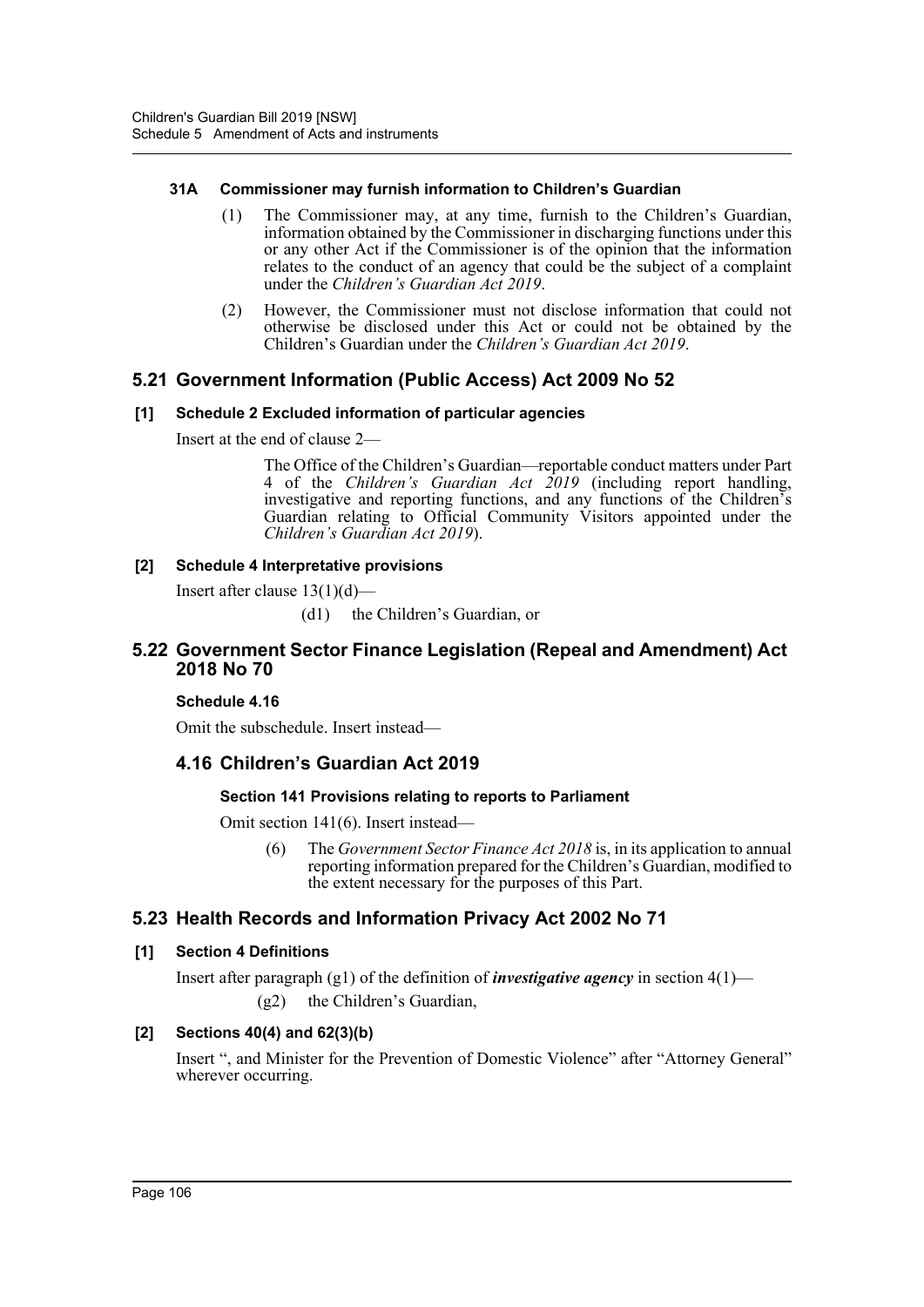#### 31A Commissioner may furnish information to Children's Guardian

(1) The Commissioner may, at any time, furnish to the Children's Guardian, information obtained by the Commissioner in discharging functions under this or any other Act if the Commissioner is of the opinion that the information relates to the conduct of an agency that could be the subject of a complaint under the *Children's Guardian Act 2019*.

(2) However, the Commissioner must not disclose information that could not otherwise be disclosed under this Act or could not be obtained by the Children's Guardian under the *Children's Guardian Act 2019*.

## 5.21 Government Information (Public Access) Act 2009 No 52

#### [1] Schedule 2 Excluded information of particular agencies

Insert at the end of clause 2—

> The Office of the Children's Guardian—reportable conduct matters under Part 4 of the *Children's Guardian Act 2019* (including report handling, investigative and reporting functions, and any functions of the Children's Guardian relating to Official Community Visitors appointed under the *Children's Guardian Act 2019*).

#### [2] Schedule 4 Interpretative provisions

Insert after clause 13(1)(d)—

> (d1) the Children's Guardian, or

## 5.22 Government Sector Finance Legislation (Repeal and Amendment) Act 2018 No 70

#### Schedule 4.16

Omit the subschedule. Insert instead—

## 4.16 Children's Guardian Act 2019

#### Section 141 Provisions relating to reports to Parliament

Omit section 141(6). Insert instead—

> (6) The *Government Sector Finance Act 2018* is, in its application to annual reporting information prepared for the Children's Guardian, modified to the extent necessary for the purposes of this Part.

## 5.23 Health Records and Information Privacy Act 2002 No 71

#### [1] Section 4 Definitions

Insert after paragraph (g1) of the definition of ***investigative agency*** in section 4(1)—

> (g2) the Children's Guardian,

#### [2] Sections 40(4) and 62(3)(b)

Insert ", and Minister for the Prevention of Domestic Violence" after "Attorney General" wherever occurring.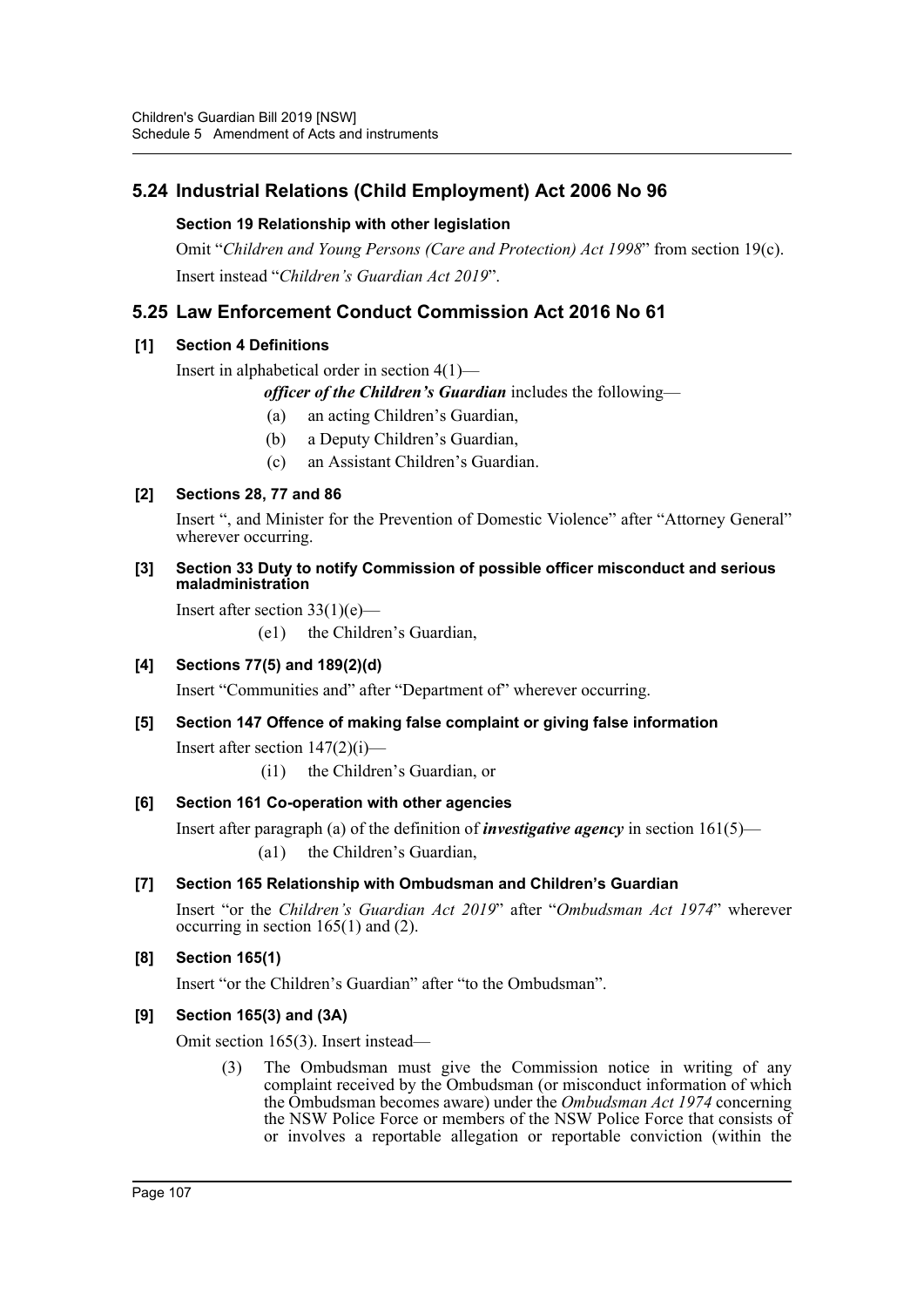## 5.24 Industrial Relations (Child Employment) Act 2006 No 96

### Section 19 Relationship with other legislation

Omit "*Children and Young Persons (Care and Protection) Act 1998*" from section 19(c).

Insert instead "*Children's Guardian Act 2019*".

## 5.25 Law Enforcement Conduct Commission Act 2016 No 61

### [1] Section 4 Definitions

Insert in alphabetical order in section 4(1)—

> ***officer of the Children's Guardian*** includes the following—
>
> (a) an acting Children's Guardian,
>
> (b) a Deputy Children's Guardian,
>
> (c) an Assistant Children's Guardian.

### [2] Sections 28, 77 and 86

Insert ", and Minister for the Prevention of Domestic Violence" after "Attorney General" wherever occurring.

### [3] Section 33 Duty to notify Commission of possible officer misconduct and serious maladministration

Insert after section 33(1)(e)—

> (e1) the Children's Guardian,

### [4] Sections 77(5) and 189(2)(d)

Insert "Communities and" after "Department of" wherever occurring.

### [5] Section 147 Offence of making false complaint or giving false information

Insert after section 147(2)(i)—

> (i1) the Children's Guardian, or

### [6] Section 161 Co-operation with other agencies

Insert after paragraph (a) of the definition of ***investigative agency*** in section 161(5)—

> (a1) the Children's Guardian,

### [7] Section 165 Relationship with Ombudsman and Children's Guardian

Insert "or the *Children's Guardian Act 2019*" after "*Ombudsman Act 1974*" wherever occurring in section 165(1) and (2).

### [8] Section 165(1)

Insert "or the Children's Guardian" after "to the Ombudsman".

### [9] Section 165(3) and (3A)

Omit section 165(3). Insert instead—

> (3) The Ombudsman must give the Commission notice in writing of any complaint received by the Ombudsman (or misconduct information of which the Ombudsman becomes aware) under the *Ombudsman Act 1974* concerning the NSW Police Force or members of the NSW Police Force that consists of or involves a reportable allegation or reportable conviction (within the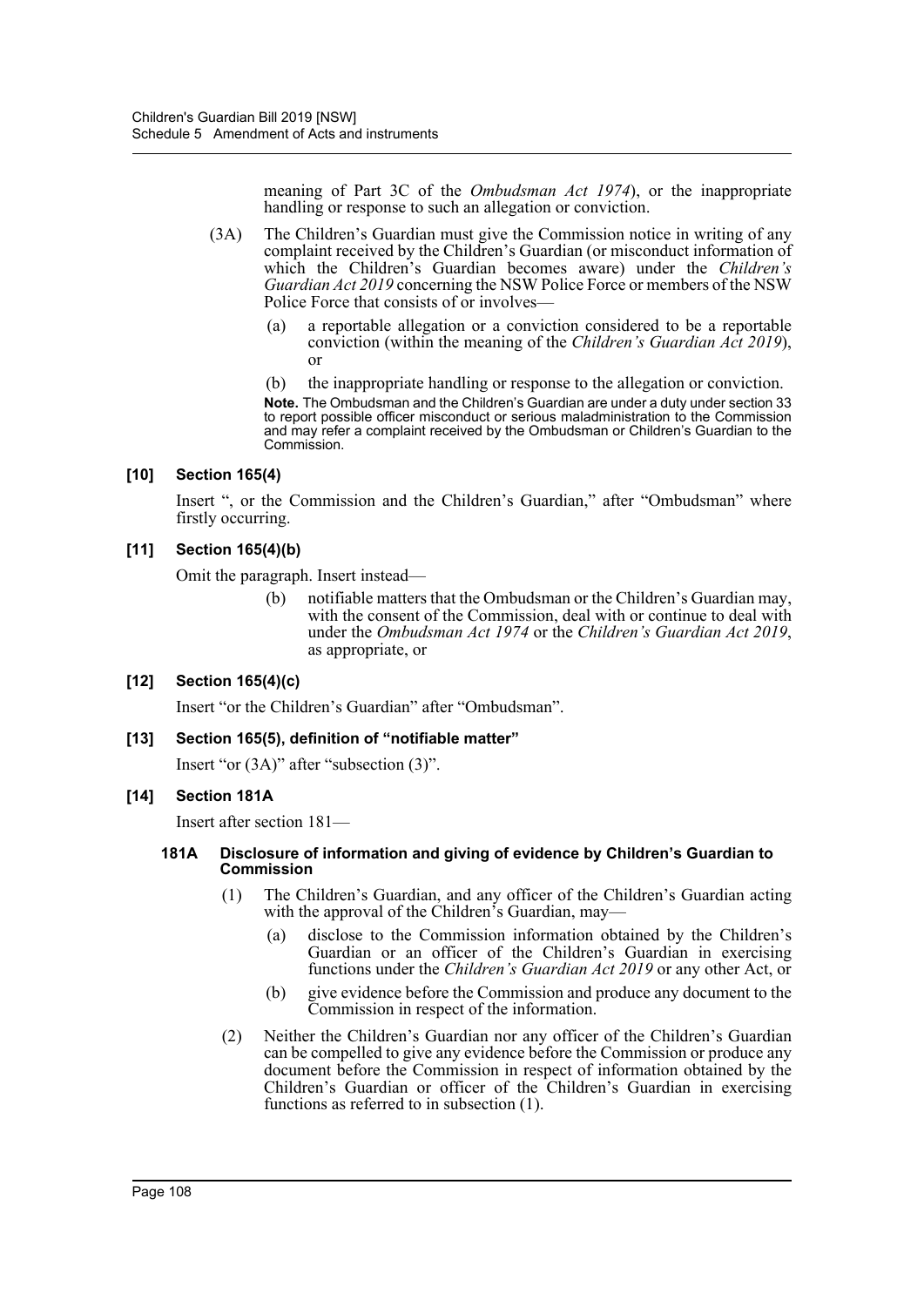meaning of Part 3C of the *Ombudsman Act 1974*), or the inappropriate handling or response to such an allegation or conviction.

(3A) The Children's Guardian must give the Commission notice in writing of any complaint received by the Children's Guardian (or misconduct information of which the Children's Guardian becomes aware) under the *Children's Guardian Act 2019* concerning the NSW Police Force or members of the NSW Police Force that consists of or involves—

(a) a reportable allegation or a conviction considered to be a reportable conviction (within the meaning of the *Children's Guardian Act 2019*), or

(b) the inappropriate handling or response to the allegation or conviction.

**Note.** The Ombudsman and the Children's Guardian are under a duty under section 33 to report possible officer misconduct or serious maladministration to the Commission and may refer a complaint received by the Ombudsman or Children's Guardian to the Commission.

### [10] Section 165(4)

Insert ", or the Commission and the Children's Guardian," after "Ombudsman" where firstly occurring.

### [11] Section 165(4)(b)

Omit the paragraph. Insert instead—

(b) notifiable matters that the Ombudsman or the Children's Guardian may, with the consent of the Commission, deal with or continue to deal with under the *Ombudsman Act 1974* or the *Children's Guardian Act 2019*, as appropriate, or

### [12] Section 165(4)(c)

Insert "or the Children's Guardian" after "Ombudsman".

### [13] Section 165(5), definition of "notifiable matter"

Insert "or (3A)" after "subsection (3)".

### [14] Section 181A

Insert after section 181—

#### 181A Disclosure of information and giving of evidence by Children's Guardian to Commission

(1) The Children's Guardian, and any officer of the Children's Guardian acting with the approval of the Children's Guardian, may—

(a) disclose to the Commission information obtained by the Children's Guardian or an officer of the Children's Guardian in exercising functions under the *Children's Guardian Act 2019* or any other Act, or

(b) give evidence before the Commission and produce any document to the Commission in respect of the information.

(2) Neither the Children's Guardian nor any officer of the Children's Guardian can be compelled to give any evidence before the Commission or produce any document before the Commission in respect of information obtained by the Children's Guardian or officer of the Children's Guardian in exercising functions as referred to in subsection (1).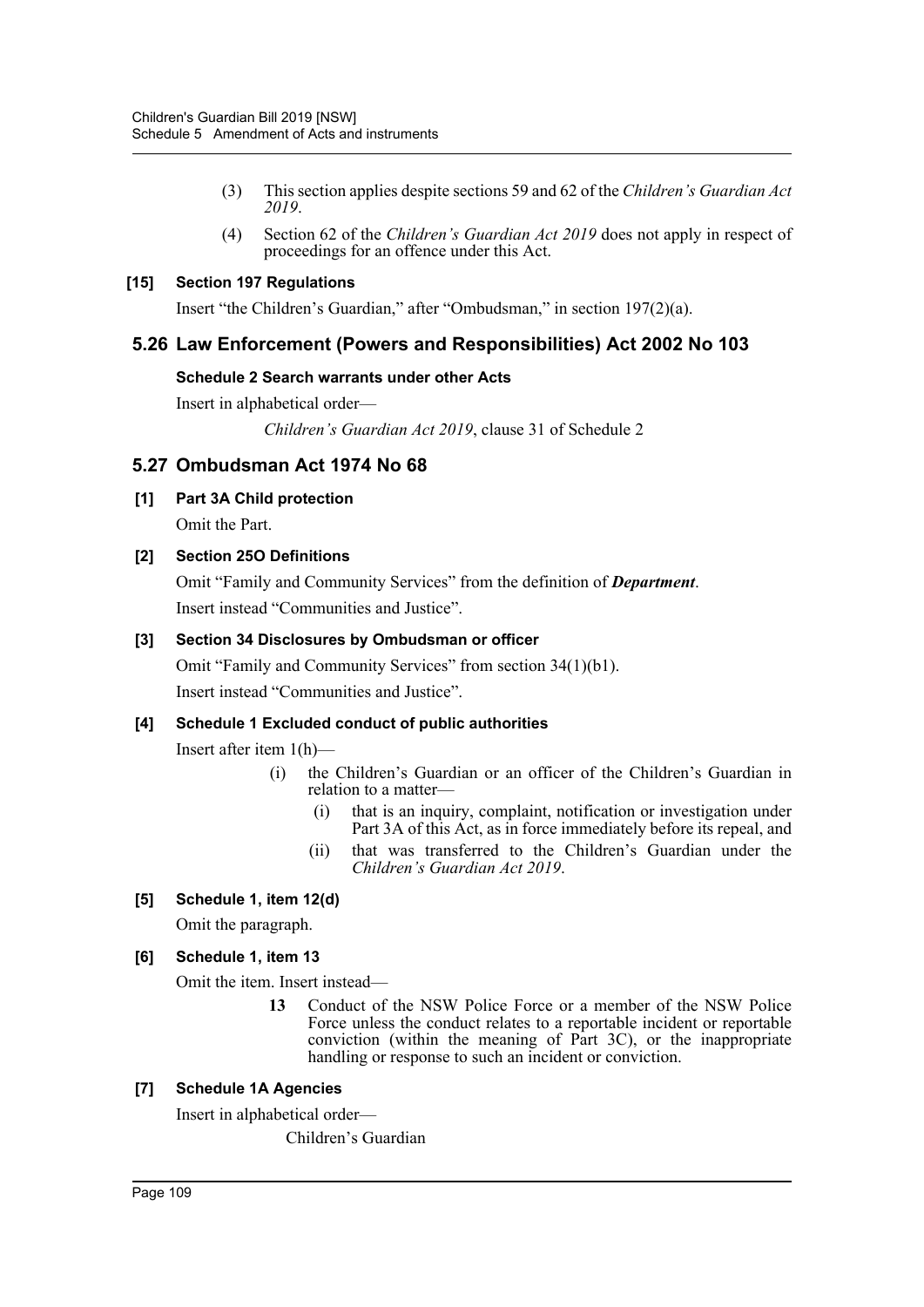(3) This section applies despite sections 59 and 62 of the *Children's Guardian Act 2019*.

(4) Section 62 of the *Children's Guardian Act 2019* does not apply in respect of proceedings for an offence under this Act.

#### [15] Section 197 Regulations

Insert "the Children's Guardian," after "Ombudsman," in section 197(2)(a).

## 5.26 Law Enforcement (Powers and Responsibilities) Act 2002 No 103

#### Schedule 2 Search warrants under other Acts

Insert in alphabetical order—

*Children's Guardian Act 2019*, clause 31 of Schedule 2

## 5.27 Ombudsman Act 1974 No 68

#### [1] Part 3A Child protection

Omit the Part.

#### [2] Section 25O Definitions

Omit "Family and Community Services" from the definition of ***Department***.

Insert instead "Communities and Justice".

#### [3] Section 34 Disclosures by Ombudsman or officer

Omit "Family and Community Services" from section 34(1)(b1).

Insert instead "Communities and Justice".

#### [4] Schedule 1 Excluded conduct of public authorities

Insert after item 1(h)—

(i) the Children's Guardian or an officer of the Children's Guardian in relation to a matter—

(i) that is an inquiry, complaint, notification or investigation under Part 3A of this Act, as in force immediately before its repeal, and

(ii) that was transferred to the Children's Guardian under the *Children's Guardian Act 2019*.

#### [5] Schedule 1, item 12(d)

Omit the paragraph.

#### [6] Schedule 1, item 13

Omit the item. Insert instead—

**13** Conduct of the NSW Police Force or a member of the NSW Police Force unless the conduct relates to a reportable incident or reportable conviction (within the meaning of Part 3C), or the inappropriate handling or response to such an incident or conviction.

#### [7] Schedule 1A Agencies

Insert in alphabetical order—

Children's Guardian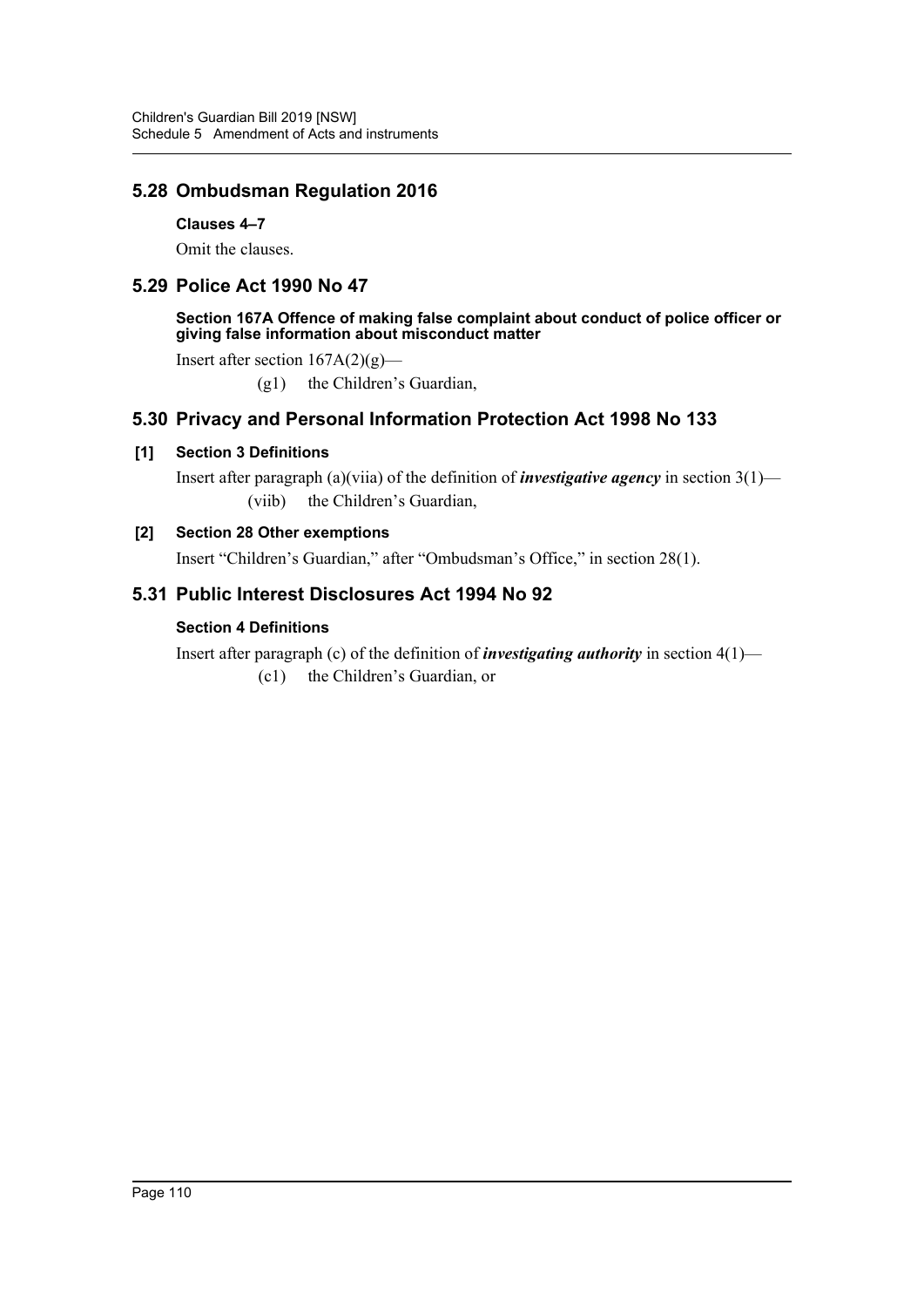## 5.28 Ombudsman Regulation 2016

### Clauses 4–7

Omit the clauses.

## 5.29 Police Act 1990 No 47

### Section 167A Offence of making false complaint about conduct of police officer or giving false information about misconduct matter

Insert after section 167A(2)(g)—

(g1) the Children's Guardian,

## 5.30 Privacy and Personal Information Protection Act 1998 No 133

### [1] Section 3 Definitions

Insert after paragraph (a)(viia) of the definition of ***investigative agency*** in section 3(1)—

(viib) the Children's Guardian,

### [2] Section 28 Other exemptions

Insert "Children's Guardian," after "Ombudsman's Office," in section 28(1).

## 5.31 Public Interest Disclosures Act 1994 No 92

### Section 4 Definitions

Insert after paragraph (c) of the definition of ***investigating authority*** in section 4(1)—

(c1) the Children's Guardian, or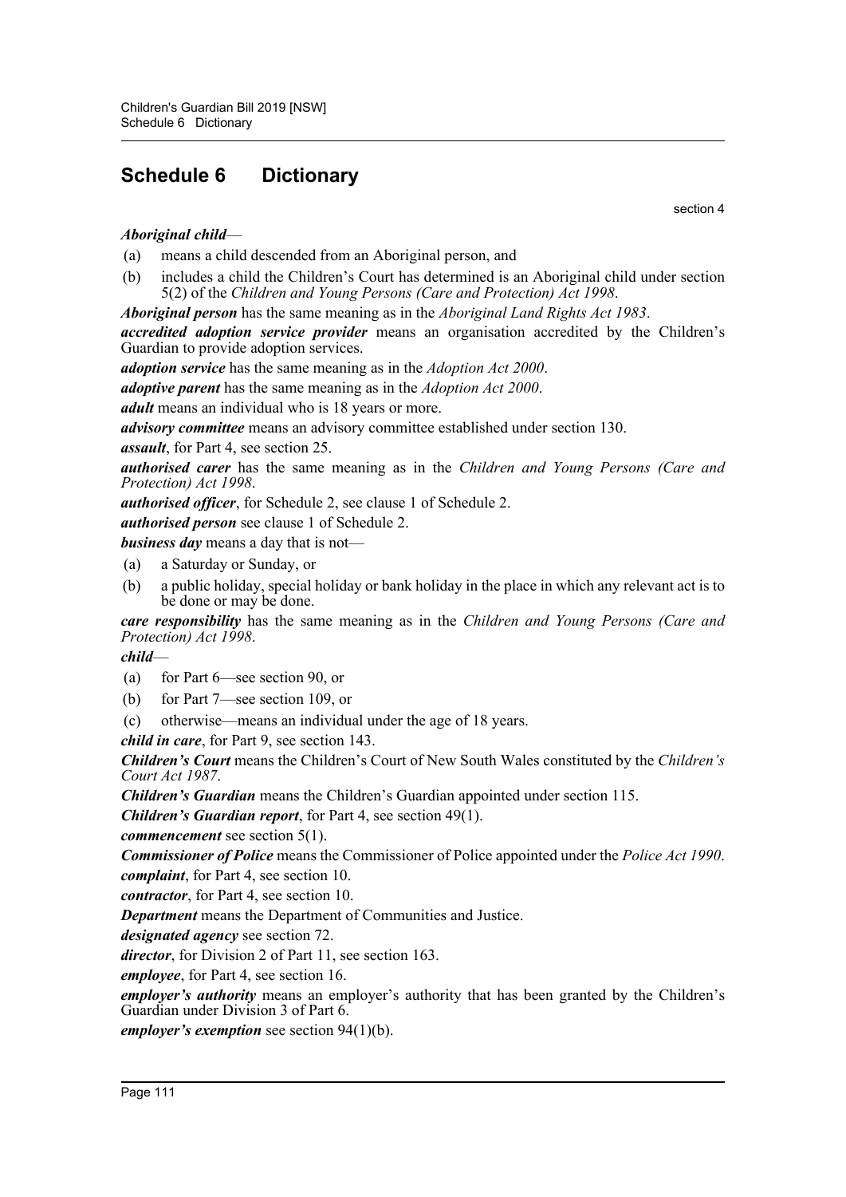# Schedule 6 Dictionary

section 4

***Aboriginal child***—

(a) means a child descended from an Aboriginal person, and

(b) includes a child the Children's Court has determined is an Aboriginal child under section 5(2) of the *Children and Young Persons (Care and Protection) Act 1998*.

***Aboriginal person*** has the same meaning as in the *Aboriginal Land Rights Act 1983*.

***accredited adoption service provider*** means an organisation accredited by the Children's Guardian to provide adoption services.

***adoption service*** has the same meaning as in the *Adoption Act 2000*.

***adoptive parent*** has the same meaning as in the *Adoption Act 2000*.

***adult*** means an individual who is 18 years or more.

***advisory committee*** means an advisory committee established under section 130.

***assault***, for Part 4, see section 25.

***authorised carer*** has the same meaning as in the *Children and Young Persons (Care and Protection) Act 1998*.

***authorised officer***, for Schedule 2, see clause 1 of Schedule 2.

***authorised person*** see clause 1 of Schedule 2.

***business day*** means a day that is not—

(a) a Saturday or Sunday, or

(b) a public holiday, special holiday or bank holiday in the place in which any relevant act is to be done or may be done.

***care responsibility*** has the same meaning as in the *Children and Young Persons (Care and Protection) Act 1998*.

***child***—

(a) for Part 6—see section 90, or

(b) for Part 7—see section 109, or

(c) otherwise—means an individual under the age of 18 years.

***child in care***, for Part 9, see section 143.

***Children's Court*** means the Children's Court of New South Wales constituted by the *Children's Court Act 1987*.

***Children's Guardian*** means the Children's Guardian appointed under section 115.

***Children's Guardian report***, for Part 4, see section 49(1).

***commencement*** see section 5(1).

***Commissioner of Police*** means the Commissioner of Police appointed under the *Police Act 1990*.

***complaint***, for Part 4, see section 10.

***contractor***, for Part 4, see section 10.

***Department*** means the Department of Communities and Justice.

***designated agency*** see section 72.

***director***, for Division 2 of Part 11, see section 163.

***employee***, for Part 4, see section 16.

***employer's authority*** means an employer's authority that has been granted by the Children's Guardian under Division 3 of Part 6.

***employer's exemption*** see section 94(1)(b).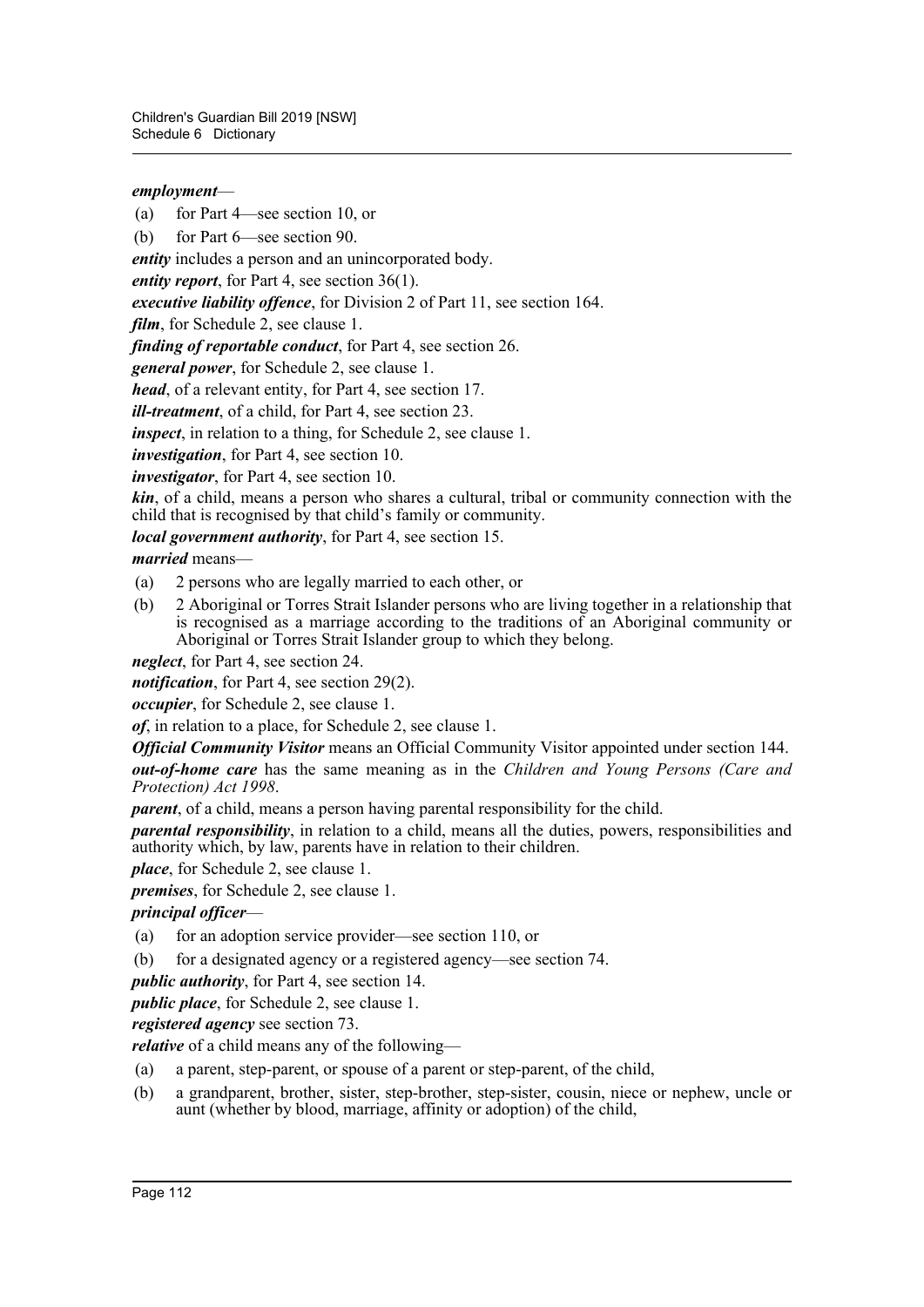***employment***—

(a) for Part 4—see section 10, or

(b) for Part 6—see section 90.

***entity*** includes a person and an unincorporated body.

***entity report***, for Part 4, see section 36(1).

***executive liability offence***, for Division 2 of Part 11, see section 164.

***film***, for Schedule 2, see clause 1.

***finding of reportable conduct***, for Part 4, see section 26.

***general power***, for Schedule 2, see clause 1.

***head***, of a relevant entity, for Part 4, see section 17.

***ill-treatment***, of a child, for Part 4, see section 23.

***inspect***, in relation to a thing, for Schedule 2, see clause 1.

***investigation***, for Part 4, see section 10.

***investigator***, for Part 4, see section 10.

***kin***, of a child, means a person who shares a cultural, tribal or community connection with the child that is recognised by that child's family or community.

***local government authority***, for Part 4, see section 15.

***married*** means—

(a) 2 persons who are legally married to each other, or

(b) 2 Aboriginal or Torres Strait Islander persons who are living together in a relationship that is recognised as a marriage according to the traditions of an Aboriginal community or Aboriginal or Torres Strait Islander group to which they belong.

***neglect***, for Part 4, see section 24.

***notification***, for Part 4, see section 29(2).

***occupier***, for Schedule 2, see clause 1.

***of***, in relation to a place, for Schedule 2, see clause 1.

***Official Community Visitor*** means an Official Community Visitor appointed under section 144.

***out-of-home care*** has the same meaning as in the *Children and Young Persons (Care and Protection) Act 1998*.

***parent***, of a child, means a person having parental responsibility for the child.

***parental responsibility***, in relation to a child, means all the duties, powers, responsibilities and authority which, by law, parents have in relation to their children.

***place***, for Schedule 2, see clause 1.

***premises***, for Schedule 2, see clause 1.

***principal officer***—

(a) for an adoption service provider—see section 110, or

(b) for a designated agency or a registered agency—see section 74.

***public authority***, for Part 4, see section 14.

***public place***, for Schedule 2, see clause 1.

***registered agency*** see section 73.

***relative*** of a child means any of the following—

(a) a parent, step-parent, or spouse of a parent or step-parent, of the child,

(b) a grandparent, brother, sister, step-brother, step-sister, cousin, niece or nephew, uncle or aunt (whether by blood, marriage, affinity or adoption) of the child,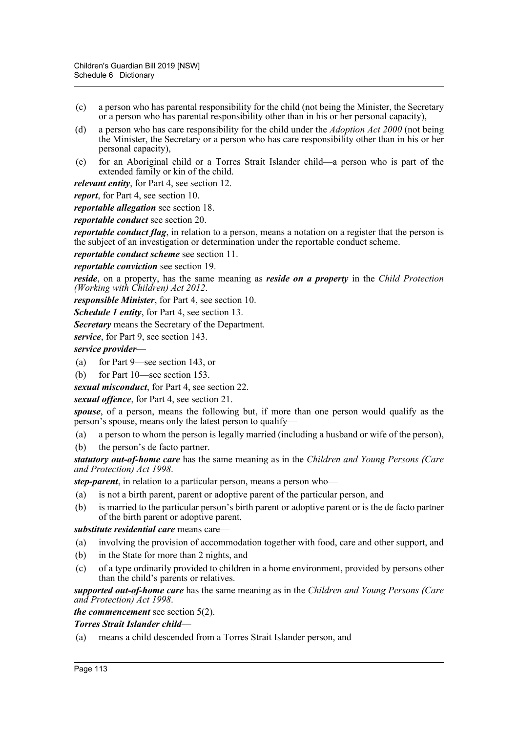(c) a person who has parental responsibility for the child (not being the Minister, the Secretary or a person who has parental responsibility other than in his or her personal capacity),

(d) a person who has care responsibility for the child under the *Adoption Act 2000* (not being the Minister, the Secretary or a person who has care responsibility other than in his or her personal capacity),

(e) for an Aboriginal child or a Torres Strait Islander child—a person who is part of the extended family or kin of the child.

***relevant entity***, for Part 4, see section 12.

***report***, for Part 4, see section 10.

***reportable allegation*** see section 18.

***reportable conduct*** see section 20.

***reportable conduct flag***, in relation to a person, means a notation on a register that the person is the subject of an investigation or determination under the reportable conduct scheme.

***reportable conduct scheme*** see section 11.

***reportable conviction*** see section 19.

***reside***, on a property, has the same meaning as ***reside on a property*** in the *Child Protection (Working with Children) Act 2012*.

***responsible Minister***, for Part 4, see section 10.

***Schedule 1 entity***, for Part 4, see section 13.

***Secretary*** means the Secretary of the Department.

***service***, for Part 9, see section 143.

***service provider***—

(a) for Part 9—see section 143, or

(b) for Part 10—see section 153.

***sexual misconduct***, for Part 4, see section 22.

***sexual offence***, for Part 4, see section 21.

***spouse***, of a person, means the following but, if more than one person would qualify as the person's spouse, means only the latest person to qualify—

(a) a person to whom the person is legally married (including a husband or wife of the person),

(b) the person's de facto partner.

***statutory out-of-home care*** has the same meaning as in the *Children and Young Persons (Care and Protection) Act 1998*.

***step-parent***, in relation to a particular person, means a person who—

(a) is not a birth parent, parent or adoptive parent of the particular person, and

(b) is married to the particular person's birth parent or adoptive parent or is the de facto partner of the birth parent or adoptive parent.

***substitute residential care*** means care—

(a) involving the provision of accommodation together with food, care and other support, and

(b) in the State for more than 2 nights, and

(c) of a type ordinarily provided to children in a home environment, provided by persons other than the child's parents or relatives.

***supported out-of-home care*** has the same meaning as in the *Children and Young Persons (Care and Protection) Act 1998*.

***the commencement*** see section 5(2).

***Torres Strait Islander child***—

(a) means a child descended from a Torres Strait Islander person, and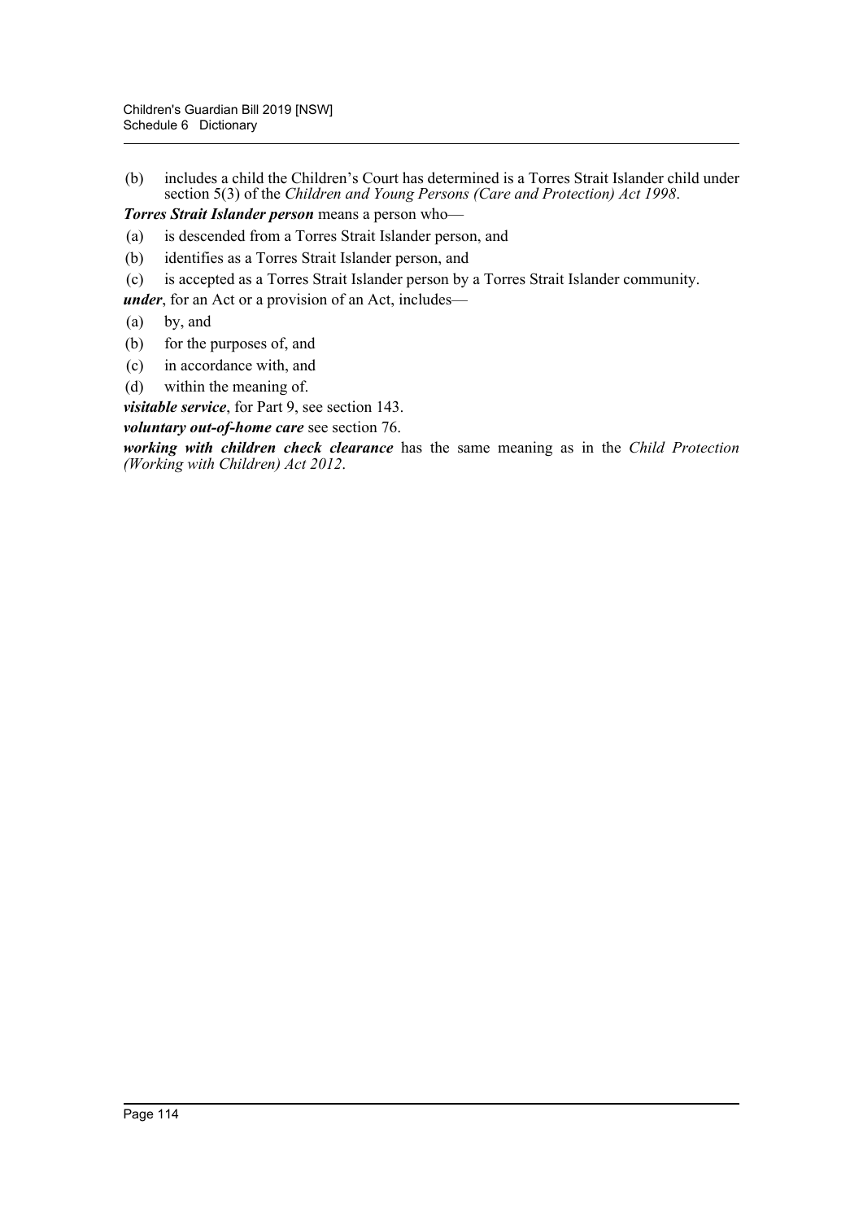(b) includes a child the Children's Court has determined is a Torres Strait Islander child under section 5(3) of the *Children and Young Persons (Care and Protection) Act 1998*.

***Torres Strait Islander person*** means a person who—

(a) is descended from a Torres Strait Islander person, and

(b) identifies as a Torres Strait Islander person, and

(c) is accepted as a Torres Strait Islander person by a Torres Strait Islander community.

***under***, for an Act or a provision of an Act, includes—

(a) by, and

(b) for the purposes of, and

(c) in accordance with, and

(d) within the meaning of.

***visitable service***, for Part 9, see section 143.

***voluntary out-of-home care*** see section 76.

***working with children check clearance*** has the same meaning as in the *Child Protection (Working with Children) Act 2012*.